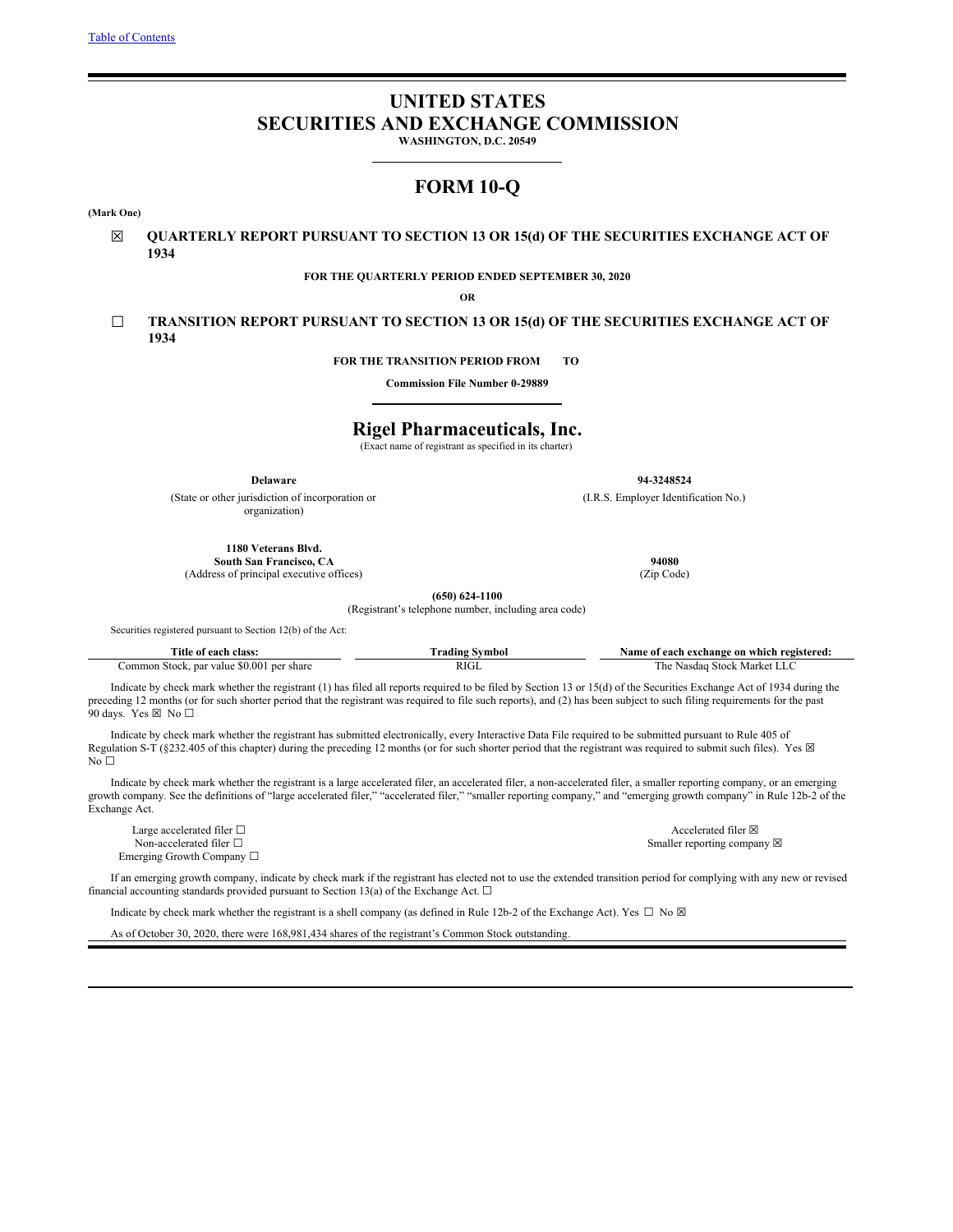Table of Contents

# UNITED STATES
# SECURITIES AND EXCHANGE COMMISSION

**WASHINGTON, D.C. 20549**

# FORM 10-Q

**(Mark One)**

☒ **QUARTERLY REPORT PURSUANT TO SECTION 13 OR 15(d) OF THE SECURITIES EXCHANGE ACT OF 1934**

**FOR THE QUARTERLY PERIOD ENDED SEPTEMBER 30, 2020**

**OR**

☐ **TRANSITION REPORT PURSUANT TO SECTION 13 OR 15(d) OF THE SECURITIES EXCHANGE ACT OF 1934**

**FOR THE TRANSITION PERIOD FROM TO**

**Commission File Number 0-29889**

## Rigel Pharmaceuticals, Inc.

(Exact name of registrant as specified in its charter)

| **Delaware** | **94-3248524** |
|---|---|
| (State or other jurisdiction of incorporation or organization) | (I.R.S. Employer Identification No.) |

| **1180 Veterans Blvd.** **South San Francisco, CA** | **94080** |
|---|---|
| (Address of principal executive offices) | (Zip Code) |

**(650) 624-1100**

(Registrant's telephone number, including area code)

Securities registered pursuant to Section 12(b) of the Act:

| Title of each class: | Trading Symbol | Name of each exchange on which registered: |
|---|---|---|
| Common Stock, par value $0.001 per share | RIGL | The Nasdaq Stock Market LLC |

Indicate by check mark whether the registrant (1) has filed all reports required to be filed by Section 13 or 15(d) of the Securities Exchange Act of 1934 during the preceding 12 months (or for such shorter period that the registrant was required to file such reports), and (2) has been subject to such filing requirements for the past 90 days. Yes ☒ No ☐

Indicate by check mark whether the registrant has submitted electronically, every Interactive Data File required to be submitted pursuant to Rule 405 of Regulation S-T (§232.405 of this chapter) during the preceding 12 months (or for such shorter period that the registrant was required to submit such files). Yes ☒ No ☐

Indicate by check mark whether the registrant is a large accelerated filer, an accelerated filer, a non-accelerated filer, a smaller reporting company, or an emerging growth company. See the definitions of "large accelerated filer," "accelerated filer," "smaller reporting company," and "emerging growth company" in Rule 12b-2 of the Exchange Act.

| | |
|---|---|
| Large accelerated filer ☐ | Accelerated filer ☒ |
| Non-accelerated filer ☐ | Smaller reporting company ☒ |
| Emerging Growth Company ☐ | |

If an emerging growth company, indicate by check mark if the registrant has elected not to use the extended transition period for complying with any new or revised financial accounting standards provided pursuant to Section 13(a) of the Exchange Act. ☐

Indicate by check mark whether the registrant is a shell company (as defined in Rule 12b-2 of the Exchange Act). Yes ☐ No ☒

As of October 30, 2020, there were 168,981,434 shares of the registrant's Common Stock outstanding.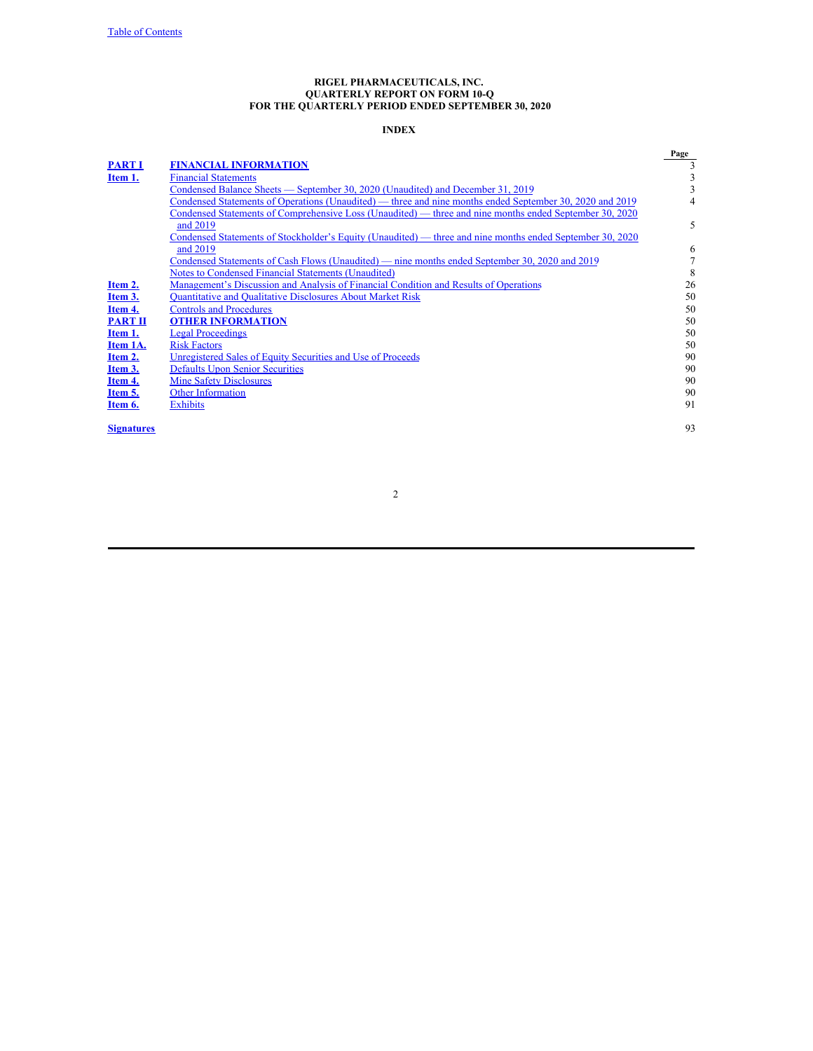**RIGEL PHARMACEUTICALS, INC.**
**QUARTERLY REPORT ON FORM 10-Q**
**FOR THE QUARTERLY PERIOD ENDED SEPTEMBER 30, 2020**

**INDEX**

| | | Page |
|---|---|---|
| **PART I** | **FINANCIAL INFORMATION** | 3 |
| **Item 1.** | Financial Statements | 3 |
| | Condensed Balance Sheets — September 30, 2020 (Unaudited) and December 31, 2019 | 3 |
| | Condensed Statements of Operations (Unaudited) — three and nine months ended September 30, 2020 and 2019 | 4 |
| | Condensed Statements of Comprehensive Loss (Unaudited) — three and nine months ended September 30, 2020 and 2019 | 5 |
| | Condensed Statements of Stockholder's Equity (Unaudited) — three and nine months ended September 30, 2020 and 2019 | 6 |
| | Condensed Statements of Cash Flows (Unaudited) — nine months ended September 30, 2020 and 2019 | 7 |
| | Notes to Condensed Financial Statements (Unaudited) | 8 |
| **Item 2.** | Management's Discussion and Analysis of Financial Condition and Results of Operations | 26 |
| **Item 3.** | Quantitative and Qualitative Disclosures About Market Risk | 50 |
| **Item 4.** | Controls and Procedures | 50 |
| **PART II** | **OTHER INFORMATION** | 50 |
| **Item 1.** | Legal Proceedings | 50 |
| **Item 1A.** | Risk Factors | 50 |
| **Item 2.** | Unregistered Sales of Equity Securities and Use of Proceeds | 90 |
| **Item 3.** | Defaults Upon Senior Securities | 90 |
| **Item 4.** | Mine Safety Disclosures | 90 |
| **Item 5.** | Other Information | 90 |
| **Item 6.** | Exhibits | 91 |
| **Signatures** | | 93 |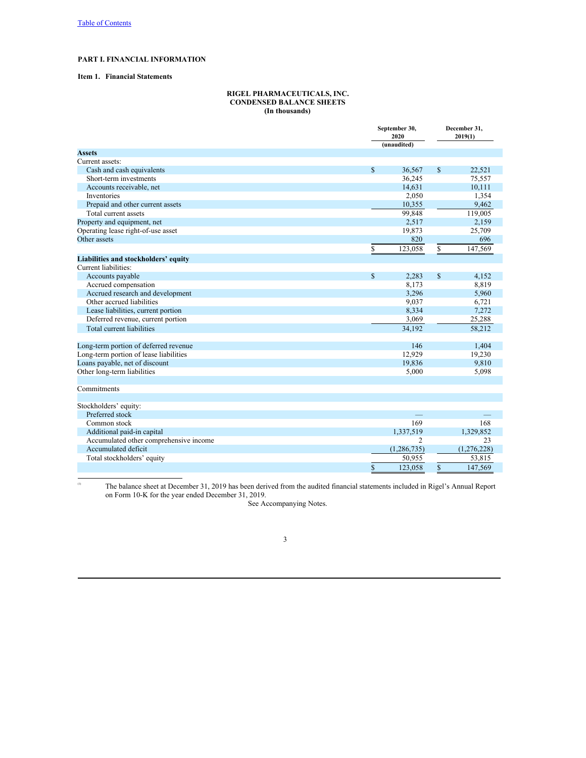## PART I. FINANCIAL INFORMATION

### Item 1. Financial Statements

**RIGEL PHARMACEUTICALS, INC.**
**CONDENSED BALANCE SHEETS**
**(In thousands)**

| | September 30, 2020 (unaudited) | December 31, 2019(1) |
|---|---|---|
| **Assets** | | |
| Current assets: | | |
| Cash and cash equivalents | $ 36,567 | $ 22,521 |
| Short-term investments | 36,245 | 75,557 |
| Accounts receivable, net | 14,631 | 10,111 |
| Inventories | 2,050 | 1,354 |
| Prepaid and other current assets | 10,355 | 9,462 |
| Total current assets | 99,848 | 119,005 |
| Property and equipment, net | 2,517 | 2,159 |
| Operating lease right-of-use asset | 19,873 | 25,709 |
| Other assets | 820 | 696 |
| | $ 123,058 | $ 147,569 |
| **Liabilities and stockholders' equity** | | |
| Current liabilities: | | |
| Accounts payable | $ 2,283 | $ 4,152 |
| Accrued compensation | 8,173 | 8,819 |
| Accrued research and development | 3,296 | 5,960 |
| Other accrued liabilities | 9,037 | 6,721 |
| Lease liabilities, current portion | 8,334 | 7,272 |
| Deferred revenue, current portion | 3,069 | 25,288 |
| Total current liabilities | 34,192 | 58,212 |
| | | |
| Long-term portion of deferred revenue | 146 | 1,404 |
| Long-term portion of lease liabilities | 12,929 | 19,230 |
| Loans payable, net of discount | 19,836 | 9,810 |
| Other long-term liabilities | 5,000 | 5,098 |
| | | |
| Commitments | | |
| | | |
| Stockholders' equity: | | |
| Preferred stock | — | — |
| Common stock | 169 | 168 |
| Additional paid-in capital | 1,337,519 | 1,329,852 |
| Accumulated other comprehensive income | 2 | 23 |
| Accumulated deficit | (1,286,735) | (1,276,228) |
| Total stockholders' equity | 50,955 | 53,815 |
| | $ 123,058 | $ 147,569 |

(1) The balance sheet at December 31, 2019 has been derived from the audited financial statements included in Rigel's Annual Report on Form 10-K for the year ended December 31, 2019.

See Accompanying Notes.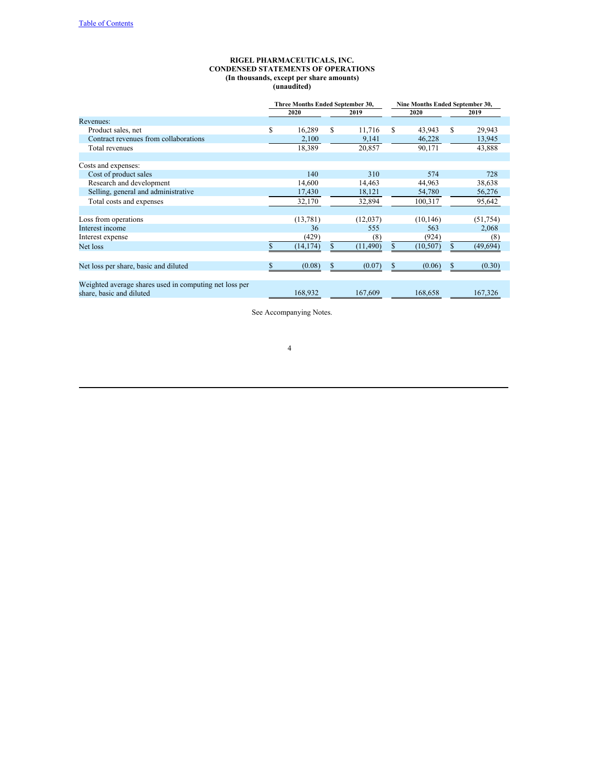**RIGEL PHARMACEUTICALS, INC.**
**CONDENSED STATEMENTS OF OPERATIONS**
**(In thousands, except per share amounts)**
**(unaudited)**

| | Three Months Ended September 30, | | Nine Months Ended September 30, | |
|---|---|---|---|---|
| | 2020 | 2019 | 2020 | 2019 |
| Revenues: | | | | |
| Product sales, net | $ 16,289 | $ 11,716 | $ 43,943 | $ 29,943 |
| Contract revenues from collaborations | 2,100 | 9,141 | 46,228 | 13,945 |
| Total revenues | 18,389 | 20,857 | 90,171 | 43,888 |
| | | | | |
| Costs and expenses: | | | | |
| Cost of product sales | 140 | 310 | 574 | 728 |
| Research and development | 14,600 | 14,463 | 44,963 | 38,638 |
| Selling, general and administrative | 17,430 | 18,121 | 54,780 | 56,276 |
| Total costs and expenses | 32,170 | 32,894 | 100,317 | 95,642 |
| | | | | |
| Loss from operations | (13,781) | (12,037) | (10,146) | (51,754) |
| Interest income | 36 | 555 | 563 | 2,068 |
| Interest expense | (429) | (8) | (924) | (8) |
| Net loss | $ (14,174) | $ (11,490) | $ (10,507) | $ (49,694) |
| | | | | |
| Net loss per share, basic and diluted | $ (0.08) | $ (0.07) | $ (0.06) | $ (0.30) |
| | | | | |
| Weighted average shares used in computing net loss per share, basic and diluted | 168,932 | 167,609 | 168,658 | 167,326 |

See Accompanying Notes.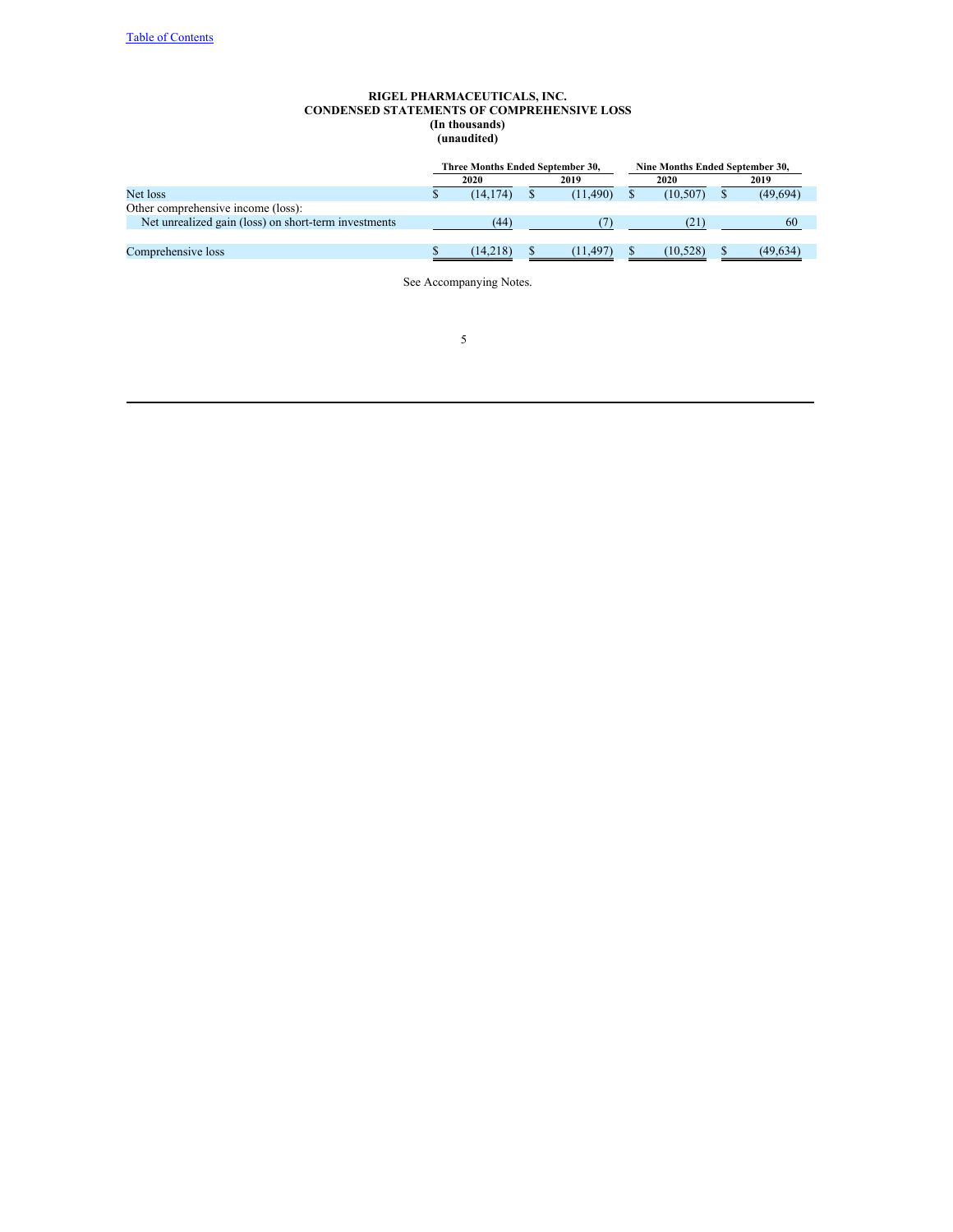**RIGEL PHARMACEUTICALS, INC.**
**CONDENSED STATEMENTS OF COMPREHENSIVE LOSS**
**(In thousands)**
**(unaudited)**

| | Three Months Ended September 30, | | Nine Months Ended September 30, | |
|---|---|---|---|---|
| | 2020 | 2019 | 2020 | 2019 |
| Net loss | $ (14,174) | $ (11,490) | $ (10,507) | $ (49,694) |
| Other comprehensive income (loss): | | | | |
| Net unrealized gain (loss) on short-term investments | (44) | (7) | (21) | 60 |
| Comprehensive loss | $ (14,218) | $ (11,497) | $ (10,528) | $ (49,634) |

See Accompanying Notes.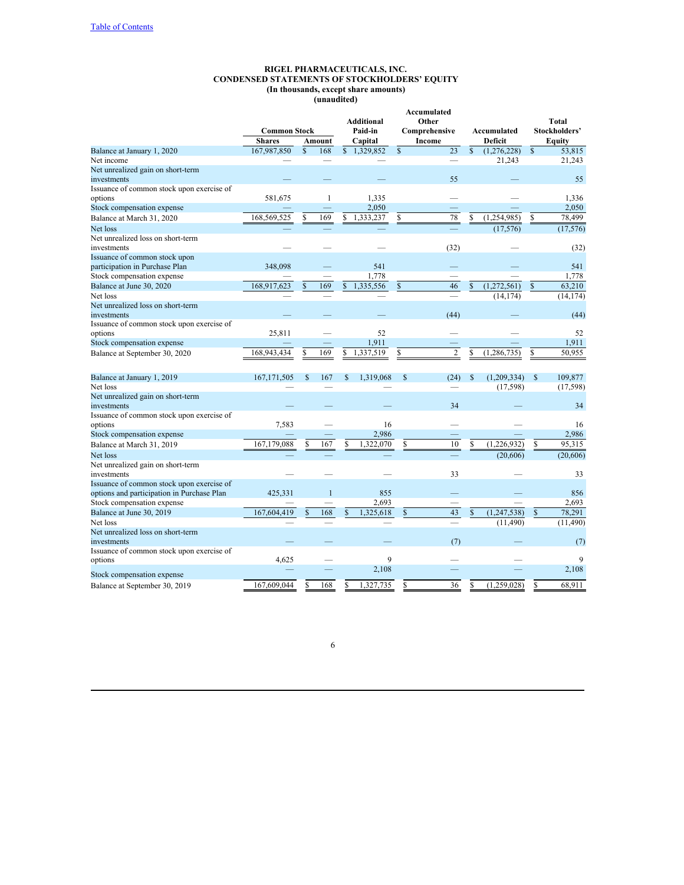# RIGEL PHARMACEUTICALS, INC.
## CONDENSED STATEMENTS OF STOCKHOLDERS' EQUITY
### (In thousands, except share amounts)
### (unaudited)

| | Common Stock | | Additional Paid-in Capital | Accumulated Other Comprehensive Income | Accumulated Deficit | Total Stockholders' Equity |
|---|---|---|---|---|---|---|
| | Shares | Amount | | | | |
| Balance at January 1, 2020 | 167,987,850 | $ 168 | $ 1,329,852 | $ 23 | $ (1,276,228) | $ 53,815 |
| Net income | — | — | — | — | 21,243 | 21,243 |
| Net unrealized gain on short-term investments | — | — | — | 55 | — | 55 |
| Issuance of common stock upon exercise of options | 581,675 | 1 | 1,335 | — | — | 1,336 |
| Stock compensation expense | — | — | 2,050 | — | — | 2,050 |
| Balance at March 31, 2020 | 168,569,525 | $ 169 | $ 1,333,237 | $ 78 | $ (1,254,985) | $ 78,499 |
| Net loss | — | — | — | — | (17,576) | (17,576) |
| Net unrealized loss on short-term investments | — | — | — | (32) | — | (32) |
| Issuance of common stock upon participation in Purchase Plan | 348,098 | — | 541 | — | — | 541 |
| Stock compensation expense | — | — | 1,778 | — | — | 1,778 |
| Balance at June 30, 2020 | 168,917,623 | $ 169 | $ 1,335,556 | $ 46 | $ (1,272,561) | $ 63,210 |
| Net loss | — | — | — | — | (14,174) | (14,174) |
| Net unrealized loss on short-term investments | — | — | — | (44) | — | (44) |
| Issuance of common stock upon exercise of options | 25,811 | — | 52 | — | — | 52 |
| Stock compensation expense | — | — | 1,911 | — | — | 1,911 |
| Balance at September 30, 2020 | 168,943,434 | $ 169 | $ 1,337,519 | $ 2 | $ (1,286,735) | $ 50,955 |
| | | | | | | |
| Balance at January 1, 2019 | 167,171,505 | $ 167 | $ 1,319,068 | $ (24) | $ (1,209,334) | $ 109,877 |
| Net loss | — | — | — | — | (17,598) | (17,598) |
| Net unrealized gain on short-term investments | — | — | — | 34 | — | 34 |
| Issuance of common stock upon exercise of options | 7,583 | — | 16 | — | — | 16 |
| Stock compensation expense | — | — | 2,986 | — | — | 2,986 |
| Balance at March 31, 2019 | 167,179,088 | $ 167 | $ 1,322,070 | $ 10 | $ (1,226,932) | $ 95,315 |
| Net loss | — | — | — | — | (20,606) | (20,606) |
| Net unrealized gain on short-term investments | — | — | — | 33 | — | 33 |
| Issuance of common stock upon exercise of options and participation in Purchase Plan | 425,331 | 1 | 855 | — | — | 856 |
| Stock compensation expense | — | — | 2,693 | — | — | 2,693 |
| Balance at June 30, 2019 | 167,604,419 | $ 168 | $ 1,325,618 | $ 43 | $ (1,247,538) | $ 78,291 |
| Net loss | — | — | — | — | (11,490) | (11,490) |
| Net unrealized loss on short-term investments | — | — | — | (7) | — | (7) |
| Issuance of common stock upon exercise of options | 4,625 | — | 9 | — | — | 9 |
| Stock compensation expense | — | — | 2,108 | — | — | 2,108 |
| Balance at September 30, 2019 | 167,609,044 | $ 168 | $ 1,327,735 | $ 36 | $ (1,259,028) | $ 68,911 |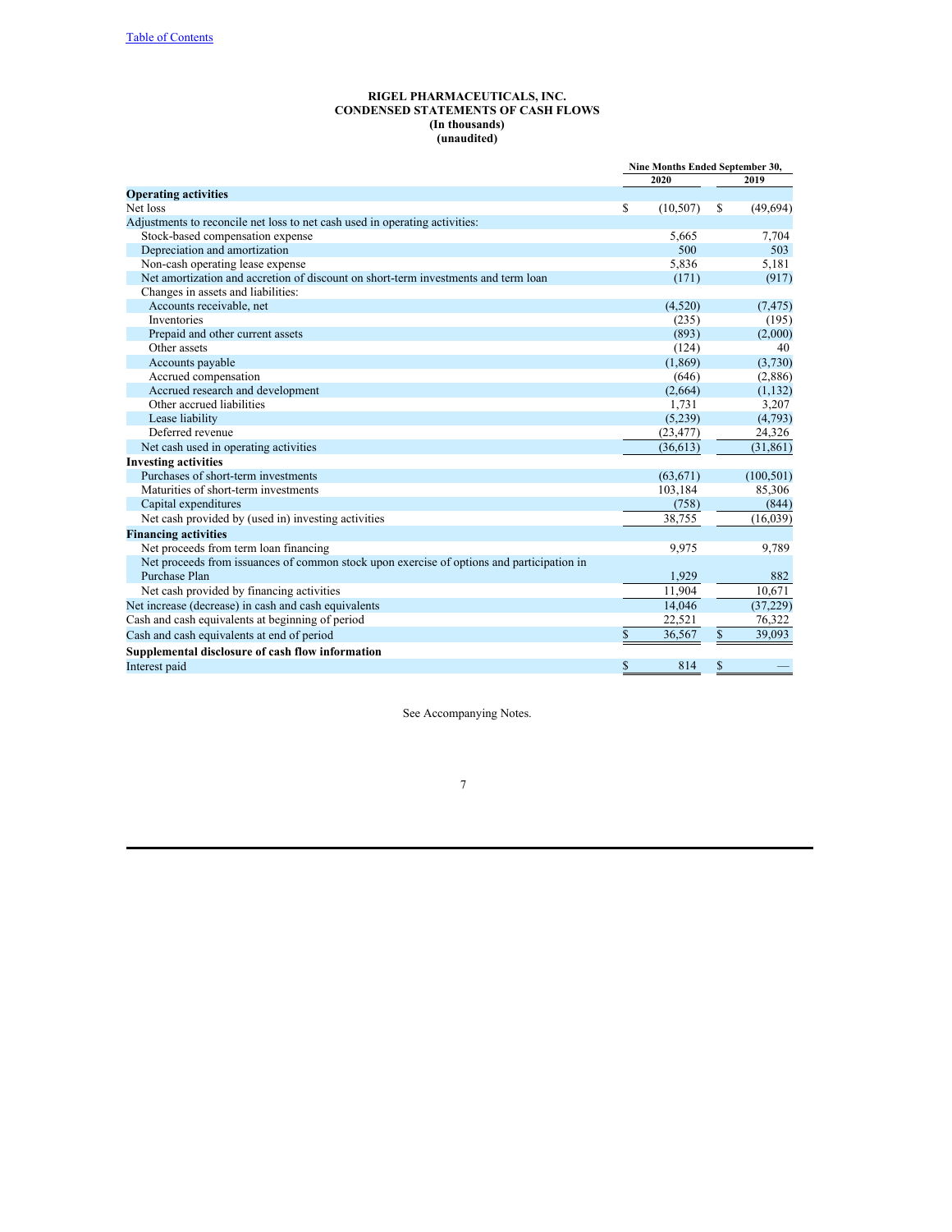**RIGEL PHARMACEUTICALS, INC.**
**CONDENSED STATEMENTS OF CASH FLOWS**
**(In thousands)**
**(unaudited)**

| | Nine Months Ended September 30, | |
|---|---|---|
| | 2020 | 2019 |
| **Operating activities** | | |
| Net loss | $ (10,507) | $ (49,694) |
| Adjustments to reconcile net loss to net cash used in operating activities: | | |
| Stock-based compensation expense | 5,665 | 7,704 |
| Depreciation and amortization | 500 | 503 |
| Non-cash operating lease expense | 5,836 | 5,181 |
| Net amortization and accretion of discount on short-term investments and term loan | (171) | (917) |
| Changes in assets and liabilities: | | |
| Accounts receivable, net | (4,520) | (7,475) |
| Inventories | (235) | (195) |
| Prepaid and other current assets | (893) | (2,000) |
| Other assets | (124) | 40 |
| Accounts payable | (1,869) | (3,730) |
| Accrued compensation | (646) | (2,886) |
| Accrued research and development | (2,664) | (1,132) |
| Other accrued liabilities | 1,731 | 3,207 |
| Lease liability | (5,239) | (4,793) |
| Deferred revenue | (23,477) | 24,326 |
| Net cash used in operating activities | (36,613) | (31,861) |
| **Investing activities** | | |
| Purchases of short-term investments | (63,671) | (100,501) |
| Maturities of short-term investments | 103,184 | 85,306 |
| Capital expenditures | (758) | (844) |
| Net cash provided by (used in) investing activities | 38,755 | (16,039) |
| **Financing activities** | | |
| Net proceeds from term loan financing | 9,975 | 9,789 |
| Net proceeds from issuances of common stock upon exercise of options and participation in Purchase Plan | 1,929 | 882 |
| Net cash provided by financing activities | 11,904 | 10,671 |
| Net increase (decrease) in cash and cash equivalents | 14,046 | (37,229) |
| Cash and cash equivalents at beginning of period | 22,521 | 76,322 |
| Cash and cash equivalents at end of period | $ 36,567 | $ 39,093 |
| **Supplemental disclosure of cash flow information** | | |
| Interest paid | $ 814 | $ — |

See Accompanying Notes.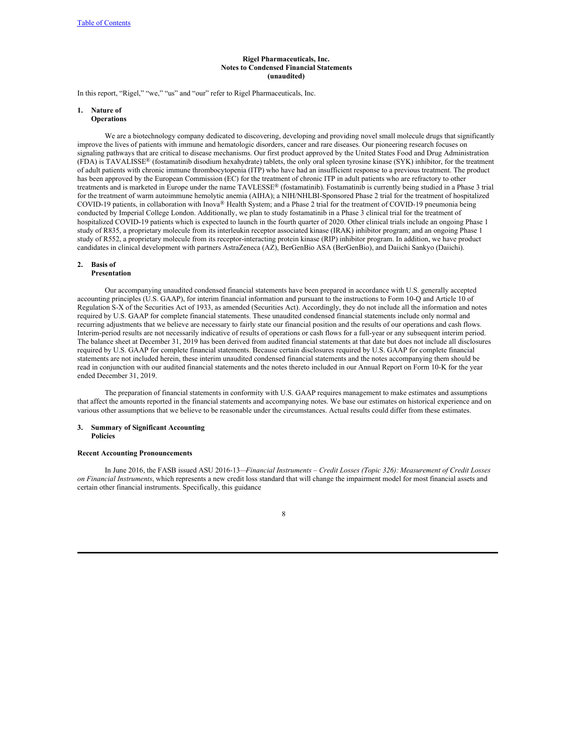**Rigel Pharmaceuticals, Inc.**
**Notes to Condensed Financial Statements**
**(unaudited)**

In this report, “Rigel,” “we,” “us” and “our” refer to Rigel Pharmaceuticals, Inc.

## 1. Nature of Operations

We are a biotechnology company dedicated to discovering, developing and providing novel small molecule drugs that significantly improve the lives of patients with immune and hematologic disorders, cancer and rare diseases. Our pioneering research focuses on signaling pathways that are critical to disease mechanisms. Our first product approved by the United States Food and Drug Administration (FDA) is TAVALISSE® (fostamatinib disodium hexahydrate) tablets, the only oral spleen tyrosine kinase (SYK) inhibitor, for the treatment of adult patients with chronic immune thrombocytopenia (ITP) who have had an insufficient response to a previous treatment. The product has been approved by the European Commission (EC) for the treatment of chronic ITP in adult patients who are refractory to other treatments and is marketed in Europe under the name TAVLESSE® (fostamatinib). Fostamatinib is currently being studied in a Phase 3 trial for the treatment of warm autoimmune hemolytic anemia (AIHA); a NIH/NHLBI-Sponsored Phase 2 trial for the treatment of hospitalized COVID-19 patients, in collaboration with Inova® Health System; and a Phase 2 trial for the treatment of COVID-19 pneumonia being conducted by Imperial College London. Additionally, we plan to study fostamatinib in a Phase 3 clinical trial for the treatment of hospitalized COVID-19 patients which is expected to launch in the fourth quarter of 2020. Other clinical trials include an ongoing Phase 1 study of R835, a proprietary molecule from its interleukin receptor associated kinase (IRAK) inhibitor program; and an ongoing Phase 1 study of R552, a proprietary molecule from its receptor-interacting protein kinase (RIP) inhibitor program. In addition, we have product candidates in clinical development with partners AstraZeneca (AZ), BerGenBio ASA (BerGenBio), and Daiichi Sankyo (Daiichi).

## 2. Basis of Presentation

Our accompanying unaudited condensed financial statements have been prepared in accordance with U.S. generally accepted accounting principles (U.S. GAAP), for interim financial information and pursuant to the instructions to Form 10-Q and Article 10 of Regulation S-X of the Securities Act of 1933, as amended (Securities Act). Accordingly, they do not include all the information and notes required by U.S. GAAP for complete financial statements. These unaudited condensed financial statements include only normal and recurring adjustments that we believe are necessary to fairly state our financial position and the results of our operations and cash flows. Interim-period results are not necessarily indicative of results of operations or cash flows for a full-year or any subsequent interim period. The balance sheet at December 31, 2019 has been derived from audited financial statements at that date but does not include all disclosures required by U.S. GAAP for complete financial statements. Because certain disclosures required by U.S. GAAP for complete financial statements are not included herein, these interim unaudited condensed financial statements and the notes accompanying them should be read in conjunction with our audited financial statements and the notes thereto included in our Annual Report on Form 10-K for the year ended December 31, 2019.

The preparation of financial statements in conformity with U.S. GAAP requires management to make estimates and assumptions that affect the amounts reported in the financial statements and accompanying notes. We base our estimates on historical experience and on various other assumptions that we believe to be reasonable under the circumstances. Actual results could differ from these estimates.

## 3. Summary of Significant Accounting Policies

### Recent Accounting Pronouncements

In June 2016, the FASB issued ASU 2016-13—*Financial Instruments – Credit Losses (Topic 326): Measurement of Credit Losses on Financial Instruments*, which represents a new credit loss standard that will change the impairment model for most financial assets and certain other financial instruments. Specifically, this guidance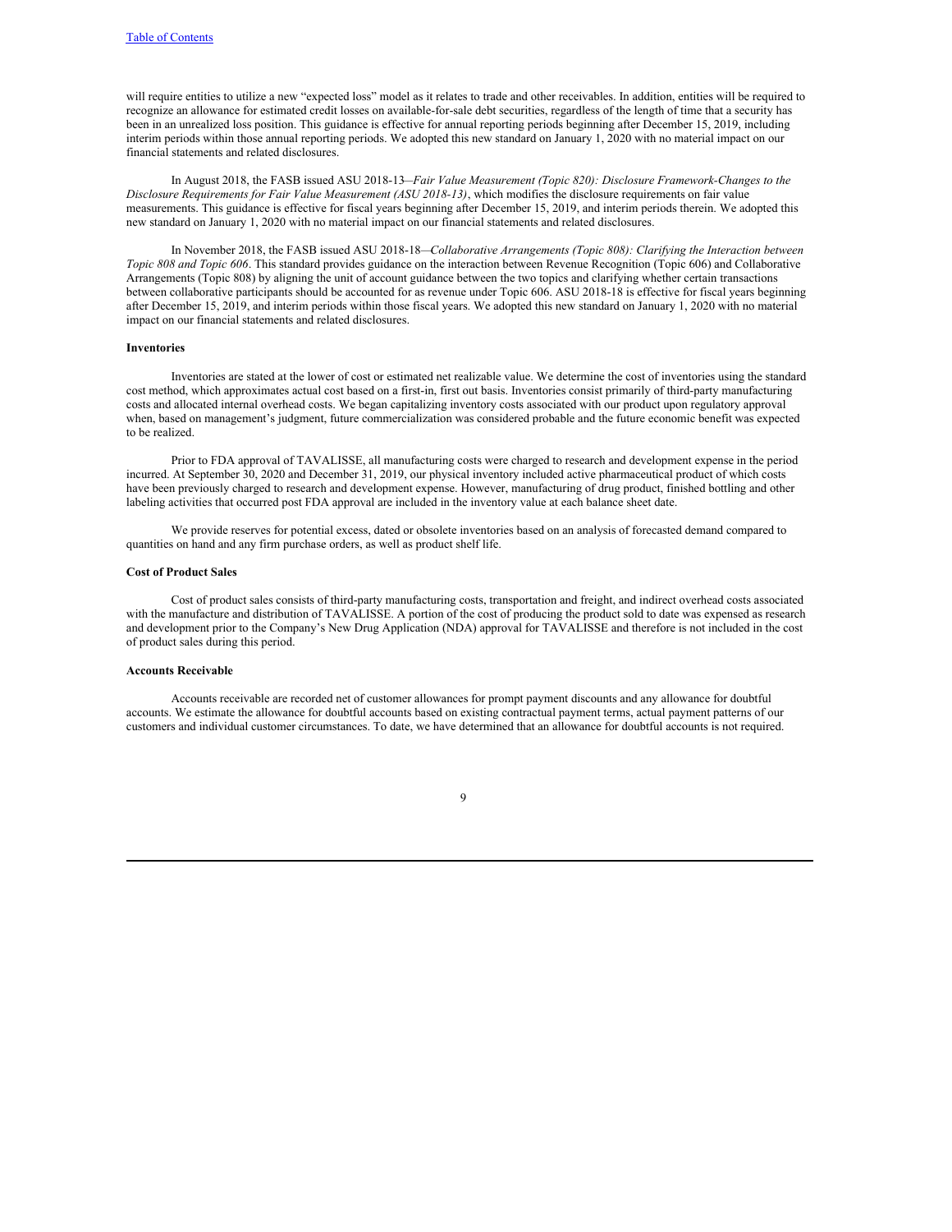will require entities to utilize a new "expected loss" model as it relates to trade and other receivables. In addition, entities will be required to recognize an allowance for estimated credit losses on available-for-sale debt securities, regardless of the length of time that a security has been in an unrealized loss position. This guidance is effective for annual reporting periods beginning after December 15, 2019, including interim periods within those annual reporting periods. We adopted this new standard on January 1, 2020 with no material impact on our financial statements and related disclosures.

In August 2018, the FASB issued ASU 2018-13—*Fair Value Measurement (Topic 820): Disclosure Framework-Changes to the Disclosure Requirements for Fair Value Measurement (ASU 2018-13)*, which modifies the disclosure requirements on fair value measurements. This guidance is effective for fiscal years beginning after December 15, 2019, and interim periods therein. We adopted this new standard on January 1, 2020 with no material impact on our financial statements and related disclosures.

In November 2018, the FASB issued ASU 2018-18—*Collaborative Arrangements (Topic 808): Clarifying the Interaction between Topic 808 and Topic 606*. This standard provides guidance on the interaction between Revenue Recognition (Topic 606) and Collaborative Arrangements (Topic 808) by aligning the unit of account guidance between the two topics and clarifying whether certain transactions between collaborative participants should be accounted for as revenue under Topic 606. ASU 2018-18 is effective for fiscal years beginning after December 15, 2019, and interim periods within those fiscal years. We adopted this new standard on January 1, 2020 with no material impact on our financial statements and related disclosures.

**Inventories**

Inventories are stated at the lower of cost or estimated net realizable value. We determine the cost of inventories using the standard cost method, which approximates actual cost based on a first-in, first out basis. Inventories consist primarily of third-party manufacturing costs and allocated internal overhead costs. We began capitalizing inventory costs associated with our product upon regulatory approval when, based on management's judgment, future commercialization was considered probable and the future economic benefit was expected to be realized.

Prior to FDA approval of TAVALISSE, all manufacturing costs were charged to research and development expense in the period incurred. At September 30, 2020 and December 31, 2019, our physical inventory included active pharmaceutical product of which costs have been previously charged to research and development expense. However, manufacturing of drug product, finished bottling and other labeling activities that occurred post FDA approval are included in the inventory value at each balance sheet date.

We provide reserves for potential excess, dated or obsolete inventories based on an analysis of forecasted demand compared to quantities on hand and any firm purchase orders, as well as product shelf life.

**Cost of Product Sales**

Cost of product sales consists of third-party manufacturing costs, transportation and freight, and indirect overhead costs associated with the manufacture and distribution of TAVALISSE. A portion of the cost of producing the product sold to date was expensed as research and development prior to the Company's New Drug Application (NDA) approval for TAVALISSE and therefore is not included in the cost of product sales during this period.

**Accounts Receivable**

Accounts receivable are recorded net of customer allowances for prompt payment discounts and any allowance for doubtful accounts. We estimate the allowance for doubtful accounts based on existing contractual payment terms, actual payment patterns of our customers and individual customer circumstances. To date, we have determined that an allowance for doubtful accounts is not required.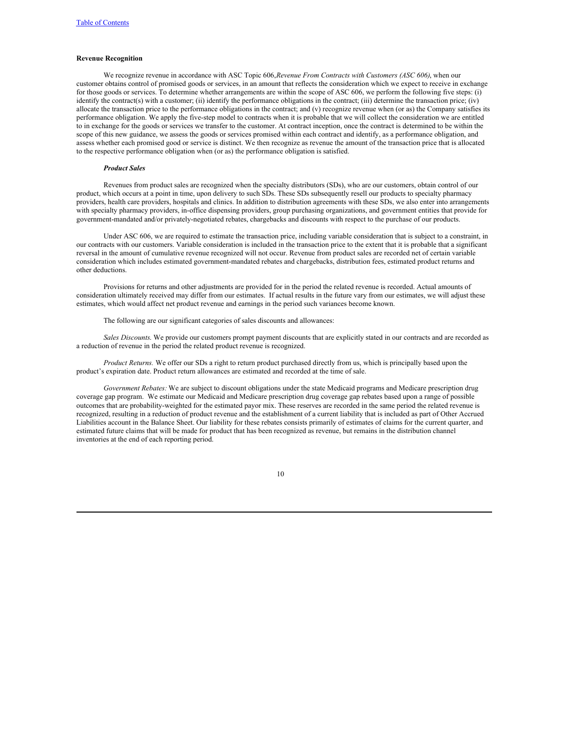**Revenue Recognition**

We recognize revenue in accordance with ASC Topic 606,*Revenue From Contracts with Customers (ASC 606)*, when our customer obtains control of promised goods or services, in an amount that reflects the consideration which we expect to receive in exchange for those goods or services. To determine whether arrangements are within the scope of ASC 606, we perform the following five steps: (i) identify the contract(s) with a customer; (ii) identify the performance obligations in the contract; (iii) determine the transaction price; (iv) allocate the transaction price to the performance obligations in the contract; and (v) recognize revenue when (or as) the Company satisfies its performance obligation. We apply the five-step model to contracts when it is probable that we will collect the consideration we are entitled to in exchange for the goods or services we transfer to the customer. At contract inception, once the contract is determined to be within the scope of this new guidance, we assess the goods or services promised within each contract and identify, as a performance obligation, and assess whether each promised good or service is distinct. We then recognize as revenue the amount of the transaction price that is allocated to the respective performance obligation when (or as) the performance obligation is satisfied.

***Product Sales***

Revenues from product sales are recognized when the specialty distributors (SDs), who are our customers, obtain control of our product, which occurs at a point in time, upon delivery to such SDs. These SDs subsequently resell our products to specialty pharmacy providers, health care providers, hospitals and clinics. In addition to distribution agreements with these SDs, we also enter into arrangements with specialty pharmacy providers, in-office dispensing providers, group purchasing organizations, and government entities that provide for government-mandated and/or privately-negotiated rebates, chargebacks and discounts with respect to the purchase of our products.

Under ASC 606, we are required to estimate the transaction price, including variable consideration that is subject to a constraint, in our contracts with our customers. Variable consideration is included in the transaction price to the extent that it is probable that a significant reversal in the amount of cumulative revenue recognized will not occur. Revenue from product sales are recorded net of certain variable consideration which includes estimated government-mandated rebates and chargebacks, distribution fees, estimated product returns and other deductions.

Provisions for returns and other adjustments are provided for in the period the related revenue is recorded. Actual amounts of consideration ultimately received may differ from our estimates. If actual results in the future vary from our estimates, we will adjust these estimates, which would affect net product revenue and earnings in the period such variances become known.

The following are our significant categories of sales discounts and allowances:

*Sales Discounts.* We provide our customers prompt payment discounts that are explicitly stated in our contracts and are recorded as a reduction of revenue in the period the related product revenue is recognized.

*Product Returns.* We offer our SDs a right to return product purchased directly from us, which is principally based upon the product's expiration date. Product return allowances are estimated and recorded at the time of sale.

*Government Rebates:* We are subject to discount obligations under the state Medicaid programs and Medicare prescription drug coverage gap program. We estimate our Medicaid and Medicare prescription drug coverage gap rebates based upon a range of possible outcomes that are probability-weighted for the estimated payor mix. These reserves are recorded in the same period the related revenue is recognized, resulting in a reduction of product revenue and the establishment of a current liability that is included as part of Other Accrued Liabilities account in the Balance Sheet. Our liability for these rebates consists primarily of estimates of claims for the current quarter, and estimated future claims that will be made for product that has been recognized as revenue, but remains in the distribution channel inventories at the end of each reporting period.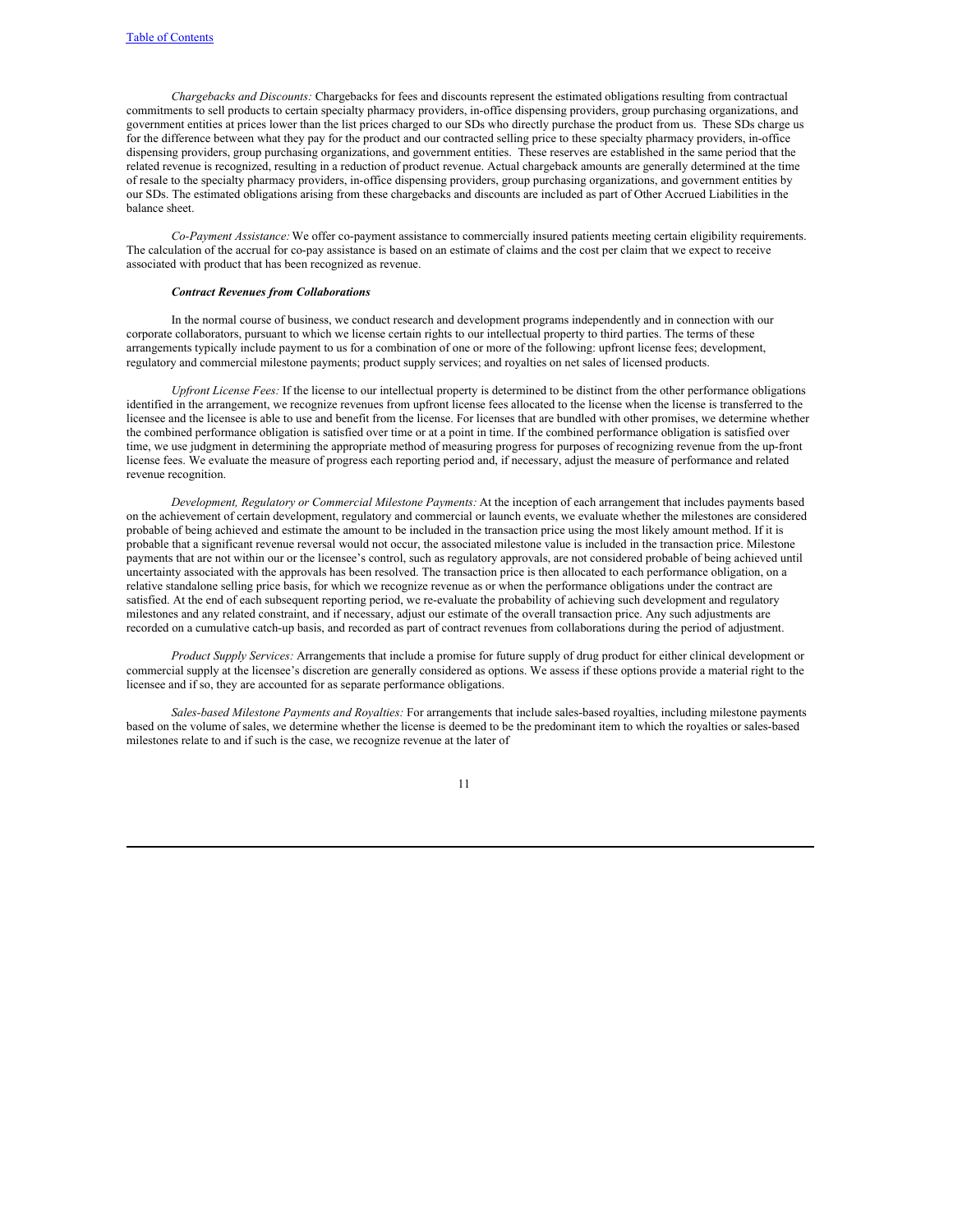*Chargebacks and Discounts:* Chargebacks for fees and discounts represent the estimated obligations resulting from contractual commitments to sell products to certain specialty pharmacy providers, in-office dispensing providers, group purchasing organizations, and government entities at prices lower than the list prices charged to our SDs who directly purchase the product from us. These SDs charge us for the difference between what they pay for the product and our contracted selling price to these specialty pharmacy providers, in-office dispensing providers, group purchasing organizations, and government entities. These reserves are established in the same period that the related revenue is recognized, resulting in a reduction of product revenue. Actual chargeback amounts are generally determined at the time of resale to the specialty pharmacy providers, in-office dispensing providers, group purchasing organizations, and government entities by our SDs. The estimated obligations arising from these chargebacks and discounts are included as part of Other Accrued Liabilities in the balance sheet.

*Co-Payment Assistance:* We offer co-payment assistance to commercially insured patients meeting certain eligibility requirements. The calculation of the accrual for co-pay assistance is based on an estimate of claims and the cost per claim that we expect to receive associated with product that has been recognized as revenue.

***Contract Revenues from Collaborations***

In the normal course of business, we conduct research and development programs independently and in connection with our corporate collaborators, pursuant to which we license certain rights to our intellectual property to third parties. The terms of these arrangements typically include payment to us for a combination of one or more of the following: upfront license fees; development, regulatory and commercial milestone payments; product supply services; and royalties on net sales of licensed products.

*Upfront License Fees:* If the license to our intellectual property is determined to be distinct from the other performance obligations identified in the arrangement, we recognize revenues from upfront license fees allocated to the license when the license is transferred to the licensee and the licensee is able to use and benefit from the license. For licenses that are bundled with other promises, we determine whether the combined performance obligation is satisfied over time or at a point in time. If the combined performance obligation is satisfied over time, we use judgment in determining the appropriate method of measuring progress for purposes of recognizing revenue from the up-front license fees. We evaluate the measure of progress each reporting period and, if necessary, adjust the measure of performance and related revenue recognition.

*Development, Regulatory or Commercial Milestone Payments:* At the inception of each arrangement that includes payments based on the achievement of certain development, regulatory and commercial or launch events, we evaluate whether the milestones are considered probable of being achieved and estimate the amount to be included in the transaction price using the most likely amount method. If it is probable that a significant revenue reversal would not occur, the associated milestone value is included in the transaction price. Milestone payments that are not within our or the licensee's control, such as regulatory approvals, are not considered probable of being achieved until uncertainty associated with the approvals has been resolved. The transaction price is then allocated to each performance obligation, on a relative standalone selling price basis, for which we recognize revenue as or when the performance obligations under the contract are satisfied. At the end of each subsequent reporting period, we re-evaluate the probability of achieving such development and regulatory milestones and any related constraint, and if necessary, adjust our estimate of the overall transaction price. Any such adjustments are recorded on a cumulative catch-up basis, and recorded as part of contract revenues from collaborations during the period of adjustment.

*Product Supply Services:* Arrangements that include a promise for future supply of drug product for either clinical development or commercial supply at the licensee's discretion are generally considered as options. We assess if these options provide a material right to the licensee and if so, they are accounted for as separate performance obligations.

*Sales-based Milestone Payments and Royalties:* For arrangements that include sales-based royalties, including milestone payments based on the volume of sales, we determine whether the license is deemed to be the predominant item to which the royalties or sales-based milestones relate to and if such is the case, we recognize revenue at the later of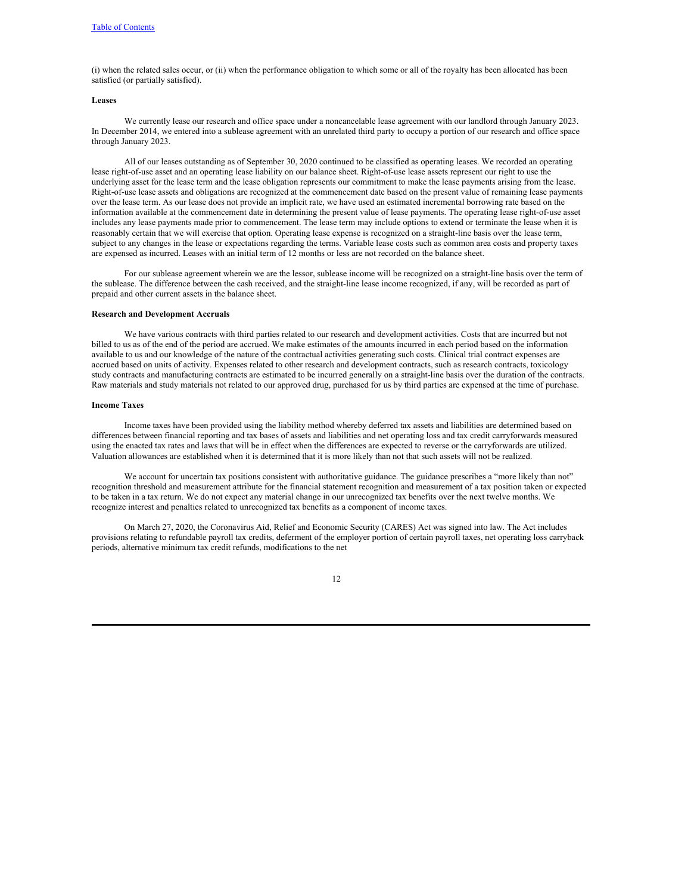(i) when the related sales occur, or (ii) when the performance obligation to which some or all of the royalty has been allocated has been satisfied (or partially satisfied).

**Leases**

We currently lease our research and office space under a noncancelable lease agreement with our landlord through January 2023. In December 2014, we entered into a sublease agreement with an unrelated third party to occupy a portion of our research and office space through January 2023.

All of our leases outstanding as of September 30, 2020 continued to be classified as operating leases. We recorded an operating lease right-of-use asset and an operating lease liability on our balance sheet. Right-of-use lease assets represent our right to use the underlying asset for the lease term and the lease obligation represents our commitment to make the lease payments arising from the lease. Right-of-use lease assets and obligations are recognized at the commencement date based on the present value of remaining lease payments over the lease term. As our lease does not provide an implicit rate, we have used an estimated incremental borrowing rate based on the information available at the commencement date in determining the present value of lease payments. The operating lease right-of-use asset includes any lease payments made prior to commencement. The lease term may include options to extend or terminate the lease when it is reasonably certain that we will exercise that option. Operating lease expense is recognized on a straight-line basis over the lease term, subject to any changes in the lease or expectations regarding the terms. Variable lease costs such as common area costs and property taxes are expensed as incurred. Leases with an initial term of 12 months or less are not recorded on the balance sheet.

For our sublease agreement wherein we are the lessor, sublease income will be recognized on a straight-line basis over the term of the sublease. The difference between the cash received, and the straight-line lease income recognized, if any, will be recorded as part of prepaid and other current assets in the balance sheet.

**Research and Development Accruals**

We have various contracts with third parties related to our research and development activities. Costs that are incurred but not billed to us as of the end of the period are accrued. We make estimates of the amounts incurred in each period based on the information available to us and our knowledge of the nature of the contractual activities generating such costs. Clinical trial contract expenses are accrued based on units of activity. Expenses related to other research and development contracts, such as research contracts, toxicology study contracts and manufacturing contracts are estimated to be incurred generally on a straight-line basis over the duration of the contracts. Raw materials and study materials not related to our approved drug, purchased for us by third parties are expensed at the time of purchase.

**Income Taxes**

Income taxes have been provided using the liability method whereby deferred tax assets and liabilities are determined based on differences between financial reporting and tax bases of assets and liabilities and net operating loss and tax credit carryforwards measured using the enacted tax rates and laws that will be in effect when the differences are expected to reverse or the carryforwards are utilized. Valuation allowances are established when it is determined that it is more likely than not that such assets will not be realized.

We account for uncertain tax positions consistent with authoritative guidance. The guidance prescribes a "more likely than not" recognition threshold and measurement attribute for the financial statement recognition and measurement of a tax position taken or expected to be taken in a tax return. We do not expect any material change in our unrecognized tax benefits over the next twelve months. We recognize interest and penalties related to unrecognized tax benefits as a component of income taxes.

On March 27, 2020, the Coronavirus Aid, Relief and Economic Security (CARES) Act was signed into law. The Act includes provisions relating to refundable payroll tax credits, deferment of the employer portion of certain payroll taxes, net operating loss carryback periods, alternative minimum tax credit refunds, modifications to the net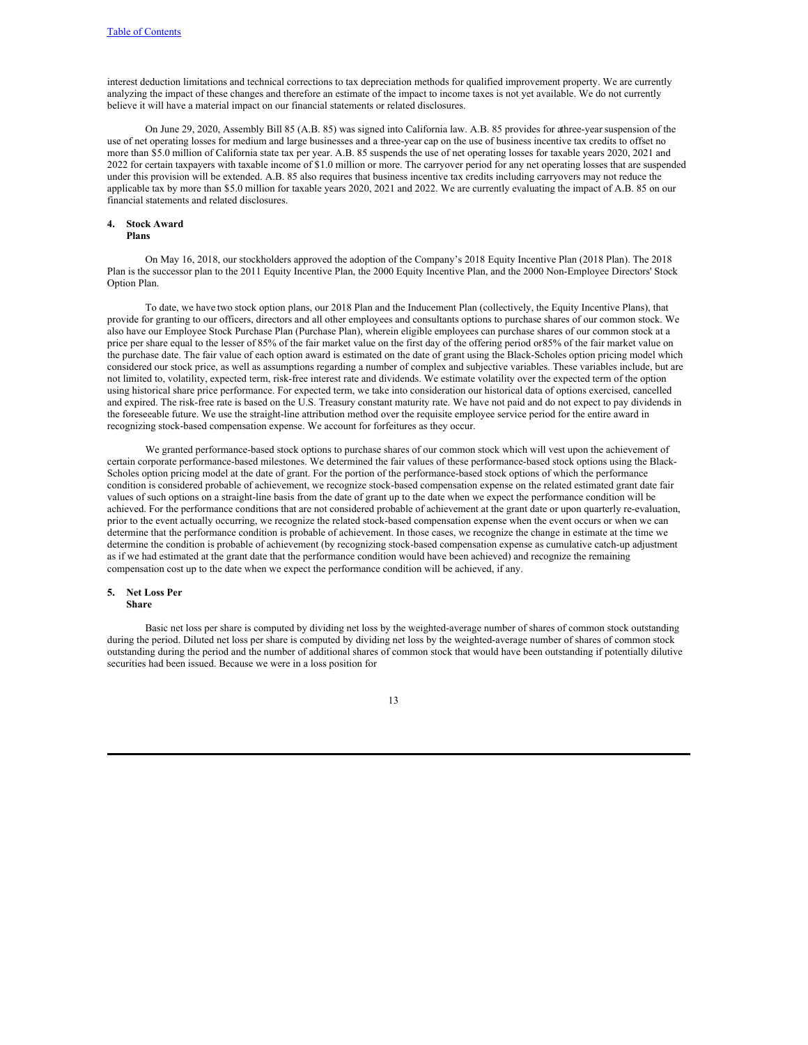interest deduction limitations and technical corrections to tax depreciation methods for qualified improvement property. We are currently analyzing the impact of these changes and therefore an estimate of the impact to income taxes is not yet available. We do not currently believe it will have a material impact on our financial statements or related disclosures.

On June 29, 2020, Assembly Bill 85 (A.B. 85) was signed into California law. A.B. 85 provides for a three-year suspension of the use of net operating losses for medium and large businesses and a three-year cap on the use of business incentive tax credits to offset no more than $5.0 million of California state tax per year. A.B. 85 suspends the use of net operating losses for taxable years 2020, 2021 and 2022 for certain taxpayers with taxable income of $1.0 million or more. The carryover period for any net operating losses that are suspended under this provision will be extended. A.B. 85 also requires that business incentive tax credits including carryovers may not reduce the applicable tax by more than $5.0 million for taxable years 2020, 2021 and 2022. We are currently evaluating the impact of A.B. 85 on our financial statements and related disclosures.

## 4. Stock Award Plans

On May 16, 2018, our stockholders approved the adoption of the Company's 2018 Equity Incentive Plan (2018 Plan). The 2018 Plan is the successor plan to the 2011 Equity Incentive Plan, the 2000 Equity Incentive Plan, and the 2000 Non-Employee Directors' Stock Option Plan.

To date, we have two stock option plans, our 2018 Plan and the Inducement Plan (collectively, the Equity Incentive Plans), that provide for granting to our officers, directors and all other employees and consultants options to purchase shares of our common stock. We also have our Employee Stock Purchase Plan (Purchase Plan), wherein eligible employees can purchase shares of our common stock at a price per share equal to the lesser of 85% of the fair market value on the first day of the offering period or 85% of the fair market value on the purchase date. The fair value of each option award is estimated on the date of grant using the Black-Scholes option pricing model which considered our stock price, as well as assumptions regarding a number of complex and subjective variables. These variables include, but are not limited to, volatility, expected term, risk-free interest rate and dividends. We estimate volatility over the expected term of the option using historical share price performance. For expected term, we take into consideration our historical data of options exercised, cancelled and expired. The risk-free rate is based on the U.S. Treasury constant maturity rate. We have not paid and do not expect to pay dividends in the foreseeable future. We use the straight-line attribution method over the requisite employee service period for the entire award in recognizing stock-based compensation expense. We account for forfeitures as they occur.

We granted performance-based stock options to purchase shares of our common stock which will vest upon the achievement of certain corporate performance-based milestones. We determined the fair values of these performance-based stock options using the Black-Scholes option pricing model at the date of grant. For the portion of the performance-based stock options of which the performance condition is considered probable of achievement, we recognize stock-based compensation expense on the related estimated grant date fair values of such options on a straight-line basis from the date of grant up to the date when we expect the performance condition will be achieved. For the performance conditions that are not considered probable of achievement at the grant date or upon quarterly re-evaluation, prior to the event actually occurring, we recognize the related stock-based compensation expense when the event occurs or when we can determine that the performance condition is probable of achievement. In those cases, we recognize the change in estimate at the time we determine the condition is probable of achievement (by recognizing stock-based compensation expense as cumulative catch-up adjustment as if we had estimated at the grant date that the performance condition would have been achieved) and recognize the remaining compensation cost up to the date when we expect the performance condition will be achieved, if any.

## 5. Net Loss Per Share

Basic net loss per share is computed by dividing net loss by the weighted-average number of shares of common stock outstanding during the period. Diluted net loss per share is computed by dividing net loss by the weighted-average number of shares of common stock outstanding during the period and the number of additional shares of common stock that would have been outstanding if potentially dilutive securities had been issued. Because we were in a loss position for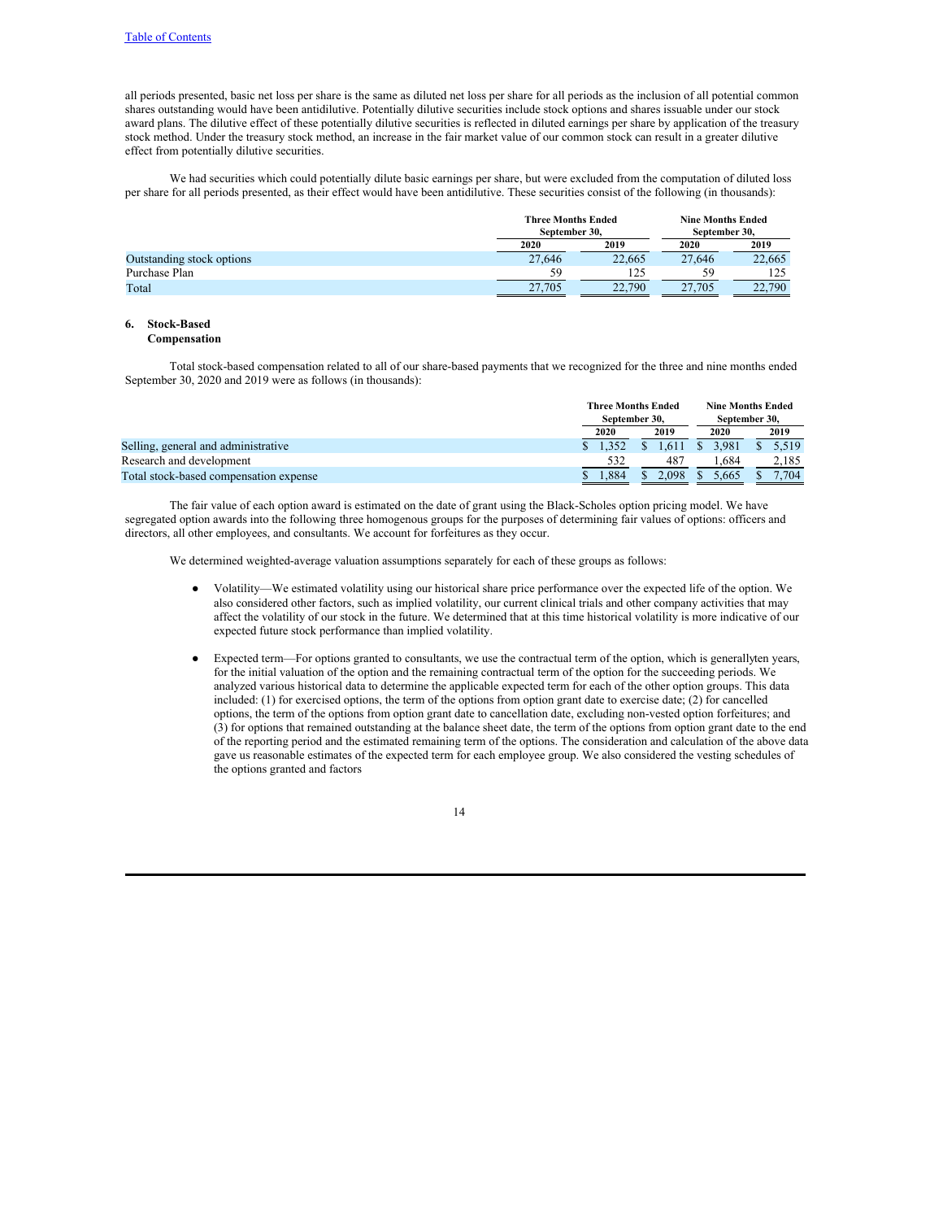all periods presented, basic net loss per share is the same as diluted net loss per share for all periods as the inclusion of all potential common shares outstanding would have been antidilutive. Potentially dilutive securities include stock options and shares issuable under our stock award plans. The dilutive effect of these potentially dilutive securities is reflected in diluted earnings per share by application of the treasury stock method. Under the treasury stock method, an increase in the fair market value of our common stock can result in a greater dilutive effect from potentially dilutive securities.

We had securities which could potentially dilute basic earnings per share, but were excluded from the computation of diluted loss per share for all periods presented, as their effect would have been antidilutive. These securities consist of the following (in thousands):

| | Three Months Ended September 30, | | Nine Months Ended September 30, | |
|---|---|---|---|---|
| | 2020 | 2019 | 2020 | 2019 |
| Outstanding stock options | 27,646 | 22,665 | 27,646 | 22,665 |
| Purchase Plan | 59 | 125 | 59 | 125 |
| Total | 27,705 | 22,790 | 27,705 | 22,790 |

## 6. Stock-Based Compensation

Total stock-based compensation related to all of our share-based payments that we recognized for the three and nine months ended September 30, 2020 and 2019 were as follows (in thousands):

| | Three Months Ended September 30, | | Nine Months Ended September 30, | |
|---|---|---|---|---|
| | 2020 | 2019 | 2020 | 2019 |
| Selling, general and administrative | $ 1,352 | $ 1,611 | $ 3,981 | $ 5,519 |
| Research and development | 532 | 487 | 1,684 | 2,185 |
| Total stock-based compensation expense | $ 1,884 | $ 2,098 | $ 5,665 | $ 7,704 |

The fair value of each option award is estimated on the date of grant using the Black-Scholes option pricing model. We have segregated option awards into the following three homogenous groups for the purposes of determining fair values of options: officers and directors, all other employees, and consultants. We account for forfeitures as they occur.

We determined weighted-average valuation assumptions separately for each of these groups as follows:

- Volatility—We estimated volatility using our historical share price performance over the expected life of the option. We also considered other factors, such as implied volatility, our current clinical trials and other company activities that may affect the volatility of our stock in the future. We determined that at this time historical volatility is more indicative of our expected future stock performance than implied volatility.

- Expected term—For options granted to consultants, we use the contractual term of the option, which is generallyten years, for the initial valuation of the option and the remaining contractual term of the option for the succeeding periods. We analyzed various historical data to determine the applicable expected term for each of the other option groups. This data included: (1) for exercised options, the term of the options from option grant date to exercise date; (2) for cancelled options, the term of the options from option grant date to cancellation date, excluding non-vested option forfeitures; and (3) for options that remained outstanding at the balance sheet date, the term of the options from option grant date to the end of the reporting period and the estimated remaining term of the options. The consideration and calculation of the above data gave us reasonable estimates of the expected term for each employee group. We also considered the vesting schedules of the options granted and factors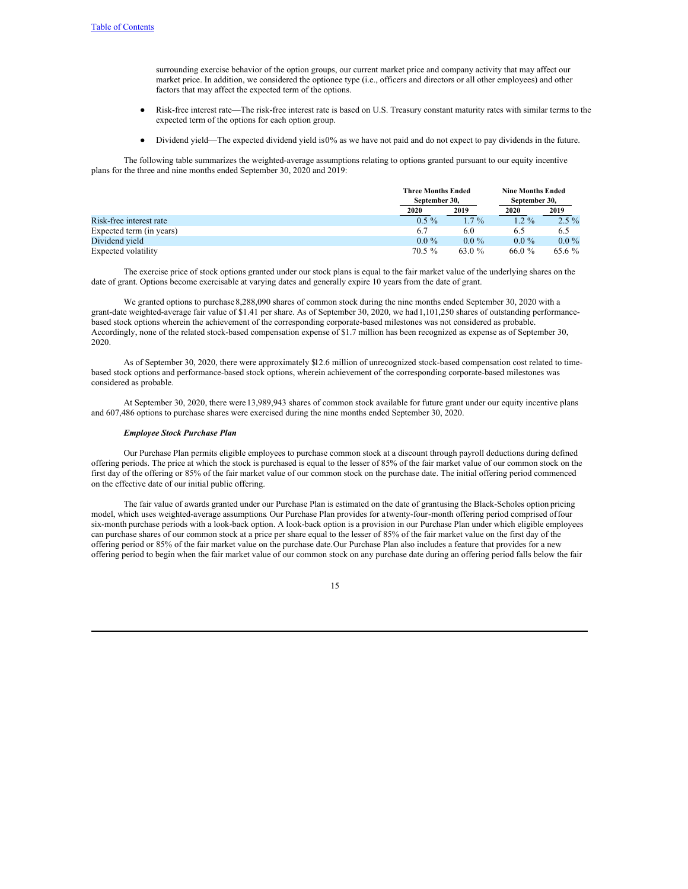surrounding exercise behavior of the option groups, our current market price and company activity that may affect our market price. In addition, we considered the optionee type (i.e., officers and directors or all other employees) and other factors that may affect the expected term of the options.

- Risk-free interest rate—The risk-free interest rate is based on U.S. Treasury constant maturity rates with similar terms to the expected term of the options for each option group.

- Dividend yield—The expected dividend yield is 0% as we have not paid and do not expect to pay dividends in the future.

The following table summarizes the weighted-average assumptions relating to options granted pursuant to our equity incentive plans for the three and nine months ended September 30, 2020 and 2019:

| | Three Months Ended September 30, | | Nine Months Ended September 30, | |
|---|---|---|---|---|
| | 2020 | 2019 | 2020 | 2019 |
| Risk-free interest rate | 0.5 % | 1.7 % | 1.2 % | 2.5 % |
| Expected term (in years) | 6.7 | 6.0 | 6.5 | 6.5 |
| Dividend yield | 0.0 % | 0.0 % | 0.0 % | 0.0 % |
| Expected volatility | 70.5 % | 63.0 % | 66.0 % | 65.6 % |

The exercise price of stock options granted under our stock plans is equal to the fair market value of the underlying shares on the date of grant. Options become exercisable at varying dates and generally expire 10 years from the date of grant.

We granted options to purchase 8,288,090 shares of common stock during the nine months ended September 30, 2020 with a grant-date weighted-average fair value of $1.41 per share. As of September 30, 2020, we had 1,101,250 shares of outstanding performance-based stock options wherein the achievement of the corresponding corporate-based milestones was not considered as probable. Accordingly, none of the related stock-based compensation expense of $1.7 million has been recognized as expense as of September 30, 2020.

As of September 30, 2020, there were approximately $12.6 million of unrecognized stock-based compensation cost related to time-based stock options and performance-based stock options, wherein achievement of the corresponding corporate-based milestones was considered as probable.

At September 30, 2020, there were 13,989,943 shares of common stock available for future grant under our equity incentive plans and 607,486 options to purchase shares were exercised during the nine months ended September 30, 2020.

***Employee Stock Purchase Plan***

Our Purchase Plan permits eligible employees to purchase common stock at a discount through payroll deductions during defined offering periods. The price at which the stock is purchased is equal to the lesser of 85% of the fair market value of our common stock on the first day of the offering or 85% of the fair market value of our common stock on the purchase date. The initial offering period commenced on the effective date of our initial public offering.

The fair value of awards granted under our Purchase Plan is estimated on the date of grant using the Black-Scholes option pricing model, which uses weighted-average assumptions. Our Purchase Plan provides for a twenty-four-month offering period comprised of four six-month purchase periods with a look-back option. A look-back option is a provision in our Purchase Plan under which eligible employees can purchase shares of our common stock at a price per share equal to the lesser of 85% of the fair market value on the first day of the offering period or 85% of the fair market value on the purchase date. Our Purchase Plan also includes a feature that provides for a new offering period to begin when the fair market value of our common stock on any purchase date during an offering period falls below the fair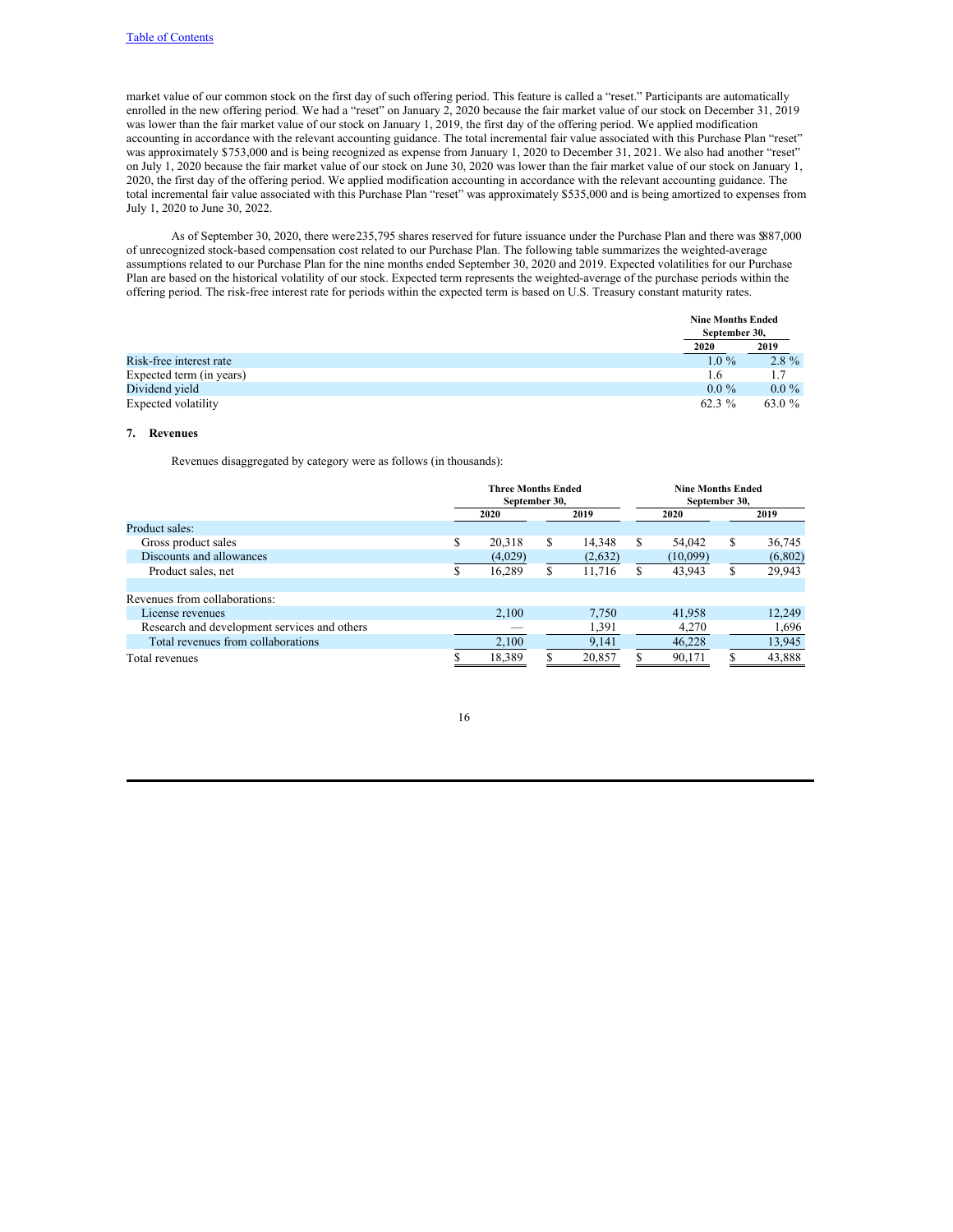market value of our common stock on the first day of such offering period. This feature is called a "reset." Participants are automatically enrolled in the new offering period. We had a "reset" on January 2, 2020 because the fair market value of our stock on December 31, 2019 was lower than the fair market value of our stock on January 1, 2019, the first day of the offering period. We applied modification accounting in accordance with the relevant accounting guidance. The total incremental fair value associated with this Purchase Plan "reset" was approximately $753,000 and is being recognized as expense from January 1, 2020 to December 31, 2021. We also had another "reset" on July 1, 2020 because the fair market value of our stock on June 30, 2020 was lower than the fair market value of our stock on January 1, 2020, the first day of the offering period. We applied modification accounting in accordance with the relevant accounting guidance. The total incremental fair value associated with this Purchase Plan "reset" was approximately $535,000 and is being amortized to expenses from July 1, 2020 to June 30, 2022.

As of September 30, 2020, there were 235,795 shares reserved for future issuance under the Purchase Plan and there was $887,000 of unrecognized stock-based compensation cost related to our Purchase Plan. The following table summarizes the weighted-average assumptions related to our Purchase Plan for the nine months ended September 30, 2020 and 2019. Expected volatilities for our Purchase Plan are based on the historical volatility of our stock. Expected term represents the weighted-average of the purchase periods within the offering period. The risk-free interest rate for periods within the expected term is based on U.S. Treasury constant maturity rates.

| | Nine Months Ended September 30, | |
|---|---|---|
| | 2020 | 2019 |
| Risk-free interest rate | 1.0 % | 2.8 % |
| Expected term (in years) | 1.6 | 1.7 |
| Dividend yield | 0.0 % | 0.0 % |
| Expected volatility | 62.3 % | 63.0 % |

**7. Revenues**

Revenues disaggregated by category were as follows (in thousands):

| | Three Months Ended September 30, | | Nine Months Ended September 30, | |
|---|---|---|---|---|
| | 2020 | 2019 | 2020 | 2019 |
| Product sales: | | | | |
| Gross product sales | $ 20,318 | $ 14,348 | $ 54,042 | $ 36,745 |
| Discounts and allowances | (4,029) | (2,632) | (10,099) | (6,802) |
| Product sales, net | $ 16,289 | $ 11,716 | $ 43,943 | $ 29,943 |
| | | | | |
| Revenues from collaborations: | | | | |
| License revenues | 2,100 | 7,750 | 41,958 | 12,249 |
| Research and development services and others | — | 1,391 | 4,270 | 1,696 |
| Total revenues from collaborations | 2,100 | 9,141 | 46,228 | 13,945 |
| Total revenues | $ 18,389 | $ 20,857 | $ 90,171 | $ 43,888 |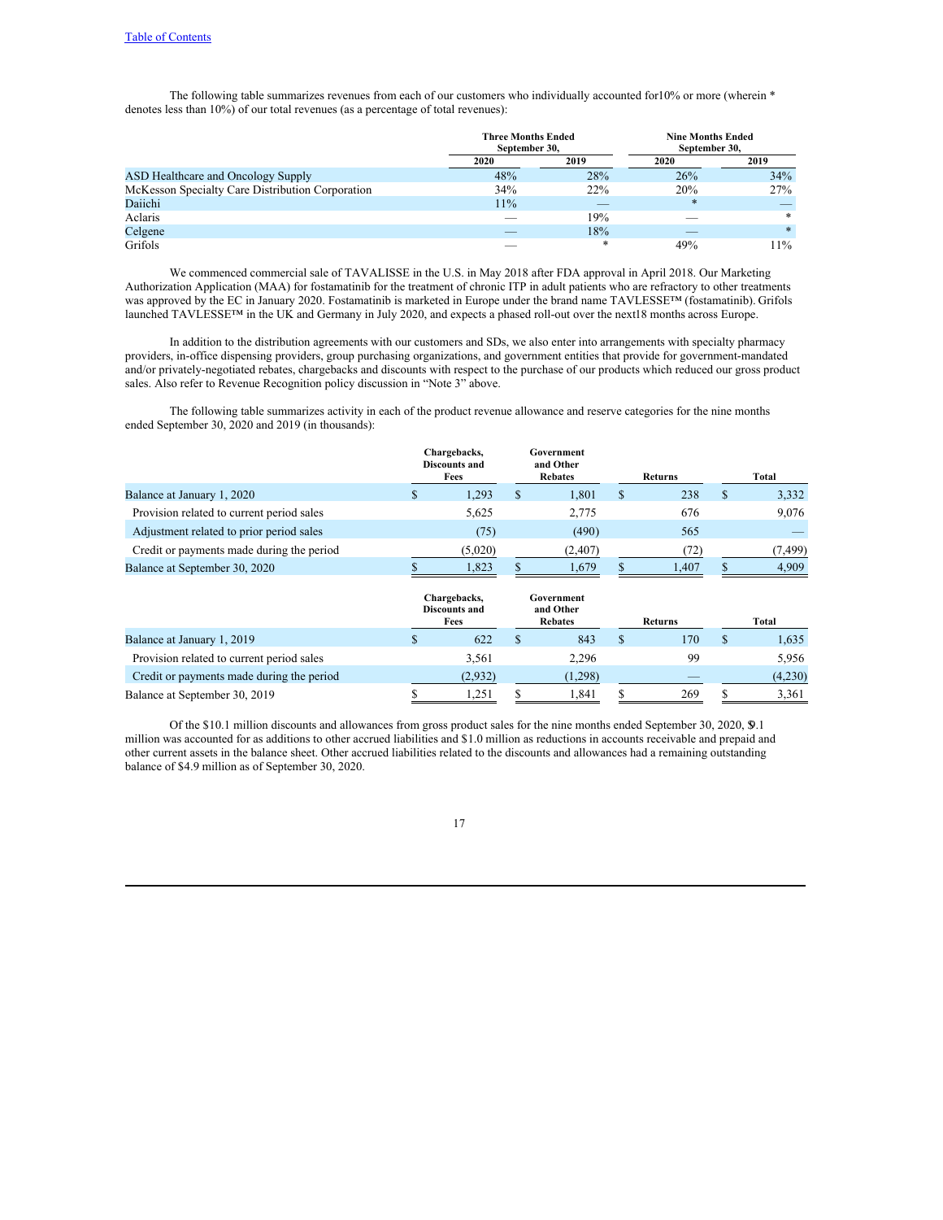The following table summarizes revenues from each of our customers who individually accounted for10% or more (wherein * denotes less than 10%) of our total revenues (as a percentage of total revenues):

| | Three Months Ended September 30, | | Nine Months Ended September 30, | |
|---|---|---|---|---|
| | 2020 | 2019 | 2020 | 2019 |
| ASD Healthcare and Oncology Supply | 48% | 28% | 26% | 34% |
| McKesson Specialty Care Distribution Corporation | 34% | 22% | 20% | 27% |
| Daiichi | 11% | — | * | — |
| Aclaris | — | 19% | — | * |
| Celgene | — | 18% | — | * |
| Grifols | — | * | 49% | 11% |

We commenced commercial sale of TAVALISSE in the U.S. in May 2018 after FDA approval in April 2018. Our Marketing Authorization Application (MAA) for fostamatinib for the treatment of chronic ITP in adult patients who are refractory to other treatments was approved by the EC in January 2020. Fostamatinib is marketed in Europe under the brand name TAVLESSE™ (fostamatinib). Grifols launched TAVLESSE™ in the UK and Germany in July 2020, and expects a phased roll-out over the next18 months across Europe.

In addition to the distribution agreements with our customers and SDs, we also enter into arrangements with specialty pharmacy providers, in-office dispensing providers, group purchasing organizations, and government entities that provide for government-mandated and/or privately-negotiated rebates, chargebacks and discounts with respect to the purchase of our products which reduced our gross product sales. Also refer to Revenue Recognition policy discussion in "Note 3" above.

The following table summarizes activity in each of the product revenue allowance and reserve categories for the nine months ended September 30, 2020 and 2019 (in thousands):

| | Chargebacks, Discounts and Fees | Government and Other Rebates | Returns | Total |
|---|---|---|---|---|
| Balance at January 1, 2020 | $ 1,293 | $ 1,801 | $ 238 | $ 3,332 |
| Provision related to current period sales | 5,625 | 2,775 | 676 | 9,076 |
| Adjustment related to prior period sales | (75) | (490) | 565 | — |
| Credit or payments made during the period | (5,020) | (2,407) | (72) | (7,499) |
| Balance at September 30, 2020 | $ 1,823 | $ 1,679 | $ 1,407 | $ 4,909 |

| | Chargebacks, Discounts and Fees | Government and Other Rebates | Returns | Total |
|---|---|---|---|---|
| Balance at January 1, 2019 | $ 622 | $ 843 | $ 170 | $ 1,635 |
| Provision related to current period sales | 3,561 | 2,296 | 99 | 5,956 |
| Credit or payments made during the period | (2,932) | (1,298) | — | (4,230) |
| Balance at September 30, 2019 | $ 1,251 | $ 1,841 | $ 269 | $ 3,361 |

Of the $10.1 million discounts and allowances from gross product sales for the nine months ended September 30, 2020, $9.1 million was accounted for as additions to other accrued liabilities and $1.0 million as reductions in accounts receivable and prepaid and other current assets in the balance sheet. Other accrued liabilities related to the discounts and allowances had a remaining outstanding balance of $4.9 million as of September 30, 2020.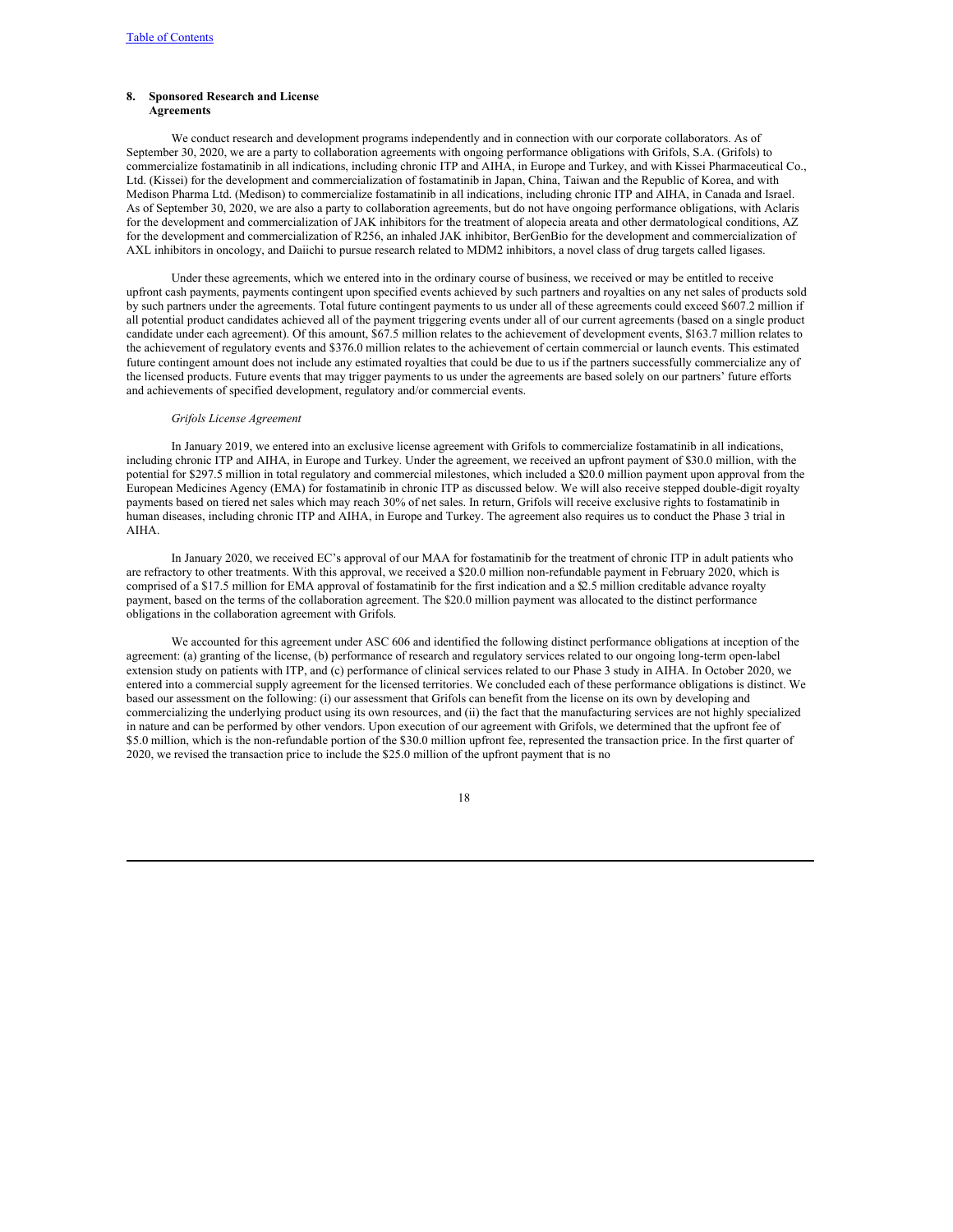## 8. Sponsored Research and License Agreements

We conduct research and development programs independently and in connection with our corporate collaborators. As of September 30, 2020, we are a party to collaboration agreements with ongoing performance obligations with Grifols, S.A. (Grifols) to commercialize fostamatinib in all indications, including chronic ITP and AIHA, in Europe and Turkey, and with Kissei Pharmaceutical Co., Ltd. (Kissei) for the development and commercialization of fostamatinib in Japan, China, Taiwan and the Republic of Korea, and with Medison Pharma Ltd. (Medison) to commercialize fostamatinib in all indications, including chronic ITP and AIHA, in Canada and Israel. As of September 30, 2020, we are also a party to collaboration agreements, but do not have ongoing performance obligations, with Aclaris for the development and commercialization of JAK inhibitors for the treatment of alopecia areata and other dermatological conditions, AZ for the development and commercialization of R256, an inhaled JAK inhibitor, BerGenBio for the development and commercialization of AXL inhibitors in oncology, and Daiichi to pursue research related to MDM2 inhibitors, a novel class of drug targets called ligases.

Under these agreements, which we entered into in the ordinary course of business, we received or may be entitled to receive upfront cash payments, payments contingent upon specified events achieved by such partners and royalties on any net sales of products sold by such partners under the agreements. Total future contingent payments to us under all of these agreements could exceed $607.2 million if all potential product candidates achieved all of the payment triggering events under all of our current agreements (based on a single product candidate under each agreement). Of this amount, $67.5 million relates to the achievement of development events, $163.7 million relates to the achievement of regulatory events and $376.0 million relates to the achievement of certain commercial or launch events. This estimated future contingent amount does not include any estimated royalties that could be due to us if the partners successfully commercialize any of the licensed products. Future events that may trigger payments to us under the agreements are based solely on our partners' future efforts and achievements of specified development, regulatory and/or commercial events.

*Grifols License Agreement*

In January 2019, we entered into an exclusive license agreement with Grifols to commercialize fostamatinib in all indications, including chronic ITP and AIHA, in Europe and Turkey. Under the agreement, we received an upfront payment of $30.0 million, with the potential for $297.5 million in total regulatory and commercial milestones, which included a $20.0 million payment upon approval from the European Medicines Agency (EMA) for fostamatinib in chronic ITP as discussed below. We will also receive stepped double-digit royalty payments based on tiered net sales which may reach 30% of net sales. In return, Grifols will receive exclusive rights to fostamatinib in human diseases, including chronic ITP and AIHA, in Europe and Turkey. The agreement also requires us to conduct the Phase 3 trial in AIHA.

In January 2020, we received EC's approval of our MAA for fostamatinib for the treatment of chronic ITP in adult patients who are refractory to other treatments. With this approval, we received a $20.0 million non-refundable payment in February 2020, which is comprised of a $17.5 million for EMA approval of fostamatinib for the first indication and a $2.5 million creditable advance royalty payment, based on the terms of the collaboration agreement. The $20.0 million payment was allocated to the distinct performance obligations in the collaboration agreement with Grifols.

We accounted for this agreement under ASC 606 and identified the following distinct performance obligations at inception of the agreement: (a) granting of the license, (b) performance of research and regulatory services related to our ongoing long-term open-label extension study on patients with ITP, and (c) performance of clinical services related to our Phase 3 study in AIHA. In October 2020, we entered into a commercial supply agreement for the licensed territories. We concluded each of these performance obligations is distinct. We based our assessment on the following: (i) our assessment that Grifols can benefit from the license on its own by developing and commercializing the underlying product using its own resources, and (ii) the fact that the manufacturing services are not highly specialized in nature and can be performed by other vendors. Upon execution of our agreement with Grifols, we determined that the upfront fee of $5.0 million, which is the non-refundable portion of the $30.0 million upfront fee, represented the transaction price. In the first quarter of 2020, we revised the transaction price to include the $25.0 million of the upfront payment that is no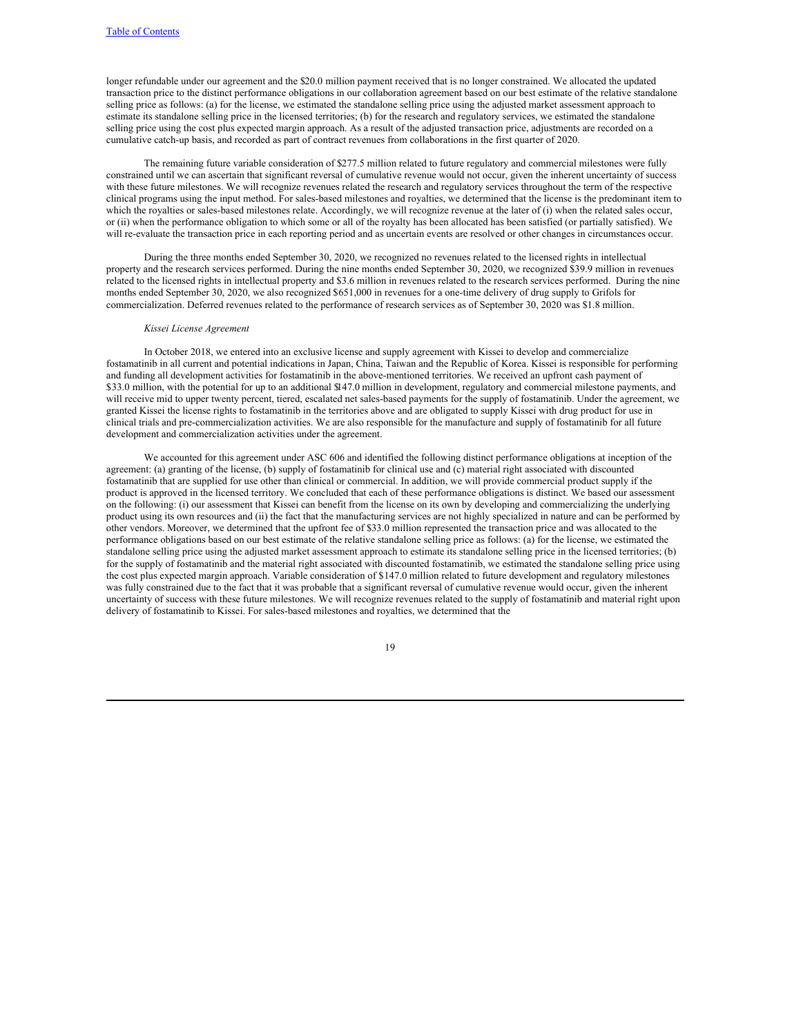longer refundable under our agreement and the $20.0 million payment received that is no longer constrained. We allocated the updated transaction price to the distinct performance obligations in our collaboration agreement based on our best estimate of the relative standalone selling price as follows: (a) for the license, we estimated the standalone selling price using the adjusted market assessment approach to estimate its standalone selling price in the licensed territories; (b) for the research and regulatory services, we estimated the standalone selling price using the cost plus expected margin approach. As a result of the adjusted transaction price, adjustments are recorded on a cumulative catch-up basis, and recorded as part of contract revenues from collaborations in the first quarter of 2020.

The remaining future variable consideration of $277.5 million related to future regulatory and commercial milestones were fully constrained until we can ascertain that significant reversal of cumulative revenue would not occur, given the inherent uncertainty of success with these future milestones. We will recognize revenues related the research and regulatory services throughout the term of the respective clinical programs using the input method. For sales-based milestones and royalties, we determined that the license is the predominant item to which the royalties or sales-based milestones relate. Accordingly, we will recognize revenue at the later of (i) when the related sales occur, or (ii) when the performance obligation to which some or all of the royalty has been allocated has been satisfied (or partially satisfied). We will re-evaluate the transaction price in each reporting period and as uncertain events are resolved or other changes in circumstances occur.

During the three months ended September 30, 2020, we recognized no revenues related to the licensed rights in intellectual property and the research services performed. During the nine months ended September 30, 2020, we recognized $39.9 million in revenues related to the licensed rights in intellectual property and $3.6 million in revenues related to the research services performed. During the nine months ended September 30, 2020, we also recognized $651,000 in revenues for a one-time delivery of drug supply to Grifols for commercialization. Deferred revenues related to the performance of research services as of September 30, 2020 was $1.8 million.

*Kissei License Agreement*

In October 2018, we entered into an exclusive license and supply agreement with Kissei to develop and commercialize fostamatinib in all current and potential indications in Japan, China, Taiwan and the Republic of Korea. Kissei is responsible for performing and funding all development activities for fostamatinib in the above-mentioned territories. We received an upfront cash payment of $33.0 million, with the potential for up to an additional $147.0 million in development, regulatory and commercial milestone payments, and will receive mid to upper twenty percent, tiered, escalated net sales-based payments for the supply of fostamatinib. Under the agreement, we granted Kissei the license rights to fostamatinib in the territories above and are obligated to supply Kissei with drug product for use in clinical trials and pre-commercialization activities. We are also responsible for the manufacture and supply of fostamatinib for all future development and commercialization activities under the agreement.

We accounted for this agreement under ASC 606 and identified the following distinct performance obligations at inception of the agreement: (a) granting of the license, (b) supply of fostamatinib for clinical use and (c) material right associated with discounted fostamatinib that are supplied for use other than clinical or commercial. In addition, we will provide commercial product supply if the product is approved in the licensed territory. We concluded that each of these performance obligations is distinct. We based our assessment on the following: (i) our assessment that Kissei can benefit from the license on its own by developing and commercializing the underlying product using its own resources and (ii) the fact that the manufacturing services are not highly specialized in nature and can be performed by other vendors. Moreover, we determined that the upfront fee of $33.0 million represented the transaction price and was allocated to the performance obligations based on our best estimate of the relative standalone selling price as follows: (a) for the license, we estimated the standalone selling price using the adjusted market assessment approach to estimate its standalone selling price in the licensed territories; (b) for the supply of fostamatinib and the material right associated with discounted fostamatinib, we estimated the standalone selling price using the cost plus expected margin approach. Variable consideration of $147.0 million related to future development and regulatory milestones was fully constrained due to the fact that it was probable that a significant reversal of cumulative revenue would occur, given the inherent uncertainty of success with these future milestones. We will recognize revenues related to the supply of fostamatinib and material right upon delivery of fostamatinib to Kissei. For sales-based milestones and royalties, we determined that the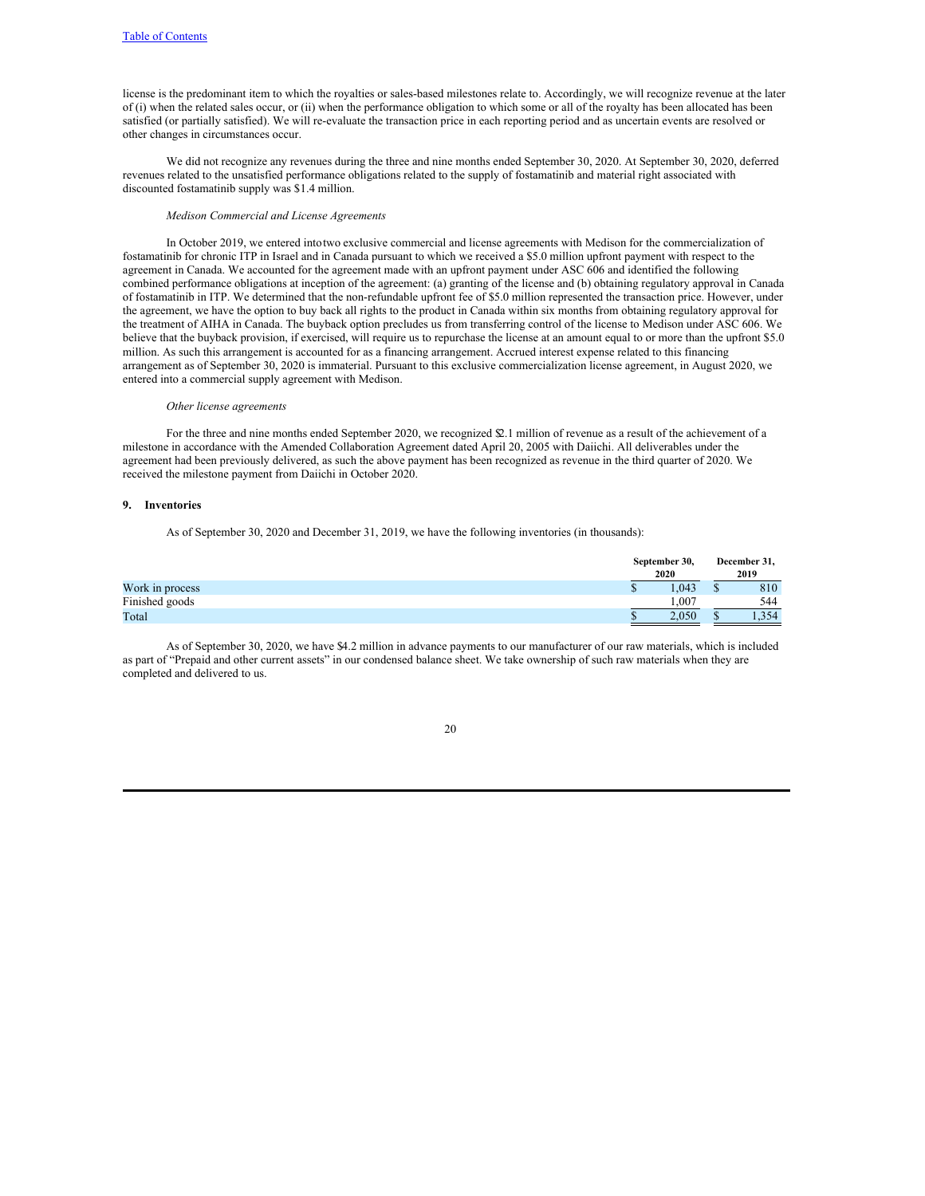license is the predominant item to which the royalties or sales-based milestones relate to. Accordingly, we will recognize revenue at the later of (i) when the related sales occur, or (ii) when the performance obligation to which some or all of the royalty has been allocated has been satisfied (or partially satisfied). We will re-evaluate the transaction price in each reporting period and as uncertain events are resolved or other changes in circumstances occur.

We did not recognize any revenues during the three and nine months ended September 30, 2020. At September 30, 2020, deferred revenues related to the unsatisfied performance obligations related to the supply of fostamatinib and material right associated with discounted fostamatinib supply was $1.4 million.

*Medison Commercial and License Agreements*

In October 2019, we entered intotwo exclusive commercial and license agreements with Medison for the commercialization of fostamatinib for chronic ITP in Israel and in Canada pursuant to which we received a $5.0 million upfront payment with respect to the agreement in Canada. We accounted for the agreement made with an upfront payment under ASC 606 and identified the following combined performance obligations at inception of the agreement: (a) granting of the license and (b) obtaining regulatory approval in Canada of fostamatinib in ITP. We determined that the non-refundable upfront fee of $5.0 million represented the transaction price. However, under the agreement, we have the option to buy back all rights to the product in Canada within six months from obtaining regulatory approval for the treatment of AIHA in Canada. The buyback option precludes us from transferring control of the license to Medison under ASC 606. We believe that the buyback provision, if exercised, will require us to repurchase the license at an amount equal to or more than the upfront $5.0 million. As such this arrangement is accounted for as a financing arrangement. Accrued interest expense related to this financing arrangement as of September 30, 2020 is immaterial. Pursuant to this exclusive commercialization license agreement, in August 2020, we entered into a commercial supply agreement with Medison.

*Other license agreements*

For the three and nine months ended September 2020, we recognized $2.1 million of revenue as a result of the achievement of a milestone in accordance with the Amended Collaboration Agreement dated April 20, 2005 with Daiichi. All deliverables under the agreement had been previously delivered, as such the above payment has been recognized as revenue in the third quarter of 2020. We received the milestone payment from Daiichi in October 2020.

## 9. Inventories

As of September 30, 2020 and December 31, 2019, we have the following inventories (in thousands):

| | September 30, 2020 | December 31, 2019 |
|---|---|---|
| Work in process | $ 1,043 | $ 810 |
| Finished goods | 1,007 | 544 |
| Total | $ 2,050 | $ 1,354 |

As of September 30, 2020, we have $4.2 million in advance payments to our manufacturer of our raw materials, which is included as part of "Prepaid and other current assets" in our condensed balance sheet. We take ownership of such raw materials when they are completed and delivered to us.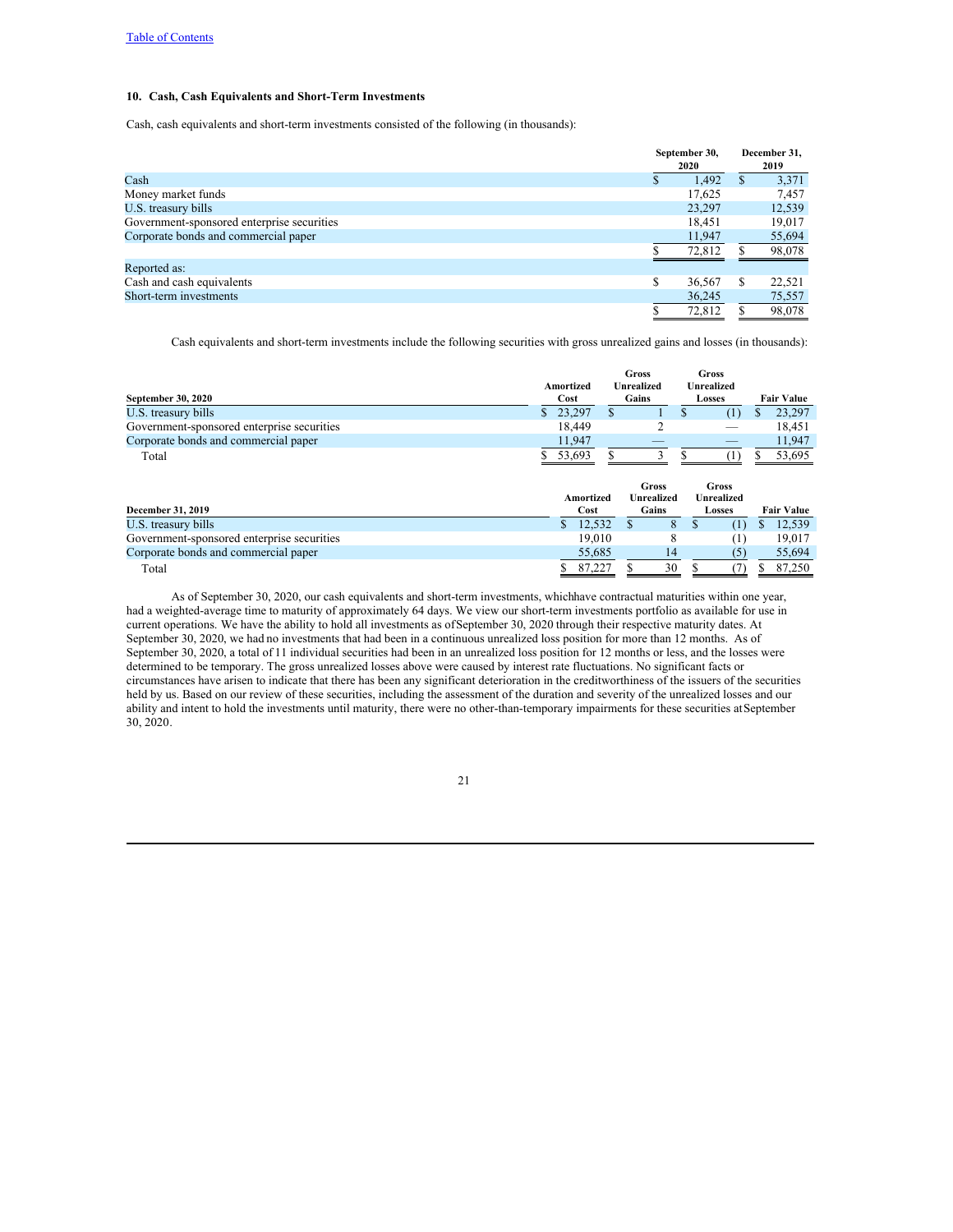## 10. Cash, Cash Equivalents and Short-Term Investments

Cash, cash equivalents and short-term investments consisted of the following (in thousands):

| | September 30, 2020 | December 31, 2019 |
|---|---|---|
| Cash | $ 1,492 | $ 3,371 |
| Money market funds | 17,625 | 7,457 |
| U.S. treasury bills | 23,297 | 12,539 |
| Government-sponsored enterprise securities | 18,451 | 19,017 |
| Corporate bonds and commercial paper | 11,947 | 55,694 |
| | $ 72,812 | $ 98,078 |
| Reported as: | | |
| Cash and cash equivalents | $ 36,567 | $ 22,521 |
| Short-term investments | 36,245 | 75,557 |
| | $ 72,812 | $ 98,078 |

Cash equivalents and short-term investments include the following securities with gross unrealized gains and losses (in thousands):

| September 30, 2020 | Amortized Cost | Gross Unrealized Gains | Gross Unrealized Losses | Fair Value |
|---|---|---|---|---|
| U.S. treasury bills | $ 23,297 | $ 1 | $ (1) | $ 23,297 |
| Government-sponsored enterprise securities | 18,449 | 2 | — | 18,451 |
| Corporate bonds and commercial paper | 11,947 | — | — | 11,947 |
| Total | $ 53,693 | $ 3 | $ (1) | $ 53,695 |

| December 31, 2019 | Amortized Cost | Gross Unrealized Gains | Gross Unrealized Losses | Fair Value |
|---|---|---|---|---|
| U.S. treasury bills | $ 12,532 | $ 8 | $ (1) | $ 12,539 |
| Government-sponsored enterprise securities | 19,010 | 8 | (1) | 19,017 |
| Corporate bonds and commercial paper | 55,685 | 14 | (5) | 55,694 |
| Total | $ 87,227 | $ 30 | $ (7) | $ 87,250 |

As of September 30, 2020, our cash equivalents and short-term investments, which have contractual maturities within one year, had a weighted-average time to maturity of approximately 64 days. We view our short-term investments portfolio as available for use in current operations. We have the ability to hold all investments as of September 30, 2020 through their respective maturity dates. At September 30, 2020, we had no investments that had been in a continuous unrealized loss position for more than 12 months. As of September 30, 2020, a total of 11 individual securities had been in an unrealized loss position for 12 months or less, and the losses were determined to be temporary. The gross unrealized losses above were caused by interest rate fluctuations. No significant facts or circumstances have arisen to indicate that there has been any significant deterioration in the creditworthiness of the issuers of the securities held by us. Based on our review of these securities, including the assessment of the duration and severity of the unrealized losses and our ability and intent to hold the investments until maturity, there were no other-than-temporary impairments for these securities at September 30, 2020.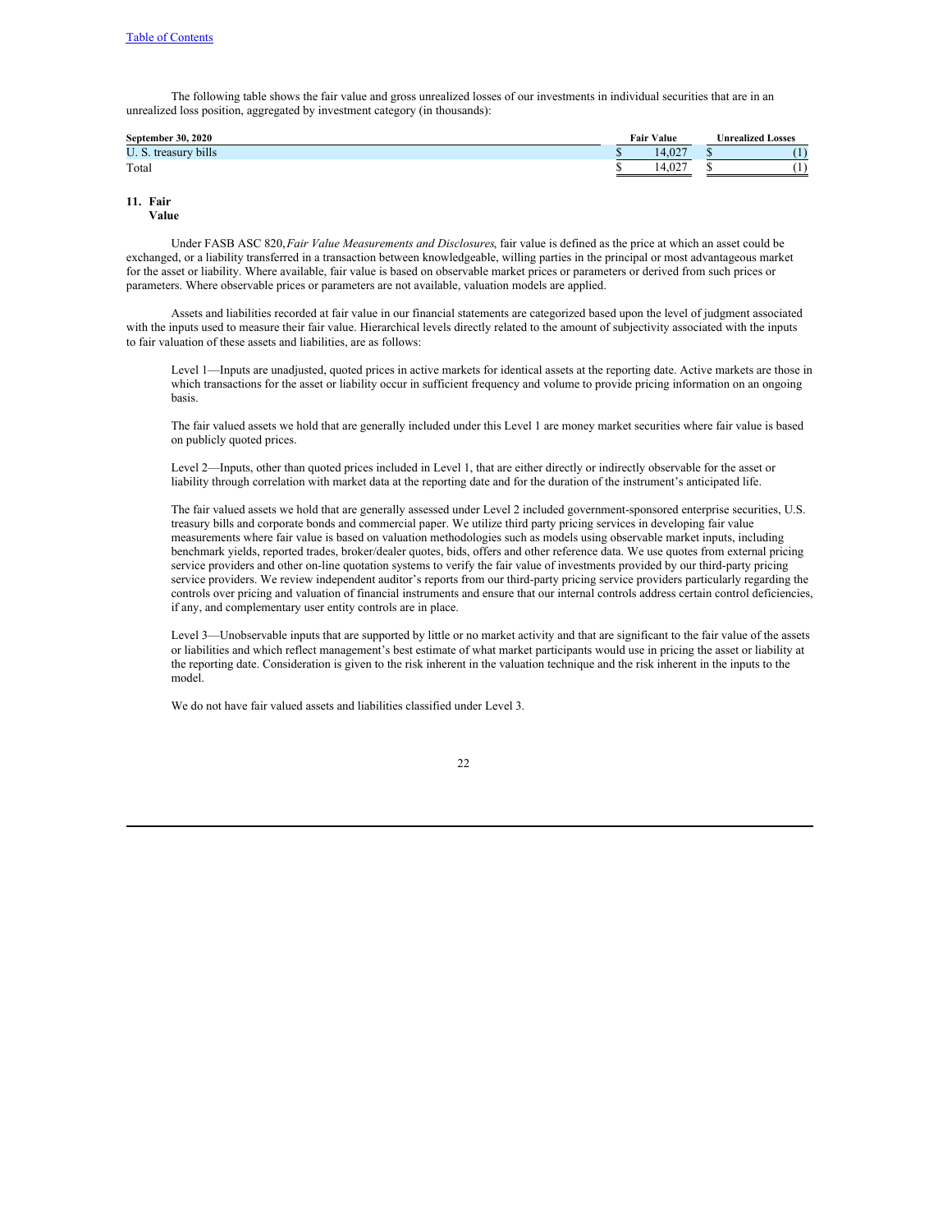The following table shows the fair value and gross unrealized losses of our investments in individual securities that are in an unrealized loss position, aggregated by investment category (in thousands):

| September 30, 2020 | Fair Value | Unrealized Losses |
|---|---|---|
| U. S. treasury bills | $ 14,027 | $ (1) |
| Total | $ 14,027 | $ (1) |

## 11. Fair Value

Under FASB ASC 820, *Fair Value Measurements and Disclosures*, fair value is defined as the price at which an asset could be exchanged, or a liability transferred in a transaction between knowledgeable, willing parties in the principal or most advantageous market for the asset or liability. Where available, fair value is based on observable market prices or parameters or derived from such prices or parameters. Where observable prices or parameters are not available, valuation models are applied.

Assets and liabilities recorded at fair value in our financial statements are categorized based upon the level of judgment associated with the inputs used to measure their fair value. Hierarchical levels directly related to the amount of subjectivity associated with the inputs to fair valuation of these assets and liabilities, are as follows:

Level 1—Inputs are unadjusted, quoted prices in active markets for identical assets at the reporting date. Active markets are those in which transactions for the asset or liability occur in sufficient frequency and volume to provide pricing information on an ongoing basis.

The fair valued assets we hold that are generally included under this Level 1 are money market securities where fair value is based on publicly quoted prices.

Level 2—Inputs, other than quoted prices included in Level 1, that are either directly or indirectly observable for the asset or liability through correlation with market data at the reporting date and for the duration of the instrument's anticipated life.

The fair valued assets we hold that are generally assessed under Level 2 included government-sponsored enterprise securities, U.S. treasury bills and corporate bonds and commercial paper. We utilize third party pricing services in developing fair value measurements where fair value is based on valuation methodologies such as models using observable market inputs, including benchmark yields, reported trades, broker/dealer quotes, bids, offers and other reference data. We use quotes from external pricing service providers and other on-line quotation systems to verify the fair value of investments provided by our third-party pricing service providers. We review independent auditor's reports from our third-party pricing service providers particularly regarding the controls over pricing and valuation of financial instruments and ensure that our internal controls address certain control deficiencies, if any, and complementary user entity controls are in place.

Level 3—Unobservable inputs that are supported by little or no market activity and that are significant to the fair value of the assets or liabilities and which reflect management's best estimate of what market participants would use in pricing the asset or liability at the reporting date. Consideration is given to the risk inherent in the valuation technique and the risk inherent in the inputs to the model.

We do not have fair valued assets and liabilities classified under Level 3.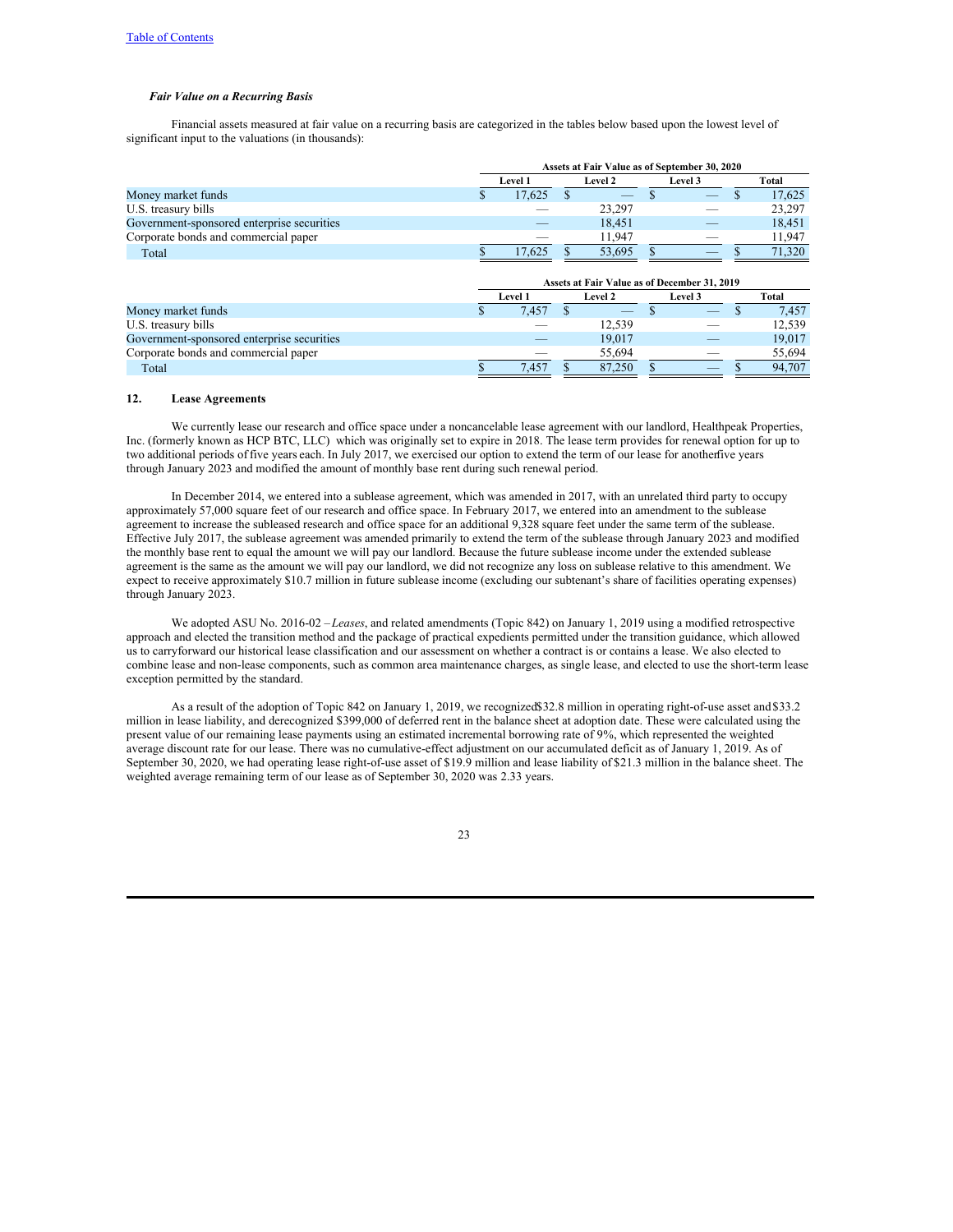*Fair Value on a Recurring Basis*

Financial assets measured at fair value on a recurring basis are categorized in the tables below based upon the lowest level of significant input to the valuations (in thousands):

| | Assets at Fair Value as of September 30, 2020 | | | |
|---|---|---|---|---|
| | Level 1 | Level 2 | Level 3 | Total |
| Money market funds | $ 17,625 | $ — | $ — | $ 17,625 |
| U.S. treasury bills | — | 23,297 | — | 23,297 |
| Government-sponsored enterprise securities | — | 18,451 | — | 18,451 |
| Corporate bonds and commercial paper | — | 11,947 | — | 11,947 |
| Total | $ 17,625 | $ 53,695 | $ — | $ 71,320 |

| | Assets at Fair Value as of December 31, 2019 | | | |
|---|---|---|---|---|
| | Level 1 | Level 2 | Level 3 | Total |
| Money market funds | $ 7,457 | $ — | $ — | $ 7,457 |
| U.S. treasury bills | — | 12,539 | — | 12,539 |
| Government-sponsored enterprise securities | — | 19,017 | — | 19,017 |
| Corporate bonds and commercial paper | — | 55,694 | — | 55,694 |
| Total | $ 7,457 | $ 87,250 | $ — | $ 94,707 |

## 12. Lease Agreements

We currently lease our research and office space under a noncancelable lease agreement with our landlord, Healthpeak Properties, Inc. (formerly known as HCP BTC, LLC) which was originally set to expire in 2018. The lease term provides for renewal option for up to two additional periods of five years each. In July 2017, we exercised our option to extend the term of our lease for another five years through January 2023 and modified the amount of monthly base rent during such renewal period.

In December 2014, we entered into a sublease agreement, which was amended in 2017, with an unrelated third party to occupy approximately 57,000 square feet of our research and office space. In February 2017, we entered into an amendment to the sublease agreement to increase the subleased research and office space for an additional 9,328 square feet under the same term of the sublease. Effective July 2017, the sublease agreement was amended primarily to extend the term of the sublease through January 2023 and modified the monthly base rent to equal the amount we will pay our landlord. Because the future sublease income under the extended sublease agreement is the same as the amount we will pay our landlord, we did not recognize any loss on sublease relative to this amendment. We expect to receive approximately $10.7 million in future sublease income (excluding our subtenant's share of facilities operating expenses) through January 2023.

We adopted ASU No. 2016-02 – *Leases*, and related amendments (Topic 842) on January 1, 2019 using a modified retrospective approach and elected the transition method and the package of practical expedients permitted under the transition guidance, which allowed us to carryforward our historical lease classification and our assessment on whether a contract is or contains a lease. We also elected to combine lease and non-lease components, such as common area maintenance charges, as single lease, and elected to use the short-term lease exception permitted by the standard.

As a result of the adoption of Topic 842 on January 1, 2019, we recognized $32.8 million in operating right-of-use asset and $33.2 million in lease liability, and derecognized $399,000 of deferred rent in the balance sheet at adoption date. These were calculated using the present value of our remaining lease payments using an estimated incremental borrowing rate of 9%, which represented the weighted average discount rate for our lease. There was no cumulative-effect adjustment on our accumulated deficit as of January 1, 2019. As of September 30, 2020, we had operating lease right-of-use asset of $19.9 million and lease liability of $21.3 million in the balance sheet. The weighted average remaining term of our lease as of September 30, 2020 was 2.33 years.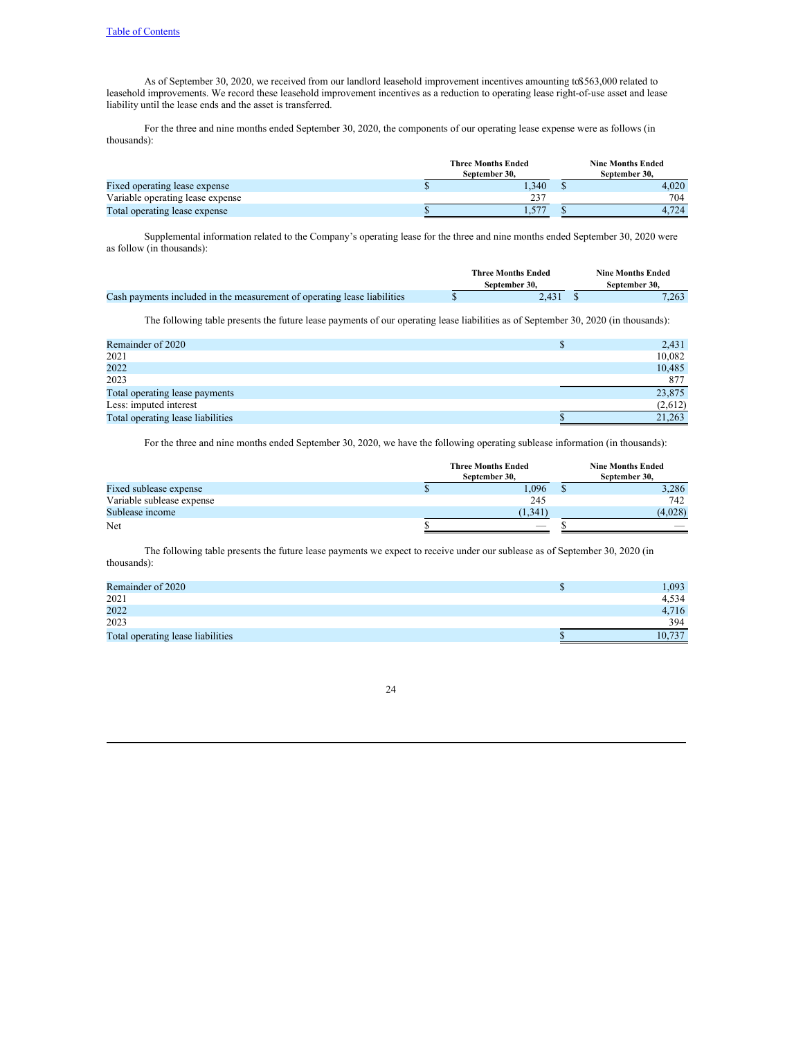As of September 30, 2020, we received from our landlord leasehold improvement incentives amounting to $563,000 related to leasehold improvements. We record these leasehold improvement incentives as a reduction to operating lease right-of-use asset and lease liability until the lease ends and the asset is transferred.

For the three and nine months ended September 30, 2020, the components of our operating lease expense were as follows (in thousands):

| | Three Months Ended September 30, | Nine Months Ended September 30, |
|---|---|---|
| Fixed operating lease expense | $ 1,340 | $ 4,020 |
| Variable operating lease expense | 237 | 704 |
| Total operating lease expense | $ 1,577 | $ 4,724 |

Supplemental information related to the Company's operating lease for the three and nine months ended September 30, 2020 were as follow (in thousands):

| | Three Months Ended September 30, | Nine Months Ended September 30, |
|---|---|---|
| Cash payments included in the measurement of operating lease liabilities | $ 2,431 | $ 7,263 |

The following table presents the future lease payments of our operating lease liabilities as of September 30, 2020 (in thousands):

| | |
|---|---|
| Remainder of 2020 | $ 2,431 |
| 2021 | 10,082 |
| 2022 | 10,485 |
| 2023 | 877 |
| Total operating lease payments | 23,875 |
| Less: imputed interest | (2,612) |
| Total operating lease liabilities | $ 21,263 |

For the three and nine months ended September 30, 2020, we have the following operating sublease information (in thousands):

| | Three Months Ended September 30, | Nine Months Ended September 30, |
|---|---|---|
| Fixed sublease expense | $ 1,096 | $ 3,286 |
| Variable sublease expense | 245 | 742 |
| Sublease income | (1,341) | (4,028) |
| Net | $ — | $ — |

The following table presents the future lease payments we expect to receive under our sublease as of September 30, 2020 (in thousands):

| | |
|---|---|
| Remainder of 2020 | $ 1,093 |
| 2021 | 4,534 |
| 2022 | 4,716 |
| 2023 | 394 |
| Total operating lease liabilities | $ 10,737 |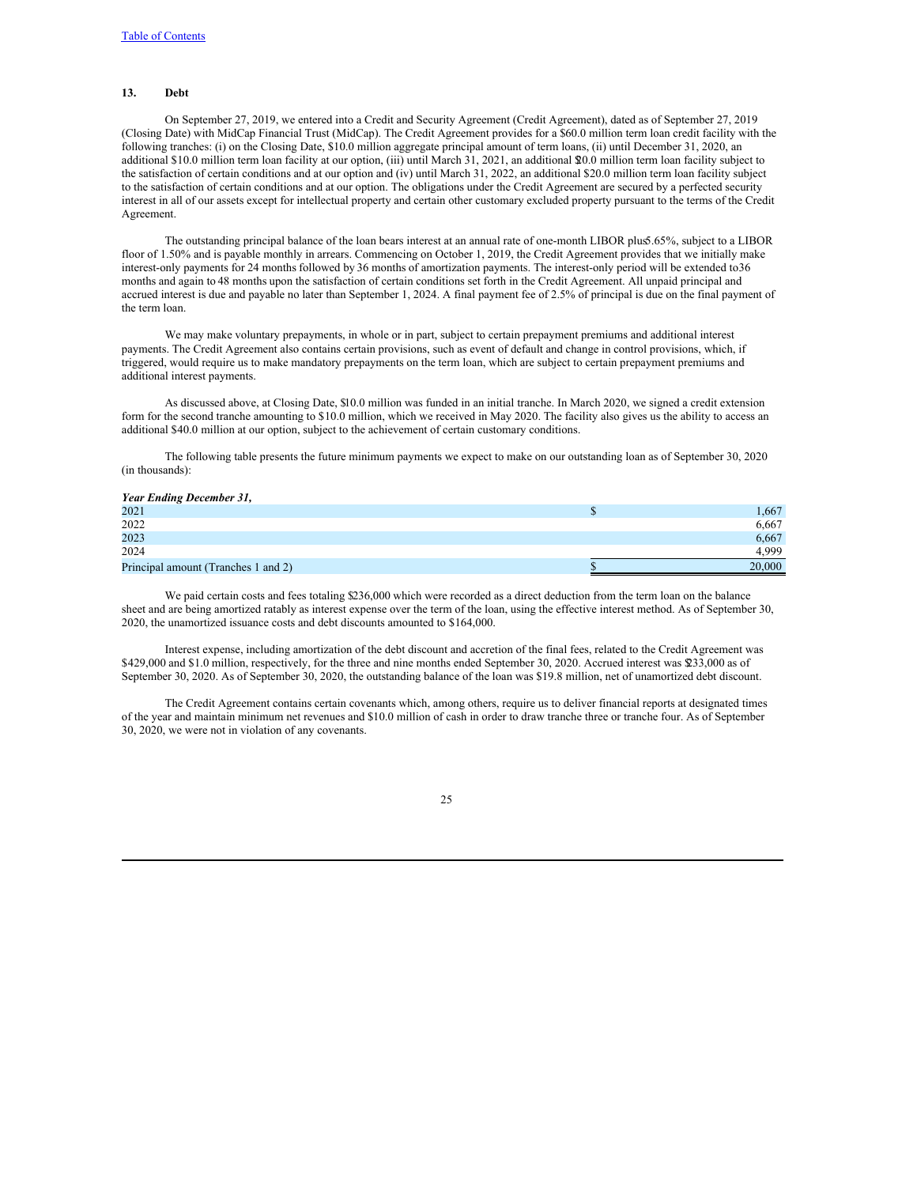### 13. Debt

On September 27, 2019, we entered into a Credit and Security Agreement (Credit Agreement), dated as of September 27, 2019 (Closing Date) with MidCap Financial Trust (MidCap). The Credit Agreement provides for a $60.0 million term loan credit facility with the following tranches: (i) on the Closing Date, $10.0 million aggregate principal amount of term loans, (ii) until December 31, 2020, an additional $10.0 million term loan facility at our option, (iii) until March 31, 2021, an additional $20.0 million term loan facility subject to the satisfaction of certain conditions and at our option and (iv) until March 31, 2022, an additional $20.0 million term loan facility subject to the satisfaction of certain conditions and at our option. The obligations under the Credit Agreement are secured by a perfected security interest in all of our assets except for intellectual property and certain other customary excluded property pursuant to the terms of the Credit Agreement.

The outstanding principal balance of the loan bears interest at an annual rate of one-month LIBOR plus 5.65%, subject to a LIBOR floor of 1.50% and is payable monthly in arrears. Commencing on October 1, 2019, the Credit Agreement provides that we initially make interest-only payments for 24 months followed by 36 months of amortization payments. The interest-only period will be extended to 36 months and again to 48 months upon the satisfaction of certain conditions set forth in the Credit Agreement. All unpaid principal and accrued interest is due and payable no later than September 1, 2024. A final payment fee of 2.5% of principal is due on the final payment of the term loan.

We may make voluntary prepayments, in whole or in part, subject to certain prepayment premiums and additional interest payments. The Credit Agreement also contains certain provisions, such as event of default and change in control provisions, which, if triggered, would require us to make mandatory prepayments on the term loan, which are subject to certain prepayment premiums and additional interest payments.

As discussed above, at Closing Date, $10.0 million was funded in an initial tranche. In March 2020, we signed a credit extension form for the second tranche amounting to $10.0 million, which we received in May 2020. The facility also gives us the ability to access an additional $40.0 million at our option, subject to the achievement of certain customary conditions.

The following table presents the future minimum payments we expect to make on our outstanding loan as of September 30, 2020 (in thousands):

| *Year Ending December 31,* | | |
|---|---|---|
| 2021 | $ | 1,667 |
| 2022 | | 6,667 |
| 2023 | | 6,667 |
| 2024 | | 4,999 |
| Principal amount (Tranches 1 and 2) | $ | 20,000 |

We paid certain costs and fees totaling $236,000 which were recorded as a direct deduction from the term loan on the balance sheet and are being amortized ratably as interest expense over the term of the loan, using the effective interest method. As of September 30, 2020, the unamortized issuance costs and debt discounts amounted to $164,000.

Interest expense, including amortization of the debt discount and accretion of the final fees, related to the Credit Agreement was $429,000 and $1.0 million, respectively, for the three and nine months ended September 30, 2020. Accrued interest was $233,000 as of September 30, 2020. As of September 30, 2020, the outstanding balance of the loan was $19.8 million, net of unamortized debt discount.

The Credit Agreement contains certain covenants which, among others, require us to deliver financial reports at designated times of the year and maintain minimum net revenues and $10.0 million of cash in order to draw tranche three or tranche four. As of September 30, 2020, we were not in violation of any covenants.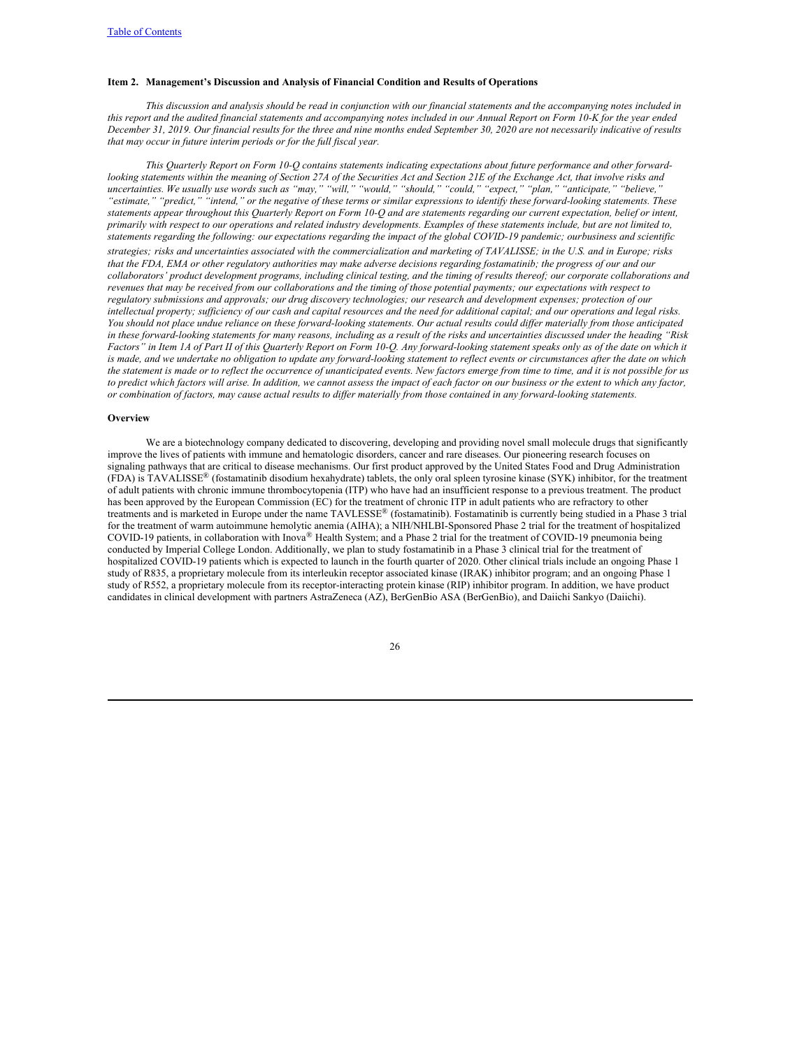### Item 2. Management's Discussion and Analysis of Financial Condition and Results of Operations

*This discussion and analysis should be read in conjunction with our financial statements and the accompanying notes included in this report and the audited financial statements and accompanying notes included in our Annual Report on Form 10-K for the year ended December 31, 2019. Our financial results for the three and nine months ended September 30, 2020 are not necessarily indicative of results that may occur in future interim periods or for the full fiscal year.*

*This Quarterly Report on Form 10-Q contains statements indicating expectations about future performance and other forward-looking statements within the meaning of Section 27A of the Securities Act and Section 21E of the Exchange Act, that involve risks and uncertainties. We usually use words such as "may," "will," "would," "should," "could," "expect," "plan," "anticipate," "believe," "estimate," "predict," "intend," or the negative of these terms or similar expressions to identify these forward-looking statements. These statements appear throughout this Quarterly Report on Form 10-Q and are statements regarding our current expectation, belief or intent, primarily with respect to our operations and related industry developments. Examples of these statements include, but are not limited to, statements regarding the following: our expectations regarding the impact of the global COVID-19 pandemic; ourbusiness and scientific strategies; risks and uncertainties associated with the commercialization and marketing of TAVALISSE; in the U.S. and in Europe; risks that the FDA, EMA or other regulatory authorities may make adverse decisions regarding fostamatinib; the progress of our and our collaborators' product development programs, including clinical testing, and the timing of results thereof; our corporate collaborations and revenues that may be received from our collaborations and the timing of those potential payments; our expectations with respect to regulatory submissions and approvals; our drug discovery technologies; our research and development expenses; protection of our intellectual property; sufficiency of our cash and capital resources and the need for additional capital; and our operations and legal risks. You should not place undue reliance on these forward-looking statements. Our actual results could differ materially from those anticipated in these forward-looking statements for many reasons, including as a result of the risks and uncertainties discussed under the heading "Risk Factors" in Item 1A of Part II of this Quarterly Report on Form 10-Q. Any forward-looking statement speaks only as of the date on which it is made, and we undertake no obligation to update any forward-looking statement to reflect events or circumstances after the date on which the statement is made or to reflect the occurrence of unanticipated events. New factors emerge from time to time, and it is not possible for us to predict which factors will arise. In addition, we cannot assess the impact of each factor on our business or the extent to which any factor, or combination of factors, may cause actual results to differ materially from those contained in any forward-looking statements.*

### Overview

We are a biotechnology company dedicated to discovering, developing and providing novel small molecule drugs that significantly improve the lives of patients with immune and hematologic disorders, cancer and rare diseases. Our pioneering research focuses on signaling pathways that are critical to disease mechanisms. Our first product approved by the United States Food and Drug Administration (FDA) is TAVALISSE® (fostamatinib disodium hexahydrate) tablets, the only oral spleen tyrosine kinase (SYK) inhibitor, for the treatment of adult patients with chronic immune thrombocytopenia (ITP) who have had an insufficient response to a previous treatment. The product has been approved by the European Commission (EC) for the treatment of chronic ITP in adult patients who are refractory to other treatments and is marketed in Europe under the name TAVLESSE® (fostamatinib). Fostamatinib is currently being studied in a Phase 3 trial for the treatment of warm autoimmune hemolytic anemia (AIHA); a NIH/NHLBI-Sponsored Phase 2 trial for the treatment of hospitalized COVID-19 patients, in collaboration with Inova® Health System; and a Phase 2 trial for the treatment of COVID-19 pneumonia being conducted by Imperial College London. Additionally, we plan to study fostamatinib in a Phase 3 clinical trial for the treatment of hospitalized COVID-19 patients which is expected to launch in the fourth quarter of 2020. Other clinical trials include an ongoing Phase 1 study of R835, a proprietary molecule from its interleukin receptor associated kinase (IRAK) inhibitor program; and an ongoing Phase 1 study of R552, a proprietary molecule from its receptor-interacting protein kinase (RIP) inhibitor program. In addition, we have product candidates in clinical development with partners AstraZeneca (AZ), BerGenBio ASA (BerGenBio), and Daiichi Sankyo (Daiichi).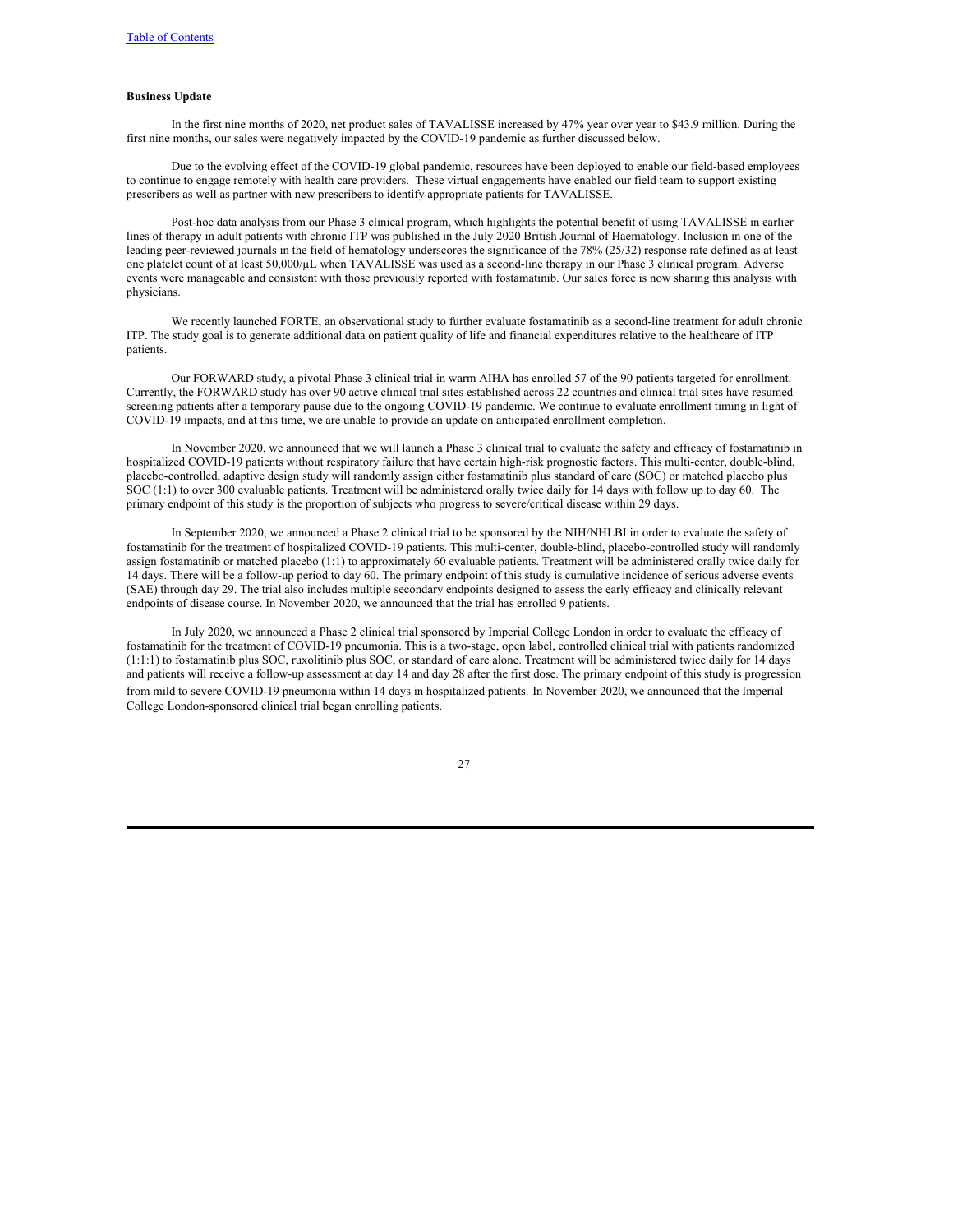**Business Update**

In the first nine months of 2020, net product sales of TAVALISSE increased by 47% year over year to $43.9 million. During the first nine months, our sales were negatively impacted by the COVID-19 pandemic as further discussed below.

Due to the evolving effect of the COVID-19 global pandemic, resources have been deployed to enable our field-based employees to continue to engage remotely with health care providers. These virtual engagements have enabled our field team to support existing prescribers as well as partner with new prescribers to identify appropriate patients for TAVALISSE.

Post-hoc data analysis from our Phase 3 clinical program, which highlights the potential benefit of using TAVALISSE in earlier lines of therapy in adult patients with chronic ITP was published in the July 2020 British Journal of Haematology. Inclusion in one of the leading peer-reviewed journals in the field of hematology underscores the significance of the 78% (25/32) response rate defined as at least one platelet count of at least 50,000/μL when TAVALISSE was used as a second-line therapy in our Phase 3 clinical program. Adverse events were manageable and consistent with those previously reported with fostamatinib. Our sales force is now sharing this analysis with physicians.

We recently launched FORTE, an observational study to further evaluate fostamatinib as a second-line treatment for adult chronic ITP. The study goal is to generate additional data on patient quality of life and financial expenditures relative to the healthcare of ITP patients.

Our FORWARD study, a pivotal Phase 3 clinical trial in warm AIHA has enrolled 57 of the 90 patients targeted for enrollment. Currently, the FORWARD study has over 90 active clinical trial sites established across 22 countries and clinical trial sites have resumed screening patients after a temporary pause due to the ongoing COVID-19 pandemic. We continue to evaluate enrollment timing in light of COVID-19 impacts, and at this time, we are unable to provide an update on anticipated enrollment completion.

In November 2020, we announced that we will launch a Phase 3 clinical trial to evaluate the safety and efficacy of fostamatinib in hospitalized COVID-19 patients without respiratory failure that have certain high-risk prognostic factors. This multi-center, double-blind, placebo-controlled, adaptive design study will randomly assign either fostamatinib plus standard of care (SOC) or matched placebo plus SOC (1:1) to over 300 evaluable patients. Treatment will be administered orally twice daily for 14 days with follow up to day 60. The primary endpoint of this study is the proportion of subjects who progress to severe/critical disease within 29 days.

In September 2020, we announced a Phase 2 clinical trial to be sponsored by the NIH/NHLBI in order to evaluate the safety of fostamatinib for the treatment of hospitalized COVID-19 patients. This multi-center, double-blind, placebo-controlled study will randomly assign fostamatinib or matched placebo (1:1) to approximately 60 evaluable patients. Treatment will be administered orally twice daily for 14 days. There will be a follow-up period to day 60. The primary endpoint of this study is cumulative incidence of serious adverse events (SAE) through day 29. The trial also includes multiple secondary endpoints designed to assess the early efficacy and clinically relevant endpoints of disease course. In November 2020, we announced that the trial has enrolled 9 patients.

In July 2020, we announced a Phase 2 clinical trial sponsored by Imperial College London in order to evaluate the efficacy of fostamatinib for the treatment of COVID-19 pneumonia. This is a two-stage, open label, controlled clinical trial with patients randomized (1:1:1) to fostamatinib plus SOC, ruxolitinib plus SOC, or standard of care alone. Treatment will be administered twice daily for 14 days and patients will receive a follow-up assessment at day 14 and day 28 after the first dose. The primary endpoint of this study is progression from mild to severe COVID-19 pneumonia within 14 days in hospitalized patients. In November 2020, we announced that the Imperial College London-sponsored clinical trial began enrolling patients.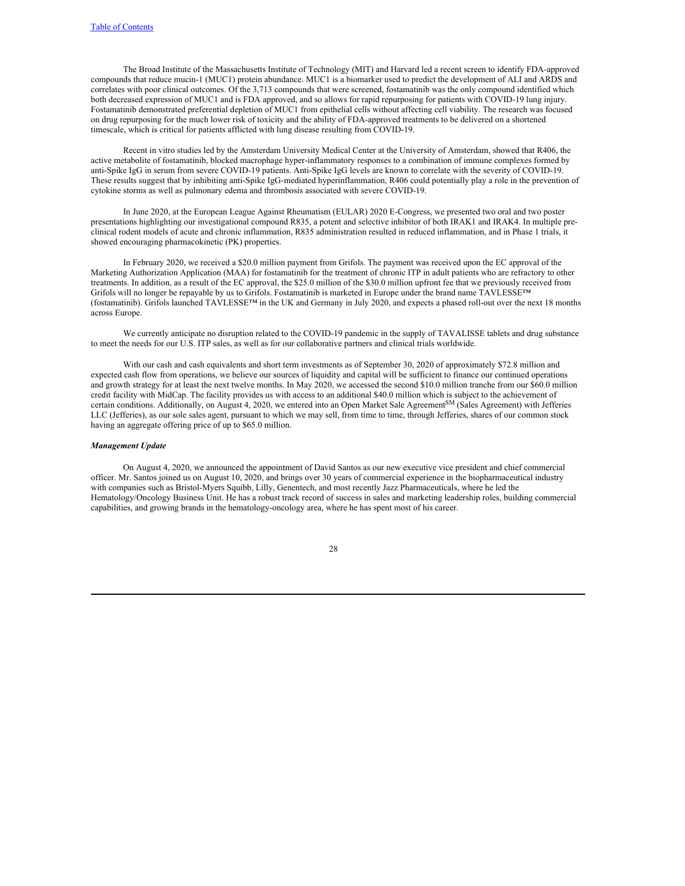The Broad Institute of the Massachusetts Institute of Technology (MIT) and Harvard led a recent screen to identify FDA-approved compounds that reduce mucin-1 (MUC1) protein abundance. MUC1 is a biomarker used to predict the development of ALI and ARDS and correlates with poor clinical outcomes. Of the 3,713 compounds that were screened, fostamatinib was the only compound identified which both decreased expression of MUC1 and is FDA approved, and so allows for rapid repurposing for patients with COVID-19 lung injury. Fostamatinib demonstrated preferential depletion of MUC1 from epithelial cells without affecting cell viability. The research was focused on drug repurposing for the much lower risk of toxicity and the ability of FDA-approved treatments to be delivered on a shortened timescale, which is critical for patients afflicted with lung disease resulting from COVID-19.

Recent in vitro studies led by the Amsterdam University Medical Center at the University of Amsterdam, showed that R406, the active metabolite of fostamatinib, blocked macrophage hyper-inflammatory responses to a combination of immune complexes formed by anti-Spike IgG in serum from severe COVID-19 patients. Anti-Spike IgG levels are known to correlate with the severity of COVID-19. These results suggest that by inhibiting anti-Spike IgG-mediated hyperinflammation, R406 could potentially play a role in the prevention of cytokine storms as well as pulmonary edema and thrombosis associated with severe COVID-19.

In June 2020, at the European League Against Rheumatism (EULAR) 2020 E-Congress, we presented two oral and two poster presentations highlighting our investigational compound R835, a potent and selective inhibitor of both IRAK1 and IRAK4. In multiple pre-clinical rodent models of acute and chronic inflammation, R835 administration resulted in reduced inflammation, and in Phase 1 trials, it showed encouraging pharmacokinetic (PK) properties.

In February 2020, we received a $20.0 million payment from Grifols. The payment was received upon the EC approval of the Marketing Authorization Application (MAA) for fostamatinib for the treatment of chronic ITP in adult patients who are refractory to other treatments. In addition, as a result of the EC approval, the $25.0 million of the $30.0 million upfront fee that we previously received from Grifols will no longer be repayable by us to Grifols. Fostamatinib is marketed in Europe under the brand name TAVLESSE™ (fostamatinib). Grifols launched TAVLESSE™ in the UK and Germany in July 2020, and expects a phased roll-out over the next 18 months across Europe.

We currently anticipate no disruption related to the COVID-19 pandemic in the supply of TAVALISSE tablets and drug substance to meet the needs for our U.S. ITP sales, as well as for our collaborative partners and clinical trials worldwide.

With our cash and cash equivalents and short term investments as of September 30, 2020 of approximately $72.8 million and expected cash flow from operations, we believe our sources of liquidity and capital will be sufficient to finance our continued operations and growth strategy for at least the next twelve months. In May 2020, we accessed the second $10.0 million tranche from our $60.0 million credit facility with MidCap. The facility provides us with access to an additional $40.0 million which is subject to the achievement of certain conditions. Additionally, on August 4, 2020, we entered into an Open Market Sale Agreement[SM] (Sales Agreement) with Jefferies LLC (Jefferies), as our sole sales agent, pursuant to which we may sell, from time to time, through Jefferies, shares of our common stock having an aggregate offering price of up to $65.0 million.

***Management Update***

On August 4, 2020, we announced the appointment of David Santos as our new executive vice president and chief commercial officer. Mr. Santos joined us on August 10, 2020, and brings over 30 years of commercial experience in the biopharmaceutical industry with companies such as Bristol-Myers Squibb, Lilly, Genentech, and most recently Jazz Pharmaceuticals, where he led the Hematology/Oncology Business Unit. He has a robust track record of success in sales and marketing leadership roles, building commercial capabilities, and growing brands in the hematology-oncology area, where he has spent most of his career.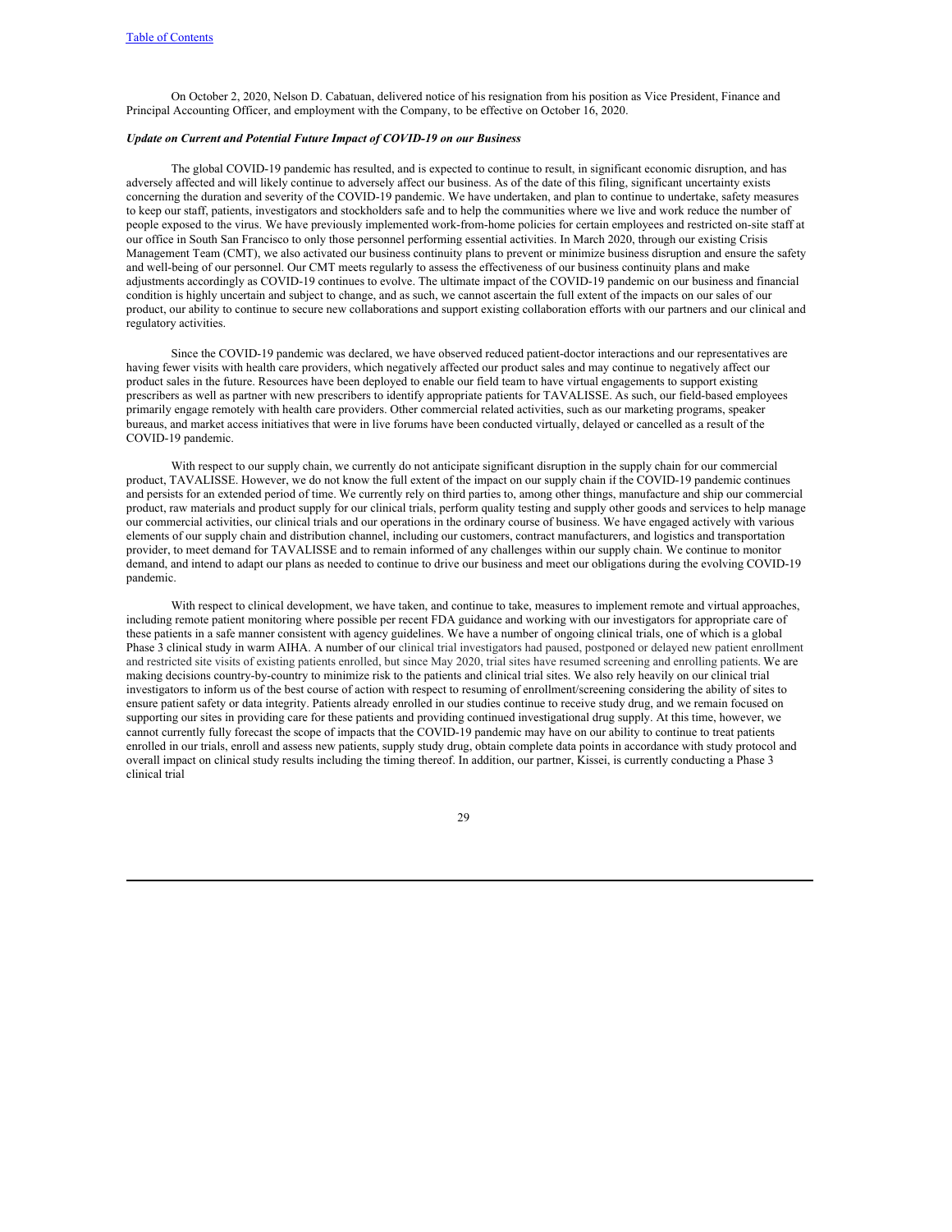On October 2, 2020, Nelson D. Cabatuan, delivered notice of his resignation from his position as Vice President, Finance and Principal Accounting Officer, and employment with the Company, to be effective on October 16, 2020.

***Update on Current and Potential Future Impact of COVID-19 on our Business***

The global COVID-19 pandemic has resulted, and is expected to continue to result, in significant economic disruption, and has adversely affected and will likely continue to adversely affect our business. As of the date of this filing, significant uncertainty exists concerning the duration and severity of the COVID-19 pandemic. We have undertaken, and plan to continue to undertake, safety measures to keep our staff, patients, investigators and stockholders safe and to help the communities where we live and work reduce the number of people exposed to the virus. We have previously implemented work-from-home policies for certain employees and restricted on-site staff at our office in South San Francisco to only those personnel performing essential activities. In March 2020, through our existing Crisis Management Team (CMT), we also activated our business continuity plans to prevent or minimize business disruption and ensure the safety and well-being of our personnel. Our CMT meets regularly to assess the effectiveness of our business continuity plans and make adjustments accordingly as COVID-19 continues to evolve. The ultimate impact of the COVID-19 pandemic on our business and financial condition is highly uncertain and subject to change, and as such, we cannot ascertain the full extent of the impacts on our sales of our product, our ability to continue to secure new collaborations and support existing collaboration efforts with our partners and our clinical and regulatory activities.

Since the COVID-19 pandemic was declared, we have observed reduced patient-doctor interactions and our representatives are having fewer visits with health care providers, which negatively affected our product sales and may continue to negatively affect our product sales in the future. Resources have been deployed to enable our field team to have virtual engagements to support existing prescribers as well as partner with new prescribers to identify appropriate patients for TAVALISSE. As such, our field-based employees primarily engage remotely with health care providers. Other commercial related activities, such as our marketing programs, speaker bureaus, and market access initiatives that were in live forums have been conducted virtually, delayed or cancelled as a result of the COVID-19 pandemic.

With respect to our supply chain, we currently do not anticipate significant disruption in the supply chain for our commercial product, TAVALISSE. However, we do not know the full extent of the impact on our supply chain if the COVID-19 pandemic continues and persists for an extended period of time. We currently rely on third parties to, among other things, manufacture and ship our commercial product, raw materials and product supply for our clinical trials, perform quality testing and supply other goods and services to help manage our commercial activities, our clinical trials and our operations in the ordinary course of business. We have engaged actively with various elements of our supply chain and distribution channel, including our customers, contract manufacturers, and logistics and transportation provider, to meet demand for TAVALISSE and to remain informed of any challenges within our supply chain. We continue to monitor demand, and intend to adapt our plans as needed to continue to drive our business and meet our obligations during the evolving COVID-19 pandemic.

With respect to clinical development, we have taken, and continue to take, measures to implement remote and virtual approaches, including remote patient monitoring where possible per recent FDA guidance and working with our investigators for appropriate care of these patients in a safe manner consistent with agency guidelines. We have a number of ongoing clinical trials, one of which is a global Phase 3 clinical study in warm AIHA. A number of our clinical trial investigators had paused, postponed or delayed new patient enrollment and restricted site visits of existing patients enrolled, but since May 2020, trial sites have resumed screening and enrolling patients. We are making decisions country-by-country to minimize risk to the patients and clinical trial sites. We also rely heavily on our clinical trial investigators to inform us of the best course of action with respect to resuming of enrollment/screening considering the ability of sites to ensure patient safety or data integrity. Patients already enrolled in our studies continue to receive study drug, and we remain focused on supporting our sites in providing care for these patients and providing continued investigational drug supply. At this time, however, we cannot currently fully forecast the scope of impacts that the COVID-19 pandemic may have on our ability to continue to treat patients enrolled in our trials, enroll and assess new patients, supply study drug, obtain complete data points in accordance with study protocol and overall impact on clinical study results including the timing thereof. In addition, our partner, Kissei, is currently conducting a Phase 3 clinical trial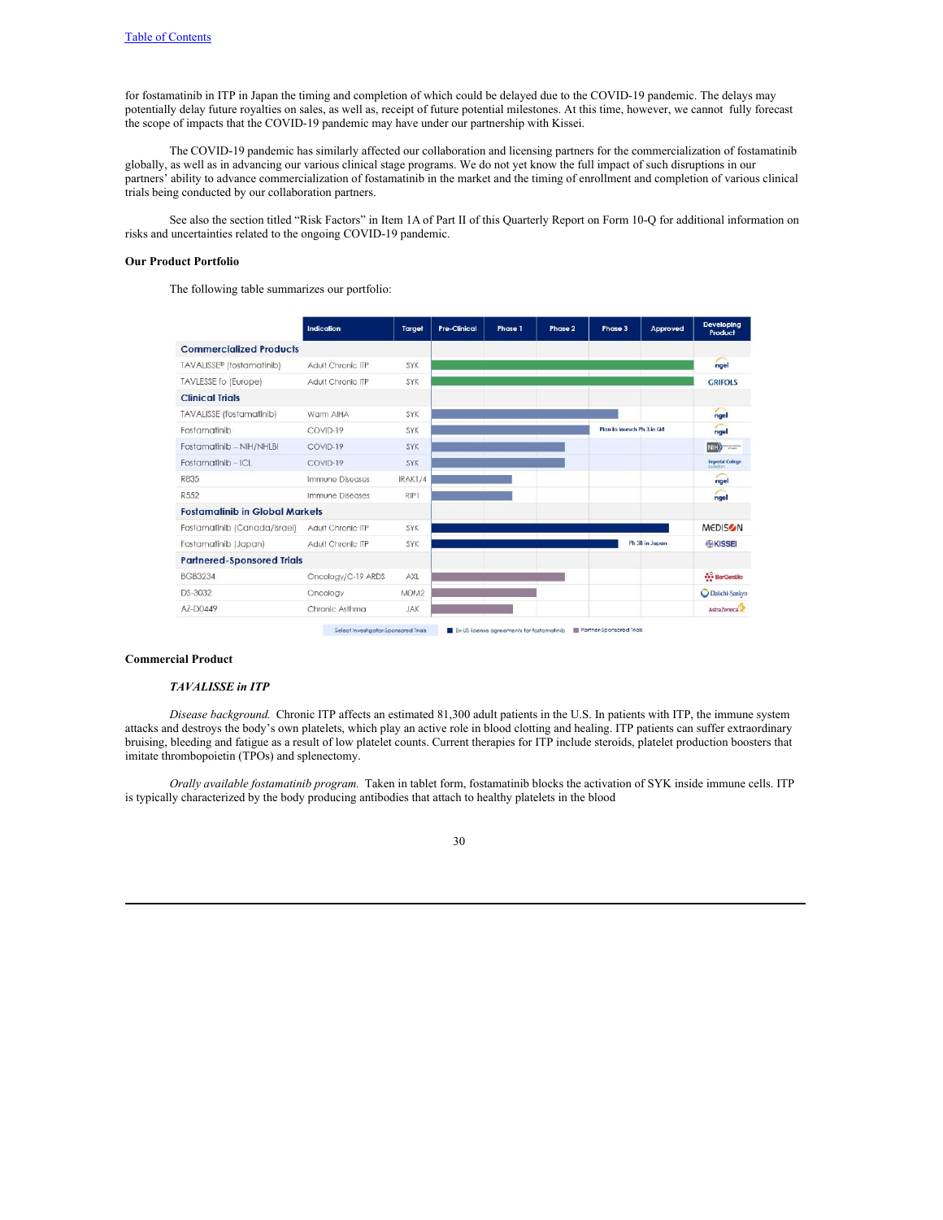for fostamatinib in ITP in Japan the timing and completion of which could be delayed due to the COVID-19 pandemic. The delays may potentially delay future royalties on sales, as well as, receipt of future potential milestones. At this time, however, we cannot fully forecast the scope of impacts that the COVID-19 pandemic may have under our partnership with Kissei.

The COVID-19 pandemic has similarly affected our collaboration and licensing partners for the commercialization of fostamatinib globally, as well as in advancing our various clinical stage programs. We do not yet know the full impact of such disruptions in our partners' ability to advance commercialization of fostamatinib in the market and the timing of enrollment and completion of various clinical trials being conducted by our collaboration partners.

See also the section titled "Risk Factors" in Item 1A of Part II of this Quarterly Report on Form 10-Q for additional information on risks and uncertainties related to the ongoing COVID-19 pandemic.

**Our Product Portfolio**

The following table summarizes our portfolio:

| | Indication | Target | Pre-Clinical | Phase 1 | Phase 2 | Phase 3 | Approved | Developing Product |
|---|---|---|---|---|---|---|---|---|
| **Commercialized Products** | | | | | | | | |
| TAVALISSE® (fostamatinib) | Adult Chronic ITP | SYK | | | | | ✓ | rigel |
| TAVLESSE fo (Europe) | Adult Chronic ITP | SYK | | | | | ✓ | GRIFOLS |
| **Clinical Trials** | | | | | | | | |
| TAVALISSE (fostamatinib) | Warm AIHA | SYK | | | | ✓ | | rigel |
| Fostamatinib | COVID-19 | SYK | | | ✓ | Plan to launch Ph 3 in Q4 | | rigel |
| Fostamatinib – NIH/NHLBI | COVID-19 | SYK | | | ✓ | | | NIH |
| Fostamatinib – ICL | COVID-19 | SYK | | | ✓ | | | Imperial College London |
| R835 | Immune Diseases | IRAK1/4 | | ✓ | | | | rigel |
| R552 | Immune Diseases | RIP1 | | ✓ | | | | rigel |
| **Fostamatinib in Global Markets** | | | | | | | | |
| Fostamatinib (Canada/Israel) | Adult Chronic ITP | SYK | | | | | ✓ | MEDISON |
| Fostamatinib (Japan) | Adult Chronic ITP | SYK | | | | ✓ Ph 3B in Japan | | KISSEI |
| **Partnered-Sponsored Trials** | | | | | | | | |
| BGB324 | Oncology/C-19 ARDS | AXL | | | ✓ | | | BeiGene |
| DS-3032 | Oncology | MDM2 | | | ✓ | | | Daiichi-Sankyo |
| AZ-D0449 | Chronic Asthma | JAK | | ✓ | | | | AstraZeneca |

Select Investigator-Sponsored Trials ■ Ex-US license agreements for fostamatinib ■ Partner-Sponsored Trials

**Commercial Product**

***TAVALISSE in ITP***

*Disease background.* Chronic ITP affects an estimated 81,300 adult patients in the U.S. In patients with ITP, the immune system attacks and destroys the body's own platelets, which play an active role in blood clotting and healing. ITP patients can suffer extraordinary bruising, bleeding and fatigue as a result of low platelet counts. Current therapies for ITP include steroids, platelet production boosters that imitate thrombopoietin (TPOs) and splenectomy.

*Orally available fostamatinib program.* Taken in tablet form, fostamatinib blocks the activation of SYK inside immune cells. ITP is typically characterized by the body producing antibodies that attach to healthy platelets in the blood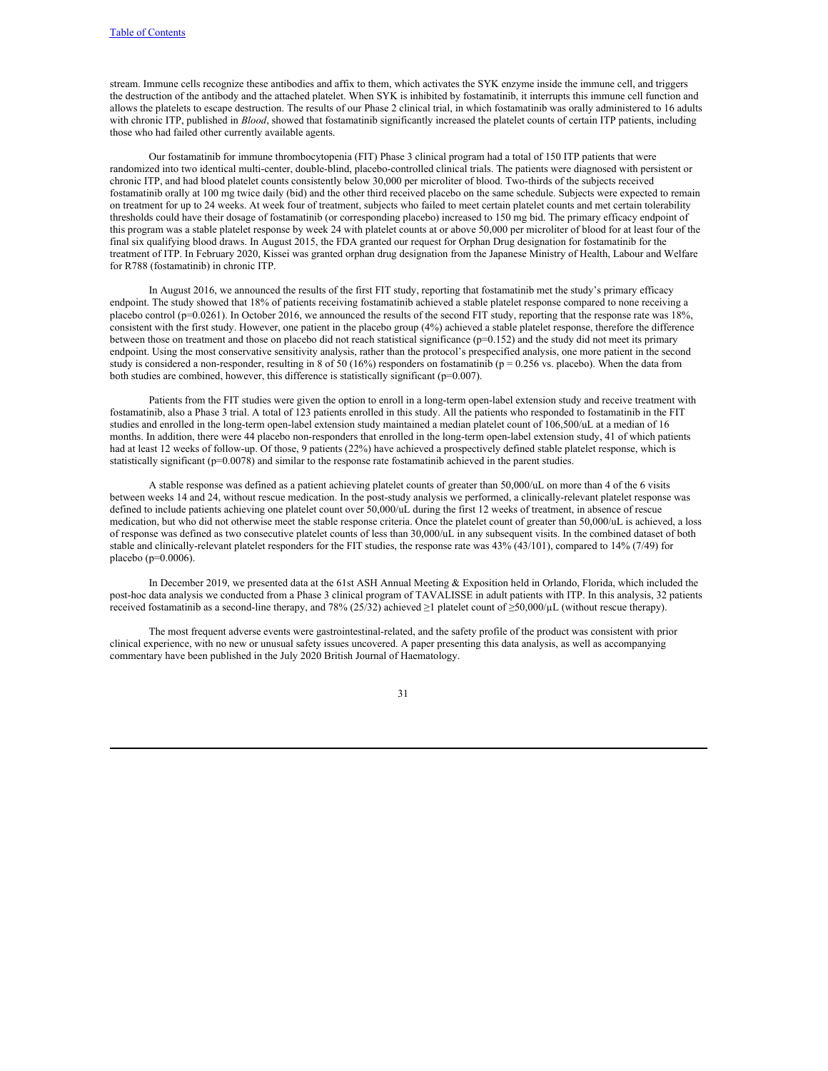stream. Immune cells recognize these antibodies and affix to them, which activates the SYK enzyme inside the immune cell, and triggers the destruction of the antibody and the attached platelet. When SYK is inhibited by fostamatinib, it interrupts this immune cell function and allows the platelets to escape destruction. The results of our Phase 2 clinical trial, in which fostamatinib was orally administered to 16 adults with chronic ITP, published in *Blood*, showed that fostamatinib significantly increased the platelet counts of certain ITP patients, including those who had failed other currently available agents.

Our fostamatinib for immune thrombocytopenia (FIT) Phase 3 clinical program had a total of 150 ITP patients that were randomized into two identical multi-center, double-blind, placebo-controlled clinical trials. The patients were diagnosed with persistent or chronic ITP, and had blood platelet counts consistently below 30,000 per microliter of blood. Two-thirds of the subjects received fostamatinib orally at 100 mg twice daily (bid) and the other third received placebo on the same schedule. Subjects were expected to remain on treatment for up to 24 weeks. At week four of treatment, subjects who failed to meet certain platelet counts and met certain tolerability thresholds could have their dosage of fostamatinib (or corresponding placebo) increased to 150 mg bid. The primary efficacy endpoint of this program was a stable platelet response by week 24 with platelet counts at or above 50,000 per microliter of blood for at least four of the final six qualifying blood draws. In August 2015, the FDA granted our request for Orphan Drug designation for fostamatinib for the treatment of ITP. In February 2020, Kissei was granted orphan drug designation from the Japanese Ministry of Health, Labour and Welfare for R788 (fostamatinib) in chronic ITP.

In August 2016, we announced the results of the first FIT study, reporting that fostamatinib met the study's primary efficacy endpoint. The study showed that 18% of patients receiving fostamatinib achieved a stable platelet response compared to none receiving a placebo control ($p=0.0261$). In October 2016, we announced the results of the second FIT study, reporting that the response rate was 18%, consistent with the first study. However, one patient in the placebo group (4%) achieved a stable platelet response, therefore the difference between those on treatment and those on placebo did not reach statistical significance ($p=0.152$) and the study did not meet its primary endpoint. Using the most conservative sensitivity analysis, rather than the protocol's prespecified analysis, one more patient in the second study is considered a non-responder, resulting in 8 of 50 (16%) responders on fostamatinib ($p = 0.256$ vs. placebo). When the data from both studies are combined, however, this difference is statistically significant ($p=0.007$).

Patients from the FIT studies were given the option to enroll in a long-term open-label extension study and receive treatment with fostamatinib, also a Phase 3 trial. A total of 123 patients enrolled in this study. All the patients who responded to fostamatinib in the FIT studies and enrolled in the long-term open-label extension study maintained a median platelet count of 106,500/uL at a median of 16 months. In addition, there were 44 placebo non-responders that enrolled in the long-term open-label extension study, 41 of which patients had at least 12 weeks of follow-up. Of those, 9 patients (22%) have achieved a prospectively defined stable platelet response, which is statistically significant ($p=0.0078$) and similar to the response rate fostamatinib achieved in the parent studies.

A stable response was defined as a patient achieving platelet counts of greater than 50,000/uL on more than 4 of the 6 visits between weeks 14 and 24, without rescue medication. In the post-study analysis we performed, a clinically-relevant platelet response was defined to include patients achieving one platelet count over 50,000/uL during the first 12 weeks of treatment, in absence of rescue medication, but who did not otherwise meet the stable response criteria. Once the platelet count of greater than 50,000/uL is achieved, a loss of response was defined as two consecutive platelet counts of less than 30,000/uL in any subsequent visits. In the combined dataset of both stable and clinically-relevant platelet responders for the FIT studies, the response rate was 43% (43/101), compared to 14% (7/49) for placebo ($p=0.0006$).

In December 2019, we presented data at the 61st ASH Annual Meeting & Exposition held in Orlando, Florida, which included the post-hoc data analysis we conducted from a Phase 3 clinical program of TAVALISSE in adult patients with ITP. In this analysis, 32 patients received fostamatinib as a second-line therapy, and 78% (25/32) achieved ≥1 platelet count of ≥50,000/µL (without rescue therapy).

The most frequent adverse events were gastrointestinal-related, and the safety profile of the product was consistent with prior clinical experience, with no new or unusual safety issues uncovered. A paper presenting this data analysis, as well as accompanying commentary have been published in the July 2020 British Journal of Haematology.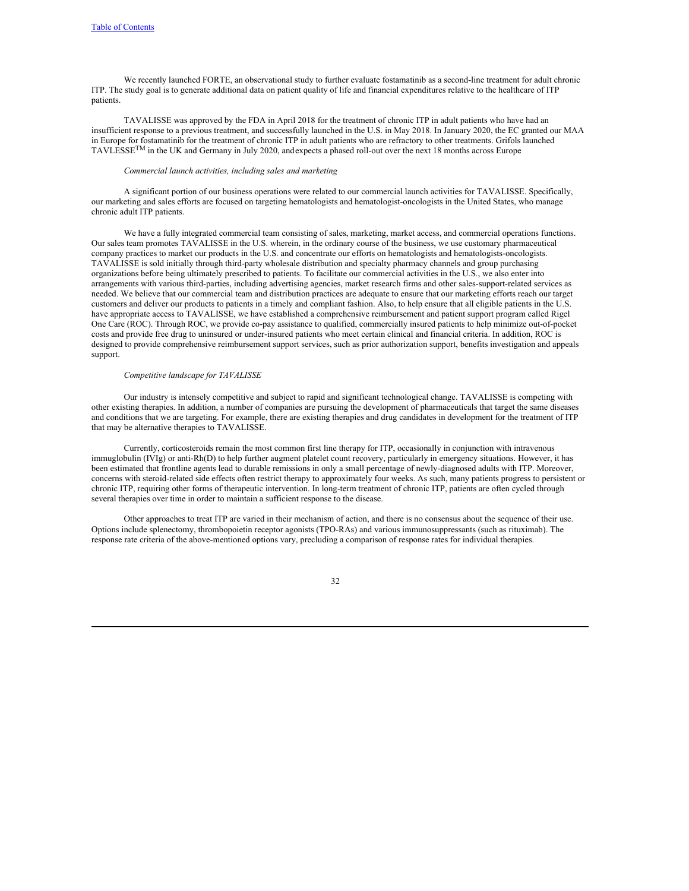We recently launched FORTE, an observational study to further evaluate fostamatinib as a second-line treatment for adult chronic ITP. The study goal is to generate additional data on patient quality of life and financial expenditures relative to the healthcare of ITP patients.

TAVALISSE was approved by the FDA in April 2018 for the treatment of chronic ITP in adult patients who have had an insufficient response to a previous treatment, and successfully launched in the U.S. in May 2018. In January 2020, the EC granted our MAA in Europe for fostamatinib for the treatment of chronic ITP in adult patients who are refractory to other treatments. Grifols launched TAVLESSE™ in the UK and Germany in July 2020, andexpects a phased roll-out over the next 18 months across Europe

*Commercial launch activities, including sales and marketing*

A significant portion of our business operations were related to our commercial launch activities for TAVALISSE. Specifically, our marketing and sales efforts are focused on targeting hematologists and hematologist-oncologists in the United States, who manage chronic adult ITP patients.

We have a fully integrated commercial team consisting of sales, marketing, market access, and commercial operations functions. Our sales team promotes TAVALISSE in the U.S. wherein, in the ordinary course of the business, we use customary pharmaceutical company practices to market our products in the U.S. and concentrate our efforts on hematologists and hematologists-oncologists. TAVALISSE is sold initially through third-party wholesale distribution and specialty pharmacy channels and group purchasing organizations before being ultimately prescribed to patients. To facilitate our commercial activities in the U.S., we also enter into arrangements with various third-parties, including advertising agencies, market research firms and other sales-support-related services as needed. We believe that our commercial team and distribution practices are adequate to ensure that our marketing efforts reach our target customers and deliver our products to patients in a timely and compliant fashion. Also, to help ensure that all eligible patients in the U.S. have appropriate access to TAVALISSE, we have established a comprehensive reimbursement and patient support program called Rigel One Care (ROC). Through ROC, we provide co-pay assistance to qualified, commercially insured patients to help minimize out-of-pocket costs and provide free drug to uninsured or under-insured patients who meet certain clinical and financial criteria. In addition, ROC is designed to provide comprehensive reimbursement support services, such as prior authorization support, benefits investigation and appeals support.

*Competitive landscape for TAVALISSE*

Our industry is intensely competitive and subject to rapid and significant technological change. TAVALISSE is competing with other existing therapies. In addition, a number of companies are pursuing the development of pharmaceuticals that target the same diseases and conditions that we are targeting. For example, there are existing therapies and drug candidates in development for the treatment of ITP that may be alternative therapies to TAVALISSE.

Currently, corticosteroids remain the most common first line therapy for ITP, occasionally in conjunction with intravenous immuglobulin (IVIg) or anti-Rh(D) to help further augment platelet count recovery, particularly in emergency situations. However, it has been estimated that frontline agents lead to durable remissions in only a small percentage of newly-diagnosed adults with ITP. Moreover, concerns with steroid-related side effects often restrict therapy to approximately four weeks. As such, many patients progress to persistent or chronic ITP, requiring other forms of therapeutic intervention. In long-term treatment of chronic ITP, patients are often cycled through several therapies over time in order to maintain a sufficient response to the disease.

Other approaches to treat ITP are varied in their mechanism of action, and there is no consensus about the sequence of their use. Options include splenectomy, thrombopoietin receptor agonists (TPO-RAs) and various immunosuppressants (such as rituximab). The response rate criteria of the above-mentioned options vary, precluding a comparison of response rates for individual therapies.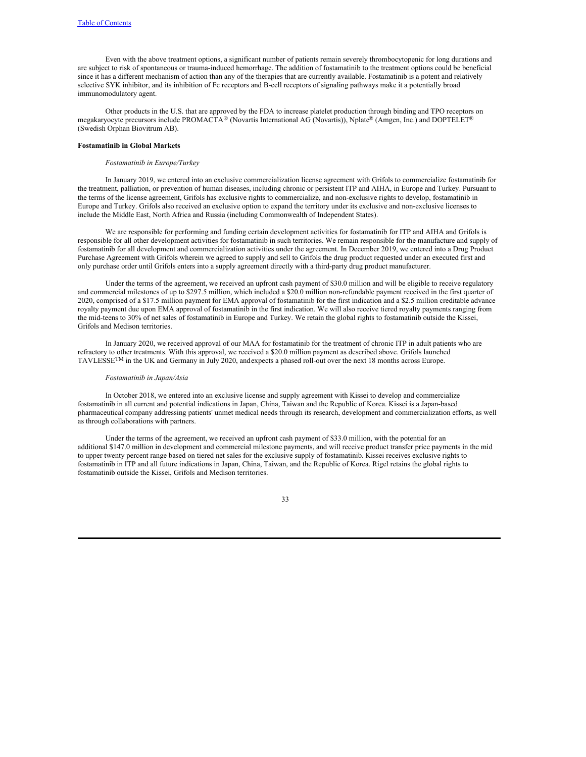Even with the above treatment options, a significant number of patients remain severely thrombocytopenic for long durations and are subject to risk of spontaneous or trauma-induced hemorrhage. The addition of fostamatinib to the treatment options could be beneficial since it has a different mechanism of action than any of the therapies that are currently available. Fostamatinib is a potent and relatively selective SYK inhibitor, and its inhibition of Fc receptors and B-cell receptors of signaling pathways make it a potentially broad immunomodulatory agent.

Other products in the U.S. that are approved by the FDA to increase platelet production through binding and TPO receptors on megakaryocyte precursors include PROMACTA® (Novartis International AG (Novartis)), Nplate® (Amgen, Inc.) and DOPTELET® (Swedish Orphan Biovitrum AB).

**Fostamatinib in Global Markets**

*Fostamatinib in Europe/Turkey*

In January 2019, we entered into an exclusive commercialization license agreement with Grifols to commercialize fostamatinib for the treatment, palliation, or prevention of human diseases, including chronic or persistent ITP and AIHA, in Europe and Turkey. Pursuant to the terms of the license agreement, Grifols has exclusive rights to commercialize, and non-exclusive rights to develop, fostamatinib in Europe and Turkey. Grifols also received an exclusive option to expand the territory under its exclusive and non-exclusive licenses to include the Middle East, North Africa and Russia (including Commonwealth of Independent States).

We are responsible for performing and funding certain development activities for fostamatinib for ITP and AIHA and Grifols is responsible for all other development activities for fostamatinib in such territories. We remain responsible for the manufacture and supply of fostamatinib for all development and commercialization activities under the agreement. In December 2019, we entered into a Drug Product Purchase Agreement with Grifols wherein we agreed to supply and sell to Grifols the drug product requested under an executed first and only purchase order until Grifols enters into a supply agreement directly with a third-party drug product manufacturer.

Under the terms of the agreement, we received an upfront cash payment of $30.0 million and will be eligible to receive regulatory and commercial milestones of up to $297.5 million, which included a $20.0 million non-refundable payment received in the first quarter of 2020, comprised of a $17.5 million payment for EMA approval of fostamatinib for the first indication and a $2.5 million creditable advance royalty payment due upon EMA approval of fostamatinib in the first indication. We will also receive tiered royalty payments ranging from the mid-teens to 30% of net sales of fostamatinib in Europe and Turkey. We retain the global rights to fostamatinib outside the Kissei, Grifols and Medison territories.

In January 2020, we received approval of our MAA for fostamatinib for the treatment of chronic ITP in adult patients who are refractory to other treatments. With this approval, we received a $20.0 million payment as described above. Grifols launched TAVLESSE™ in the UK and Germany in July 2020, and expects a phased roll-out over the next 18 months across Europe.

*Fostamatinib in Japan/Asia*

In October 2018, we entered into an exclusive license and supply agreement with Kissei to develop and commercialize fostamatinib in all current and potential indications in Japan, China, Taiwan and the Republic of Korea. Kissei is a Japan-based pharmaceutical company addressing patients' unmet medical needs through its research, development and commercialization efforts, as well as through collaborations with partners.

Under the terms of the agreement, we received an upfront cash payment of $33.0 million, with the potential for an additional $147.0 million in development and commercial milestone payments, and will receive product transfer price payments in the mid to upper twenty percent range based on tiered net sales for the exclusive supply of fostamatinib. Kissei receives exclusive rights to fostamatinib in ITP and all future indications in Japan, China, Taiwan, and the Republic of Korea. Rigel retains the global rights to fostamatinib outside the Kissei, Grifols and Medison territories.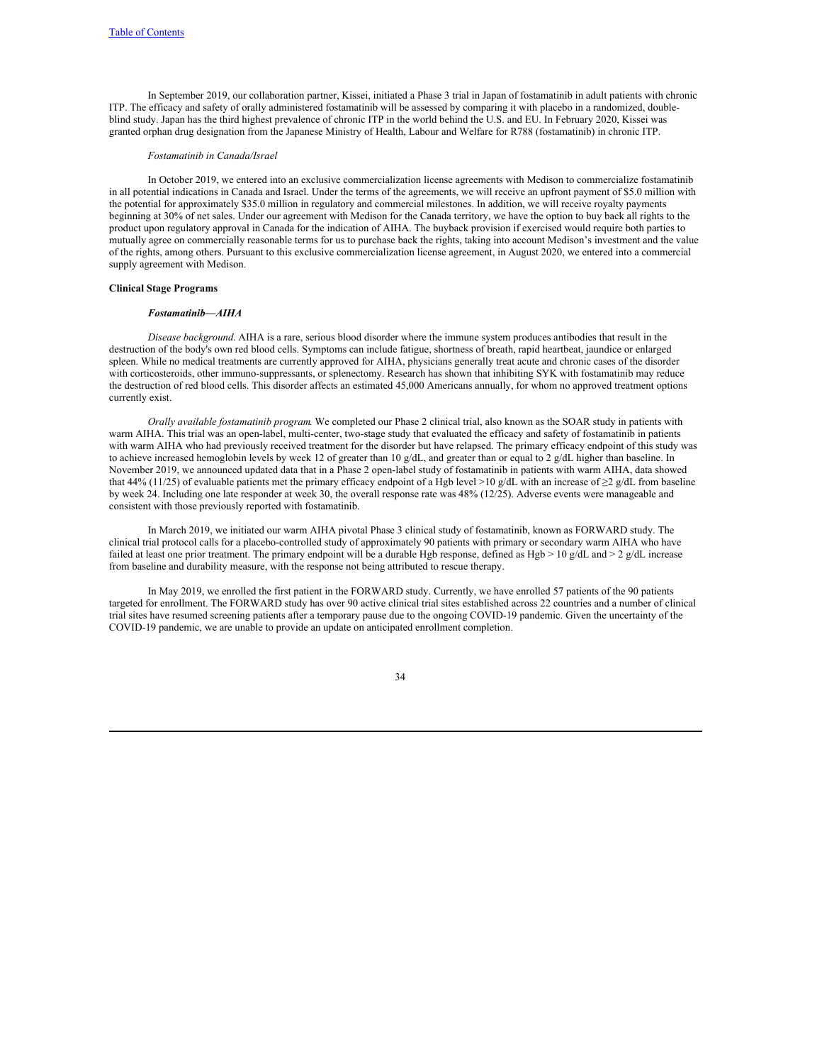In September 2019, our collaboration partner, Kissei, initiated a Phase 3 trial in Japan of fostamatinib in adult patients with chronic ITP. The efficacy and safety of orally administered fostamatinib will be assessed by comparing it with placebo in a randomized, double-blind study. Japan has the third highest prevalence of chronic ITP in the world behind the U.S. and EU. In February 2020, Kissei was granted orphan drug designation from the Japanese Ministry of Health, Labour and Welfare for R788 (fostamatinib) in chronic ITP.

*Fostamatinib in Canada/Israel*

In October 2019, we entered into an exclusive commercialization license agreements with Medison to commercialize fostamatinib in all potential indications in Canada and Israel. Under the terms of the agreements, we will receive an upfront payment of $5.0 million with the potential for approximately $35.0 million in regulatory and commercial milestones. In addition, we will receive royalty payments beginning at 30% of net sales. Under our agreement with Medison for the Canada territory, we have the option to buy back all rights to the product upon regulatory approval in Canada for the indication of AIHA. The buyback provision if exercised would require both parties to mutually agree on commercially reasonable terms for us to purchase back the rights, taking into account Medison's investment and the value of the rights, among others. Pursuant to this exclusive commercialization license agreement, in August 2020, we entered into a commercial supply agreement with Medison.

**Clinical Stage Programs**

***Fostamatinib—AIHA***

*Disease background.* AIHA is a rare, serious blood disorder where the immune system produces antibodies that result in the destruction of the body's own red blood cells. Symptoms can include fatigue, shortness of breath, rapid heartbeat, jaundice or enlarged spleen. While no medical treatments are currently approved for AIHA, physicians generally treat acute and chronic cases of the disorder with corticosteroids, other immuno-suppressants, or splenectomy. Research has shown that inhibiting SYK with fostamatinib may reduce the destruction of red blood cells. This disorder affects an estimated 45,000 Americans annually, for whom no approved treatment options currently exist.

*Orally available fostamatinib program.* We completed our Phase 2 clinical trial, also known as the SOAR study in patients with warm AIHA. This trial was an open-label, multi-center, two-stage study that evaluated the efficacy and safety of fostamatinib in patients with warm AIHA who had previously received treatment for the disorder but have relapsed. The primary efficacy endpoint of this study was to achieve increased hemoglobin levels by week 12 of greater than 10 g/dL, and greater than or equal to 2 g/dL higher than baseline. In November 2019, we announced updated data that in a Phase 2 open-label study of fostamatinib in patients with warm AIHA, data showed that 44% (11/25) of evaluable patients met the primary efficacy endpoint of a Hgb level >10 g/dL with an increase of ≥2 g/dL from baseline by week 24. Including one late responder at week 30, the overall response rate was 48% (12/25). Adverse events were manageable and consistent with those previously reported with fostamatinib.

In March 2019, we initiated our warm AIHA pivotal Phase 3 clinical study of fostamatinib, known as FORWARD study. The clinical trial protocol calls for a placebo-controlled study of approximately 90 patients with primary or secondary warm AIHA who have failed at least one prior treatment. The primary endpoint will be a durable Hgb response, defined as Hgb > 10 g/dL and > 2 g/dL increase from baseline and durability measure, with the response not being attributed to rescue therapy.

In May 2019, we enrolled the first patient in the FORWARD study. Currently, we have enrolled 57 patients of the 90 patients targeted for enrollment. The FORWARD study has over 90 active clinical trial sites established across 22 countries and a number of clinical trial sites have resumed screening patients after a temporary pause due to the ongoing COVID-19 pandemic. Given the uncertainty of the COVID-19 pandemic, we are unable to provide an update on anticipated enrollment completion.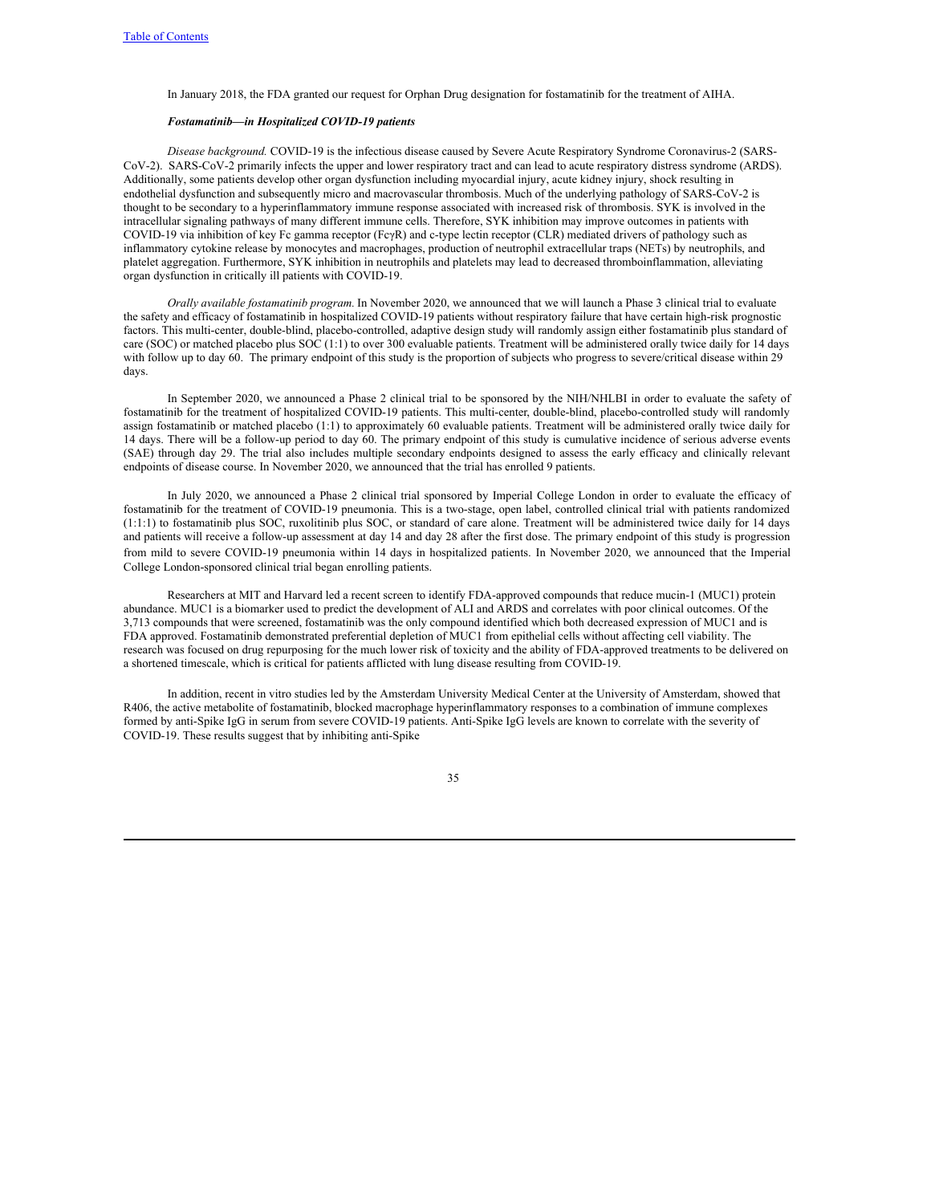In January 2018, the FDA granted our request for Orphan Drug designation for fostamatinib for the treatment of AIHA.

***Fostamatinib—in Hospitalized COVID-19 patients***

*Disease background.* COVID-19 is the infectious disease caused by Severe Acute Respiratory Syndrome Coronavirus-2 (SARS-CoV-2). SARS-CoV-2 primarily infects the upper and lower respiratory tract and can lead to acute respiratory distress syndrome (ARDS). Additionally, some patients develop other organ dysfunction including myocardial injury, acute kidney injury, shock resulting in endothelial dysfunction and subsequently micro and macrovascular thrombosis. Much of the underlying pathology of SARS-CoV-2 is thought to be secondary to a hyperinflammatory immune response associated with increased risk of thrombosis. SYK is involved in the intracellular signaling pathways of many different immune cells. Therefore, SYK inhibition may improve outcomes in patients with COVID-19 via inhibition of key Fc gamma receptor (FcγR) and c-type lectin receptor (CLR) mediated drivers of pathology such as inflammatory cytokine release by monocytes and macrophages, production of neutrophil extracellular traps (NETs) by neutrophils, and platelet aggregation. Furthermore, SYK inhibition in neutrophils and platelets may lead to decreased thromboinflammation, alleviating organ dysfunction in critically ill patients with COVID-19.

*Orally available fostamatinib program.* In November 2020, we announced that we will launch a Phase 3 clinical trial to evaluate the safety and efficacy of fostamatinib in hospitalized COVID-19 patients without respiratory failure that have certain high-risk prognostic factors. This multi-center, double-blind, placebo-controlled, adaptive design study will randomly assign either fostamatinib plus standard of care (SOC) or matched placebo plus SOC (1:1) to over 300 evaluable patients. Treatment will be administered orally twice daily for 14 days with follow up to day 60. The primary endpoint of this study is the proportion of subjects who progress to severe/critical disease within 29 days.

In September 2020, we announced a Phase 2 clinical trial to be sponsored by the NIH/NHLBI in order to evaluate the safety of fostamatinib for the treatment of hospitalized COVID-19 patients. This multi-center, double-blind, placebo-controlled study will randomly assign fostamatinib or matched placebo (1:1) to approximately 60 evaluable patients. Treatment will be administered orally twice daily for 14 days. There will be a follow-up period to day 60. The primary endpoint of this study is cumulative incidence of serious adverse events (SAE) through day 29. The trial also includes multiple secondary endpoints designed to assess the early efficacy and clinically relevant endpoints of disease course. In November 2020, we announced that the trial has enrolled 9 patients.

In July 2020, we announced a Phase 2 clinical trial sponsored by Imperial College London in order to evaluate the efficacy of fostamatinib for the treatment of COVID-19 pneumonia. This is a two-stage, open label, controlled clinical trial with patients randomized (1:1:1) to fostamatinib plus SOC, ruxolitinib plus SOC, or standard of care alone. Treatment will be administered twice daily for 14 days and patients will receive a follow-up assessment at day 14 and day 28 after the first dose. The primary endpoint of this study is progression from mild to severe COVID-19 pneumonia within 14 days in hospitalized patients. In November 2020, we announced that the Imperial College London-sponsored clinical trial began enrolling patients.

Researchers at MIT and Harvard led a recent screen to identify FDA-approved compounds that reduce mucin-1 (MUC1) protein abundance. MUC1 is a biomarker used to predict the development of ALI and ARDS and correlates with poor clinical outcomes. Of the 3,713 compounds that were screened, fostamatinib was the only compound identified which both decreased expression of MUC1 and is FDA approved. Fostamatinib demonstrated preferential depletion of MUC1 from epithelial cells without affecting cell viability. The research was focused on drug repurposing for the much lower risk of toxicity and the ability of FDA-approved treatments to be delivered on a shortened timescale, which is critical for patients afflicted with lung disease resulting from COVID-19.

In addition, recent in vitro studies led by the Amsterdam University Medical Center at the University of Amsterdam, showed that R406, the active metabolite of fostamatinib, blocked macrophage hyperinflammatory responses to a combination of immune complexes formed by anti-Spike IgG in serum from severe COVID-19 patients. Anti-Spike IgG levels are known to correlate with the severity of COVID-19. These results suggest that by inhibiting anti-Spike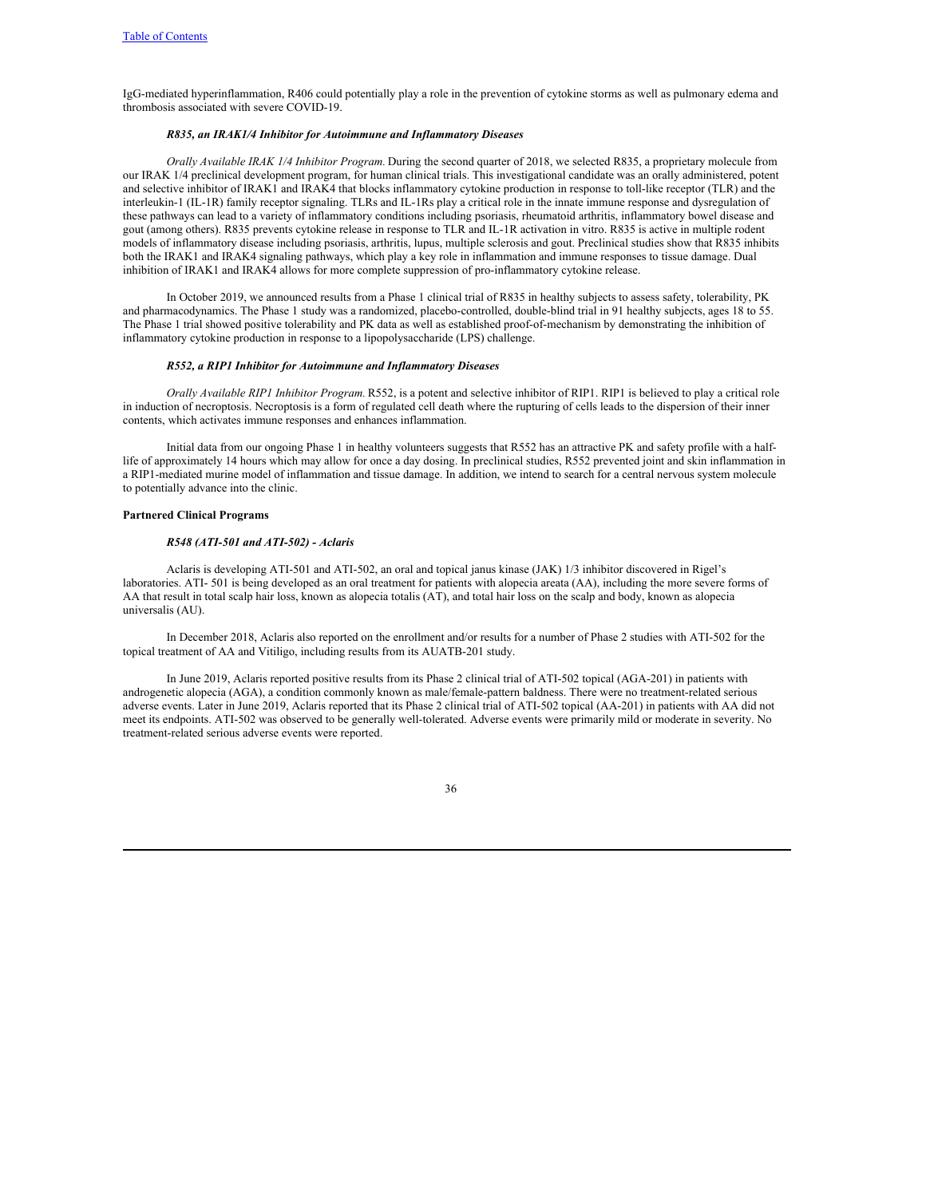IgG-mediated hyperinflammation, R406 could potentially play a role in the prevention of cytokine storms as well as pulmonary edema and thrombosis associated with severe COVID-19.

***R835, an IRAK1/4 Inhibitor for Autoimmune and Inflammatory Diseases***

*Orally Available IRAK 1/4 Inhibitor Program.* During the second quarter of 2018, we selected R835, a proprietary molecule from our IRAK 1/4 preclinical development program, for human clinical trials. This investigational candidate was an orally administered, potent and selective inhibitor of IRAK1 and IRAK4 that blocks inflammatory cytokine production in response to toll-like receptor (TLR) and the interleukin-1 (IL-1R) family receptor signaling. TLRs and IL-1Rs play a critical role in the innate immune response and dysregulation of these pathways can lead to a variety of inflammatory conditions including psoriasis, rheumatoid arthritis, inflammatory bowel disease and gout (among others). R835 prevents cytokine release in response to TLR and IL-1R activation in vitro. R835 is active in multiple rodent models of inflammatory disease including psoriasis, arthritis, lupus, multiple sclerosis and gout. Preclinical studies show that R835 inhibits both the IRAK1 and IRAK4 signaling pathways, which play a key role in inflammation and immune responses to tissue damage. Dual inhibition of IRAK1 and IRAK4 allows for more complete suppression of pro-inflammatory cytokine release.

In October 2019, we announced results from a Phase 1 clinical trial of R835 in healthy subjects to assess safety, tolerability, PK and pharmacodynamics. The Phase 1 study was a randomized, placebo-controlled, double-blind trial in 91 healthy subjects, ages 18 to 55. The Phase 1 trial showed positive tolerability and PK data as well as established proof-of-mechanism by demonstrating the inhibition of inflammatory cytokine production in response to a lipopolysaccharide (LPS) challenge.

***R552, a RIP1 Inhibitor for Autoimmune and Inflammatory Diseases***

*Orally Available RIP1 Inhibitor Program.* R552, is a potent and selective inhibitor of RIP1. RIP1 is believed to play a critical role in induction of necroptosis. Necroptosis is a form of regulated cell death where the rupturing of cells leads to the dispersion of their inner contents, which activates immune responses and enhances inflammation.

Initial data from our ongoing Phase 1 in healthy volunteers suggests that R552 has an attractive PK and safety profile with a half-life of approximately 14 hours which may allow for once a day dosing. In preclinical studies, R552 prevented joint and skin inflammation in a RIP1-mediated murine model of inflammation and tissue damage. In addition, we intend to search for a central nervous system molecule to potentially advance into the clinic.

**Partnered Clinical Programs**

***R548 (ATI-501 and ATI-502) - Aclaris***

Aclaris is developing ATI-501 and ATI-502, an oral and topical janus kinase (JAK) 1/3 inhibitor discovered in Rigel's laboratories. ATI- 501 is being developed as an oral treatment for patients with alopecia areata (AA), including the more severe forms of AA that result in total scalp hair loss, known as alopecia totalis (AT), and total hair loss on the scalp and body, known as alopecia universalis (AU).

In December 2018, Aclaris also reported on the enrollment and/or results for a number of Phase 2 studies with ATI-502 for the topical treatment of AA and Vitiligo, including results from its AUATB-201 study.

In June 2019, Aclaris reported positive results from its Phase 2 clinical trial of ATI-502 topical (AGA-201) in patients with androgenetic alopecia (AGA), a condition commonly known as male/female-pattern baldness. There were no treatment-related serious adverse events. Later in June 2019, Aclaris reported that its Phase 2 clinical trial of ATI-502 topical (AA-201) in patients with AA did not meet its endpoints. ATI-502 was observed to be generally well-tolerated. Adverse events were primarily mild or moderate in severity. No treatment-related serious adverse events were reported.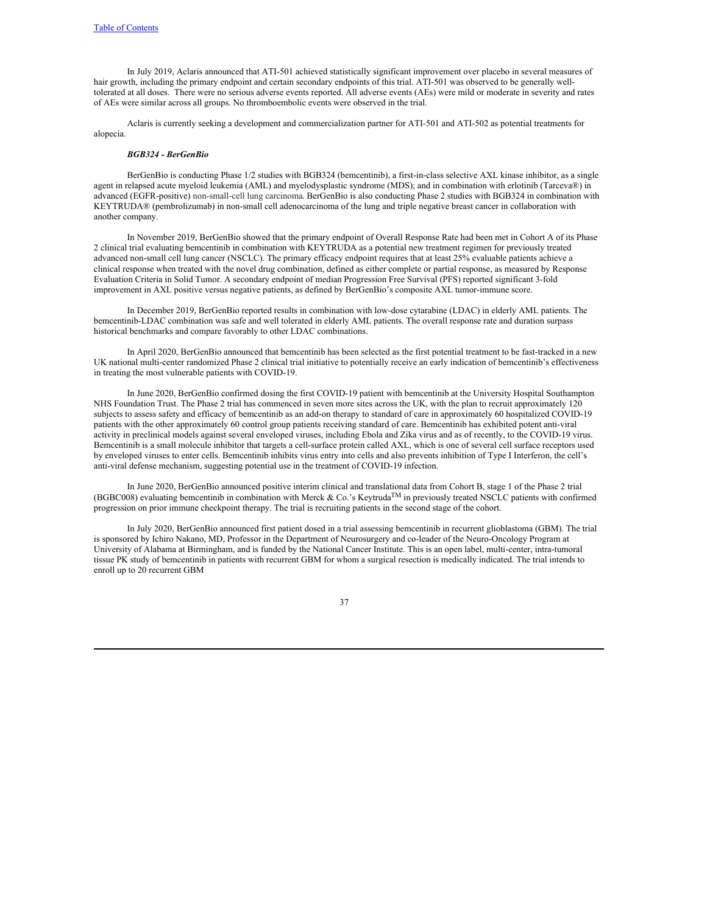In July 2019, Aclaris announced that ATI-501 achieved statistically significant improvement over placebo in several measures of hair growth, including the primary endpoint and certain secondary endpoints of this trial. ATI-501 was observed to be generally well-tolerated at all doses. There were no serious adverse events reported. All adverse events (AEs) were mild or moderate in severity and rates of AEs were similar across all groups. No thromboembolic events were observed in the trial.

Aclaris is currently seeking a development and commercialization partner for ATI-501 and ATI-502 as potential treatments for alopecia.

***BGB324 - BerGenBio***

BerGenBio is conducting Phase 1/2 studies with BGB324 (bemcentinib), a first-in-class selective AXL kinase inhibitor, as a single agent in relapsed acute myeloid leukemia (AML) and myelodysplastic syndrome (MDS); and in combination with erlotinib (Tarceva®) in advanced (EGFR-positive) non-small-cell lung carcinoma. BerGenBio is also conducting Phase 2 studies with BGB324 in combination with KEYTRUDA® (pembrolizumab) in non-small cell adenocarcinoma of the lung and triple negative breast cancer in collaboration with another company.

In November 2019, BerGenBio showed that the primary endpoint of Overall Response Rate had been met in Cohort A of its Phase 2 clinical trial evaluating bemcentinib in combination with KEYTRUDA as a potential new treatment regimen for previously treated advanced non-small cell lung cancer (NSCLC). The primary efficacy endpoint requires that at least 25% evaluable patients achieve a clinical response when treated with the novel drug combination, defined as either complete or partial response, as measured by Response Evaluation Criteria in Solid Tumor. A secondary endpoint of median Progression Free Survival (PFS) reported significant 3-fold improvement in AXL positive versus negative patients, as defined by BerGenBio's composite AXL tumor-immune score.

In December 2019, BerGenBio reported results in combination with low-dose cytarabine (LDAC) in elderly AML patients. The bemcentinib-LDAC combination was safe and well tolerated in elderly AML patients. The overall response rate and duration surpass historical benchmarks and compare favorably to other LDAC combinations.

In April 2020, BerGenBio announced that bemcentinib has been selected as the first potential treatment to be fast-tracked in a new UK national multi-center randomized Phase 2 clinical trial initiative to potentially receive an early indication of bemcentinib's effectiveness in treating the most vulnerable patients with COVID-19.

In June 2020, BerGenBio confirmed dosing the first COVID-19 patient with bemcentinib at the University Hospital Southampton NHS Foundation Trust. The Phase 2 trial has commenced in seven more sites across the UK, with the plan to recruit approximately 120 subjects to assess safety and efficacy of bemcentinib as an add-on therapy to standard of care in approximately 60 hospitalized COVID-19 patients with the other approximately 60 control group patients receiving standard of care. Bemcentinib has exhibited potent anti-viral activity in preclinical models against several enveloped viruses, including Ebola and Zika virus and as of recently, to the COVID-19 virus. Bemcentinib is a small molecule inhibitor that targets a cell-surface protein called AXL, which is one of several cell surface receptors used by enveloped viruses to enter cells. Bemcentinib inhibits virus entry into cells and also prevents inhibition of Type I Interferon, the cell's anti-viral defense mechanism, suggesting potential use in the treatment of COVID-19 infection.

In June 2020, BerGenBio announced positive interim clinical and translational data from Cohort B, stage 1 of the Phase 2 trial (BGBC008) evaluating bemcentinib in combination with Merck & Co.'s Keytruda™ in previously treated NSCLC patients with confirmed progression on prior immune checkpoint therapy. The trial is recruiting patients in the second stage of the cohort.

In July 2020, BerGenBio announced first patient dosed in a trial assessing bemcentinib in recurrent glioblastoma (GBM). The trial is sponsored by Ichiro Nakano, MD, Professor in the Department of Neurosurgery and co-leader of the Neuro-Oncology Program at University of Alabama at Birmingham, and is funded by the National Cancer Institute. This is an open label, multi-center, intra-tumoral tissue PK study of bemcentinib in patients with recurrent GBM for whom a surgical resection is medically indicated. The trial intends to enroll up to 20 recurrent GBM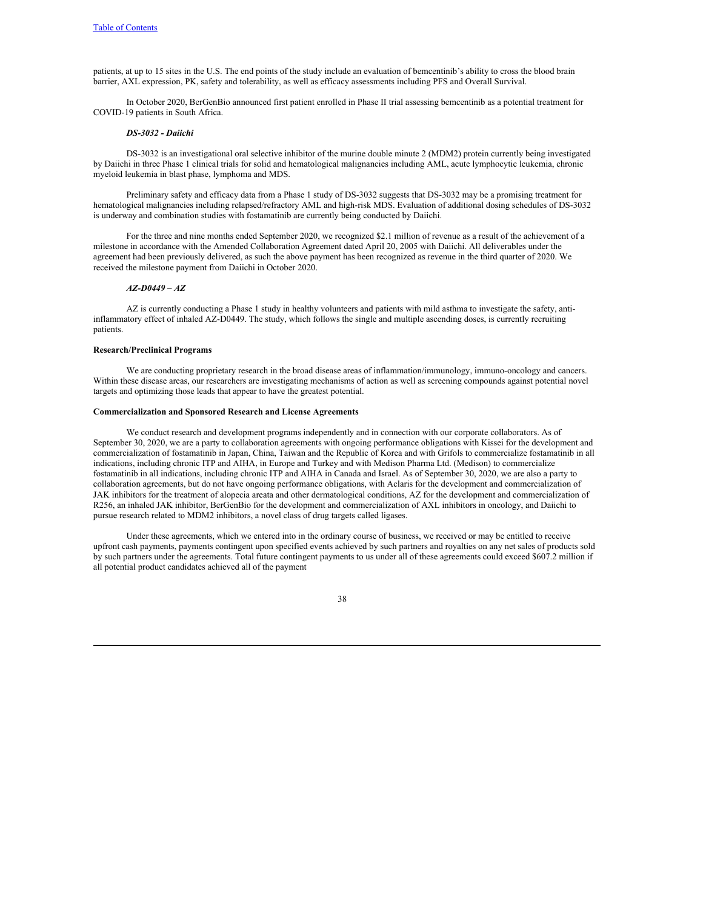patients, at up to 15 sites in the U.S. The end points of the study include an evaluation of bemcentinib's ability to cross the blood brain barrier, AXL expression, PK, safety and tolerability, as well as efficacy assessments including PFS and Overall Survival.

In October 2020, BerGenBio announced first patient enrolled in Phase II trial assessing bemcentinib as a potential treatment for COVID-19 patients in South Africa.

***DS-3032 - Daiichi***

DS-3032 is an investigational oral selective inhibitor of the murine double minute 2 (MDM2) protein currently being investigated by Daiichi in three Phase 1 clinical trials for solid and hematological malignancies including AML, acute lymphocytic leukemia, chronic myeloid leukemia in blast phase, lymphoma and MDS.

Preliminary safety and efficacy data from a Phase 1 study of DS-3032 suggests that DS-3032 may be a promising treatment for hematological malignancies including relapsed/refractory AML and high-risk MDS. Evaluation of additional dosing schedules of DS-3032 is underway and combination studies with fostamatinib are currently being conducted by Daiichi.

For the three and nine months ended September 2020, we recognized $2.1 million of revenue as a result of the achievement of a milestone in accordance with the Amended Collaboration Agreement dated April 20, 2005 with Daiichi. All deliverables under the agreement had been previously delivered, as such the above payment has been recognized as revenue in the third quarter of 2020. We received the milestone payment from Daiichi in October 2020.

***AZ-D0449 – AZ***

AZ is currently conducting a Phase 1 study in healthy volunteers and patients with mild asthma to investigate the safety, anti-inflammatory effect of inhaled AZ-D0449. The study, which follows the single and multiple ascending doses, is currently recruiting patients.

**Research/Preclinical Programs**

We are conducting proprietary research in the broad disease areas of inflammation/immunology, immuno-oncology and cancers. Within these disease areas, our researchers are investigating mechanisms of action as well as screening compounds against potential novel targets and optimizing those leads that appear to have the greatest potential.

**Commercialization and Sponsored Research and License Agreements**

We conduct research and development programs independently and in connection with our corporate collaborators. As of September 30, 2020, we are a party to collaboration agreements with ongoing performance obligations with Kissei for the development and commercialization of fostamatinib in Japan, China, Taiwan and the Republic of Korea and with Grifols to commercialize fostamatinib in all indications, including chronic ITP and AIHA, in Europe and Turkey and with Medison Pharma Ltd. (Medison) to commercialize fostamatinib in all indications, including chronic ITP and AIHA in Canada and Israel. As of September 30, 2020, we are also a party to collaboration agreements, but do not have ongoing performance obligations, with Aclaris for the development and commercialization of JAK inhibitors for the treatment of alopecia areata and other dermatological conditions, AZ for the development and commercialization of R256, an inhaled JAK inhibitor, BerGenBio for the development and commercialization of AXL inhibitors in oncology, and Daiichi to pursue research related to MDM2 inhibitors, a novel class of drug targets called ligases.

Under these agreements, which we entered into in the ordinary course of business, we received or may be entitled to receive upfront cash payments, payments contingent upon specified events achieved by such partners and royalties on any net sales of products sold by such partners under the agreements. Total future contingent payments to us under all of these agreements could exceed $607.2 million if all potential product candidates achieved all of the payment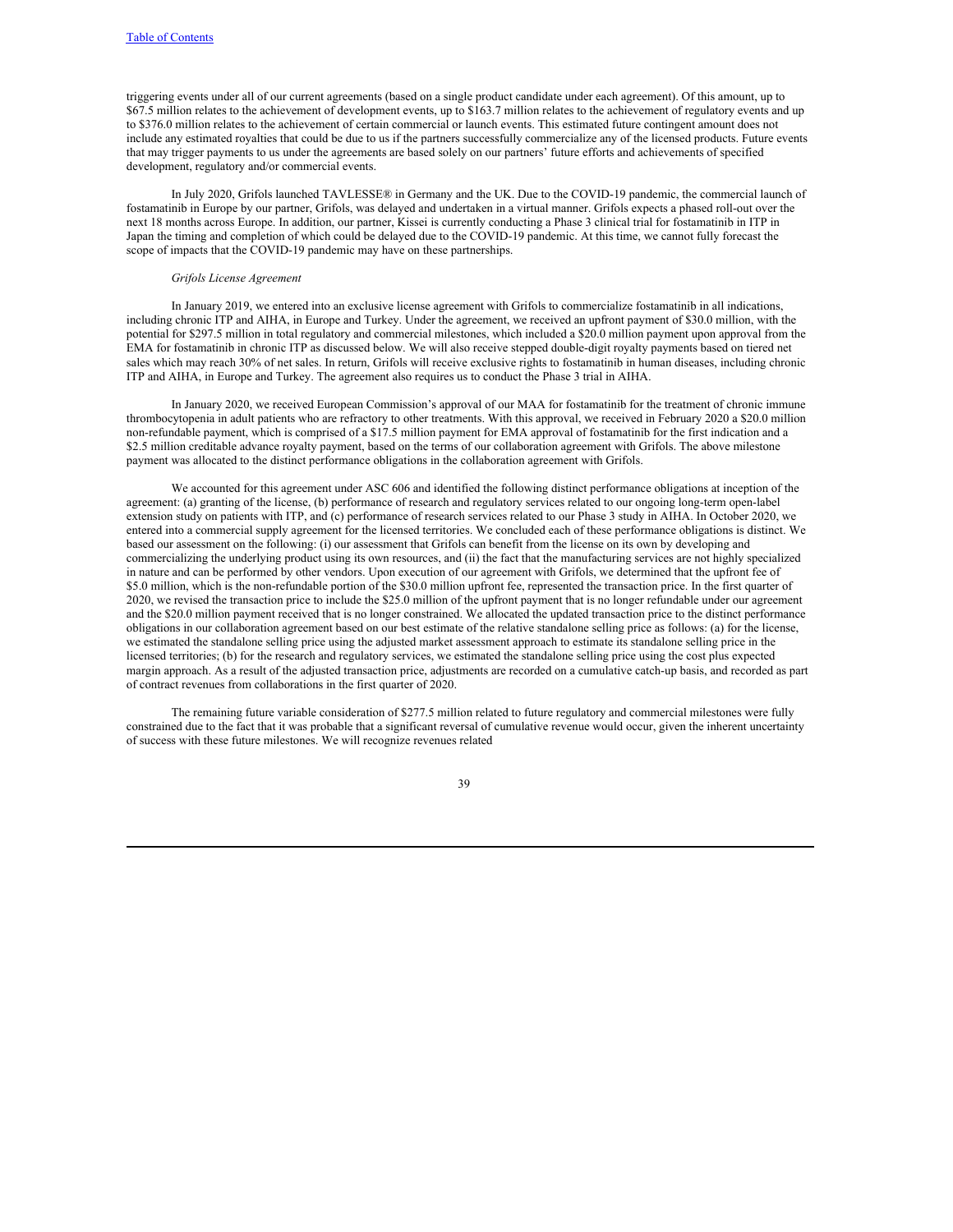triggering events under all of our current agreements (based on a single product candidate under each agreement). Of this amount, up to $67.5 million relates to the achievement of development events, up to $163.7 million relates to the achievement of regulatory events and up to $376.0 million relates to the achievement of certain commercial or launch events. This estimated future contingent amount does not include any estimated royalties that could be due to us if the partners successfully commercialize any of the licensed products. Future events that may trigger payments to us under the agreements are based solely on our partners' future efforts and achievements of specified development, regulatory and/or commercial events.

In July 2020, Grifols launched TAVLESSE® in Germany and the UK. Due to the COVID-19 pandemic, the commercial launch of fostamatinib in Europe by our partner, Grifols, was delayed and undertaken in a virtual manner. Grifols expects a phased roll-out over the next 18 months across Europe. In addition, our partner, Kissei is currently conducting a Phase 3 clinical trial for fostamatinib in ITP in Japan the timing and completion of which could be delayed due to the COVID-19 pandemic. At this time, we cannot fully forecast the scope of impacts that the COVID-19 pandemic may have on these partnerships.

*Grifols License Agreement*

In January 2019, we entered into an exclusive license agreement with Grifols to commercialize fostamatinib in all indications, including chronic ITP and AIHA, in Europe and Turkey. Under the agreement, we received an upfront payment of $30.0 million, with the potential for $297.5 million in total regulatory and commercial milestones, which included a $20.0 million payment upon approval from the EMA for fostamatinib in chronic ITP as discussed below. We will also receive stepped double-digit royalty payments based on tiered net sales which may reach 30% of net sales. In return, Grifols will receive exclusive rights to fostamatinib in human diseases, including chronic ITP and AIHA, in Europe and Turkey. The agreement also requires us to conduct the Phase 3 trial in AIHA.

In January 2020, we received European Commission's approval of our MAA for fostamatinib for the treatment of chronic immune thrombocytopenia in adult patients who are refractory to other treatments. With this approval, we received in February 2020 a $20.0 million non-refundable payment, which is comprised of a $17.5 million payment for EMA approval of fostamatinib for the first indication and a $2.5 million creditable advance royalty payment, based on the terms of our collaboration agreement with Grifols. The above milestone payment was allocated to the distinct performance obligations in the collaboration agreement with Grifols.

We accounted for this agreement under ASC 606 and identified the following distinct performance obligations at inception of the agreement: (a) granting of the license, (b) performance of research and regulatory services related to our ongoing long-term open-label extension study on patients with ITP, and (c) performance of research services related to our Phase 3 study in AIHA. In October 2020, we entered into a commercial supply agreement for the licensed territories. We concluded each of these performance obligations is distinct. We based our assessment on the following: (i) our assessment that Grifols can benefit from the license on its own by developing and commercializing the underlying product using its own resources, and (ii) the fact that the manufacturing services are not highly specialized in nature and can be performed by other vendors. Upon execution of our agreement with Grifols, we determined that the upfront fee of $5.0 million, which is the non-refundable portion of the $30.0 million upfront fee, represented the transaction price. In the first quarter of 2020, we revised the transaction price to include the $25.0 million of the upfront payment that is no longer refundable under our agreement and the $20.0 million payment received that is no longer constrained. We allocated the updated transaction price to the distinct performance obligations in our collaboration agreement based on our best estimate of the relative standalone selling price as follows: (a) for the license, we estimated the standalone selling price using the adjusted market assessment approach to estimate its standalone selling price in the licensed territories; (b) for the research and regulatory services, we estimated the standalone selling price using the cost plus expected margin approach. As a result of the adjusted transaction price, adjustments are recorded on a cumulative catch-up basis, and recorded as part of contract revenues from collaborations in the first quarter of 2020.

The remaining future variable consideration of $277.5 million related to future regulatory and commercial milestones were fully constrained due to the fact that it was probable that a significant reversal of cumulative revenue would occur, given the inherent uncertainty of success with these future milestones. We will recognize revenues related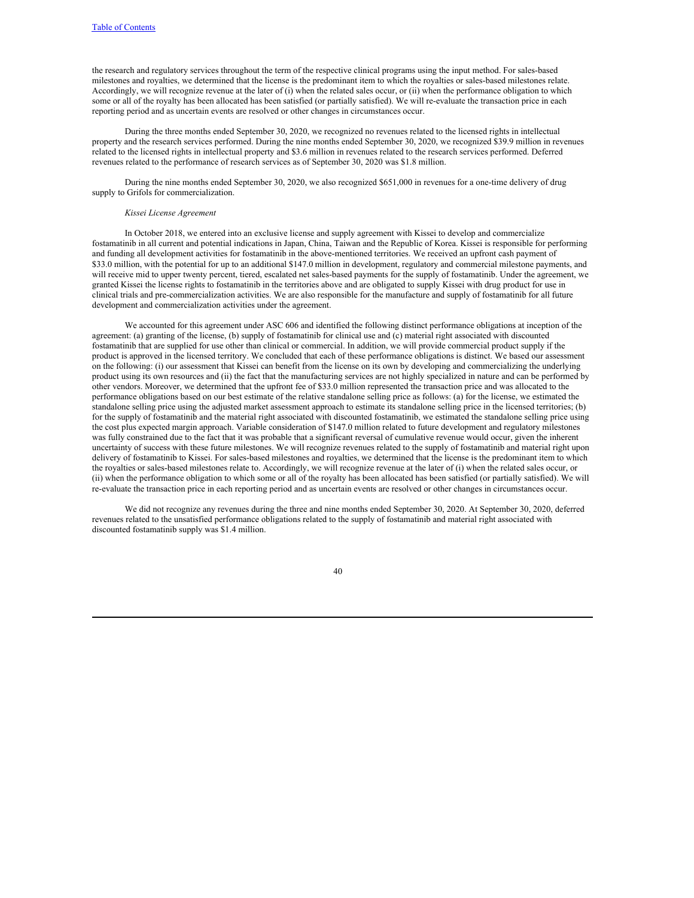the research and regulatory services throughout the term of the respective clinical programs using the input method. For sales-based milestones and royalties, we determined that the license is the predominant item to which the royalties or sales-based milestones relate. Accordingly, we will recognize revenue at the later of (i) when the related sales occur, or (ii) when the performance obligation to which some or all of the royalty has been allocated has been satisfied (or partially satisfied). We will re-evaluate the transaction price in each reporting period and as uncertain events are resolved or other changes in circumstances occur.

During the three months ended September 30, 2020, we recognized no revenues related to the licensed rights in intellectual property and the research services performed. During the nine months ended September 30, 2020, we recognized $39.9 million in revenues related to the licensed rights in intellectual property and $3.6 million in revenues related to the research services performed. Deferred revenues related to the performance of research services as of September 30, 2020 was $1.8 million.

During the nine months ended September 30, 2020, we also recognized $651,000 in revenues for a one-time delivery of drug supply to Grifols for commercialization.

*Kissei License Agreement*

In October 2018, we entered into an exclusive license and supply agreement with Kissei to develop and commercialize fostamatinib in all current and potential indications in Japan, China, Taiwan and the Republic of Korea. Kissei is responsible for performing and funding all development activities for fostamatinib in the above-mentioned territories. We received an upfront cash payment of $33.0 million, with the potential for up to an additional $147.0 million in development, regulatory and commercial milestone payments, and will receive mid to upper twenty percent, tiered, escalated net sales-based payments for the supply of fostamatinib. Under the agreement, we granted Kissei the license rights to fostamatinib in the territories above and are obligated to supply Kissei with drug product for use in clinical trials and pre-commercialization activities. We are also responsible for the manufacture and supply of fostamatinib for all future development and commercialization activities under the agreement.

We accounted for this agreement under ASC 606 and identified the following distinct performance obligations at inception of the agreement: (a) granting of the license, (b) supply of fostamatinib for clinical use and (c) material right associated with discounted fostamatinib that are supplied for use other than clinical or commercial. In addition, we will provide commercial product supply if the product is approved in the licensed territory. We concluded that each of these performance obligations is distinct. We based our assessment on the following: (i) our assessment that Kissei can benefit from the license on its own by developing and commercializing the underlying product using its own resources and (ii) the fact that the manufacturing services are not highly specialized in nature and can be performed by other vendors. Moreover, we determined that the upfront fee of $33.0 million represented the transaction price and was allocated to the performance obligations based on our best estimate of the relative standalone selling price as follows: (a) for the license, we estimated the standalone selling price using the adjusted market assessment approach to estimate its standalone selling price in the licensed territories; (b) for the supply of fostamatinib and the material right associated with discounted fostamatinib, we estimated the standalone selling price using the cost plus expected margin approach. Variable consideration of $147.0 million related to future development and regulatory milestones was fully constrained due to the fact that it was probable that a significant reversal of cumulative revenue would occur, given the inherent uncertainty of success with these future milestones. We will recognize revenues related to the supply of fostamatinib and material right upon delivery of fostamatinib to Kissei. For sales-based milestones and royalties, we determined that the license is the predominant item to which the royalties or sales-based milestones relate to. Accordingly, we will recognize revenue at the later of (i) when the related sales occur, or (ii) when the performance obligation to which some or all of the royalty has been allocated has been satisfied (or partially satisfied). We will re-evaluate the transaction price in each reporting period and as uncertain events are resolved or other changes in circumstances occur.

We did not recognize any revenues during the three and nine months ended September 30, 2020. At September 30, 2020, deferred revenues related to the unsatisfied performance obligations related to the supply of fostamatinib and material right associated with discounted fostamatinib supply was $1.4 million.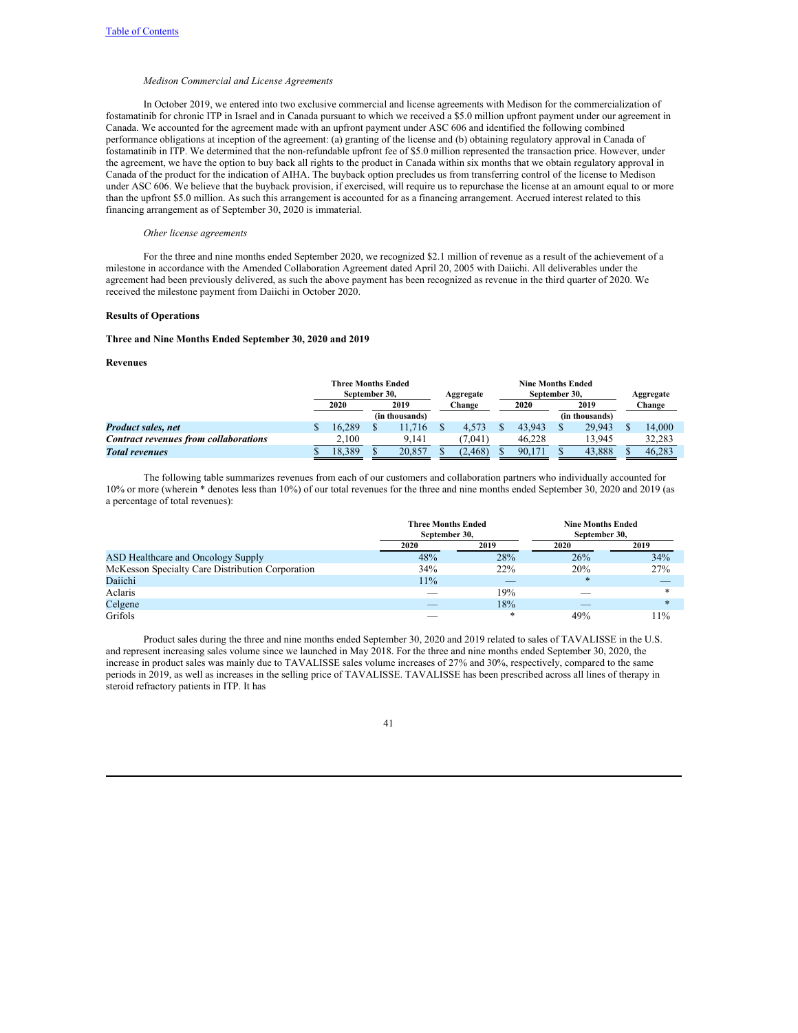*Medison Commercial and License Agreements*

In October 2019, we entered into two exclusive commercial and license agreements with Medison for the commercialization of fostamatinib for chronic ITP in Israel and in Canada pursuant to which we received a $5.0 million upfront payment under our agreement in Canada. We accounted for the agreement made with an upfront payment under ASC 606 and identified the following combined performance obligations at inception of the agreement: (a) granting of the license and (b) obtaining regulatory approval in Canada of fostamatinib in ITP. We determined that the non-refundable upfront fee of $5.0 million represented the transaction price. However, under the agreement, we have the option to buy back all rights to the product in Canada within six months that we obtain regulatory approval in Canada of the product for the indication of AIHA. The buyback option precludes us from transferring control of the license to Medison under ASC 606. We believe that the buyback provision, if exercised, will require us to repurchase the license at an amount equal to or more than the upfront $5.0 million. As such this arrangement is accounted for as a financing arrangement. Accrued interest related to this financing arrangement as of September 30, 2020 is immaterial.

*Other license agreements*

For the three and nine months ended September 2020, we recognized $2.1 million of revenue as a result of the achievement of a milestone in accordance with the Amended Collaboration Agreement dated April 20, 2005 with Daiichi. All deliverables under the agreement had been previously delivered, as such the above payment has been recognized as revenue in the third quarter of 2020. We received the milestone payment from Daiichi in October 2020.

**Results of Operations**

**Three and Nine Months Ended September 30, 2020 and 2019**

**Revenues**

| | Three Months Ended September 30, | | Aggregate | Nine Months Ended September 30, | | Aggregate |
|---|---|---|---|---|---|---|
| | 2020 | 2019 | Change | 2020 | 2019 | Change |
| | (in thousands) | | | (in thousands) | | |
| ***Product sales, net*** | $ 16,289 | $ 11,716 | $ 4,573 | $ 43,943 | $ 29,943 | $ 14,000 |
| ***Contract revenues from collaborations*** | 2,100 | 9,141 | (7,041) | 46,228 | 13,945 | 32,283 |
| ***Total revenues*** | $ 18,389 | $ 20,857 | $ (2,468) | $ 90,171 | $ 43,888 | $ 46,283 |

The following table summarizes revenues from each of our customers and collaboration partners who individually accounted for 10% or more (wherein * denotes less than 10%) of our total revenues for the three and nine months ended September 30, 2020 and 2019 (as a percentage of total revenues):

| | Three Months Ended September 30, | | Nine Months Ended September 30, | |
|---|---|---|---|---|
| | 2020 | 2019 | 2020 | 2019 |
| ASD Healthcare and Oncology Supply | 48% | 28% | 26% | 34% |
| McKesson Specialty Care Distribution Corporation | 34% | 22% | 20% | 27% |
| Daiichi | 11% | — | * | — |
| Aclaris | — | 19% | — | * |
| Celgene | — | 18% | — | * |
| Grifols | — | * | 49% | 11% |

Product sales during the three and nine months ended September 30, 2020 and 2019 related to sales of TAVALISSE in the U.S. and represent increasing sales volume since we launched in May 2018. For the three and nine months ended September 30, 2020, the increase in product sales was mainly due to TAVALISSE sales volume increases of 27% and 30%, respectively, compared to the same periods in 2019, as well as increases in the selling price of TAVALISSE. TAVALISSE has been prescribed across all lines of therapy in steroid refractory patients in ITP. It has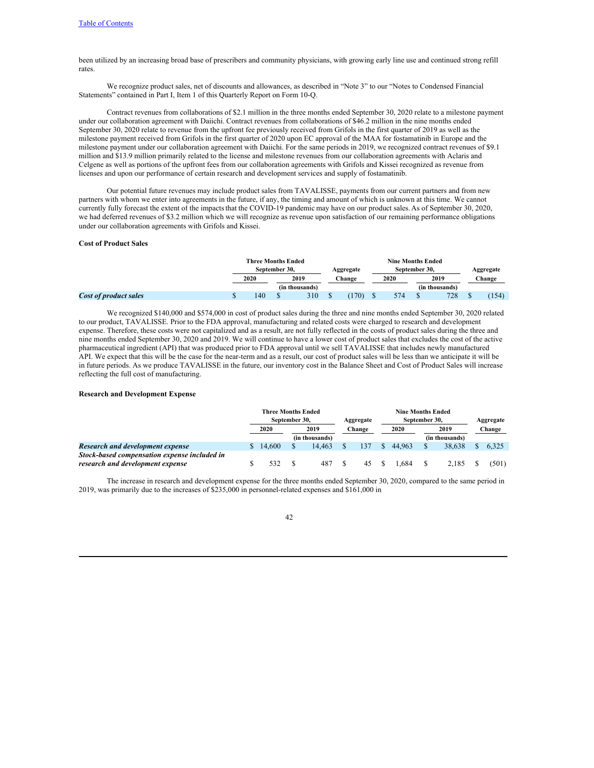been utilized by an increasing broad base of prescribers and community physicians, with growing early line use and continued strong refill rates.

We recognize product sales, net of discounts and allowances, as described in "Note 3" to our "Notes to Condensed Financial Statements" contained in Part I, Item 1 of this Quarterly Report on Form 10-Q.

Contract revenues from collaborations of $2.1 million in the three months ended September 30, 2020 relate to a milestone payment under our collaboration agreement with Daiichi. Contract revenues from collaborations of $46.2 million in the nine months ended September 30, 2020 relate to revenue from the upfront fee previously received from Grifols in the first quarter of 2019 as well as the milestone payment received from Grifols in the first quarter of 2020 upon EC approval of the MAA for fostamatinib in Europe and the milestone payment under our collaboration agreement with Daiichi. For the same periods in 2019, we recognized contract revenues of $9.1 million and $13.9 million primarily related to the license and milestone revenues from our collaboration agreements with Aclaris and Celgene as well as portions of the upfront fees from our collaboration agreements with Grifols and Kissei recognized as revenue from licenses and upon our performance of certain research and development services and supply of fostamatinib.

Our potential future revenues may include product sales from TAVALISSE, payments from our current partners and from new partners with whom we enter into agreements in the future, if any, the timing and amount of which is unknown at this time. We cannot currently fully forecast the extent of the impacts that the COVID-19 pandemic may have on our product sales. As of September 30, 2020, we had deferred revenues of $3.2 million which we will recognize as revenue upon satisfaction of our remaining performance obligations under our collaboration agreements with Grifols and Kissei.

**Cost of Product Sales**

| | Three Months Ended September 30, | | Aggregate | Nine Months Ended September 30, | | Aggregate |
|---|---|---|---|---|---|---|
| | 2020 | 2019 | Change | 2020 | 2019 | Change |
| | | (in thousands) | | | (in thousands) | |
| ***Cost of product sales*** | $ 140 | $ 310 | $ (170) | $ 574 | $ 728 | $ (154) |

We recognized $140,000 and $574,000 in cost of product sales during the three and nine months ended September 30, 2020 related to our product, TAVALISSE. Prior to the FDA approval, manufacturing and related costs were charged to research and development expense. Therefore, these costs were not capitalized and as a result, are not fully reflected in the costs of product sales during the three and nine months ended September 30, 2020 and 2019. We will continue to have a lower cost of product sales that excludes the cost of the active pharmaceutical ingredient (API) that was produced prior to FDA approval until we sell TAVALISSE that includes newly manufactured API. We expect that this will be the case for the near-term and as a result, our cost of product sales will be less than we anticipate it will be in future periods. As we produce TAVALISSE in the future, our inventory cost in the Balance Sheet and Cost of Product Sales will increase reflecting the full cost of manufacturing.

**Research and Development Expense**

| | Three Months Ended September 30, | | Aggregate | Nine Months Ended September 30, | | Aggregate |
|---|---|---|---|---|---|---|
| | 2020 | 2019 | Change | 2020 | 2019 | Change |
| | | (in thousands) | | | (in thousands) | |
| ***Research and development expense*** | $ 14,600 | $ 14,463 | $ 137 | $ 44,963 | $ 38,638 | $ 6,325 |
| ***Stock-based compensation expense included in research and development expense*** | $ 532 | $ 487 | $ 45 | $ 1,684 | $ 2,185 | $ (501) |

The increase in research and development expense for the three months ended September 30, 2020, compared to the same period in 2019, was primarily due to the increases of $235,000 in personnel-related expenses and $161,000 in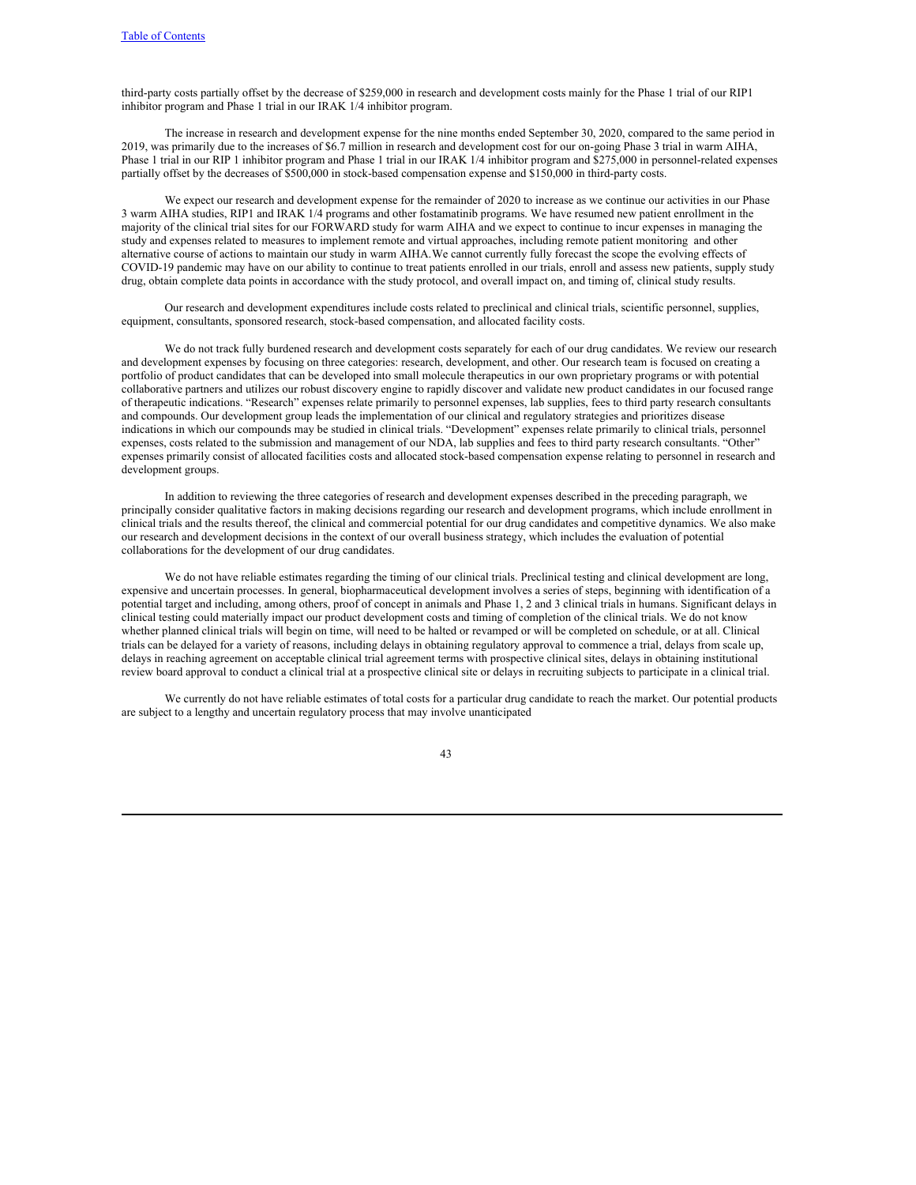third-party costs partially offset by the decrease of $259,000 in research and development costs mainly for the Phase 1 trial of our RIP1 inhibitor program and Phase 1 trial in our IRAK 1/4 inhibitor program.

The increase in research and development expense for the nine months ended September 30, 2020, compared to the same period in 2019, was primarily due to the increases of $6.7 million in research and development cost for our on-going Phase 3 trial in warm AIHA, Phase 1 trial in our RIP 1 inhibitor program and Phase 1 trial in our IRAK 1/4 inhibitor program and $275,000 in personnel-related expenses partially offset by the decreases of $500,000 in stock-based compensation expense and $150,000 in third-party costs.

We expect our research and development expense for the remainder of 2020 to increase as we continue our activities in our Phase 3 warm AIHA studies, RIP1 and IRAK 1/4 programs and other fostamatinib programs. We have resumed new patient enrollment in the majority of the clinical trial sites for our FORWARD study for warm AIHA and we expect to continue to incur expenses in managing the study and expenses related to measures to implement remote and virtual approaches, including remote patient monitoring and other alternative course of actions to maintain our study in warm AIHA.We cannot currently fully forecast the scope the evolving effects of COVID-19 pandemic may have on our ability to continue to treat patients enrolled in our trials, enroll and assess new patients, supply study drug, obtain complete data points in accordance with the study protocol, and overall impact on, and timing of, clinical study results.

Our research and development expenditures include costs related to preclinical and clinical trials, scientific personnel, supplies, equipment, consultants, sponsored research, stock-based compensation, and allocated facility costs.

We do not track fully burdened research and development costs separately for each of our drug candidates. We review our research and development expenses by focusing on three categories: research, development, and other. Our research team is focused on creating a portfolio of product candidates that can be developed into small molecule therapeutics in our own proprietary programs or with potential collaborative partners and utilizes our robust discovery engine to rapidly discover and validate new product candidates in our focused range of therapeutic indications. "Research" expenses relate primarily to personnel expenses, lab supplies, fees to third party research consultants and compounds. Our development group leads the implementation of our clinical and regulatory strategies and prioritizes disease indications in which our compounds may be studied in clinical trials. "Development" expenses relate primarily to clinical trials, personnel expenses, costs related to the submission and management of our NDA, lab supplies and fees to third party research consultants. "Other" expenses primarily consist of allocated facilities costs and allocated stock-based compensation expense relating to personnel in research and development groups.

In addition to reviewing the three categories of research and development expenses described in the preceding paragraph, we principally consider qualitative factors in making decisions regarding our research and development programs, which include enrollment in clinical trials and the results thereof, the clinical and commercial potential for our drug candidates and competitive dynamics. We also make our research and development decisions in the context of our overall business strategy, which includes the evaluation of potential collaborations for the development of our drug candidates.

We do not have reliable estimates regarding the timing of our clinical trials. Preclinical testing and clinical development are long, expensive and uncertain processes. In general, biopharmaceutical development involves a series of steps, beginning with identification of a potential target and including, among others, proof of concept in animals and Phase 1, 2 and 3 clinical trials in humans. Significant delays in clinical testing could materially impact our product development costs and timing of completion of the clinical trials. We do not know whether planned clinical trials will begin on time, will need to be halted or revamped or will be completed on schedule, or at all. Clinical trials can be delayed for a variety of reasons, including delays in obtaining regulatory approval to commence a trial, delays from scale up, delays in reaching agreement on acceptable clinical trial agreement terms with prospective clinical sites, delays in obtaining institutional review board approval to conduct a clinical trial at a prospective clinical site or delays in recruiting subjects to participate in a clinical trial.

We currently do not have reliable estimates of total costs for a particular drug candidate to reach the market. Our potential products are subject to a lengthy and uncertain regulatory process that may involve unanticipated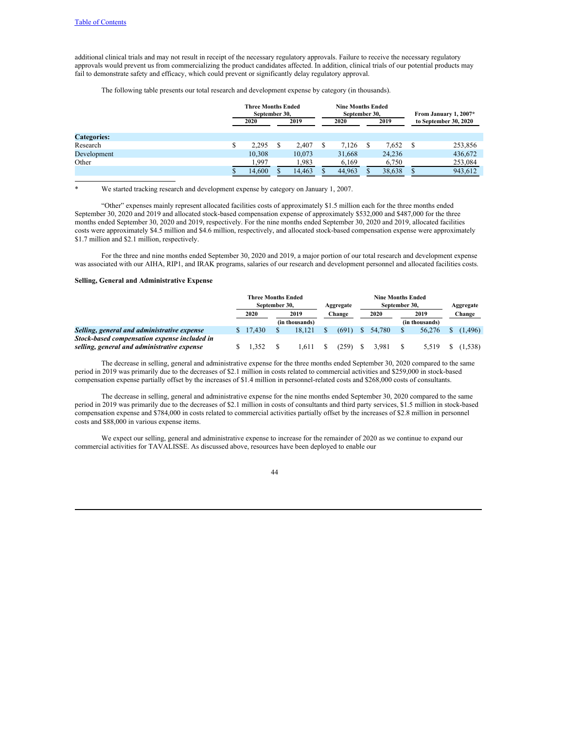additional clinical trials and may not result in receipt of the necessary regulatory approvals. Failure to receive the necessary regulatory approvals would prevent us from commercializing the product candidates affected. In addition, clinical trials of our potential products may fail to demonstrate safety and efficacy, which could prevent or significantly delay regulatory approval.

The following table presents our total research and development expense by category (in thousands).

| | Three Months Ended September 30, | | Nine Months Ended September 30, | | From January 1, 2007* to September 30, 2020 |
|---|---|---|---|---|---|
| | 2020 | 2019 | 2020 | 2019 | |
| **Categories:** | | | | | |
| Research | $ 2,295 | $ 2,407 | $ 7,126 | $ 7,652 | $ 253,856 |
| Development | 10,308 | 10,073 | 31,668 | 24,236 | 436,672 |
| Other | 1,997 | 1,983 | 6,169 | 6,750 | 253,084 |
| | $ 14,600 | $ 14,463 | $ 44,963 | $ 38,638 | $ 943,612 |

\* We started tracking research and development expense by category on January 1, 2007.

"Other" expenses mainly represent allocated facilities costs of approximately $1.5 million each for the three months ended September 30, 2020 and 2019 and allocated stock-based compensation expense of approximately $532,000 and $487,000 for the three months ended September 30, 2020 and 2019, respectively. For the nine months ended September 30, 2020 and 2019, allocated facilities costs were approximately $4.5 million and $4.6 million, respectively, and allocated stock-based compensation expense were approximately $1.7 million and $2.1 million, respectively.

For the three and nine months ended September 30, 2020 and 2019, a major portion of our total research and development expense was associated with our AIHA, RIP1, and IRAK programs, salaries of our research and development personnel and allocated facilities costs.

### Selling, General and Administrative Expense

| | Three Months Ended September 30, | | Aggregate Change | Nine Months Ended September 30, | | Aggregate Change |
|---|---|---|---|---|---|---|
| | 2020 | 2019 | | 2020 | 2019 | |
| | | (in thousands) | | | (in thousands) | |
| ***Selling, general and administrative expense*** | $ 17,430 | $ 18,121 | $ (691) | $ 54,780 | $ 56,276 | $ (1,496) |
| ***Stock-based compensation expense included in selling, general and administrative expense*** | $ 1,352 | $ 1,611 | $ (259) | $ 3,981 | $ 5,519 | $ (1,538) |

The decrease in selling, general and administrative expense for the three months ended September 30, 2020 compared to the same period in 2019 was primarily due to the decreases of $2.1 million in costs related to commercial activities and $259,000 in stock-based compensation expense partially offset by the increases of $1.4 million in personnel-related costs and $268,000 costs of consultants.

The decrease in selling, general and administrative expense for the nine months ended September 30, 2020 compared to the same period in 2019 was primarily due to the decreases of $2.1 million in costs of consultants and third party services, $1.5 million in stock-based compensation expense and $784,000 in costs related to commercial activities partially offset by the increases of $2.8 million in personnel costs and $88,000 in various expense items.

We expect our selling, general and administrative expense to increase for the remainder of 2020 as we continue to expand our commercial activities for TAVALISSE. As discussed above, resources have been deployed to enable our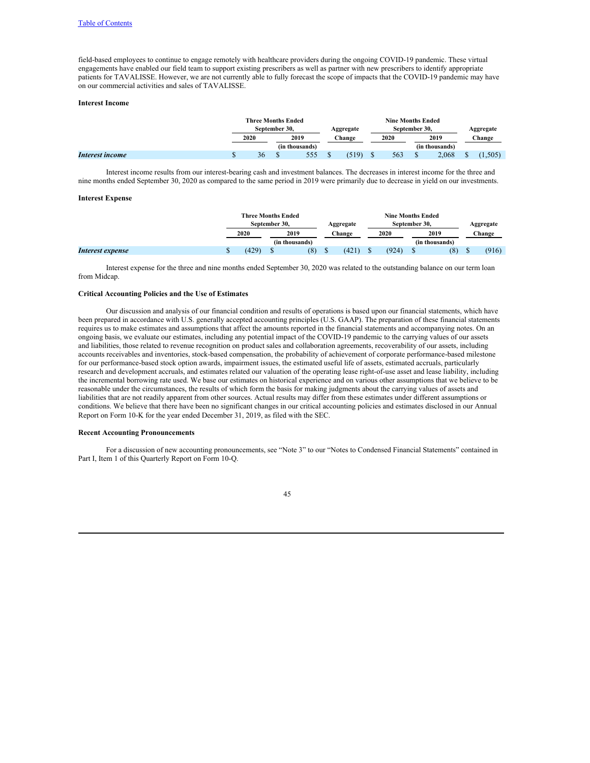field-based employees to continue to engage remotely with healthcare providers during the ongoing COVID-19 pandemic. These virtual engagements have enabled our field team to support existing prescribers as well as partner with new prescribers to identify appropriate patients for TAVALISSE. However, we are not currently able to fully forecast the scope of impacts that the COVID-19 pandemic may have on our commercial activities and sales of TAVALISSE.

**Interest Income**

| | Three Months Ended September 30, | | Aggregate | Nine Months Ended September 30, | | Aggregate |
|---|---|---|---|---|---|---|
| | 2020 | 2019 | Change | 2020 | 2019 | Change |
| | (in thousands) | | | (in thousands) | | |
| ***Interest income*** | $ 36 | $ 555 | $ (519) | $ 563 | $ 2,068 | $ (1,505) |

Interest income results from our interest-bearing cash and investment balances. The decreases in interest income for the three and nine months ended September 30, 2020 as compared to the same period in 2019 were primarily due to decrease in yield on our investments.

**Interest Expense**

| | Three Months Ended September 30, | | Aggregate | Nine Months Ended September 30, | | Aggregate |
|---|---|---|---|---|---|---|
| | 2020 | 2019 | Change | 2020 | 2019 | Change |
| | (in thousands) | | | (in thousands) | | |
| ***Interest expense*** | $ (429) | $ (8) | $ (421) | $ (924) | $ (8) | $ (916) |

Interest expense for the three and nine months ended September 30, 2020 was related to the outstanding balance on our term loan from Midcap.

**Critical Accounting Policies and the Use of Estimates**

Our discussion and analysis of our financial condition and results of operations is based upon our financial statements, which have been prepared in accordance with U.S. generally accepted accounting principles (U.S. GAAP). The preparation of these financial statements requires us to make estimates and assumptions that affect the amounts reported in the financial statements and accompanying notes. On an ongoing basis, we evaluate our estimates, including any potential impact of the COVID-19 pandemic to the carrying values of our assets and liabilities, those related to revenue recognition on product sales and collaboration agreements, recoverability of our assets, including accounts receivables and inventories, stock-based compensation, the probability of achievement of corporate performance-based milestone for our performance-based stock option awards, impairment issues, the estimated useful life of assets, estimated accruals, particularly research and development accruals, and estimates related our valuation of the operating lease right-of-use asset and lease liability, including the incremental borrowing rate used. We base our estimates on historical experience and on various other assumptions that we believe to be reasonable under the circumstances, the results of which form the basis for making judgments about the carrying values of assets and liabilities that are not readily apparent from other sources. Actual results may differ from these estimates under different assumptions or conditions. We believe that there have been no significant changes in our critical accounting policies and estimates disclosed in our Annual Report on Form 10-K for the year ended December 31, 2019, as filed with the SEC.

**Recent Accounting Pronouncements**

For a discussion of new accounting pronouncements, see "Note 3" to our "Notes to Condensed Financial Statements" contained in Part I, Item 1 of this Quarterly Report on Form 10-Q.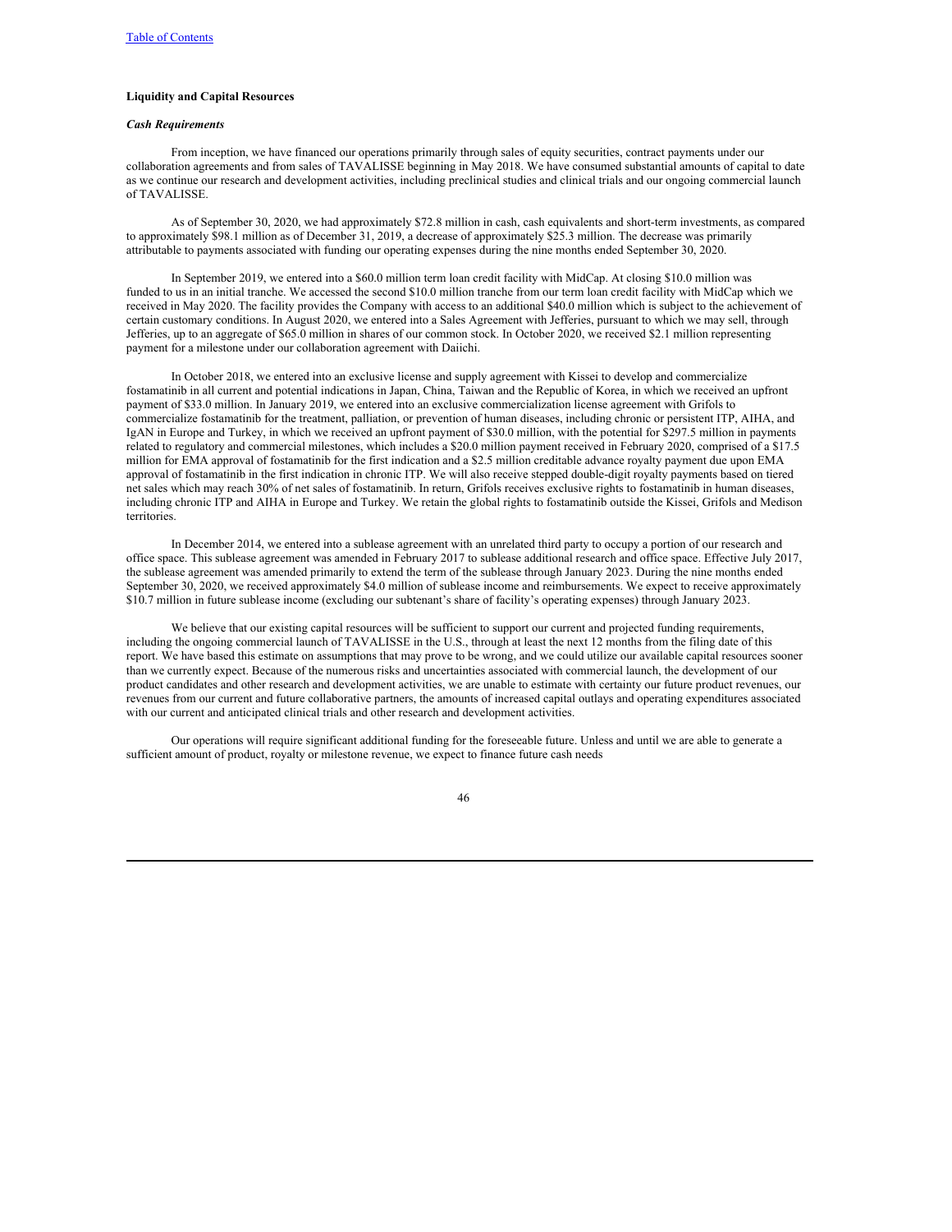**Liquidity and Capital Resources**

***Cash Requirements***

From inception, we have financed our operations primarily through sales of equity securities, contract payments under our collaboration agreements and from sales of TAVALISSE beginning in May 2018. We have consumed substantial amounts of capital to date as we continue our research and development activities, including preclinical studies and clinical trials and our ongoing commercial launch of TAVALISSE.

As of September 30, 2020, we had approximately $72.8 million in cash, cash equivalents and short-term investments, as compared to approximately $98.1 million as of December 31, 2019, a decrease of approximately $25.3 million. The decrease was primarily attributable to payments associated with funding our operating expenses during the nine months ended September 30, 2020.

In September 2019, we entered into a $60.0 million term loan credit facility with MidCap. At closing $10.0 million was funded to us in an initial tranche. We accessed the second $10.0 million tranche from our term loan credit facility with MidCap which we received in May 2020. The facility provides the Company with access to an additional $40.0 million which is subject to the achievement of certain customary conditions. In August 2020, we entered into a Sales Agreement with Jefferies, pursuant to which we may sell, through Jefferies, up to an aggregate of $65.0 million in shares of our common stock. In October 2020, we received $2.1 million representing payment for a milestone under our collaboration agreement with Daiichi.

In October 2018, we entered into an exclusive license and supply agreement with Kissei to develop and commercialize fostamatinib in all current and potential indications in Japan, China, Taiwan and the Republic of Korea, in which we received an upfront payment of $33.0 million. In January 2019, we entered into an exclusive commercialization license agreement with Grifols to commercialize fostamatinib for the treatment, palliation, or prevention of human diseases, including chronic or persistent ITP, AIHA, and IgAN in Europe and Turkey, in which we received an upfront payment of $30.0 million, with the potential for $297.5 million in payments related to regulatory and commercial milestones, which includes a $20.0 million payment received in February 2020, comprised of a $17.5 million for EMA approval of fostamatinib for the first indication and a $2.5 million creditable advance royalty payment due upon EMA approval of fostamatinib in the first indication in chronic ITP. We will also receive stepped double-digit royalty payments based on tiered net sales which may reach 30% of net sales of fostamatinib. In return, Grifols receives exclusive rights to fostamatinib in human diseases, including chronic ITP and AIHA in Europe and Turkey. We retain the global rights to fostamatinib outside the Kissei, Grifols and Medison territories.

In December 2014, we entered into a sublease agreement with an unrelated third party to occupy a portion of our research and office space. This sublease agreement was amended in February 2017 to sublease additional research and office space. Effective July 2017, the sublease agreement was amended primarily to extend the term of the sublease through January 2023. During the nine months ended September 30, 2020, we received approximately $4.0 million of sublease income and reimbursements. We expect to receive approximately $10.7 million in future sublease income (excluding our subtenant's share of facility's operating expenses) through January 2023.

We believe that our existing capital resources will be sufficient to support our current and projected funding requirements, including the ongoing commercial launch of TAVALISSE in the U.S., through at least the next 12 months from the filing date of this report. We have based this estimate on assumptions that may prove to be wrong, and we could utilize our available capital resources sooner than we currently expect. Because of the numerous risks and uncertainties associated with commercial launch, the development of our product candidates and other research and development activities, we are unable to estimate with certainty our future product revenues, our revenues from our current and future collaborative partners, the amounts of increased capital outlays and operating expenditures associated with our current and anticipated clinical trials and other research and development activities.

Our operations will require significant additional funding for the foreseeable future. Unless and until we are able to generate a sufficient amount of product, royalty or milestone revenue, we expect to finance future cash needs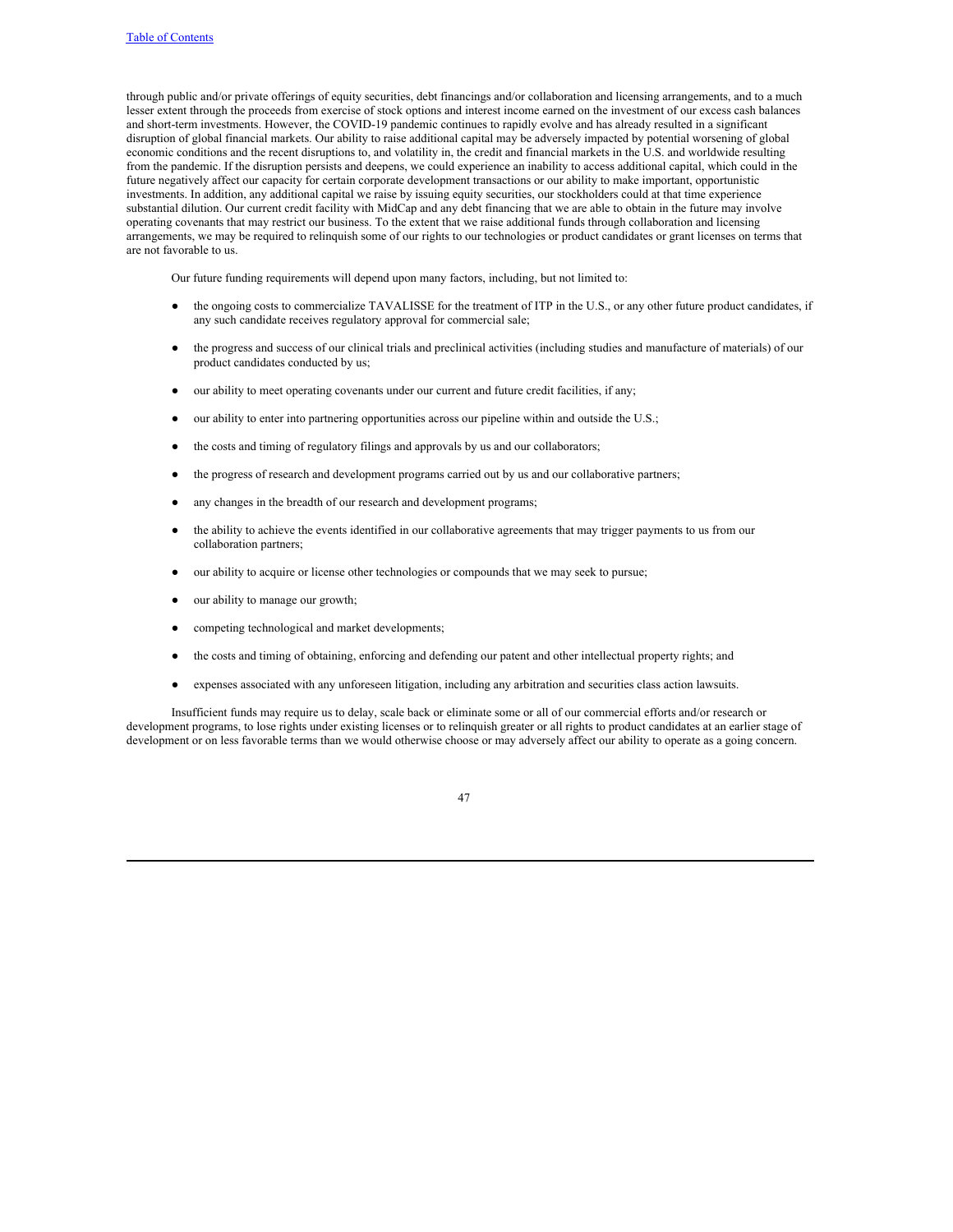through public and/or private offerings of equity securities, debt financings and/or collaboration and licensing arrangements, and to a much lesser extent through the proceeds from exercise of stock options and interest income earned on the investment of our excess cash balances and short-term investments. However, the COVID-19 pandemic continues to rapidly evolve and has already resulted in a significant disruption of global financial markets. Our ability to raise additional capital may be adversely impacted by potential worsening of global economic conditions and the recent disruptions to, and volatility in, the credit and financial markets in the U.S. and worldwide resulting from the pandemic. If the disruption persists and deepens, we could experience an inability to access additional capital, which could in the future negatively affect our capacity for certain corporate development transactions or our ability to make important, opportunistic investments. In addition, any additional capital we raise by issuing equity securities, our stockholders could at that time experience substantial dilution. Our current credit facility with MidCap and any debt financing that we are able to obtain in the future may involve operating covenants that may restrict our business. To the extent that we raise additional funds through collaboration and licensing arrangements, we may be required to relinquish some of our rights to our technologies or product candidates or grant licenses on terms that are not favorable to us.

Our future funding requirements will depend upon many factors, including, but not limited to:

- the ongoing costs to commercialize TAVALISSE for the treatment of ITP in the U.S., or any other future product candidates, if any such candidate receives regulatory approval for commercial sale;
- the progress and success of our clinical trials and preclinical activities (including studies and manufacture of materials) of our product candidates conducted by us;
- our ability to meet operating covenants under our current and future credit facilities, if any;
- our ability to enter into partnering opportunities across our pipeline within and outside the U.S.;
- the costs and timing of regulatory filings and approvals by us and our collaborators;
- the progress of research and development programs carried out by us and our collaborative partners;
- any changes in the breadth of our research and development programs;
- the ability to achieve the events identified in our collaborative agreements that may trigger payments to us from our collaboration partners;
- our ability to acquire or license other technologies or compounds that we may seek to pursue;
- our ability to manage our growth;
- competing technological and market developments;
- the costs and timing of obtaining, enforcing and defending our patent and other intellectual property rights; and
- expenses associated with any unforeseen litigation, including any arbitration and securities class action lawsuits.

Insufficient funds may require us to delay, scale back or eliminate some or all of our commercial efforts and/or research or development programs, to lose rights under existing licenses or to relinquish greater or all rights to product candidates at an earlier stage of development or on less favorable terms than we would otherwise choose or may adversely affect our ability to operate as a going concern.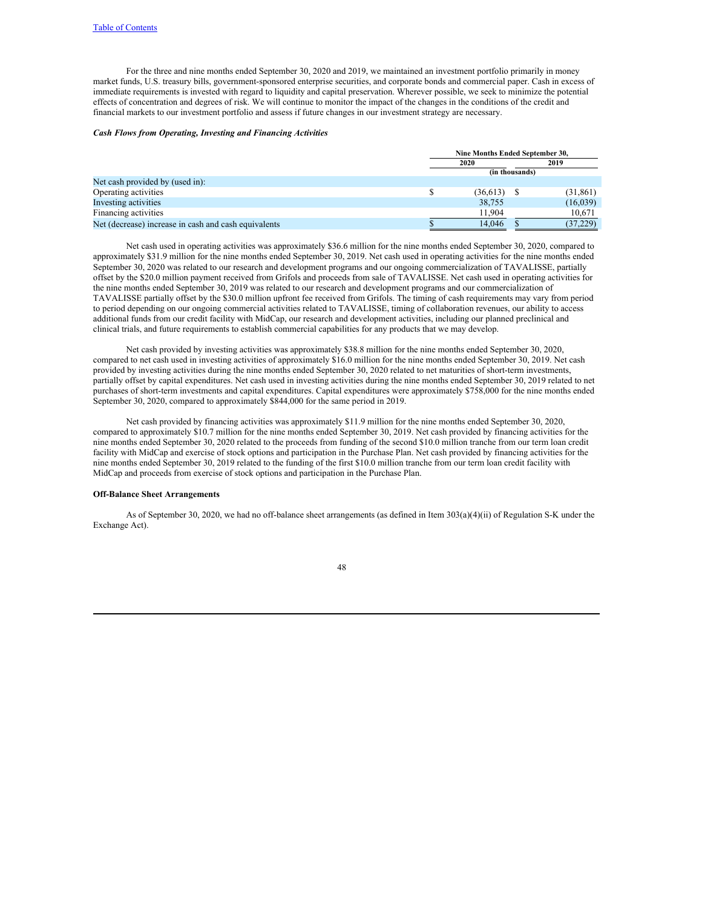For the three and nine months ended September 30, 2020 and 2019, we maintained an investment portfolio primarily in money market funds, U.S. treasury bills, government-sponsored enterprise securities, and corporate bonds and commercial paper. Cash in excess of immediate requirements is invested with regard to liquidity and capital preservation. Wherever possible, we seek to minimize the potential effects of concentration and degrees of risk. We will continue to monitor the impact of the changes in the conditions of the credit and financial markets to our investment portfolio and assess if future changes in our investment strategy are necessary.

***Cash Flows from Operating, Investing and Financing Activities***

| | Nine Months Ended September 30, | |
|---|---|---|
| | 2020 | 2019 |
| | (in thousands) | |
| Net cash provided by (used in): | | |
| Operating activities | $ (36,613) | $ (31,861) |
| Investing activities | 38,755 | (16,039) |
| Financing activities | 11,904 | 10,671 |
| Net (decrease) increase in cash and cash equivalents | $ 14,046 | $ (37,229) |

Net cash used in operating activities was approximately $36.6 million for the nine months ended September 30, 2020, compared to approximately $31.9 million for the nine months ended September 30, 2019. Net cash used in operating activities for the nine months ended September 30, 2020 was related to our research and development programs and our ongoing commercialization of TAVALISSE, partially offset by the $20.0 million payment received from Grifols and proceeds from sale of TAVALISSE. Net cash used in operating activities for the nine months ended September 30, 2019 was related to our research and development programs and our commercialization of TAVALISSE partially offset by the $30.0 million upfront fee received from Grifols. The timing of cash requirements may vary from period to period depending on our ongoing commercial activities related to TAVALISSE, timing of collaboration revenues, our ability to access additional funds from our credit facility with MidCap, our research and development activities, including our planned preclinical and clinical trials, and future requirements to establish commercial capabilities for any products that we may develop.

Net cash provided by investing activities was approximately $38.8 million for the nine months ended September 30, 2020, compared to net cash used in investing activities of approximately $16.0 million for the nine months ended September 30, 2019. Net cash provided by investing activities during the nine months ended September 30, 2020 related to net maturities of short-term investments, partially offset by capital expenditures. Net cash used in investing activities during the nine months ended September 30, 2019 related to net purchases of short-term investments and capital expenditures. Capital expenditures were approximately $758,000 for the nine months ended September 30, 2020, compared to approximately $844,000 for the same period in 2019.

Net cash provided by financing activities was approximately $11.9 million for the nine months ended September 30, 2020, compared to approximately $10.7 million for the nine months ended September 30, 2019. Net cash provided by financing activities for the nine months ended September 30, 2020 related to the proceeds from funding of the second $10.0 million tranche from our term loan credit facility with MidCap and exercise of stock options and participation in the Purchase Plan. Net cash provided by financing activities for the nine months ended September 30, 2019 related to the funding of the first $10.0 million tranche from our term loan credit facility with MidCap and proceeds from exercise of stock options and participation in the Purchase Plan.

**Off-Balance Sheet Arrangements**

As of September 30, 2020, we had no off-balance sheet arrangements (as defined in Item 303(a)(4)(ii) of Regulation S-K under the Exchange Act).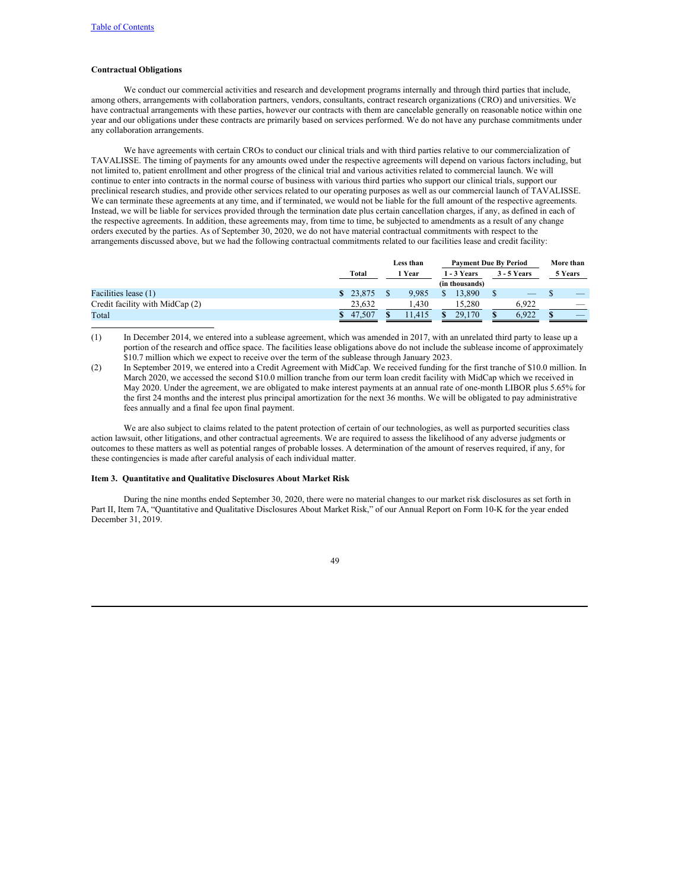### Contractual Obligations

We conduct our commercial activities and research and development programs internally and through third parties that include, among others, arrangements with collaboration partners, vendors, consultants, contract research organizations (CRO) and universities. We have contractual arrangements with these parties, however our contracts with them are cancelable generally on reasonable notice within one year and our obligations under these contracts are primarily based on services performed. We do not have any purchase commitments under any collaboration arrangements.

We have agreements with certain CROs to conduct our clinical trials and with third parties relative to our commercialization of TAVALISSE. The timing of payments for any amounts owed under the respective agreements will depend on various factors including, but not limited to, patient enrollment and other progress of the clinical trial and various activities related to commercial launch. We will continue to enter into contracts in the normal course of business with various third parties who support our clinical trials, support our preclinical research studies, and provide other services related to our operating purposes as well as our commercial launch of TAVALISSE. We can terminate these agreements at any time, and if terminated, we would not be liable for the full amount of the respective agreements. Instead, we will be liable for services provided through the termination date plus certain cancellation charges, if any, as defined in each of the respective agreements. In addition, these agreements may, from time to time, be subjected to amendments as a result of any change orders executed by the parties. As of September 30, 2020, we do not have material contractual commitments with respect to the arrangements discussed above, but we had the following contractual commitments related to our facilities lease and credit facility:

| | Total | Less than 1 Year | Payment Due By Period 1 - 3 Years | 3 - 5 Years | More than 5 Years |
|---|---|---|---|---|---|
| | | | (in thousands) | | |
| Facilities lease (1) | $ 23,875 | $ 9,985 | $ 13,890 | $ — | $ — |
| Credit facility with MidCap (2) | 23,632 | 1,430 | 15,280 | 6,922 | — |
| Total | $ 47,507 | $ 11,415 | $ 29,170 | $ 6,922 | $ — |

(1) In December 2014, we entered into a sublease agreement, which was amended in 2017, with an unrelated third party to lease up a portion of the research and office space. The facilities lease obligations above do not include the sublease income of approximately $10.7 million which we expect to receive over the term of the sublease through January 2023.

(2) In September 2019, we entered into a Credit Agreement with MidCap. We received funding for the first tranche of $10.0 million. In March 2020, we accessed the second $10.0 million tranche from our term loan credit facility with MidCap which we received in May 2020. Under the agreement, we are obligated to make interest payments at an annual rate of one-month LIBOR plus 5.65% for the first 24 months and the interest plus principal amortization for the next 36 months. We will be obligated to pay administrative fees annually and a final fee upon final payment.

We are also subject to claims related to the patent protection of certain of our technologies, as well as purported securities class action lawsuit, other litigations, and other contractual agreements. We are required to assess the likelihood of any adverse judgments or outcomes to these matters as well as potential ranges of probable losses. A determination of the amount of reserves required, if any, for these contingencies is made after careful analysis of each individual matter.

### Item 3. Quantitative and Qualitative Disclosures About Market Risk

During the nine months ended September 30, 2020, there were no material changes to our market risk disclosures as set forth in Part II, Item 7A, "Quantitative and Qualitative Disclosures About Market Risk," of our Annual Report on Form 10-K for the year ended December 31, 2019.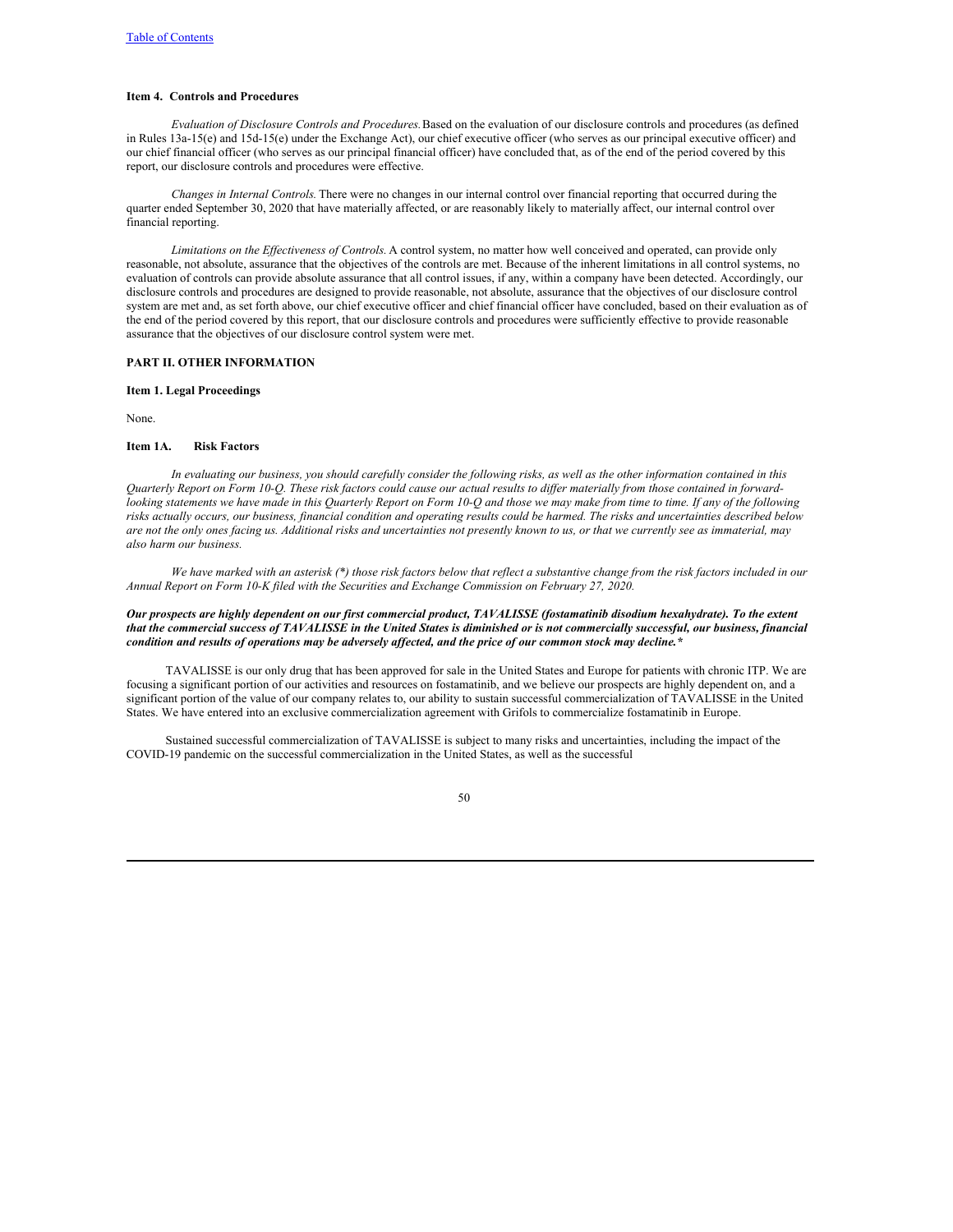**Item 4. Controls and Procedures**

*Evaluation of Disclosure Controls and Procedures.* Based on the evaluation of our disclosure controls and procedures (as defined in Rules 13a-15(e) and 15d-15(e) under the Exchange Act), our chief executive officer (who serves as our principal executive officer) and our chief financial officer (who serves as our principal financial officer) have concluded that, as of the end of the period covered by this report, our disclosure controls and procedures were effective.

*Changes in Internal Controls.* There were no changes in our internal control over financial reporting that occurred during the quarter ended September 30, 2020 that have materially affected, or are reasonably likely to materially affect, our internal control over financial reporting.

*Limitations on the Effectiveness of Controls.* A control system, no matter how well conceived and operated, can provide only reasonable, not absolute, assurance that the objectives of the controls are met. Because of the inherent limitations in all control systems, no evaluation of controls can provide absolute assurance that all control issues, if any, within a company have been detected. Accordingly, our disclosure controls and procedures are designed to provide reasonable, not absolute, assurance that the objectives of our disclosure control system are met and, as set forth above, our chief executive officer and chief financial officer have concluded, based on their evaluation as of the end of the period covered by this report, that our disclosure controls and procedures were sufficiently effective to provide reasonable assurance that the objectives of our disclosure control system were met.

**PART II. OTHER INFORMATION**

**Item 1. Legal Proceedings**

None.

**Item 1A. Risk Factors**

*In evaluating our business, you should carefully consider the following risks, as well as the other information contained in this Quarterly Report on Form 10-Q. These risk factors could cause our actual results to differ materially from those contained in forward-looking statements we have made in this Quarterly Report on Form 10-Q and those we may make from time to time. If any of the following risks actually occurs, our business, financial condition and operating results could be harmed. The risks and uncertainties described below are not the only ones facing us. Additional risks and uncertainties not presently known to us, or that we currently see as immaterial, may also harm our business.*

*We have marked with an asterisk (*) those risk factors below that reflect a substantive change from the risk factors included in our Annual Report on Form 10-K filed with the Securities and Exchange Commission on February 27, 2020.*

***Our prospects are highly dependent on our first commercial product, TAVALISSE (fostamatinib disodium hexahydrate). To the extent that the commercial success of TAVALISSE in the United States is diminished or is not commercially successful, our business, financial condition and results of operations may be adversely affected, and the price of our common stock may decline.****

TAVALISSE is our only drug that has been approved for sale in the United States and Europe for patients with chronic ITP. We are focusing a significant portion of our activities and resources on fostamatinib, and we believe our prospects are highly dependent on, and a significant portion of the value of our company relates to, our ability to sustain successful commercialization of TAVALISSE in the United States. We have entered into an exclusive commercialization agreement with Grifols to commercialize fostamatinib in Europe.

Sustained successful commercialization of TAVALISSE is subject to many risks and uncertainties, including the impact of the COVID-19 pandemic on the successful commercialization in the United States, as well as the successful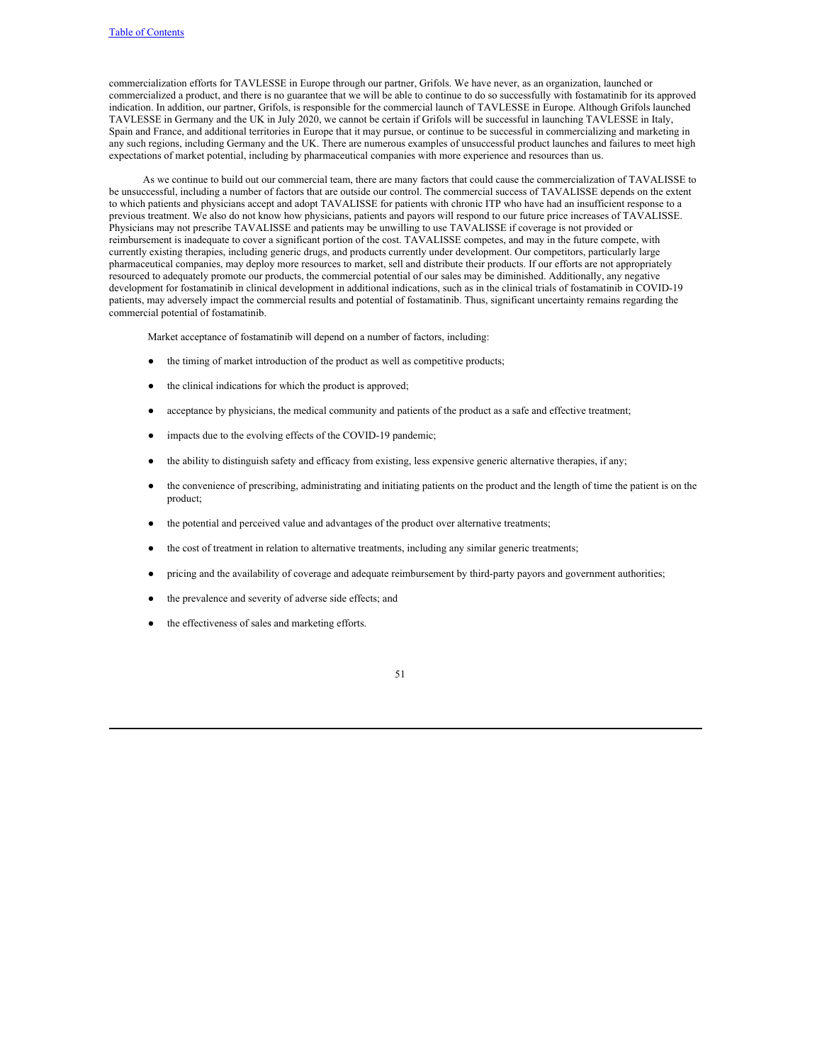commercialization efforts for TAVLESSE in Europe through our partner, Grifols. We have never, as an organization, launched or commercialized a product, and there is no guarantee that we will be able to continue to do so successfully with fostamatinib for its approved indication. In addition, our partner, Grifols, is responsible for the commercial launch of TAVLESSE in Europe. Although Grifols launched TAVLESSE in Germany and the UK in July 2020, we cannot be certain if Grifols will be successful in launching TAVLESSE in Italy, Spain and France, and additional territories in Europe that it may pursue, or continue to be successful in commercializing and marketing in any such regions, including Germany and the UK. There are numerous examples of unsuccessful product launches and failures to meet high expectations of market potential, including by pharmaceutical companies with more experience and resources than us.

As we continue to build out our commercial team, there are many factors that could cause the commercialization of TAVALISSE to be unsuccessful, including a number of factors that are outside our control. The commercial success of TAVALISSE depends on the extent to which patients and physicians accept and adopt TAVALISSE for patients with chronic ITP who have had an insufficient response to a previous treatment. We also do not know how physicians, patients and payors will respond to our future price increases of TAVALISSE. Physicians may not prescribe TAVALISSE and patients may be unwilling to use TAVALISSE if coverage is not provided or reimbursement is inadequate to cover a significant portion of the cost. TAVALISSE competes, and may in the future compete, with currently existing therapies, including generic drugs, and products currently under development. Our competitors, particularly large pharmaceutical companies, may deploy more resources to market, sell and distribute their products. If our efforts are not appropriately resourced to adequately promote our products, the commercial potential of our sales may be diminished. Additionally, any negative development for fostamatinib in clinical development in additional indications, such as in the clinical trials of fostamatinib in COVID-19 patients, may adversely impact the commercial results and potential of fostamatinib. Thus, significant uncertainty remains regarding the commercial potential of fostamatinib.

Market acceptance of fostamatinib will depend on a number of factors, including:

- the timing of market introduction of the product as well as competitive products;
- the clinical indications for which the product is approved;
- acceptance by physicians, the medical community and patients of the product as a safe and effective treatment;
- impacts due to the evolving effects of the COVID-19 pandemic;
- the ability to distinguish safety and efficacy from existing, less expensive generic alternative therapies, if any;
- the convenience of prescribing, administrating and initiating patients on the product and the length of time the patient is on the product;
- the potential and perceived value and advantages of the product over alternative treatments;
- the cost of treatment in relation to alternative treatments, including any similar generic treatments;
- pricing and the availability of coverage and adequate reimbursement by third-party payors and government authorities;
- the prevalence and severity of adverse side effects; and
- the effectiveness of sales and marketing efforts.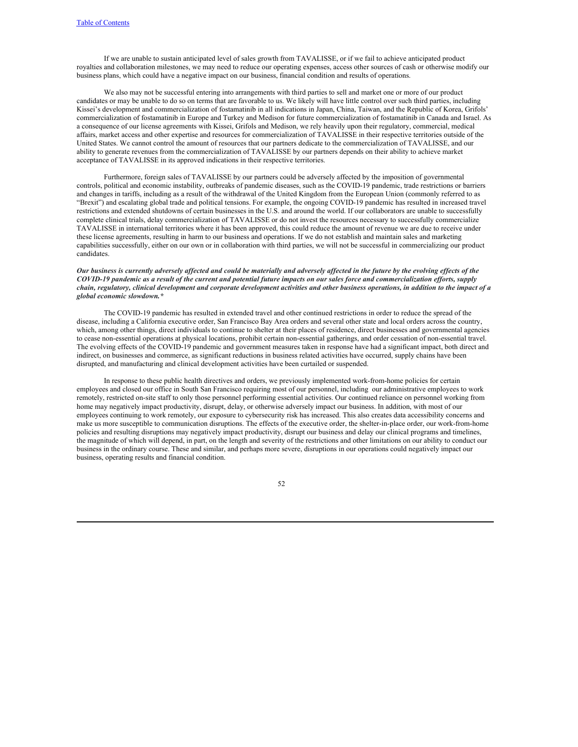If we are unable to sustain anticipated level of sales growth from TAVALISSE, or if we fail to achieve anticipated product royalties and collaboration milestones, we may need to reduce our operating expenses, access other sources of cash or otherwise modify our business plans, which could have a negative impact on our business, financial condition and results of operations.

We also may not be successful entering into arrangements with third parties to sell and market one or more of our product candidates or may be unable to do so on terms that are favorable to us. We likely will have little control over such third parties, including Kissei's development and commercialization of fostamatinib in all indications in Japan, China, Taiwan, and the Republic of Korea, Grifols' commercialization of fostamatinib in Europe and Turkey and Medison for future commercialization of fostamatinib in Canada and Israel. As a consequence of our license agreements with Kissei, Grifols and Medison, we rely heavily upon their regulatory, commercial, medical affairs, market access and other expertise and resources for commercialization of TAVALISSE in their respective territories outside of the United States. We cannot control the amount of resources that our partners dedicate to the commercialization of TAVALISSE, and our ability to generate revenues from the commercialization of TAVALISSE by our partners depends on their ability to achieve market acceptance of TAVALISSE in its approved indications in their respective territories.

Furthermore, foreign sales of TAVALISSE by our partners could be adversely affected by the imposition of governmental controls, political and economic instability, outbreaks of pandemic diseases, such as the COVID-19 pandemic, trade restrictions or barriers and changes in tariffs, including as a result of the withdrawal of the United Kingdom from the European Union (commonly referred to as "Brexit") and escalating global trade and political tensions. For example, the ongoing COVID-19 pandemic has resulted in increased travel restrictions and extended shutdowns of certain businesses in the U.S. and around the world. If our collaborators are unable to successfully complete clinical trials, delay commercialization of TAVALISSE or do not invest the resources necessary to successfully commercialize TAVALISSE in international territories where it has been approved, this could reduce the amount of revenue we are due to receive under these license agreements, resulting in harm to our business and operations. If we do not establish and maintain sales and marketing capabilities successfully, either on our own or in collaboration with third parties, we will not be successful in commercializing our product candidates.

***Our business is currently adversely affected and could be materially and adversely affected in the future by the evolving effects of the COVID-19 pandemic as a result of the current and potential future impacts on our sales force and commercialization efforts, supply chain, regulatory, clinical development and corporate development activities and other business operations, in addition to the impact of a global economic slowdown.****

The COVID-19 pandemic has resulted in extended travel and other continued restrictions in order to reduce the spread of the disease, including a California executive order, San Francisco Bay Area orders and several other state and local orders across the country, which, among other things, direct individuals to continue to shelter at their places of residence, direct businesses and governmental agencies to cease non-essential operations at physical locations, prohibit certain non-essential gatherings, and order cessation of non-essential travel. The evolving effects of the COVID-19 pandemic and government measures taken in response have had a significant impact, both direct and indirect, on businesses and commerce, as significant reductions in business related activities have occurred, supply chains have been disrupted, and manufacturing and clinical development activities have been curtailed or suspended.

In response to these public health directives and orders, we previously implemented work-from-home policies for certain employees and closed our office in South San Francisco requiring most of our personnel, including our administrative employees to work remotely, restricted on-site staff to only those personnel performing essential activities. Our continued reliance on personnel working from home may negatively impact productivity, disrupt, delay, or otherwise adversely impact our business. In addition, with most of our employees continuing to work remotely, our exposure to cybersecurity risk has increased. This also creates data accessibility concerns and make us more susceptible to communication disruptions. The effects of the executive order, the shelter-in-place order, our work-from-home policies and resulting disruptions may negatively impact productivity, disrupt our business and delay our clinical programs and timelines, the magnitude of which will depend, in part, on the length and severity of the restrictions and other limitations on our ability to conduct our business in the ordinary course. These and similar, and perhaps more severe, disruptions in our operations could negatively impact our business, operating results and financial condition.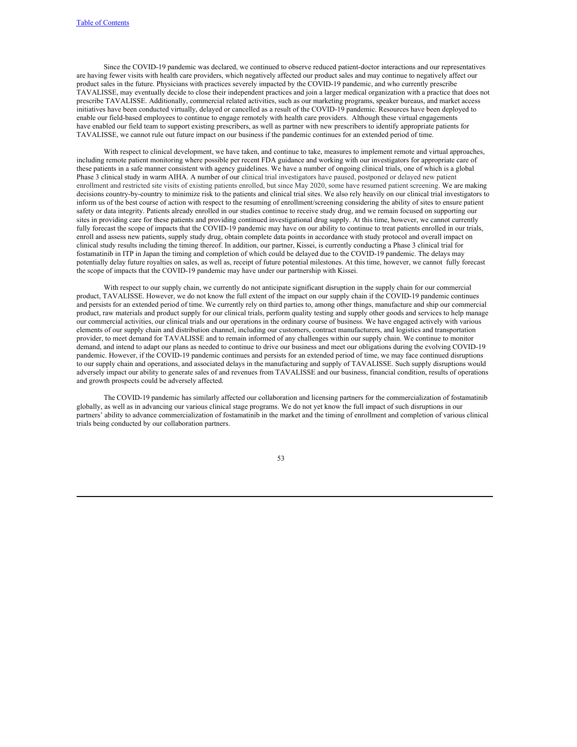Since the COVID-19 pandemic was declared, we continued to observe reduced patient-doctor interactions and our representatives are having fewer visits with health care providers, which negatively affected our product sales and may continue to negatively affect our product sales in the future. Physicians with practices severely impacted by the COVID-19 pandemic, and who currently prescribe TAVALISSE, may eventually decide to close their independent practices and join a larger medical organization with a practice that does not prescribe TAVALISSE. Additionally, commercial related activities, such as our marketing programs, speaker bureaus, and market access initiatives have been conducted virtually, delayed or cancelled as a result of the COVID-19 pandemic. Resources have been deployed to enable our field-based employees to continue to engage remotely with health care providers. Although these virtual engagements have enabled our field team to support existing prescribers, as well as partner with new prescribers to identify appropriate patients for TAVALISSE, we cannot rule out future impact on our business if the pandemic continues for an extended period of time.

With respect to clinical development, we have taken, and continue to take, measures to implement remote and virtual approaches, including remote patient monitoring where possible per recent FDA guidance and working with our investigators for appropriate care of these patients in a safe manner consistent with agency guidelines. We have a number of ongoing clinical trials, one of which is a global Phase 3 clinical study in warm AIHA. A number of our clinical trial investigators have paused, postponed or delayed new patient enrollment and restricted site visits of existing patients enrolled, but since May 2020, some have resumed patient screening. We are making decisions country-by-country to minimize risk to the patients and clinical trial sites. We also rely heavily on our clinical trial investigators to inform us of the best course of action with respect to the resuming of enrollment/screening considering the ability of sites to ensure patient safety or data integrity. Patients already enrolled in our studies continue to receive study drug, and we remain focused on supporting our sites in providing care for these patients and providing continued investigational drug supply. At this time, however, we cannot currently fully forecast the scope of impacts that the COVID-19 pandemic may have on our ability to continue to treat patients enrolled in our trials, enroll and assess new patients, supply study drug, obtain complete data points in accordance with study protocol and overall impact on clinical study results including the timing thereof. In addition, our partner, Kissei, is currently conducting a Phase 3 clinical trial for fostamatinib in ITP in Japan the timing and completion of which could be delayed due to the COVID-19 pandemic. The delays may potentially delay future royalties on sales, as well as, receipt of future potential milestones. At this time, however, we cannot fully forecast the scope of impacts that the COVID-19 pandemic may have under our partnership with Kissei.

With respect to our supply chain, we currently do not anticipate significant disruption in the supply chain for our commercial product, TAVALISSE. However, we do not know the full extent of the impact on our supply chain if the COVID-19 pandemic continues and persists for an extended period of time. We currently rely on third parties to, among other things, manufacture and ship our commercial product, raw materials and product supply for our clinical trials, perform quality testing and supply other goods and services to help manage our commercial activities, our clinical trials and our operations in the ordinary course of business. We have engaged actively with various elements of our supply chain and distribution channel, including our customers, contract manufacturers, and logistics and transportation provider, to meet demand for TAVALISSE and to remain informed of any challenges within our supply chain. We continue to monitor demand, and intend to adapt our plans as needed to continue to drive our business and meet our obligations during the evolving COVID-19 pandemic. However, if the COVID-19 pandemic continues and persists for an extended period of time, we may face continued disruptions to our supply chain and operations, and associated delays in the manufacturing and supply of TAVALISSE. Such supply disruptions would adversely impact our ability to generate sales of and revenues from TAVALISSE and our business, financial condition, results of operations and growth prospects could be adversely affected.

The COVID-19 pandemic has similarly affected our collaboration and licensing partners for the commercialization of fostamatinib globally, as well as in advancing our various clinical stage programs. We do not yet know the full impact of such disruptions in our partners' ability to advance commercialization of fostamatinib in the market and the timing of enrollment and completion of various clinical trials being conducted by our collaboration partners.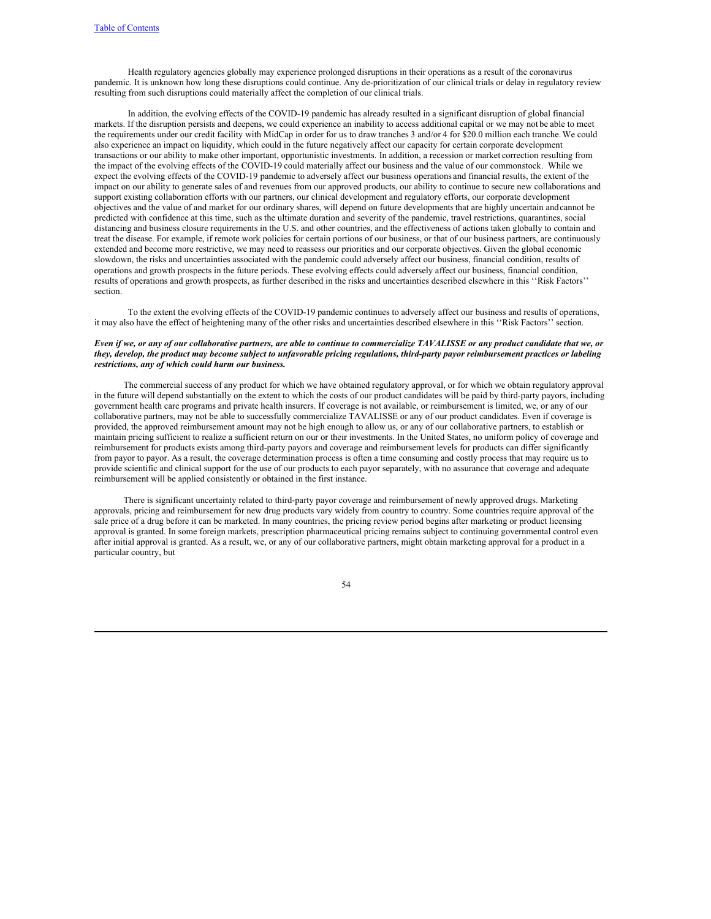Health regulatory agencies globally may experience prolonged disruptions in their operations as a result of the coronavirus pandemic. It is unknown how long these disruptions could continue. Any de-prioritization of our clinical trials or delay in regulatory review resulting from such disruptions could materially affect the completion of our clinical trials.

In addition, the evolving effects of the COVID-19 pandemic has already resulted in a significant disruption of global financial markets. If the disruption persists and deepens, we could experience an inability to access additional capital or we may not be able to meet the requirements under our credit facility with MidCap in order for us to draw tranches 3 and/or 4 for $20.0 million each tranche. We could also experience an impact on liquidity, which could in the future negatively affect our capacity for certain corporate development transactions or our ability to make other important, opportunistic investments. In addition, a recession or market correction resulting from the impact of the evolving effects of the COVID-19 could materially affect our business and the value of our commonstock. While we expect the evolving effects of the COVID-19 pandemic to adversely affect our business operations and financial results, the extent of the impact on our ability to generate sales of and revenues from our approved products, our ability to continue to secure new collaborations and support existing collaboration efforts with our partners, our clinical development and regulatory efforts, our corporate development objectives and the value of and market for our ordinary shares, will depend on future developments that are highly uncertain and cannot be predicted with confidence at this time, such as the ultimate duration and severity of the pandemic, travel restrictions, quarantines, social distancing and business closure requirements in the U.S. and other countries, and the effectiveness of actions taken globally to contain and treat the disease. For example, if remote work policies for certain portions of our business, or that of our business partners, are continuously extended and become more restrictive, we may need to reassess our priorities and our corporate objectives. Given the global economic slowdown, the risks and uncertainties associated with the pandemic could adversely affect our business, financial condition, results of operations and growth prospects in the future periods. These evolving effects could adversely affect our business, financial condition, results of operations and growth prospects, as further described in the risks and uncertainties described elsewhere in this ''Risk Factors'' section.

To the extent the evolving effects of the COVID-19 pandemic continues to adversely affect our business and results of operations, it may also have the effect of heightening many of the other risks and uncertainties described elsewhere in this ''Risk Factors'' section.

***Even if we, or any of our collaborative partners, are able to continue to commercialize TAVALISSE or any product candidate that we, or they, develop, the product may become subject to unfavorable pricing regulations, third-party payor reimbursement practices or labeling restrictions, any of which could harm our business.***

The commercial success of any product for which we have obtained regulatory approval, or for which we obtain regulatory approval in the future will depend substantially on the extent to which the costs of our product candidates will be paid by third-party payors, including government health care programs and private health insurers. If coverage is not available, or reimbursement is limited, we, or any of our collaborative partners, may not be able to successfully commercialize TAVALISSE or any of our product candidates. Even if coverage is provided, the approved reimbursement amount may not be high enough to allow us, or any of our collaborative partners, to establish or maintain pricing sufficient to realize a sufficient return on our or their investments. In the United States, no uniform policy of coverage and reimbursement for products exists among third-party payors and coverage and reimbursement levels for products can differ significantly from payor to payor. As a result, the coverage determination process is often a time consuming and costly process that may require us to provide scientific and clinical support for the use of our products to each payor separately, with no assurance that coverage and adequate reimbursement will be applied consistently or obtained in the first instance.

There is significant uncertainty related to third-party payor coverage and reimbursement of newly approved drugs. Marketing approvals, pricing and reimbursement for new drug products vary widely from country to country. Some countries require approval of the sale price of a drug before it can be marketed. In many countries, the pricing review period begins after marketing or product licensing approval is granted. In some foreign markets, prescription pharmaceutical pricing remains subject to continuing governmental control even after initial approval is granted. As a result, we, or any of our collaborative partners, might obtain marketing approval for a product in a particular country, but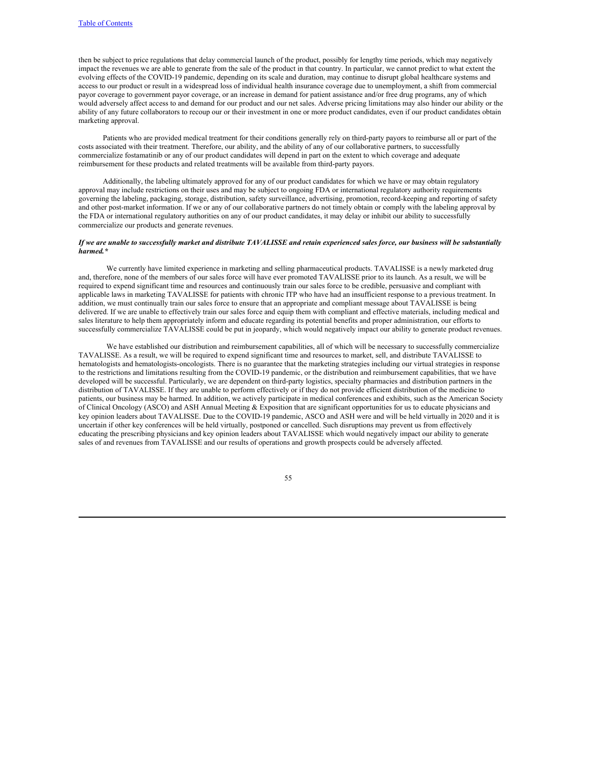then be subject to price regulations that delay commercial launch of the product, possibly for lengthy time periods, which may negatively impact the revenues we are able to generate from the sale of the product in that country. In particular, we cannot predict to what extent the evolving effects of the COVID-19 pandemic, depending on its scale and duration, may continue to disrupt global healthcare systems and access to our product or result in a widespread loss of individual health insurance coverage due to unemployment, a shift from commercial payor coverage to government payor coverage, or an increase in demand for patient assistance and/or free drug programs, any of which would adversely affect access to and demand for our product and our net sales. Adverse pricing limitations may also hinder our ability or the ability of any future collaborators to recoup our or their investment in one or more product candidates, even if our product candidates obtain marketing approval.

Patients who are provided medical treatment for their conditions generally rely on third-party payors to reimburse all or part of the costs associated with their treatment. Therefore, our ability, and the ability of any of our collaborative partners, to successfully commercialize fostamatinib or any of our product candidates will depend in part on the extent to which coverage and adequate reimbursement for these products and related treatments will be available from third-party payors.

Additionally, the labeling ultimately approved for any of our product candidates for which we have or may obtain regulatory approval may include restrictions on their uses and may be subject to ongoing FDA or international regulatory authority requirements governing the labeling, packaging, storage, distribution, safety surveillance, advertising, promotion, record-keeping and reporting of safety and other post-market information. If we or any of our collaborative partners do not timely obtain or comply with the labeling approval by the FDA or international regulatory authorities on any of our product candidates, it may delay or inhibit our ability to successfully commercialize our products and generate revenues.

***If we are unable to successfully market and distribute TAVALISSE and retain experienced sales force, our business will be substantially harmed.****

We currently have limited experience in marketing and selling pharmaceutical products. TAVALISSE is a newly marketed drug and, therefore, none of the members of our sales force will have ever promoted TAVALISSE prior to its launch. As a result, we will be required to expend significant time and resources and continuously train our sales force to be credible, persuasive and compliant with applicable laws in marketing TAVALISSE for patients with chronic ITP who have had an insufficient response to a previous treatment. In addition, we must continually train our sales force to ensure that an appropriate and compliant message about TAVALISSE is being delivered. If we are unable to effectively train our sales force and equip them with compliant and effective materials, including medical and sales literature to help them appropriately inform and educate regarding its potential benefits and proper administration, our efforts to successfully commercialize TAVALISSE could be put in jeopardy, which would negatively impact our ability to generate product revenues.

We have established our distribution and reimbursement capabilities, all of which will be necessary to successfully commercialize TAVALISSE. As a result, we will be required to expend significant time and resources to market, sell, and distribute TAVALISSE to hematologists and hematologists-oncologists. There is no guarantee that the marketing strategies including our virtual strategies in response to the restrictions and limitations resulting from the COVID-19 pandemic, or the distribution and reimbursement capabilities, that we have developed will be successful. Particularly, we are dependent on third-party logistics, specialty pharmacies and distribution partners in the distribution of TAVALISSE. If they are unable to perform effectively or if they do not provide efficient distribution of the medicine to patients, our business may be harmed. In addition, we actively participate in medical conferences and exhibits, such as the American Society of Clinical Oncology (ASCO) and ASH Annual Meeting & Exposition that are significant opportunities for us to educate physicians and key opinion leaders about TAVALISSE. Due to the COVID-19 pandemic, ASCO and ASH were and will be held virtually in 2020 and it is uncertain if other key conferences will be held virtually, postponed or cancelled. Such disruptions may prevent us from effectively educating the prescribing physicians and key opinion leaders about TAVALISSE which would negatively impact our ability to generate sales of and revenues from TAVALISSE and our results of operations and growth prospects could be adversely affected.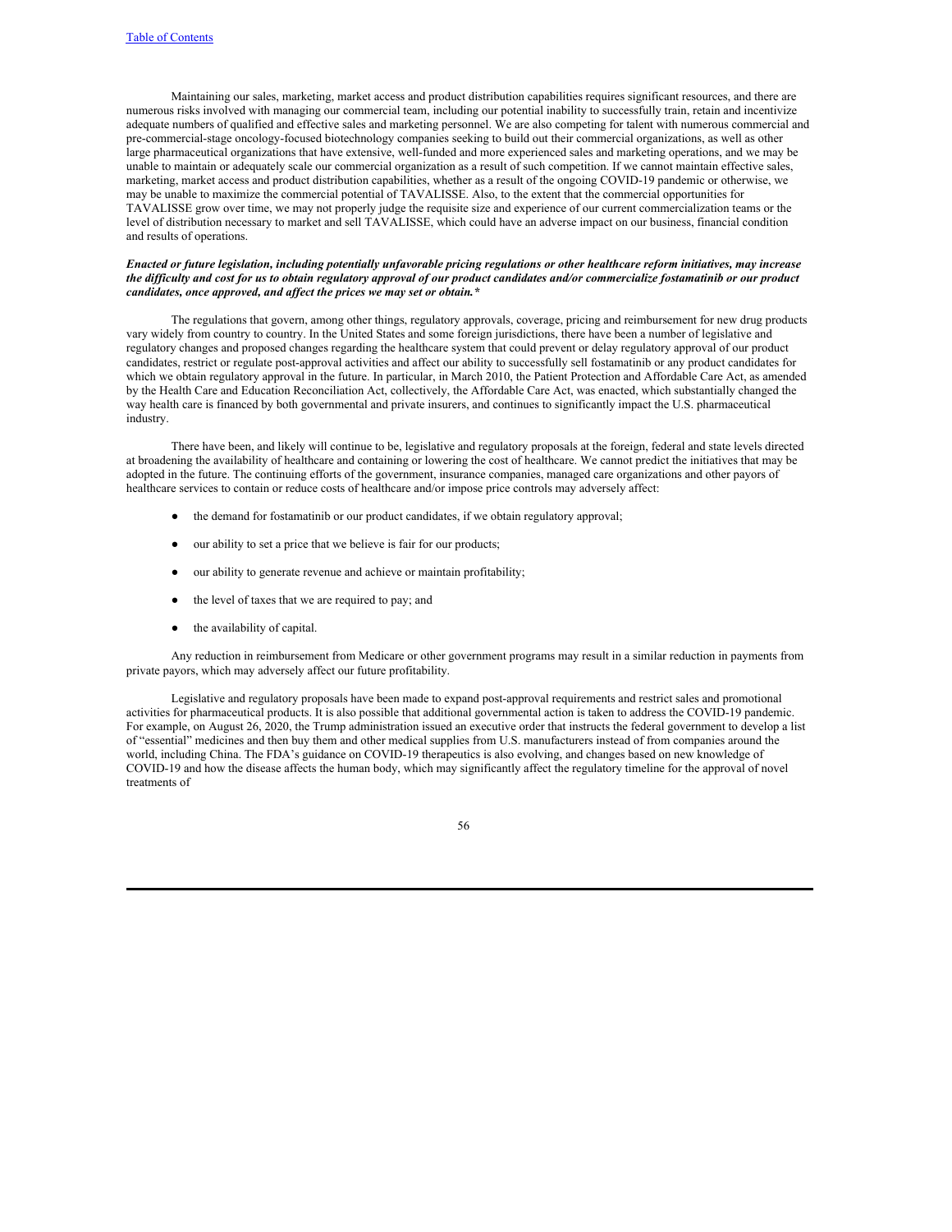Maintaining our sales, marketing, market access and product distribution capabilities requires significant resources, and there are numerous risks involved with managing our commercial team, including our potential inability to successfully train, retain and incentivize adequate numbers of qualified and effective sales and marketing personnel. We are also competing for talent with numerous commercial and pre-commercial-stage oncology-focused biotechnology companies seeking to build out their commercial organizations, as well as other large pharmaceutical organizations that have extensive, well-funded and more experienced sales and marketing operations, and we may be unable to maintain or adequately scale our commercial organization as a result of such competition. If we cannot maintain effective sales, marketing, market access and product distribution capabilities, whether as a result of the ongoing COVID-19 pandemic or otherwise, we may be unable to maximize the commercial potential of TAVALISSE. Also, to the extent that the commercial opportunities for TAVALISSE grow over time, we may not properly judge the requisite size and experience of our current commercialization teams or the level of distribution necessary to market and sell TAVALISSE, which could have an adverse impact on our business, financial condition and results of operations.

***Enacted or future legislation, including potentially unfavorable pricing regulations or other healthcare reform initiatives, may increase the difficulty and cost for us to obtain regulatory approval of our product candidates and/or commercialize fostamatinib or our product candidates, once approved, and affect the prices we may set or obtain.****

The regulations that govern, among other things, regulatory approvals, coverage, pricing and reimbursement for new drug products vary widely from country to country. In the United States and some foreign jurisdictions, there have been a number of legislative and regulatory changes and proposed changes regarding the healthcare system that could prevent or delay regulatory approval of our product candidates, restrict or regulate post-approval activities and affect our ability to successfully sell fostamatinib or any product candidates for which we obtain regulatory approval in the future. In particular, in March 2010, the Patient Protection and Affordable Care Act, as amended by the Health Care and Education Reconciliation Act, collectively, the Affordable Care Act, was enacted, which substantially changed the way health care is financed by both governmental and private insurers, and continues to significantly impact the U.S. pharmaceutical industry.

There have been, and likely will continue to be, legislative and regulatory proposals at the foreign, federal and state levels directed at broadening the availability of healthcare and containing or lowering the cost of healthcare. We cannot predict the initiatives that may be adopted in the future. The continuing efforts of the government, insurance companies, managed care organizations and other payors of healthcare services to contain or reduce costs of healthcare and/or impose price controls may adversely affect:

- the demand for fostamatinib or our product candidates, if we obtain regulatory approval;
- our ability to set a price that we believe is fair for our products;
- our ability to generate revenue and achieve or maintain profitability;
- the level of taxes that we are required to pay; and
- the availability of capital.

Any reduction in reimbursement from Medicare or other government programs may result in a similar reduction in payments from private payors, which may adversely affect our future profitability.

Legislative and regulatory proposals have been made to expand post-approval requirements and restrict sales and promotional activities for pharmaceutical products. It is also possible that additional governmental action is taken to address the COVID-19 pandemic. For example, on August 26, 2020, the Trump administration issued an executive order that instructs the federal government to develop a list of "essential" medicines and then buy them and other medical supplies from U.S. manufacturers instead of from companies around the world, including China. The FDA's guidance on COVID-19 therapeutics is also evolving, and changes based on new knowledge of COVID-19 and how the disease affects the human body, which may significantly affect the regulatory timeline for the approval of novel treatments of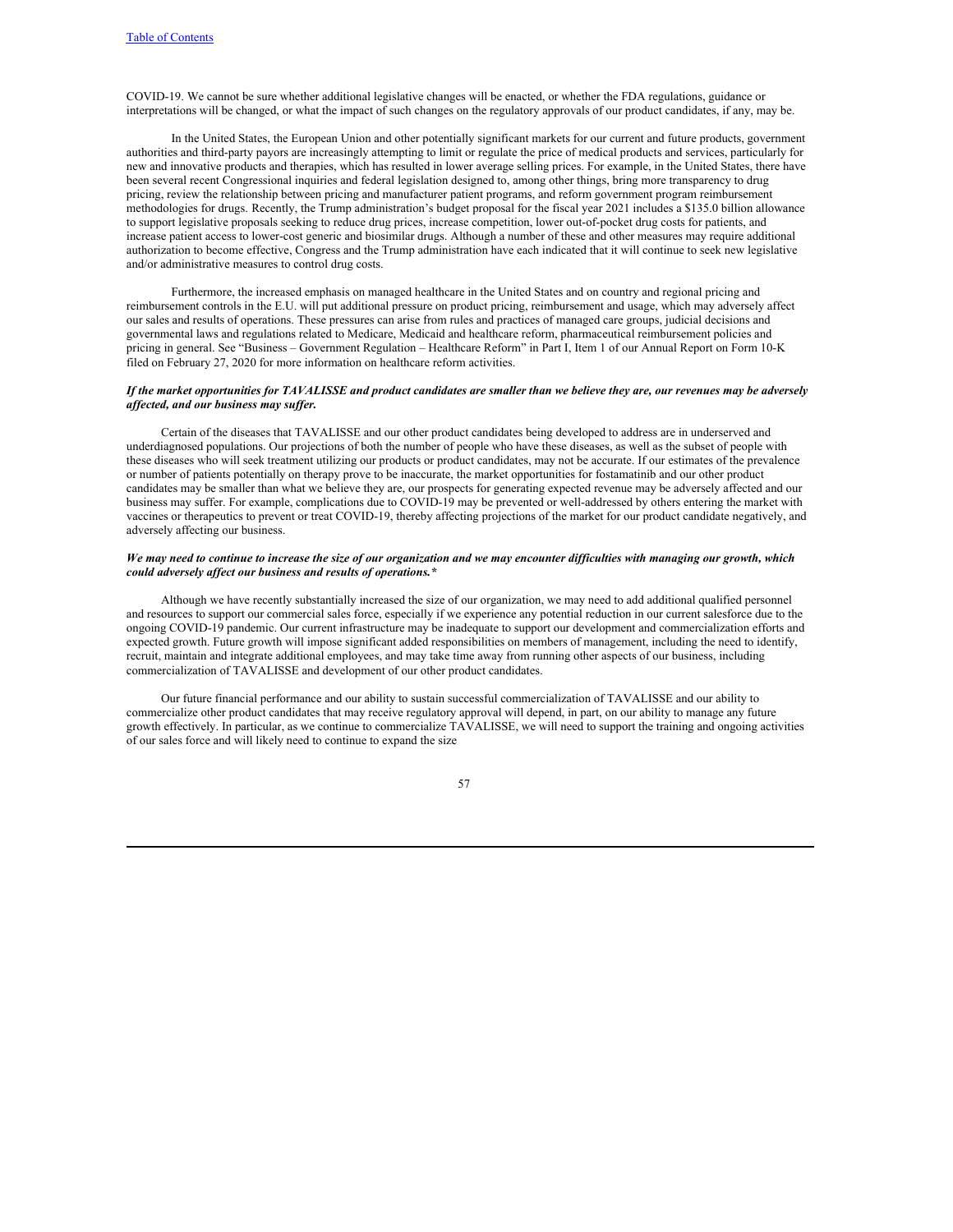COVID-19. We cannot be sure whether additional legislative changes will be enacted, or whether the FDA regulations, guidance or interpretations will be changed, or what the impact of such changes on the regulatory approvals of our product candidates, if any, may be.

In the United States, the European Union and other potentially significant markets for our current and future products, government authorities and third-party payors are increasingly attempting to limit or regulate the price of medical products and services, particularly for new and innovative products and therapies, which has resulted in lower average selling prices. For example, in the United States, there have been several recent Congressional inquiries and federal legislation designed to, among other things, bring more transparency to drug pricing, review the relationship between pricing and manufacturer patient programs, and reform government program reimbursement methodologies for drugs. Recently, the Trump administration's budget proposal for the fiscal year 2021 includes a $135.0 billion allowance to support legislative proposals seeking to reduce drug prices, increase competition, lower out-of-pocket drug costs for patients, and increase patient access to lower-cost generic and biosimilar drugs. Although a number of these and other measures may require additional authorization to become effective, Congress and the Trump administration have each indicated that it will continue to seek new legislative and/or administrative measures to control drug costs.

Furthermore, the increased emphasis on managed healthcare in the United States and on country and regional pricing and reimbursement controls in the E.U. will put additional pressure on product pricing, reimbursement and usage, which may adversely affect our sales and results of operations. These pressures can arise from rules and practices of managed care groups, judicial decisions and governmental laws and regulations related to Medicare, Medicaid and healthcare reform, pharmaceutical reimbursement policies and pricing in general. See "Business – Government Regulation – Healthcare Reform" in Part I, Item 1 of our Annual Report on Form 10-K filed on February 27, 2020 for more information on healthcare reform activities.

***If the market opportunities for TAVALISSE and product candidates are smaller than we believe they are, our revenues may be adversely affected, and our business may suffer.***

Certain of the diseases that TAVALISSE and our other product candidates being developed to address are in underserved and underdiagnosed populations. Our projections of both the number of people who have these diseases, as well as the subset of people with these diseases who will seek treatment utilizing our products or product candidates, may not be accurate. If our estimates of the prevalence or number of patients potentially on therapy prove to be inaccurate, the market opportunities for fostamatinib and our other product candidates may be smaller than what we believe they are, our prospects for generating expected revenue may be adversely affected and our business may suffer. For example, complications due to COVID-19 may be prevented or well-addressed by others entering the market with vaccines or therapeutics to prevent or treat COVID-19, thereby affecting projections of the market for our product candidate negatively, and adversely affecting our business.

***We may need to continue to increase the size of our organization and we may encounter difficulties with managing our growth, which could adversely affect our business and results of operations.****

Although we have recently substantially increased the size of our organization, we may need to add additional qualified personnel and resources to support our commercial sales force, especially if we experience any potential reduction in our current salesforce due to the ongoing COVID-19 pandemic. Our current infrastructure may be inadequate to support our development and commercialization efforts and expected growth. Future growth will impose significant added responsibilities on members of management, including the need to identify, recruit, maintain and integrate additional employees, and may take time away from running other aspects of our business, including commercialization of TAVALISSE and development of our other product candidates.

Our future financial performance and our ability to sustain successful commercialization of TAVALISSE and our ability to commercialize other product candidates that may receive regulatory approval will depend, in part, on our ability to manage any future growth effectively. In particular, as we continue to commercialize TAVALISSE, we will need to support the training and ongoing activities of our sales force and will likely need to continue to expand the size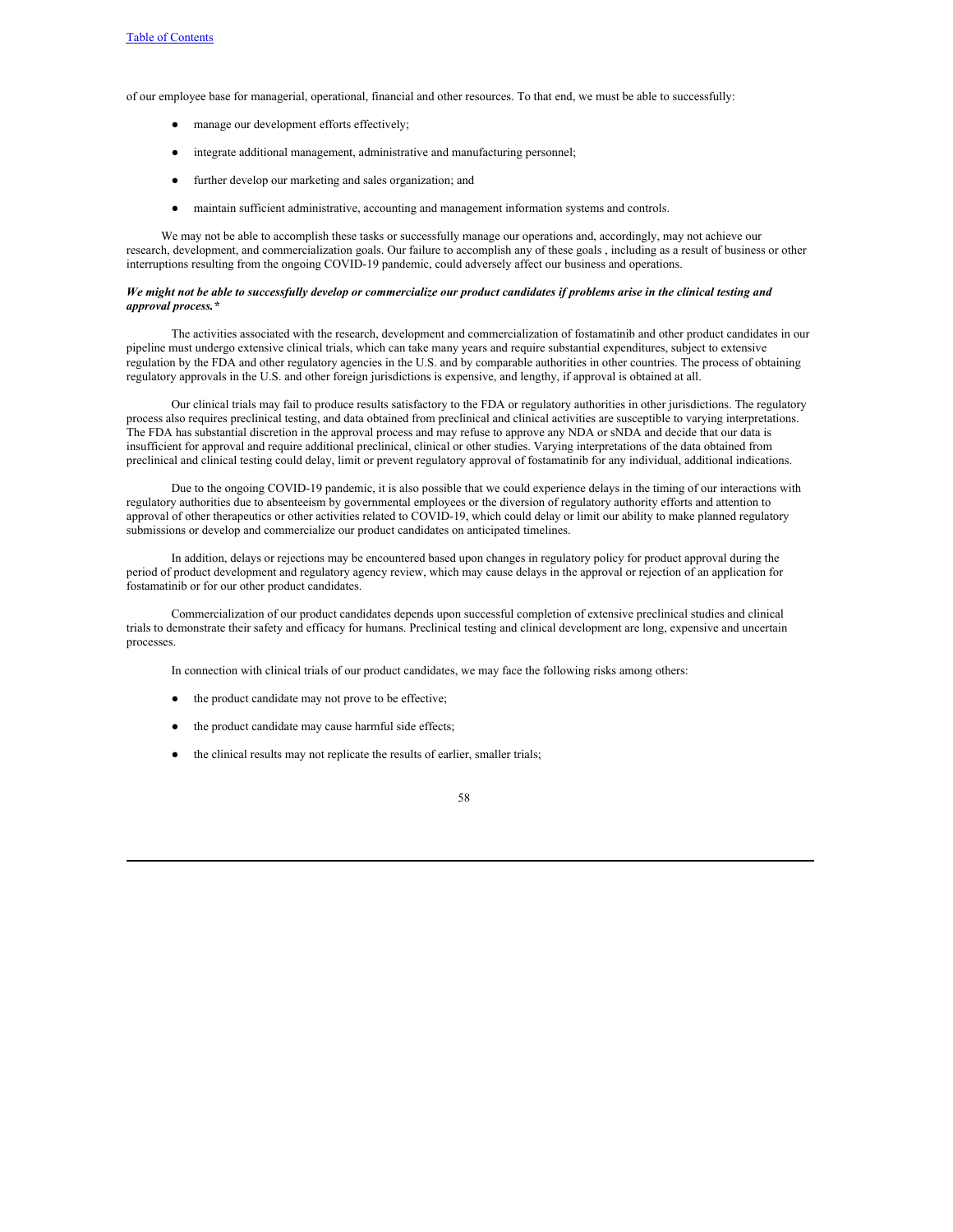of our employee base for managerial, operational, financial and other resources. To that end, we must be able to successfully:

- manage our development efforts effectively;
- integrate additional management, administrative and manufacturing personnel;
- further develop our marketing and sales organization; and
- maintain sufficient administrative, accounting and management information systems and controls.

We may not be able to accomplish these tasks or successfully manage our operations and, accordingly, may not achieve our research, development, and commercialization goals. Our failure to accomplish any of these goals , including as a result of business or other interruptions resulting from the ongoing COVID-19 pandemic, could adversely affect our business and operations.

***We might not be able to successfully develop or commercialize our product candidates if problems arise in the clinical testing and approval process.****

The activities associated with the research, development and commercialization of fostamatinib and other product candidates in our pipeline must undergo extensive clinical trials, which can take many years and require substantial expenditures, subject to extensive regulation by the FDA and other regulatory agencies in the U.S. and by comparable authorities in other countries. The process of obtaining regulatory approvals in the U.S. and other foreign jurisdictions is expensive, and lengthy, if approval is obtained at all.

Our clinical trials may fail to produce results satisfactory to the FDA or regulatory authorities in other jurisdictions. The regulatory process also requires preclinical testing, and data obtained from preclinical and clinical activities are susceptible to varying interpretations. The FDA has substantial discretion in the approval process and may refuse to approve any NDA or sNDA and decide that our data is insufficient for approval and require additional preclinical, clinical or other studies. Varying interpretations of the data obtained from preclinical and clinical testing could delay, limit or prevent regulatory approval of fostamatinib for any individual, additional indications.

Due to the ongoing COVID-19 pandemic, it is also possible that we could experience delays in the timing of our interactions with regulatory authorities due to absenteeism by governmental employees or the diversion of regulatory authority efforts and attention to approval of other therapeutics or other activities related to COVID-19, which could delay or limit our ability to make planned regulatory submissions or develop and commercialize our product candidates on anticipated timelines.

In addition, delays or rejections may be encountered based upon changes in regulatory policy for product approval during the period of product development and regulatory agency review, which may cause delays in the approval or rejection of an application for fostamatinib or for our other product candidates.

Commercialization of our product candidates depends upon successful completion of extensive preclinical studies and clinical trials to demonstrate their safety and efficacy for humans. Preclinical testing and clinical development are long, expensive and uncertain processes.

In connection with clinical trials of our product candidates, we may face the following risks among others:

- the product candidate may not prove to be effective;
- the product candidate may cause harmful side effects;
- the clinical results may not replicate the results of earlier, smaller trials;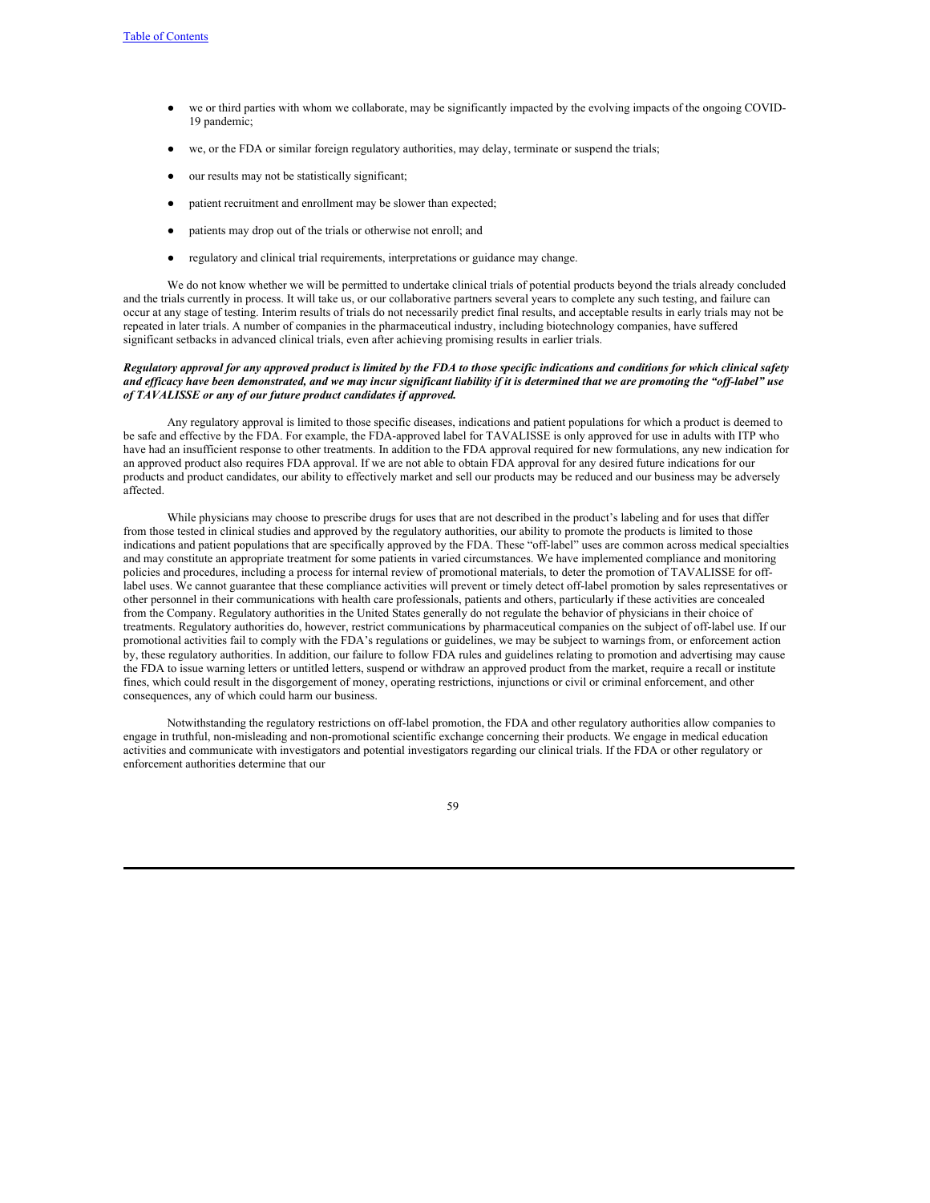- we or third parties with whom we collaborate, may be significantly impacted by the evolving impacts of the ongoing COVID-19 pandemic;
- we, or the FDA or similar foreign regulatory authorities, may delay, terminate or suspend the trials;
- our results may not be statistically significant;
- patient recruitment and enrollment may be slower than expected;
- patients may drop out of the trials or otherwise not enroll; and
- regulatory and clinical trial requirements, interpretations or guidance may change.

We do not know whether we will be permitted to undertake clinical trials of potential products beyond the trials already concluded and the trials currently in process. It will take us, or our collaborative partners several years to complete any such testing, and failure can occur at any stage of testing. Interim results of trials do not necessarily predict final results, and acceptable results in early trials may not be repeated in later trials. A number of companies in the pharmaceutical industry, including biotechnology companies, have suffered significant setbacks in advanced clinical trials, even after achieving promising results in earlier trials.

***Regulatory approval for any approved product is limited by the FDA to those specific indications and conditions for which clinical safety and efficacy have been demonstrated, and we may incur significant liability if it is determined that we are promoting the "off-label" use of TAVALISSE or any of our future product candidates if approved.***

Any regulatory approval is limited to those specific diseases, indications and patient populations for which a product is deemed to be safe and effective by the FDA. For example, the FDA-approved label for TAVALISSE is only approved for use in adults with ITP who have had an insufficient response to other treatments. In addition to the FDA approval required for new formulations, any new indication for an approved product also requires FDA approval. If we are not able to obtain FDA approval for any desired future indications for our products and product candidates, our ability to effectively market and sell our products may be reduced and our business may be adversely affected.

While physicians may choose to prescribe drugs for uses that are not described in the product's labeling and for uses that differ from those tested in clinical studies and approved by the regulatory authorities, our ability to promote the products is limited to those indications and patient populations that are specifically approved by the FDA. These "off-label" uses are common across medical specialties and may constitute an appropriate treatment for some patients in varied circumstances. We have implemented compliance and monitoring policies and procedures, including a process for internal review of promotional materials, to deter the promotion of TAVALISSE for off-label uses. We cannot guarantee that these compliance activities will prevent or timely detect off-label promotion by sales representatives or other personnel in their communications with health care professionals, patients and others, particularly if these activities are concealed from the Company. Regulatory authorities in the United States generally do not regulate the behavior of physicians in their choice of treatments. Regulatory authorities do, however, restrict communications by pharmaceutical companies on the subject of off-label use. If our promotional activities fail to comply with the FDA's regulations or guidelines, we may be subject to warnings from, or enforcement action by, these regulatory authorities. In addition, our failure to follow FDA rules and guidelines relating to promotion and advertising may cause the FDA to issue warning letters or untitled letters, suspend or withdraw an approved product from the market, require a recall or institute fines, which could result in the disgorgement of money, operating restrictions, injunctions or civil or criminal enforcement, and other consequences, any of which could harm our business.

Notwithstanding the regulatory restrictions on off-label promotion, the FDA and other regulatory authorities allow companies to engage in truthful, non-misleading and non-promotional scientific exchange concerning their products. We engage in medical education activities and communicate with investigators and potential investigators regarding our clinical trials. If the FDA or other regulatory or enforcement authorities determine that our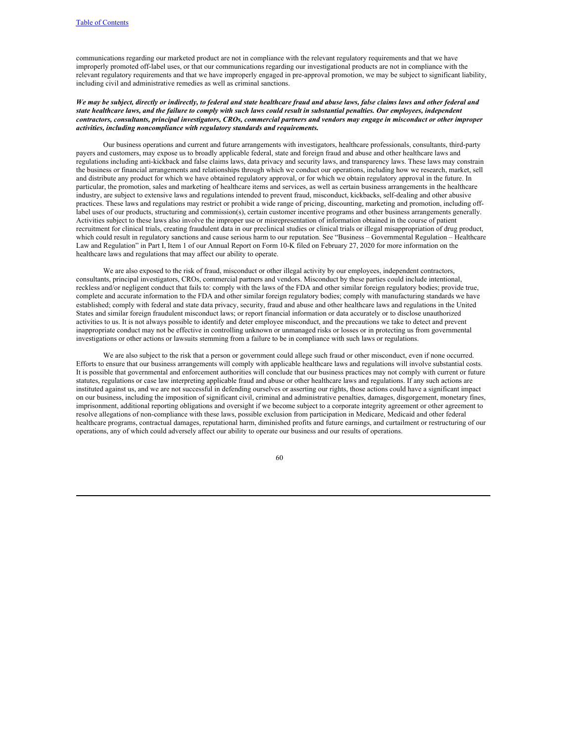communications regarding our marketed product are not in compliance with the relevant regulatory requirements and that we have improperly promoted off-label uses, or that our communications regarding our investigational products are not in compliance with the relevant regulatory requirements and that we have improperly engaged in pre-approval promotion, we may be subject to significant liability, including civil and administrative remedies as well as criminal sanctions.

***We may be subject, directly or indirectly, to federal and state healthcare fraud and abuse laws, false claims laws and other federal and state healthcare laws, and the failure to comply with such laws could result in substantial penalties. Our employees, independent contractors, consultants, principal investigators, CROs, commercial partners and vendors may engage in misconduct or other improper activities, including noncompliance with regulatory standards and requirements.***

Our business operations and current and future arrangements with investigators, healthcare professionals, consultants, third-party payers and customers, may expose us to broadly applicable federal, state and foreign fraud and abuse and other healthcare laws and regulations including anti-kickback and false claims laws, data privacy and security laws, and transparency laws. These laws may constrain the business or financial arrangements and relationships through which we conduct our operations, including how we research, market, sell and distribute any product for which we have obtained regulatory approval, or for which we obtain regulatory approval in the future. In particular, the promotion, sales and marketing of healthcare items and services, as well as certain business arrangements in the healthcare industry, are subject to extensive laws and regulations intended to prevent fraud, misconduct, kickbacks, self-dealing and other abusive practices. These laws and regulations may restrict or prohibit a wide range of pricing, discounting, marketing and promotion, including off-label uses of our products, structuring and commission(s), certain customer incentive programs and other business arrangements generally. Activities subject to these laws also involve the improper use or misrepresentation of information obtained in the course of patient recruitment for clinical trials, creating fraudulent data in our preclinical studies or clinical trials or illegal misappropriation of drug product, which could result in regulatory sanctions and cause serious harm to our reputation. See "Business – Governmental Regulation – Healthcare Law and Regulation" in Part I, Item 1 of our Annual Report on Form 10-K filed on February 27, 2020 for more information on the healthcare laws and regulations that may affect our ability to operate.

We are also exposed to the risk of fraud, misconduct or other illegal activity by our employees, independent contractors, consultants, principal investigators, CROs, commercial partners and vendors. Misconduct by these parties could include intentional, reckless and/or negligent conduct that fails to: comply with the laws of the FDA and other similar foreign regulatory bodies; provide true, complete and accurate information to the FDA and other similar foreign regulatory bodies; comply with manufacturing standards we have established; comply with federal and state data privacy, security, fraud and abuse and other healthcare laws and regulations in the United States and similar foreign fraudulent misconduct laws; or report financial information or data accurately or to disclose unauthorized activities to us. It is not always possible to identify and deter employee misconduct, and the precautions we take to detect and prevent inappropriate conduct may not be effective in controlling unknown or unmanaged risks or losses or in protecting us from governmental investigations or other actions or lawsuits stemming from a failure to be in compliance with such laws or regulations.

We are also subject to the risk that a person or government could allege such fraud or other misconduct, even if none occurred. Efforts to ensure that our business arrangements will comply with applicable healthcare laws and regulations will involve substantial costs. It is possible that governmental and enforcement authorities will conclude that our business practices may not comply with current or future statutes, regulations or case law interpreting applicable fraud and abuse or other healthcare laws and regulations. If any such actions are instituted against us, and we are not successful in defending ourselves or asserting our rights, those actions could have a significant impact on our business, including the imposition of significant civil, criminal and administrative penalties, damages, disgorgement, monetary fines, imprisonment, additional reporting obligations and oversight if we become subject to a corporate integrity agreement or other agreement to resolve allegations of non-compliance with these laws, possible exclusion from participation in Medicare, Medicaid and other federal healthcare programs, contractual damages, reputational harm, diminished profits and future earnings, and curtailment or restructuring of our operations, any of which could adversely affect our ability to operate our business and our results of operations.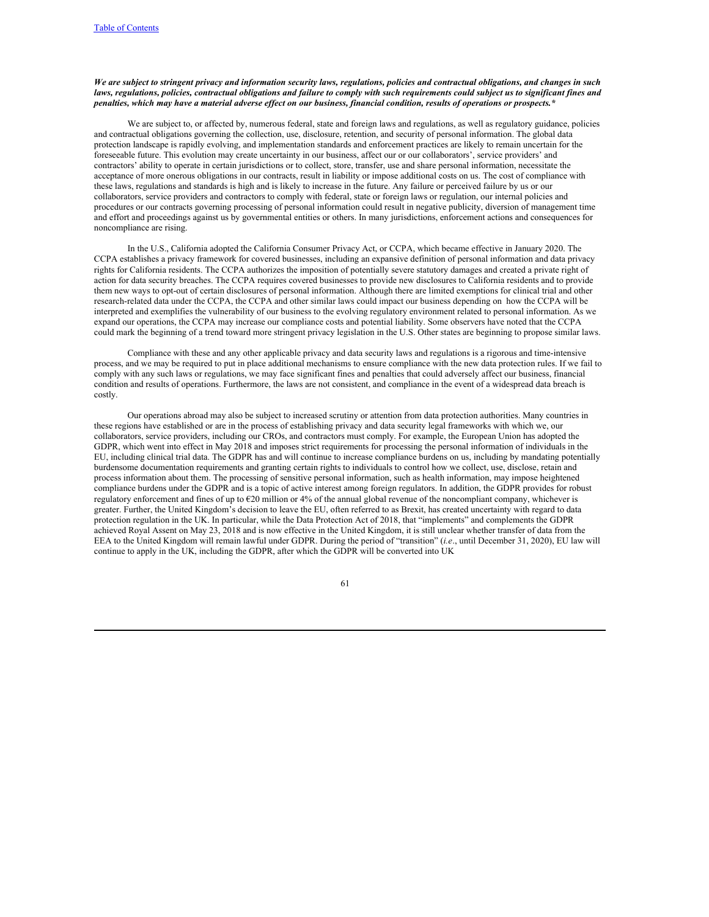***We are subject to stringent privacy and information security laws, regulations, policies and contractual obligations, and changes in such laws, regulations, policies, contractual obligations and failure to comply with such requirements could subject us to significant fines and penalties, which may have a material adverse effect on our business, financial condition, results of operations or prospects.****

We are subject to, or affected by, numerous federal, state and foreign laws and regulations, as well as regulatory guidance, policies and contractual obligations governing the collection, use, disclosure, retention, and security of personal information. The global data protection landscape is rapidly evolving, and implementation standards and enforcement practices are likely to remain uncertain for the foreseeable future. This evolution may create uncertainty in our business, affect our or our collaborators', service providers' and contractors' ability to operate in certain jurisdictions or to collect, store, transfer, use and share personal information, necessitate the acceptance of more onerous obligations in our contracts, result in liability or impose additional costs on us. The cost of compliance with these laws, regulations and standards is high and is likely to increase in the future. Any failure or perceived failure by us or our collaborators, service providers and contractors to comply with federal, state or foreign laws or regulation, our internal policies and procedures or our contracts governing processing of personal information could result in negative publicity, diversion of management time and effort and proceedings against us by governmental entities or others. In many jurisdictions, enforcement actions and consequences for noncompliance are rising.

In the U.S., California adopted the California Consumer Privacy Act, or CCPA, which became effective in January 2020. The CCPA establishes a privacy framework for covered businesses, including an expansive definition of personal information and data privacy rights for California residents. The CCPA authorizes the imposition of potentially severe statutory damages and created a private right of action for data security breaches. The CCPA requires covered businesses to provide new disclosures to California residents and to provide them new ways to opt-out of certain disclosures of personal information. Although there are limited exemptions for clinical trial and other research-related data under the CCPA, the CCPA and other similar laws could impact our business depending on how the CCPA will be interpreted and exemplifies the vulnerability of our business to the evolving regulatory environment related to personal information. As we expand our operations, the CCPA may increase our compliance costs and potential liability. Some observers have noted that the CCPA could mark the beginning of a trend toward more stringent privacy legislation in the U.S. Other states are beginning to propose similar laws.

Compliance with these and any other applicable privacy and data security laws and regulations is a rigorous and time-intensive process, and we may be required to put in place additional mechanisms to ensure compliance with the new data protection rules. If we fail to comply with any such laws or regulations, we may face significant fines and penalties that could adversely affect our business, financial condition and results of operations. Furthermore, the laws are not consistent, and compliance in the event of a widespread data breach is costly.

Our operations abroad may also be subject to increased scrutiny or attention from data protection authorities. Many countries in these regions have established or are in the process of establishing privacy and data security legal frameworks with which we, our collaborators, service providers, including our CROs, and contractors must comply. For example, the European Union has adopted the GDPR, which went into effect in May 2018 and imposes strict requirements for processing the personal information of individuals in the EU, including clinical trial data. The GDPR has and will continue to increase compliance burdens on us, including by mandating potentially burdensome documentation requirements and granting certain rights to individuals to control how we collect, use, disclose, retain and process information about them. The processing of sensitive personal information, such as health information, may impose heightened compliance burdens under the GDPR and is a topic of active interest among foreign regulators. In addition, the GDPR provides for robust regulatory enforcement and fines of up to €20 million or 4% of the annual global revenue of the noncompliant company, whichever is greater. Further, the United Kingdom's decision to leave the EU, often referred to as Brexit, has created uncertainty with regard to data protection regulation in the UK. In particular, while the Data Protection Act of 2018, that "implements" and complements the GDPR achieved Royal Assent on May 23, 2018 and is now effective in the United Kingdom, it is still unclear whether transfer of data from the EEA to the United Kingdom will remain lawful under GDPR. During the period of "transition" (*i.e*., until December 31, 2020), EU law will continue to apply in the UK, including the GDPR, after which the GDPR will be converted into UK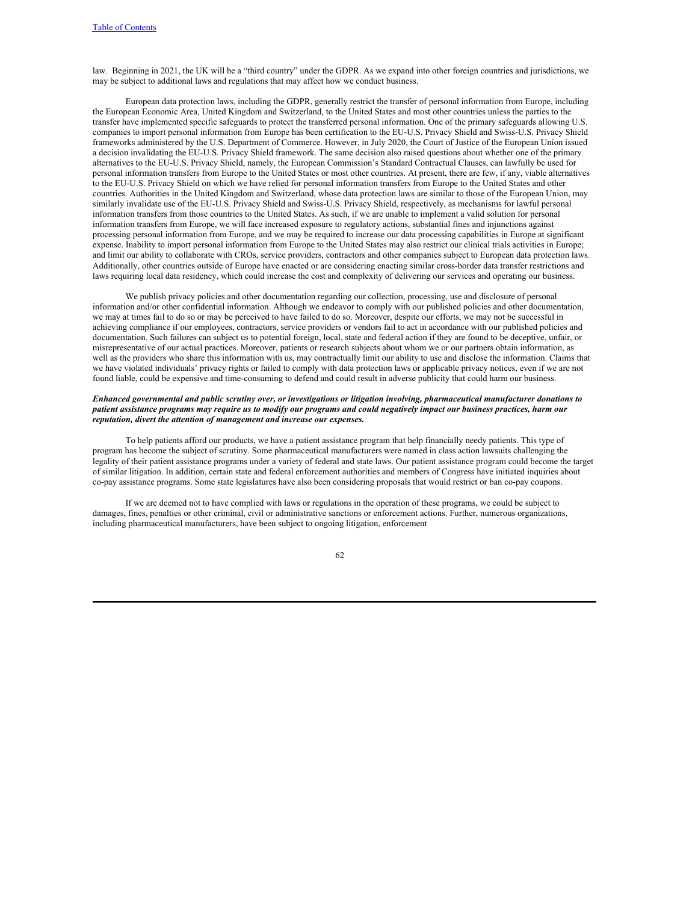law.  Beginning in 2021, the UK will be a "third country" under the GDPR. As we expand into other foreign countries and jurisdictions, we may be subject to additional laws and regulations that may affect how we conduct business.

European data protection laws, including the GDPR, generally restrict the transfer of personal information from Europe, including the European Economic Area, United Kingdom and Switzerland, to the United States and most other countries unless the parties to the transfer have implemented specific safeguards to protect the transferred personal information. One of the primary safeguards allowing U.S. companies to import personal information from Europe has been certification to the EU-U.S. Privacy Shield and Swiss-U.S. Privacy Shield frameworks administered by the U.S. Department of Commerce. However, in July 2020, the Court of Justice of the European Union issued a decision invalidating the EU-U.S. Privacy Shield framework. The same decision also raised questions about whether one of the primary alternatives to the EU-U.S. Privacy Shield, namely, the European Commission's Standard Contractual Clauses, can lawfully be used for personal information transfers from Europe to the United States or most other countries. At present, there are few, if any, viable alternatives to the EU-U.S. Privacy Shield on which we have relied for personal information transfers from Europe to the United States and other countries. Authorities in the United Kingdom and Switzerland, whose data protection laws are similar to those of the European Union, may similarly invalidate use of the EU-U.S. Privacy Shield and Swiss-U.S. Privacy Shield, respectively, as mechanisms for lawful personal information transfers from those countries to the United States. As such, if we are unable to implement a valid solution for personal information transfers from Europe, we will face increased exposure to regulatory actions, substantial fines and injunctions against processing personal information from Europe, and we may be required to increase our data processing capabilities in Europe at significant expense. Inability to import personal information from Europe to the United States may also restrict our clinical trials activities in Europe; and limit our ability to collaborate with CROs, service providers, contractors and other companies subject to European data protection laws. Additionally, other countries outside of Europe have enacted or are considering enacting similar cross-border data transfer restrictions and laws requiring local data residency, which could increase the cost and complexity of delivering our services and operating our business.

We publish privacy policies and other documentation regarding our collection, processing, use and disclosure of personal information and/or other confidential information. Although we endeavor to comply with our published policies and other documentation, we may at times fail to do so or may be perceived to have failed to do so. Moreover, despite our efforts, we may not be successful in achieving compliance if our employees, contractors, service providers or vendors fail to act in accordance with our published policies and documentation. Such failures can subject us to potential foreign, local, state and federal action if they are found to be deceptive, unfair, or misrepresentative of our actual practices. Moreover, patients or research subjects about whom we or our partners obtain information, as well as the providers who share this information with us, may contractually limit our ability to use and disclose the information. Claims that we have violated individuals' privacy rights or failed to comply with data protection laws or applicable privacy notices, even if we are not found liable, could be expensive and time-consuming to defend and could result in adverse publicity that could harm our business.

***Enhanced governmental and public scrutiny over, or investigations or litigation involving, pharmaceutical manufacturer donations to patient assistance programs may require us to modify our programs and could negatively impact our business practices, harm our reputation, divert the attention of management and increase our expenses.***

To help patients afford our products, we have a patient assistance program that help financially needy patients. This type of program has become the subject of scrutiny. Some pharmaceutical manufacturers were named in class action lawsuits challenging the legality of their patient assistance programs under a variety of federal and state laws. Our patient assistance program could become the target of similar litigation. In addition, certain state and federal enforcement authorities and members of Congress have initiated inquiries about co-pay assistance programs. Some state legislatures have also been considering proposals that would restrict or ban co-pay coupons.

If we are deemed not to have complied with laws or regulations in the operation of these programs, we could be subject to damages, fines, penalties or other criminal, civil or administrative sanctions or enforcement actions. Further, numerous organizations, including pharmaceutical manufacturers, have been subject to ongoing litigation, enforcement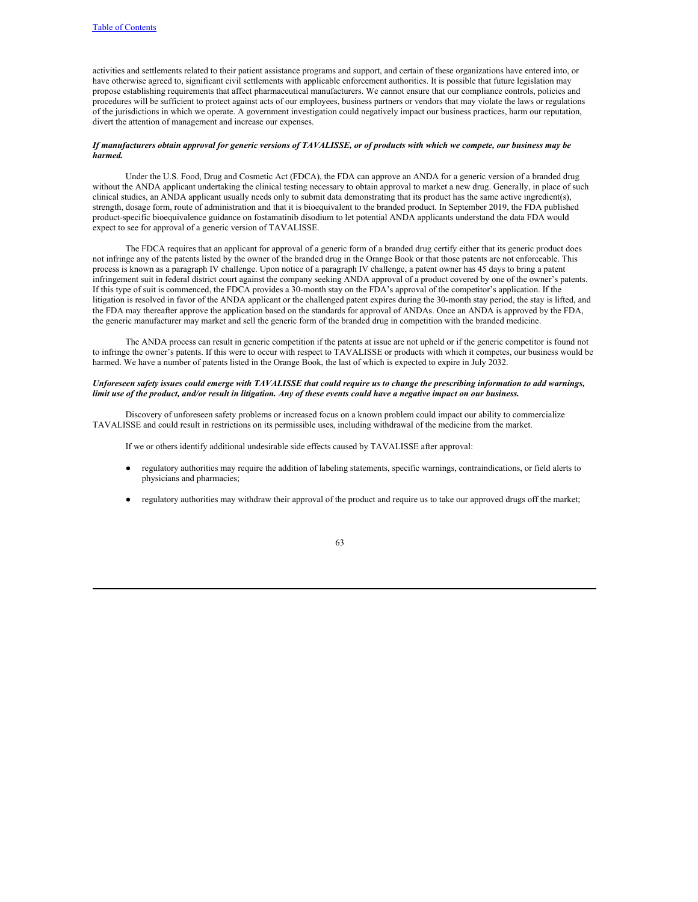activities and settlements related to their patient assistance programs and support, and certain of these organizations have entered into, or have otherwise agreed to, significant civil settlements with applicable enforcement authorities. It is possible that future legislation may propose establishing requirements that affect pharmaceutical manufacturers. We cannot ensure that our compliance controls, policies and procedures will be sufficient to protect against acts of our employees, business partners or vendors that may violate the laws or regulations of the jurisdictions in which we operate. A government investigation could negatively impact our business practices, harm our reputation, divert the attention of management and increase our expenses.

***If manufacturers obtain approval for generic versions of TAVALISSE, or of products with which we compete, our business may be harmed.***

Under the U.S. Food, Drug and Cosmetic Act (FDCA), the FDA can approve an ANDA for a generic version of a branded drug without the ANDA applicant undertaking the clinical testing necessary to obtain approval to market a new drug. Generally, in place of such clinical studies, an ANDA applicant usually needs only to submit data demonstrating that its product has the same active ingredient(s), strength, dosage form, route of administration and that it is bioequivalent to the branded product. In September 2019, the FDA published product-specific bioequivalence guidance on fostamatinib disodium to let potential ANDA applicants understand the data FDA would expect to see for approval of a generic version of TAVALISSE.

The FDCA requires that an applicant for approval of a generic form of a branded drug certify either that its generic product does not infringe any of the patents listed by the owner of the branded drug in the Orange Book or that those patents are not enforceable. This process is known as a paragraph IV challenge. Upon notice of a paragraph IV challenge, a patent owner has 45 days to bring a patent infringement suit in federal district court against the company seeking ANDA approval of a product covered by one of the owner's patents. If this type of suit is commenced, the FDCA provides a 30-month stay on the FDA's approval of the competitor's application. If the litigation is resolved in favor of the ANDA applicant or the challenged patent expires during the 30-month stay period, the stay is lifted, and the FDA may thereafter approve the application based on the standards for approval of ANDAs. Once an ANDA is approved by the FDA, the generic manufacturer may market and sell the generic form of the branded drug in competition with the branded medicine.

The ANDA process can result in generic competition if the patents at issue are not upheld or if the generic competitor is found not to infringe the owner's patents. If this were to occur with respect to TAVALISSE or products with which it competes, our business would be harmed. We have a number of patents listed in the Orange Book, the last of which is expected to expire in July 2032.

***Unforeseen safety issues could emerge with TAVALISSE that could require us to change the prescribing information to add warnings, limit use of the product, and/or result in litigation. Any of these events could have a negative impact on our business.***

Discovery of unforeseen safety problems or increased focus on a known problem could impact our ability to commercialize TAVALISSE and could result in restrictions on its permissible uses, including withdrawal of the medicine from the market.

If we or others identify additional undesirable side effects caused by TAVALISSE after approval:

- regulatory authorities may require the addition of labeling statements, specific warnings, contraindications, or field alerts to physicians and pharmacies;

- regulatory authorities may withdraw their approval of the product and require us to take our approved drugs off the market;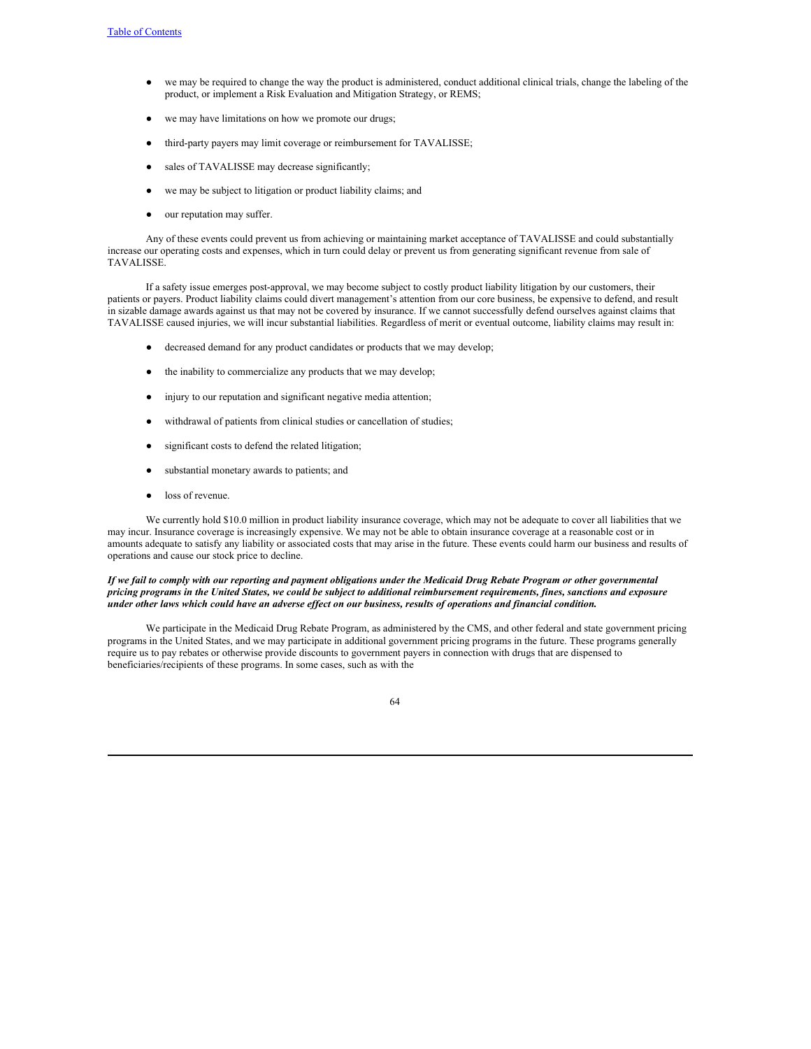- we may be required to change the way the product is administered, conduct additional clinical trials, change the labeling of the product, or implement a Risk Evaluation and Mitigation Strategy, or REMS;
- we may have limitations on how we promote our drugs;
- third-party payers may limit coverage or reimbursement for TAVALISSE;
- sales of TAVALISSE may decrease significantly;
- we may be subject to litigation or product liability claims; and
- our reputation may suffer.

Any of these events could prevent us from achieving or maintaining market acceptance of TAVALISSE and could substantially increase our operating costs and expenses, which in turn could delay or prevent us from generating significant revenue from sale of TAVALISSE.

If a safety issue emerges post-approval, we may become subject to costly product liability litigation by our customers, their patients or payers. Product liability claims could divert management's attention from our core business, be expensive to defend, and result in sizable damage awards against us that may not be covered by insurance. If we cannot successfully defend ourselves against claims that TAVALISSE caused injuries, we will incur substantial liabilities. Regardless of merit or eventual outcome, liability claims may result in:

- decreased demand for any product candidates or products that we may develop;
- the inability to commercialize any products that we may develop;
- injury to our reputation and significant negative media attention;
- withdrawal of patients from clinical studies or cancellation of studies;
- significant costs to defend the related litigation;
- substantial monetary awards to patients; and
- loss of revenue.

We currently hold $10.0 million in product liability insurance coverage, which may not be adequate to cover all liabilities that we may incur. Insurance coverage is increasingly expensive. We may not be able to obtain insurance coverage at a reasonable cost or in amounts adequate to satisfy any liability or associated costs that may arise in the future. These events could harm our business and results of operations and cause our stock price to decline.

***If we fail to comply with our reporting and payment obligations under the Medicaid Drug Rebate Program or other governmental pricing programs in the United States, we could be subject to additional reimbursement requirements, fines, sanctions and exposure under other laws which could have an adverse effect on our business, results of operations and financial condition.***

We participate in the Medicaid Drug Rebate Program, as administered by the CMS, and other federal and state government pricing programs in the United States, and we may participate in additional government pricing programs in the future. These programs generally require us to pay rebates or otherwise provide discounts to government payers in connection with drugs that are dispensed to beneficiaries/recipients of these programs. In some cases, such as with the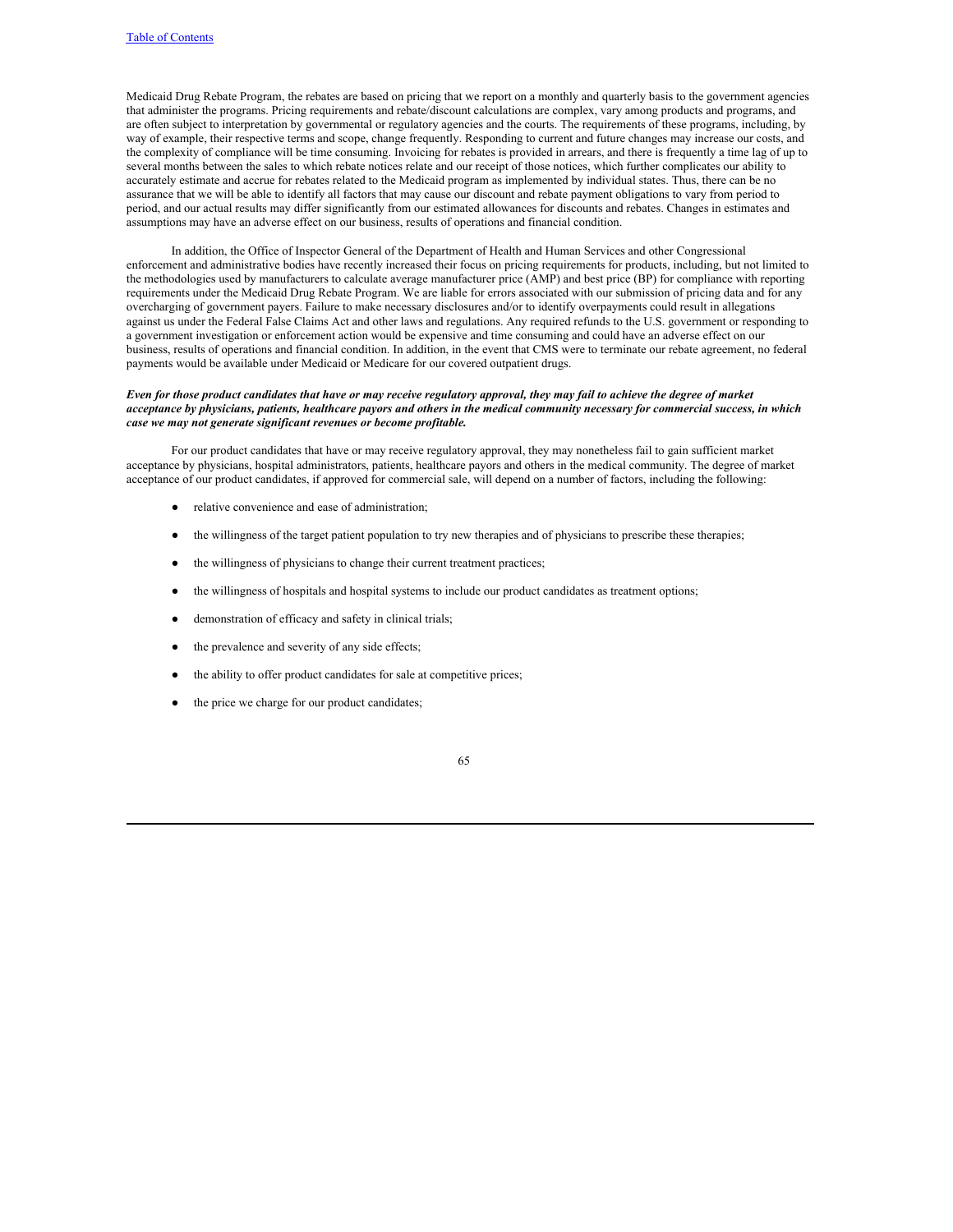Medicaid Drug Rebate Program, the rebates are based on pricing that we report on a monthly and quarterly basis to the government agencies that administer the programs. Pricing requirements and rebate/discount calculations are complex, vary among products and programs, and are often subject to interpretation by governmental or regulatory agencies and the courts. The requirements of these programs, including, by way of example, their respective terms and scope, change frequently. Responding to current and future changes may increase our costs, and the complexity of compliance will be time consuming. Invoicing for rebates is provided in arrears, and there is frequently a time lag of up to several months between the sales to which rebate notices relate and our receipt of those notices, which further complicates our ability to accurately estimate and accrue for rebates related to the Medicaid program as implemented by individual states. Thus, there can be no assurance that we will be able to identify all factors that may cause our discount and rebate payment obligations to vary from period to period, and our actual results may differ significantly from our estimated allowances for discounts and rebates. Changes in estimates and assumptions may have an adverse effect on our business, results of operations and financial condition.

In addition, the Office of Inspector General of the Department of Health and Human Services and other Congressional enforcement and administrative bodies have recently increased their focus on pricing requirements for products, including, but not limited to the methodologies used by manufacturers to calculate average manufacturer price (AMP) and best price (BP) for compliance with reporting requirements under the Medicaid Drug Rebate Program. We are liable for errors associated with our submission of pricing data and for any overcharging of government payers. Failure to make necessary disclosures and/or to identify overpayments could result in allegations against us under the Federal False Claims Act and other laws and regulations. Any required refunds to the U.S. government or responding to a government investigation or enforcement action would be expensive and time consuming and could have an adverse effect on our business, results of operations and financial condition. In addition, in the event that CMS were to terminate our rebate agreement, no federal payments would be available under Medicaid or Medicare for our covered outpatient drugs.

***Even for those product candidates that have or may receive regulatory approval, they may fail to achieve the degree of market acceptance by physicians, patients, healthcare payors and others in the medical community necessary for commercial success, in which case we may not generate significant revenues or become profitable.***

For our product candidates that have or may receive regulatory approval, they may nonetheless fail to gain sufficient market acceptance by physicians, hospital administrators, patients, healthcare payors and others in the medical community. The degree of market acceptance of our product candidates, if approved for commercial sale, will depend on a number of factors, including the following:

- relative convenience and ease of administration;
- the willingness of the target patient population to try new therapies and of physicians to prescribe these therapies;
- the willingness of physicians to change their current treatment practices;
- the willingness of hospitals and hospital systems to include our product candidates as treatment options;
- demonstration of efficacy and safety in clinical trials;
- the prevalence and severity of any side effects;
- the ability to offer product candidates for sale at competitive prices;
- the price we charge for our product candidates;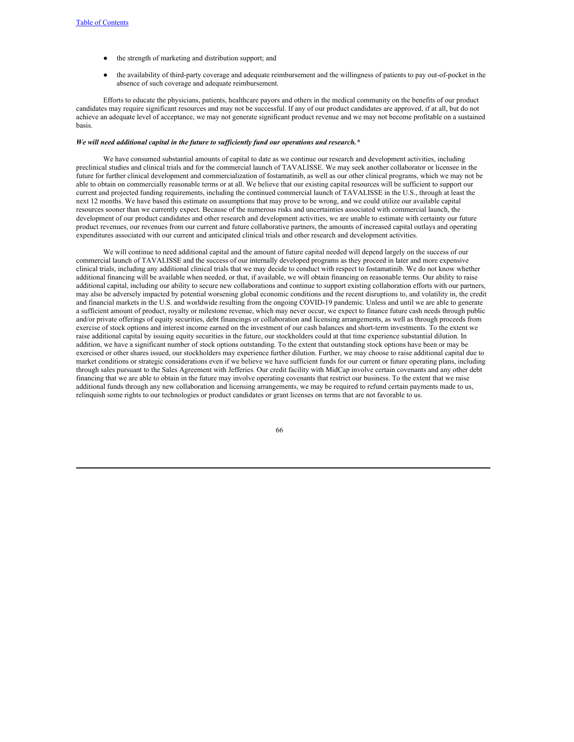- the strength of marketing and distribution support; and
- the availability of third-party coverage and adequate reimbursement and the willingness of patients to pay out-of-pocket in the absence of such coverage and adequate reimbursement.

Efforts to educate the physicians, patients, healthcare payors and others in the medical community on the benefits of our product candidates may require significant resources and may not be successful. If any of our product candidates are approved, if at all, but do not achieve an adequate level of acceptance, we may not generate significant product revenue and we may not become profitable on a sustained basis.

***We will need additional capital in the future to sufficiently fund our operations and research.****

We have consumed substantial amounts of capital to date as we continue our research and development activities, including preclinical studies and clinical trials and for the commercial launch of TAVALISSE. We may seek another collaborator or licensee in the future for further clinical development and commercialization of fostamatinib, as well as our other clinical programs, which we may not be able to obtain on commercially reasonable terms or at all. We believe that our existing capital resources will be sufficient to support our current and projected funding requirements, including the continued commercial launch of TAVALISSE in the U.S., through at least the next 12 months. We have based this estimate on assumptions that may prove to be wrong, and we could utilize our available capital resources sooner than we currently expect. Because of the numerous risks and uncertainties associated with commercial launch, the development of our product candidates and other research and development activities, we are unable to estimate with certainty our future product revenues, our revenues from our current and future collaborative partners, the amounts of increased capital outlays and operating expenditures associated with our current and anticipated clinical trials and other research and development activities.

We will continue to need additional capital and the amount of future capital needed will depend largely on the success of our commercial launch of TAVALISSE and the success of our internally developed programs as they proceed in later and more expensive clinical trials, including any additional clinical trials that we may decide to conduct with respect to fostamatinib. We do not know whether additional financing will be available when needed, or that, if available, we will obtain financing on reasonable terms. Our ability to raise additional capital, including our ability to secure new collaborations and continue to support existing collaboration efforts with our partners, may also be adversely impacted by potential worsening global economic conditions and the recent disruptions to, and volatility in, the credit and financial markets in the U.S. and worldwide resulting from the ongoing COVID-19 pandemic. Unless and until we are able to generate a sufficient amount of product, royalty or milestone revenue, which may never occur, we expect to finance future cash needs through public and/or private offerings of equity securities, debt financings or collaboration and licensing arrangements, as well as through proceeds from exercise of stock options and interest income earned on the investment of our cash balances and short-term investments. To the extent we raise additional capital by issuing equity securities in the future, our stockholders could at that time experience substantial dilution. In addition, we have a significant number of stock options outstanding. To the extent that outstanding stock options have been or may be exercised or other shares issued, our stockholders may experience further dilution. Further, we may choose to raise additional capital due to market conditions or strategic considerations even if we believe we have sufficient funds for our current or future operating plans, including through sales pursuant to the Sales Agreement with Jefferies. Our credit facility with MidCap involve certain covenants and any other debt financing that we are able to obtain in the future may involve operating covenants that restrict our business. To the extent that we raise additional funds through any new collaboration and licensing arrangements, we may be required to refund certain payments made to us, relinquish some rights to our technologies or product candidates or grant licenses on terms that are not favorable to us.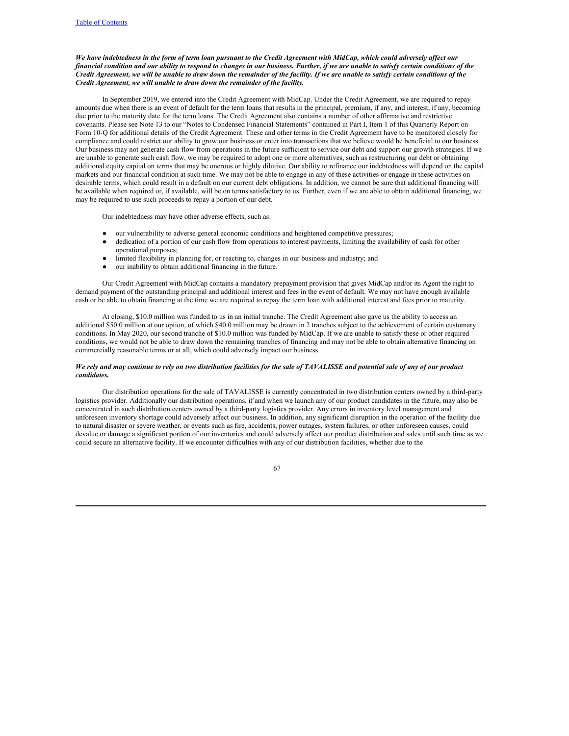***We have indebtedness in the form of term loan pursuant to the Credit Agreement with MidCap, which could adversely affect our financial condition and our ability to respond to changes in our business. Further, if we are unable to satisfy certain conditions of the Credit Agreement, we will be unable to draw down the remainder of the facility. If we are unable to satisfy certain conditions of the Credit Agreement, we will unable to draw down the remainder of the facility.***

In September 2019, we entered into the Credit Agreement with MidCap. Under the Credit Agreement, we are required to repay amounts due when there is an event of default for the term loans that results in the principal, premium, if any, and interest, if any, becoming due prior to the maturity date for the term loans. The Credit Agreement also contains a number of other affirmative and restrictive covenants. Please see Note 13 to our "Notes to Condensed Financial Statements" contained in Part I, Item 1 of this Quarterly Report on Form 10-Q for additional details of the Credit Agreement. These and other terms in the Credit Agreement have to be monitored closely for compliance and could restrict our ability to grow our business or enter into transactions that we believe would be beneficial to our business. Our business may not generate cash flow from operations in the future sufficient to service our debt and support our growth strategies. If we are unable to generate such cash flow, we may be required to adopt one or more alternatives, such as restructuring our debt or obtaining additional equity capital on terms that may be onerous or highly dilutive. Our ability to refinance our indebtedness will depend on the capital markets and our financial condition at such time. We may not be able to engage in any of these activities or engage in these activities on desirable terms, which could result in a default on our current debt obligations. In addition, we cannot be sure that additional financing will be available when required or, if available, will be on terms satisfactory to us. Further, even if we are able to obtain additional financing, we may be required to use such proceeds to repay a portion of our debt.

Our indebtedness may have other adverse effects, such as:

- our vulnerability to adverse general economic conditions and heightened competitive pressures;
- dedication of a portion of our cash flow from operations to interest payments, limiting the availability of cash for other operational purposes;
- limited flexibility in planning for, or reacting to, changes in our business and industry; and
- our inability to obtain additional financing in the future.

Our Credit Agreement with MidCap contains a mandatory prepayment provision that gives MidCap and/or its Agent the right to demand payment of the outstanding principal and additional interest and fees in the event of default. We may not have enough available cash or be able to obtain financing at the time we are required to repay the term loan with additional interest and fees prior to maturity.

At closing, $10.0 million was funded to us in an initial tranche. The Credit Agreement also gave us the ability to access an additional $50.0 million at our option, of which $40.0 million may be drawn in 2 tranches subject to the achievement of certain customary conditions. In May 2020, our second tranche of $10.0 million was funded by MidCap. If we are unable to satisfy these or other required conditions, we would not be able to draw down the remaining tranches of financing and may not be able to obtain alternative financing on commercially reasonable terms or at all, which could adversely impact our business.

***We rely and may continue to rely on two distribution facilities for the sale of TAVALISSE and potential sale of any of our product candidates.***

Our distribution operations for the sale of TAVALISSE is currently concentrated in two distribution centers owned by a third-party logistics provider. Additionally our distribution operations, if and when we launch any of our product candidates in the future, may also be concentrated in such distribution centers owned by a third-party logistics provider. Any errors in inventory level management and unforeseen inventory shortage could adversely affect our business. In addition, any significant disruption in the operation of the facility due to natural disaster or severe weather, or events such as fire, accidents, power outages, system failures, or other unforeseen causes, could devalue or damage a significant portion of our inventories and could adversely affect our product distribution and sales until such time as we could secure an alternative facility. If we encounter difficulties with any of our distribution facilities, whether due to the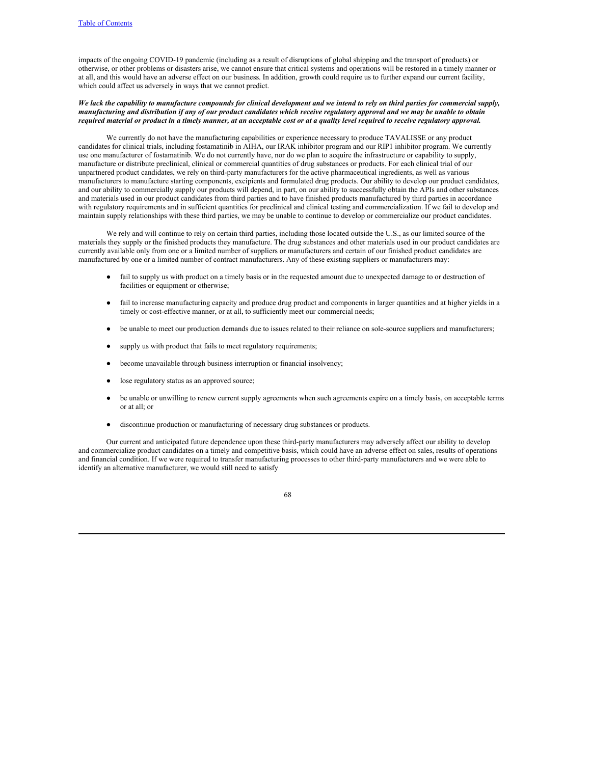impacts of the ongoing COVID-19 pandemic (including as a result of disruptions of global shipping and the transport of products) or otherwise, or other problems or disasters arise, we cannot ensure that critical systems and operations will be restored in a timely manner or at all, and this would have an adverse effect on our business. In addition, growth could require us to further expand our current facility, which could affect us adversely in ways that we cannot predict.

***We lack the capability to manufacture compounds for clinical development and we intend to rely on third parties for commercial supply, manufacturing and distribution if any of our product candidates which receive regulatory approval and we may be unable to obtain required material or product in a timely manner, at an acceptable cost or at a quality level required to receive regulatory approval.***

We currently do not have the manufacturing capabilities or experience necessary to produce TAVALISSE or any product candidates for clinical trials, including fostamatinib in AIHA, our IRAK inhibitor program and our RIP1 inhibitor program. We currently use one manufacturer of fostamatinib. We do not currently have, nor do we plan to acquire the infrastructure or capability to supply, manufacture or distribute preclinical, clinical or commercial quantities of drug substances or products. For each clinical trial of our unpartnered product candidates, we rely on third-party manufacturers for the active pharmaceutical ingredients, as well as various manufacturers to manufacture starting components, excipients and formulated drug products. Our ability to develop our product candidates, and our ability to commercially supply our products will depend, in part, on our ability to successfully obtain the APIs and other substances and materials used in our product candidates from third parties and to have finished products manufactured by third parties in accordance with regulatory requirements and in sufficient quantities for preclinical and clinical testing and commercialization. If we fail to develop and maintain supply relationships with these third parties, we may be unable to continue to develop or commercialize our product candidates.

We rely and will continue to rely on certain third parties, including those located outside the U.S., as our limited source of the materials they supply or the finished products they manufacture. The drug substances and other materials used in our product candidates are currently available only from one or a limited number of suppliers or manufacturers and certain of our finished product candidates are manufactured by one or a limited number of contract manufacturers. Any of these existing suppliers or manufacturers may:

- fail to supply us with product on a timely basis or in the requested amount due to unexpected damage to or destruction of facilities or equipment or otherwise;
- fail to increase manufacturing capacity and produce drug product and components in larger quantities and at higher yields in a timely or cost-effective manner, or at all, to sufficiently meet our commercial needs;
- be unable to meet our production demands due to issues related to their reliance on sole-source suppliers and manufacturers;
- supply us with product that fails to meet regulatory requirements;
- become unavailable through business interruption or financial insolvency;
- lose regulatory status as an approved source;
- be unable or unwilling to renew current supply agreements when such agreements expire on a timely basis, on acceptable terms or at all; or
- discontinue production or manufacturing of necessary drug substances or products.

Our current and anticipated future dependence upon these third-party manufacturers may adversely affect our ability to develop and commercialize product candidates on a timely and competitive basis, which could have an adverse effect on sales, results of operations and financial condition. If we were required to transfer manufacturing processes to other third-party manufacturers and we were able to identify an alternative manufacturer, we would still need to satisfy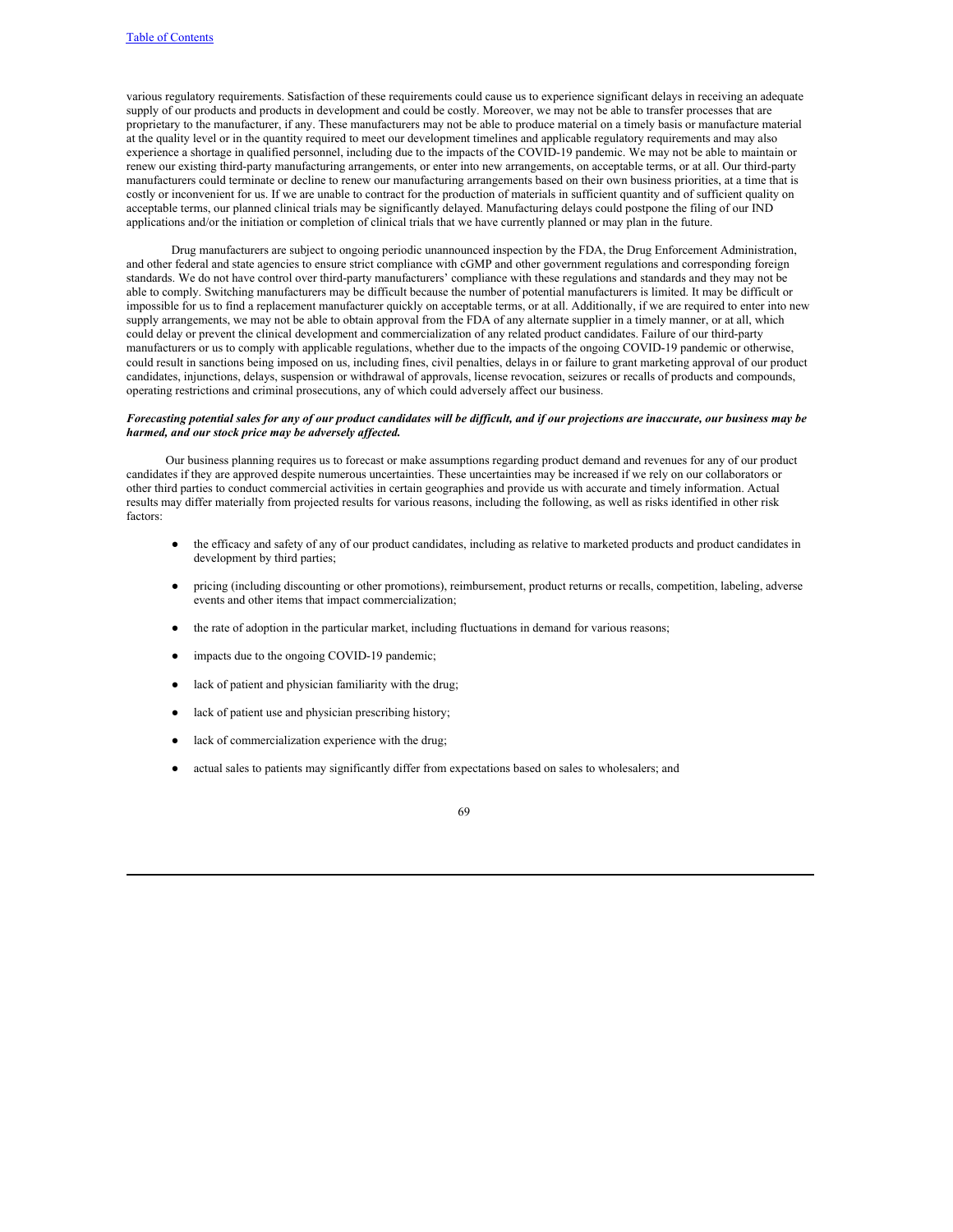various regulatory requirements. Satisfaction of these requirements could cause us to experience significant delays in receiving an adequate supply of our products and products in development and could be costly. Moreover, we may not be able to transfer processes that are proprietary to the manufacturer, if any. These manufacturers may not be able to produce material on a timely basis or manufacture material at the quality level or in the quantity required to meet our development timelines and applicable regulatory requirements and may also experience a shortage in qualified personnel, including due to the impacts of the COVID-19 pandemic. We may not be able to maintain or renew our existing third-party manufacturing arrangements, or enter into new arrangements, on acceptable terms, or at all. Our third-party manufacturers could terminate or decline to renew our manufacturing arrangements based on their own business priorities, at a time that is costly or inconvenient for us. If we are unable to contract for the production of materials in sufficient quantity and of sufficient quality on acceptable terms, our planned clinical trials may be significantly delayed. Manufacturing delays could postpone the filing of our IND applications and/or the initiation or completion of clinical trials that we have currently planned or may plan in the future.

Drug manufacturers are subject to ongoing periodic unannounced inspection by the FDA, the Drug Enforcement Administration, and other federal and state agencies to ensure strict compliance with cGMP and other government regulations and corresponding foreign standards. We do not have control over third-party manufacturers' compliance with these regulations and standards and they may not be able to comply. Switching manufacturers may be difficult because the number of potential manufacturers is limited. It may be difficult or impossible for us to find a replacement manufacturer quickly on acceptable terms, or at all. Additionally, if we are required to enter into new supply arrangements, we may not be able to obtain approval from the FDA of any alternate supplier in a timely manner, or at all, which could delay or prevent the clinical development and commercialization of any related product candidates. Failure of our third-party manufacturers or us to comply with applicable regulations, whether due to the impacts of the ongoing COVID-19 pandemic or otherwise, could result in sanctions being imposed on us, including fines, civil penalties, delays in or failure to grant marketing approval of our product candidates, injunctions, delays, suspension or withdrawal of approvals, license revocation, seizures or recalls of products and compounds, operating restrictions and criminal prosecutions, any of which could adversely affect our business.

***Forecasting potential sales for any of our product candidates will be difficult, and if our projections are inaccurate, our business may be harmed, and our stock price may be adversely affected.***

Our business planning requires us to forecast or make assumptions regarding product demand and revenues for any of our product candidates if they are approved despite numerous uncertainties. These uncertainties may be increased if we rely on our collaborators or other third parties to conduct commercial activities in certain geographies and provide us with accurate and timely information. Actual results may differ materially from projected results for various reasons, including the following, as well as risks identified in other risk factors:

- the efficacy and safety of any of our product candidates, including as relative to marketed products and product candidates in development by third parties;
- pricing (including discounting or other promotions), reimbursement, product returns or recalls, competition, labeling, adverse events and other items that impact commercialization;
- the rate of adoption in the particular market, including fluctuations in demand for various reasons;
- impacts due to the ongoing COVID-19 pandemic;
- lack of patient and physician familiarity with the drug;
- lack of patient use and physician prescribing history;
- lack of commercialization experience with the drug;
- actual sales to patients may significantly differ from expectations based on sales to wholesalers; and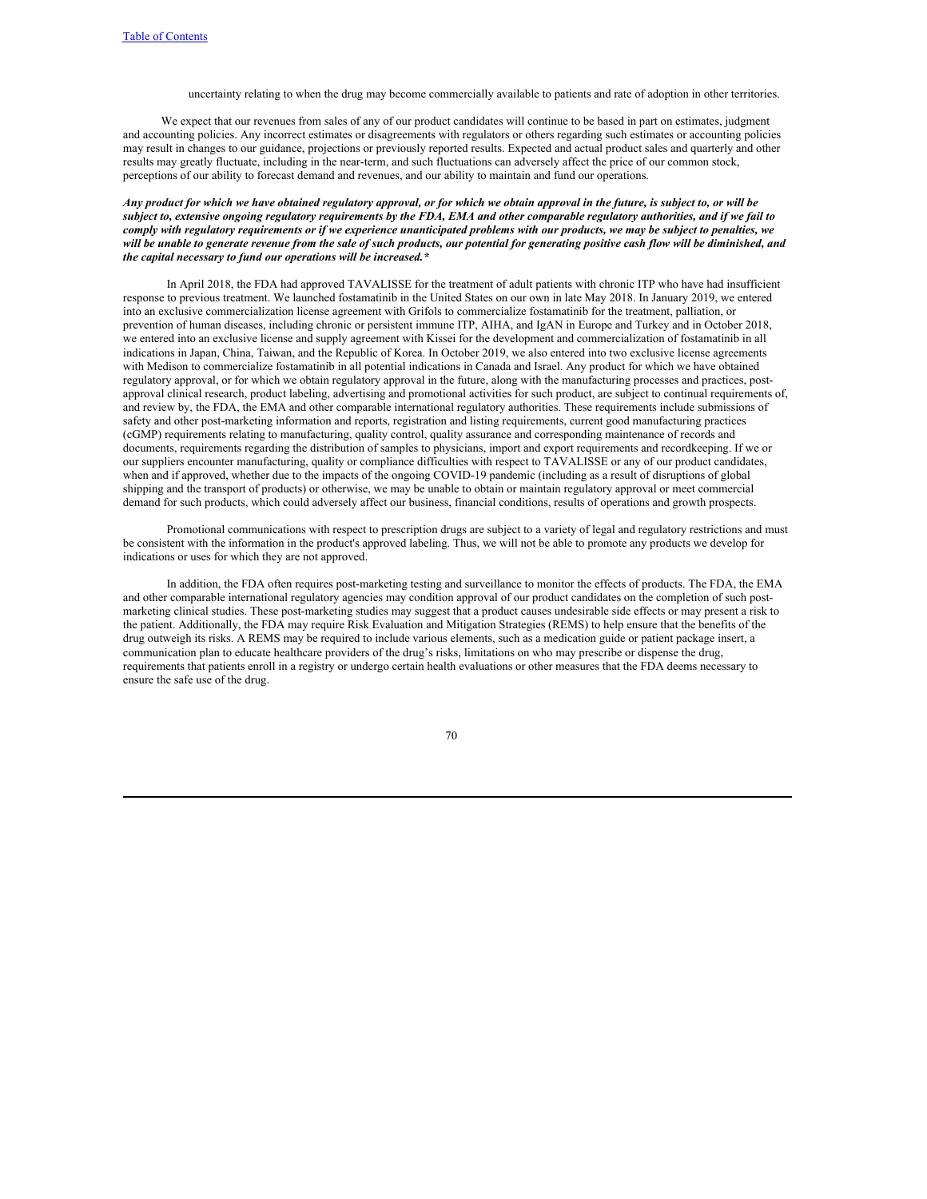uncertainty relating to when the drug may become commercially available to patients and rate of adoption in other territories.

We expect that our revenues from sales of any of our product candidates will continue to be based in part on estimates, judgment and accounting policies. Any incorrect estimates or disagreements with regulators or others regarding such estimates or accounting policies may result in changes to our guidance, projections or previously reported results. Expected and actual product sales and quarterly and other results may greatly fluctuate, including in the near-term, and such fluctuations can adversely affect the price of our common stock, perceptions of our ability to forecast demand and revenues, and our ability to maintain and fund our operations.

***Any product for which we have obtained regulatory approval, or for which we obtain approval in the future, is subject to, or will be subject to, extensive ongoing regulatory requirements by the FDA, EMA and other comparable regulatory authorities, and if we fail to comply with regulatory requirements or if we experience unanticipated problems with our products, we may be subject to penalties, we will be unable to generate revenue from the sale of such products, our potential for generating positive cash flow will be diminished, and the capital necessary to fund our operations will be increased.****

In April 2018, the FDA had approved TAVALISSE for the treatment of adult patients with chronic ITP who have had insufficient response to previous treatment. We launched fostamatinib in the United States on our own in late May 2018. In January 2019, we entered into an exclusive commercialization license agreement with Grifols to commercialize fostamatinib for the treatment, palliation, or prevention of human diseases, including chronic or persistent immune ITP, AIHA, and IgAN in Europe and Turkey and in October 2018, we entered into an exclusive license and supply agreement with Kissei for the development and commercialization of fostamatinib in all indications in Japan, China, Taiwan, and the Republic of Korea. In October 2019, we also entered into two exclusive license agreements with Medison to commercialize fostamatinib in all potential indications in Canada and Israel. Any product for which we have obtained regulatory approval, or for which we obtain regulatory approval in the future, along with the manufacturing processes and practices, post-approval clinical research, product labeling, advertising and promotional activities for such product, are subject to continual requirements of, and review by, the FDA, the EMA and other comparable international regulatory authorities. These requirements include submissions of safety and other post-marketing information and reports, registration and listing requirements, current good manufacturing practices (cGMP) requirements relating to manufacturing, quality control, quality assurance and corresponding maintenance of records and documents, requirements regarding the distribution of samples to physicians, import and export requirements and recordkeeping. If we or our suppliers encounter manufacturing, quality or compliance difficulties with respect to TAVALISSE or any of our product candidates, when and if approved, whether due to the impacts of the ongoing COVID-19 pandemic (including as a result of disruptions of global shipping and the transport of products) or otherwise, we may be unable to obtain or maintain regulatory approval or meet commercial demand for such products, which could adversely affect our business, financial conditions, results of operations and growth prospects.

Promotional communications with respect to prescription drugs are subject to a variety of legal and regulatory restrictions and must be consistent with the information in the product's approved labeling. Thus, we will not be able to promote any products we develop for indications or uses for which they are not approved.

In addition, the FDA often requires post-marketing testing and surveillance to monitor the effects of products. The FDA, the EMA and other comparable international regulatory agencies may condition approval of our product candidates on the completion of such post-marketing clinical studies. These post-marketing studies may suggest that a product causes undesirable side effects or may present a risk to the patient. Additionally, the FDA may require Risk Evaluation and Mitigation Strategies (REMS) to help ensure that the benefits of the drug outweigh its risks. A REMS may be required to include various elements, such as a medication guide or patient package insert, a communication plan to educate healthcare providers of the drug's risks, limitations on who may prescribe or dispense the drug, requirements that patients enroll in a registry or undergo certain health evaluations or other measures that the FDA deems necessary to ensure the safe use of the drug.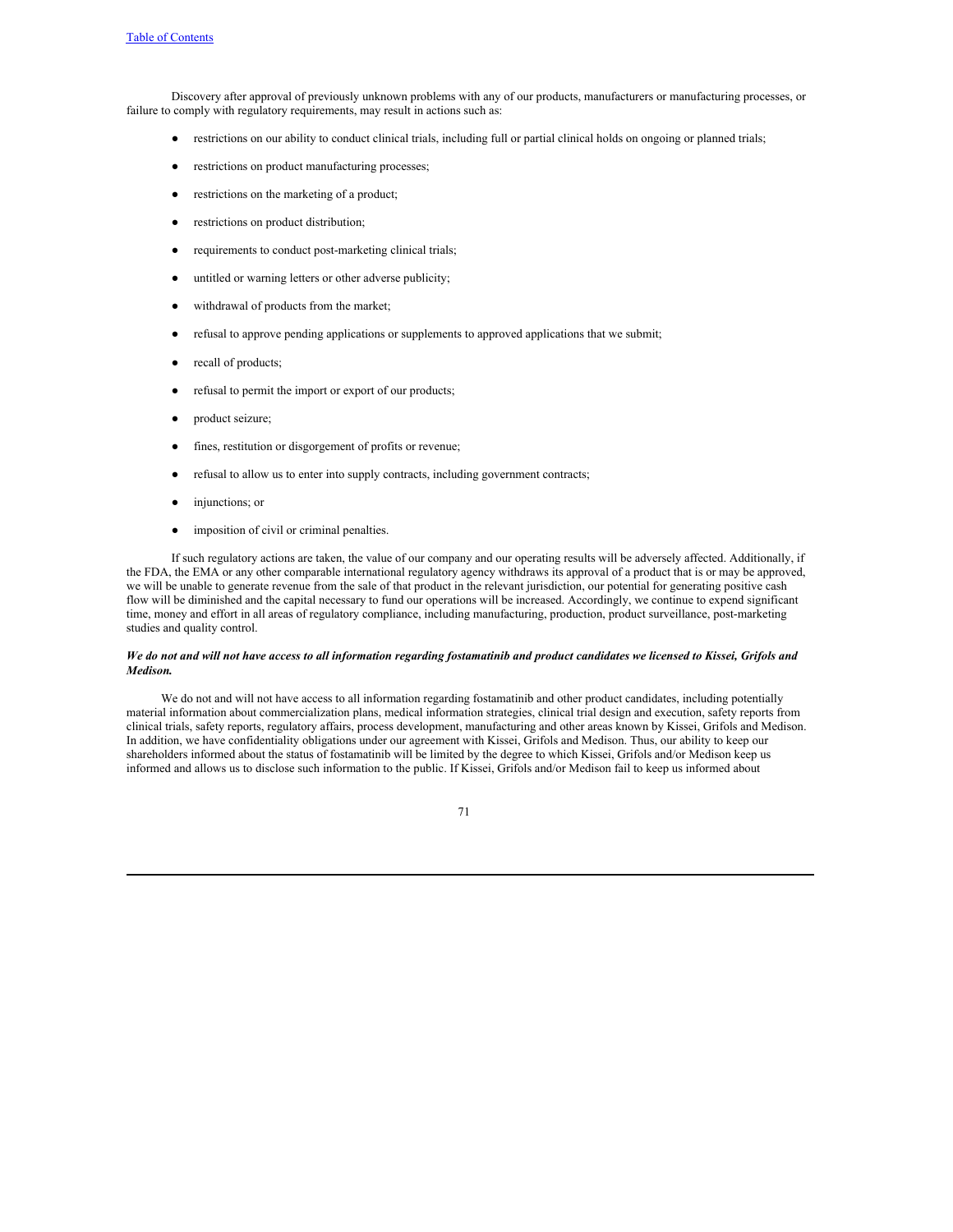Discovery after approval of previously unknown problems with any of our products, manufacturers or manufacturing processes, or failure to comply with regulatory requirements, may result in actions such as:

- restrictions on our ability to conduct clinical trials, including full or partial clinical holds on ongoing or planned trials;
- restrictions on product manufacturing processes;
- restrictions on the marketing of a product;
- restrictions on product distribution;
- requirements to conduct post-marketing clinical trials;
- untitled or warning letters or other adverse publicity;
- withdrawal of products from the market;
- refusal to approve pending applications or supplements to approved applications that we submit;
- recall of products;
- refusal to permit the import or export of our products;
- product seizure;
- fines, restitution or disgorgement of profits or revenue;
- refusal to allow us to enter into supply contracts, including government contracts;
- injunctions; or
- imposition of civil or criminal penalties.

If such regulatory actions are taken, the value of our company and our operating results will be adversely affected. Additionally, if the FDA, the EMA or any other comparable international regulatory agency withdraws its approval of a product that is or may be approved, we will be unable to generate revenue from the sale of that product in the relevant jurisdiction, our potential for generating positive cash flow will be diminished and the capital necessary to fund our operations will be increased. Accordingly, we continue to expend significant time, money and effort in all areas of regulatory compliance, including manufacturing, production, product surveillance, post-marketing studies and quality control.

***We do not and will not have access to all information regarding fostamatinib and product candidates we licensed to Kissei, Grifols and Medison.***

We do not and will not have access to all information regarding fostamatinib and other product candidates, including potentially material information about commercialization plans, medical information strategies, clinical trial design and execution, safety reports from clinical trials, safety reports, regulatory affairs, process development, manufacturing and other areas known by Kissei, Grifols and Medison. In addition, we have confidentiality obligations under our agreement with Kissei, Grifols and Medison. Thus, our ability to keep our shareholders informed about the status of fostamatinib will be limited by the degree to which Kissei, Grifols and/or Medison keep us informed and allows us to disclose such information to the public. If Kissei, Grifols and/or Medison fail to keep us informed about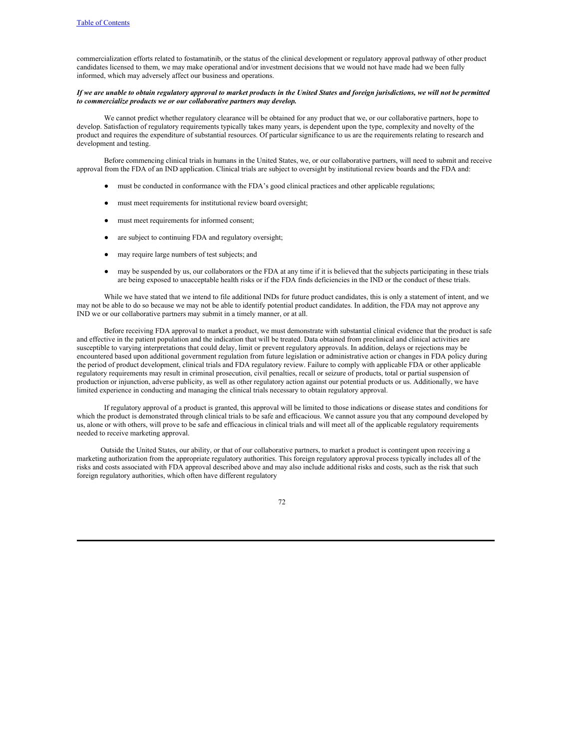commercialization efforts related to fostamatinib, or the status of the clinical development or regulatory approval pathway of other product candidates licensed to them, we may make operational and/or investment decisions that we would not have made had we been fully informed, which may adversely affect our business and operations.

***If we are unable to obtain regulatory approval to market products in the United States and foreign jurisdictions, we will not be permitted to commercialize products we or our collaborative partners may develop.***

We cannot predict whether regulatory clearance will be obtained for any product that we, or our collaborative partners, hope to develop. Satisfaction of regulatory requirements typically takes many years, is dependent upon the type, complexity and novelty of the product and requires the expenditure of substantial resources. Of particular significance to us are the requirements relating to research and development and testing.

Before commencing clinical trials in humans in the United States, we, or our collaborative partners, will need to submit and receive approval from the FDA of an IND application. Clinical trials are subject to oversight by institutional review boards and the FDA and:

- must be conducted in conformance with the FDA's good clinical practices and other applicable regulations;
- must meet requirements for institutional review board oversight;
- must meet requirements for informed consent;
- are subject to continuing FDA and regulatory oversight;
- may require large numbers of test subjects; and
- may be suspended by us, our collaborators or the FDA at any time if it is believed that the subjects participating in these trials are being exposed to unacceptable health risks or if the FDA finds deficiencies in the IND or the conduct of these trials.

While we have stated that we intend to file additional INDs for future product candidates, this is only a statement of intent, and we may not be able to do so because we may not be able to identify potential product candidates. In addition, the FDA may not approve any IND we or our collaborative partners may submit in a timely manner, or at all.

Before receiving FDA approval to market a product, we must demonstrate with substantial clinical evidence that the product is safe and effective in the patient population and the indication that will be treated. Data obtained from preclinical and clinical activities are susceptible to varying interpretations that could delay, limit or prevent regulatory approvals. In addition, delays or rejections may be encountered based upon additional government regulation from future legislation or administrative action or changes in FDA policy during the period of product development, clinical trials and FDA regulatory review. Failure to comply with applicable FDA or other applicable regulatory requirements may result in criminal prosecution, civil penalties, recall or seizure of products, total or partial suspension of production or injunction, adverse publicity, as well as other regulatory action against our potential products or us. Additionally, we have limited experience in conducting and managing the clinical trials necessary to obtain regulatory approval.

If regulatory approval of a product is granted, this approval will be limited to those indications or disease states and conditions for which the product is demonstrated through clinical trials to be safe and efficacious. We cannot assure you that any compound developed by us, alone or with others, will prove to be safe and efficacious in clinical trials and will meet all of the applicable regulatory requirements needed to receive marketing approval.

Outside the United States, our ability, or that of our collaborative partners, to market a product is contingent upon receiving a marketing authorization from the appropriate regulatory authorities. This foreign regulatory approval process typically includes all of the risks and costs associated with FDA approval described above and may also include additional risks and costs, such as the risk that such foreign regulatory authorities, which often have different regulatory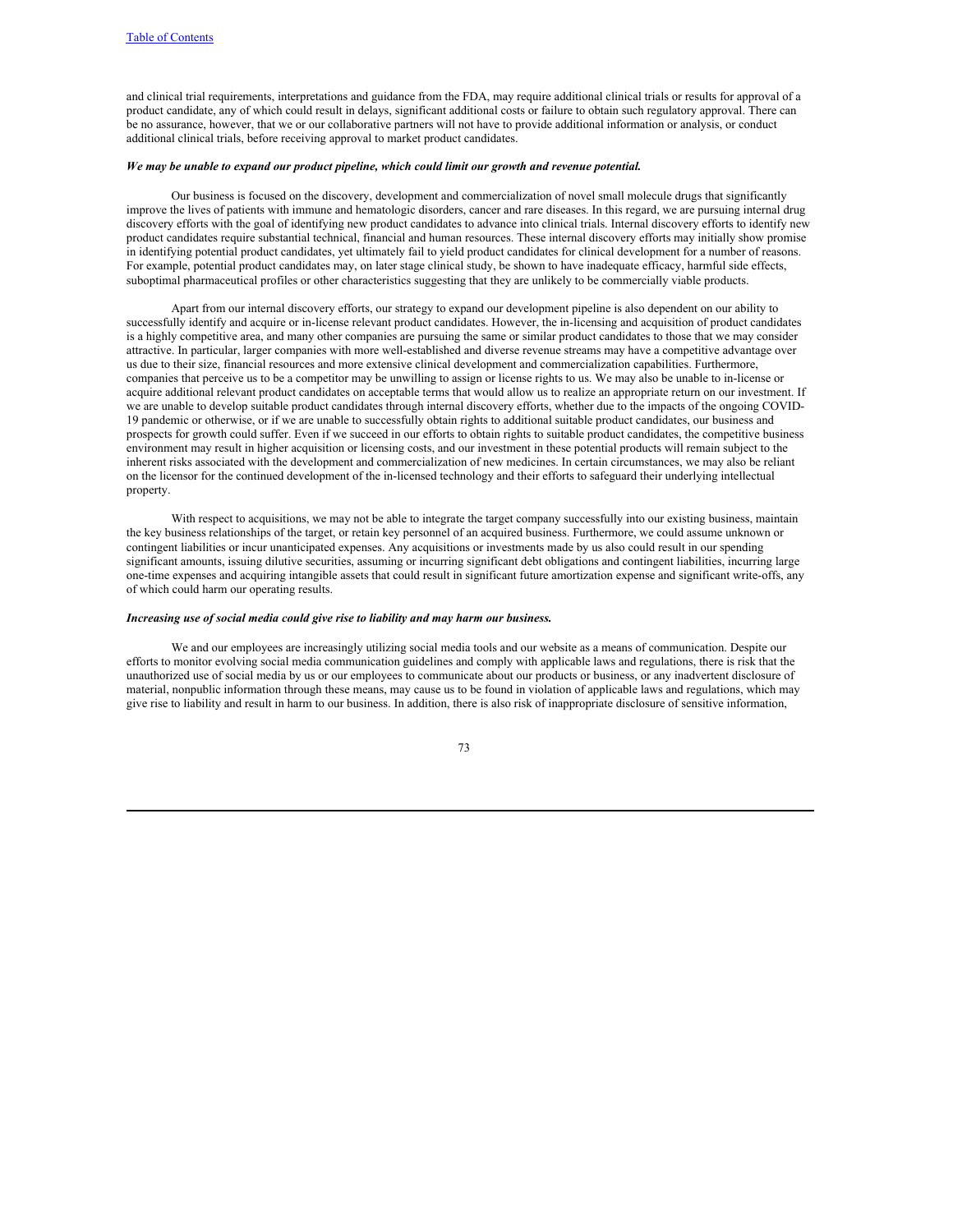and clinical trial requirements, interpretations and guidance from the FDA, may require additional clinical trials or results for approval of a product candidate, any of which could result in delays, significant additional costs or failure to obtain such regulatory approval. There can be no assurance, however, that we or our collaborative partners will not have to provide additional information or analysis, or conduct additional clinical trials, before receiving approval to market product candidates.

***We may be unable to expand our product pipeline, which could limit our growth and revenue potential.***

Our business is focused on the discovery, development and commercialization of novel small molecule drugs that significantly improve the lives of patients with immune and hematologic disorders, cancer and rare diseases. In this regard, we are pursuing internal drug discovery efforts with the goal of identifying new product candidates to advance into clinical trials. Internal discovery efforts to identify new product candidates require substantial technical, financial and human resources. These internal discovery efforts may initially show promise in identifying potential product candidates, yet ultimately fail to yield product candidates for clinical development for a number of reasons. For example, potential product candidates may, on later stage clinical study, be shown to have inadequate efficacy, harmful side effects, suboptimal pharmaceutical profiles or other characteristics suggesting that they are unlikely to be commercially viable products.

Apart from our internal discovery efforts, our strategy to expand our development pipeline is also dependent on our ability to successfully identify and acquire or in-license relevant product candidates. However, the in-licensing and acquisition of product candidates is a highly competitive area, and many other companies are pursuing the same or similar product candidates to those that we may consider attractive. In particular, larger companies with more well-established and diverse revenue streams may have a competitive advantage over us due to their size, financial resources and more extensive clinical development and commercialization capabilities. Furthermore, companies that perceive us to be a competitor may be unwilling to assign or license rights to us. We may also be unable to in-license or acquire additional relevant product candidates on acceptable terms that would allow us to realize an appropriate return on our investment. If we are unable to develop suitable product candidates through internal discovery efforts, whether due to the impacts of the ongoing COVID-19 pandemic or otherwise, or if we are unable to successfully obtain rights to additional suitable product candidates, our business and prospects for growth could suffer. Even if we succeed in our efforts to obtain rights to suitable product candidates, the competitive business environment may result in higher acquisition or licensing costs, and our investment in these potential products will remain subject to the inherent risks associated with the development and commercialization of new medicines. In certain circumstances, we may also be reliant on the licensor for the continued development of the in-licensed technology and their efforts to safeguard their underlying intellectual property.

With respect to acquisitions, we may not be able to integrate the target company successfully into our existing business, maintain the key business relationships of the target, or retain key personnel of an acquired business. Furthermore, we could assume unknown or contingent liabilities or incur unanticipated expenses. Any acquisitions or investments made by us also could result in our spending significant amounts, issuing dilutive securities, assuming or incurring significant debt obligations and contingent liabilities, incurring large one-time expenses and acquiring intangible assets that could result in significant future amortization expense and significant write-offs, any of which could harm our operating results.

***Increasing use of social media could give rise to liability and may harm our business.***

We and our employees are increasingly utilizing social media tools and our website as a means of communication. Despite our efforts to monitor evolving social media communication guidelines and comply with applicable laws and regulations, there is risk that the unauthorized use of social media by us or our employees to communicate about our products or business, or any inadvertent disclosure of material, nonpublic information through these means, may cause us to be found in violation of applicable laws and regulations, which may give rise to liability and result in harm to our business. In addition, there is also risk of inappropriate disclosure of sensitive information,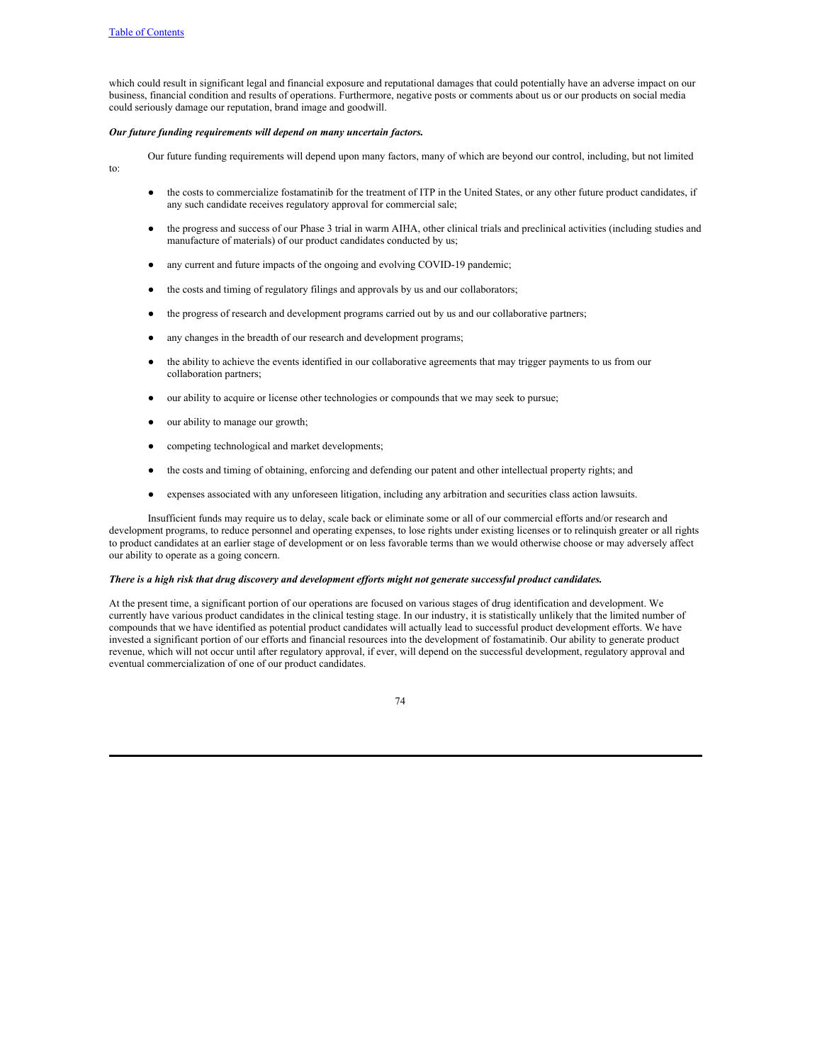which could result in significant legal and financial exposure and reputational damages that could potentially have an adverse impact on our business, financial condition and results of operations. Furthermore, negative posts or comments about us or our products on social media could seriously damage our reputation, brand image and goodwill.

***Our future funding requirements will depend on many uncertain factors.***

Our future funding requirements will depend upon many factors, many of which are beyond our control, including, but not limited to:

- the costs to commercialize fostamatinib for the treatment of ITP in the United States, or any other future product candidates, if any such candidate receives regulatory approval for commercial sale;
- the progress and success of our Phase 3 trial in warm AIHA, other clinical trials and preclinical activities (including studies and manufacture of materials) of our product candidates conducted by us;
- any current and future impacts of the ongoing and evolving COVID-19 pandemic;
- the costs and timing of regulatory filings and approvals by us and our collaborators;
- the progress of research and development programs carried out by us and our collaborative partners;
- any changes in the breadth of our research and development programs;
- the ability to achieve the events identified in our collaborative agreements that may trigger payments to us from our collaboration partners;
- our ability to acquire or license other technologies or compounds that we may seek to pursue;
- our ability to manage our growth;
- competing technological and market developments;
- the costs and timing of obtaining, enforcing and defending our patent and other intellectual property rights; and
- expenses associated with any unforeseen litigation, including any arbitration and securities class action lawsuits.

Insufficient funds may require us to delay, scale back or eliminate some or all of our commercial efforts and/or research and development programs, to reduce personnel and operating expenses, to lose rights under existing licenses or to relinquish greater or all rights to product candidates at an earlier stage of development or on less favorable terms than we would otherwise choose or may adversely affect our ability to operate as a going concern.

***There is a high risk that drug discovery and development efforts might not generate successful product candidates.***

At the present time, a significant portion of our operations are focused on various stages of drug identification and development. We currently have various product candidates in the clinical testing stage. In our industry, it is statistically unlikely that the limited number of compounds that we have identified as potential product candidates will actually lead to successful product development efforts. We have invested a significant portion of our efforts and financial resources into the development of fostamatinib. Our ability to generate product revenue, which will not occur until after regulatory approval, if ever, will depend on the successful development, regulatory approval and eventual commercialization of one of our product candidates.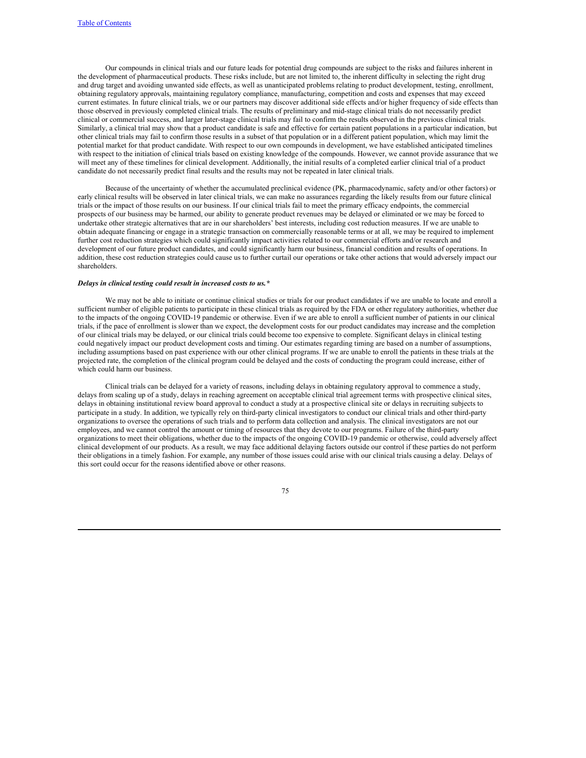Our compounds in clinical trials and our future leads for potential drug compounds are subject to the risks and failures inherent in the development of pharmaceutical products. These risks include, but are not limited to, the inherent difficulty in selecting the right drug and drug target and avoiding unwanted side effects, as well as unanticipated problems relating to product development, testing, enrollment, obtaining regulatory approvals, maintaining regulatory compliance, manufacturing, competition and costs and expenses that may exceed current estimates. In future clinical trials, we or our partners may discover additional side effects and/or higher frequency of side effects than those observed in previously completed clinical trials. The results of preliminary and mid-stage clinical trials do not necessarily predict clinical or commercial success, and larger later-stage clinical trials may fail to confirm the results observed in the previous clinical trials. Similarly, a clinical trial may show that a product candidate is safe and effective for certain patient populations in a particular indication, but other clinical trials may fail to confirm those results in a subset of that population or in a different patient population, which may limit the potential market for that product candidate. With respect to our own compounds in development, we have established anticipated timelines with respect to the initiation of clinical trials based on existing knowledge of the compounds. However, we cannot provide assurance that we will meet any of these timelines for clinical development. Additionally, the initial results of a completed earlier clinical trial of a product candidate do not necessarily predict final results and the results may not be repeated in later clinical trials.

Because of the uncertainty of whether the accumulated preclinical evidence (PK, pharmacodynamic, safety and/or other factors) or early clinical results will be observed in later clinical trials, we can make no assurances regarding the likely results from our future clinical trials or the impact of those results on our business. If our clinical trials fail to meet the primary efficacy endpoints, the commercial prospects of our business may be harmed, our ability to generate product revenues may be delayed or eliminated or we may be forced to undertake other strategic alternatives that are in our shareholders' best interests, including cost reduction measures. If we are unable to obtain adequate financing or engage in a strategic transaction on commercially reasonable terms or at all, we may be required to implement further cost reduction strategies which could significantly impact activities related to our commercial efforts and/or research and development of our future product candidates, and could significantly harm our business, financial condition and results of operations. In addition, these cost reduction strategies could cause us to further curtail our operations or take other actions that would adversely impact our shareholders.

***Delays in clinical testing could result in increased costs to us.****

We may not be able to initiate or continue clinical studies or trials for our product candidates if we are unable to locate and enroll a sufficient number of eligible patients to participate in these clinical trials as required by the FDA or other regulatory authorities, whether due to the impacts of the ongoing COVID-19 pandemic or otherwise. Even if we are able to enroll a sufficient number of patients in our clinical trials, if the pace of enrollment is slower than we expect, the development costs for our product candidates may increase and the completion of our clinical trials may be delayed, or our clinical trials could become too expensive to complete. Significant delays in clinical testing could negatively impact our product development costs and timing. Our estimates regarding timing are based on a number of assumptions, including assumptions based on past experience with our other clinical programs. If we are unable to enroll the patients in these trials at the projected rate, the completion of the clinical program could be delayed and the costs of conducting the program could increase, either of which could harm our business.

Clinical trials can be delayed for a variety of reasons, including delays in obtaining regulatory approval to commence a study, delays from scaling up of a study, delays in reaching agreement on acceptable clinical trial agreement terms with prospective clinical sites, delays in obtaining institutional review board approval to conduct a study at a prospective clinical site or delays in recruiting subjects to participate in a study. In addition, we typically rely on third-party clinical investigators to conduct our clinical trials and other third-party organizations to oversee the operations of such trials and to perform data collection and analysis. The clinical investigators are not our employees, and we cannot control the amount or timing of resources that they devote to our programs. Failure of the third-party organizations to meet their obligations, whether due to the impacts of the ongoing COVID-19 pandemic or otherwise, could adversely affect clinical development of our products. As a result, we may face additional delaying factors outside our control if these parties do not perform their obligations in a timely fashion. For example, any number of those issues could arise with our clinical trials causing a delay. Delays of this sort could occur for the reasons identified above or other reasons.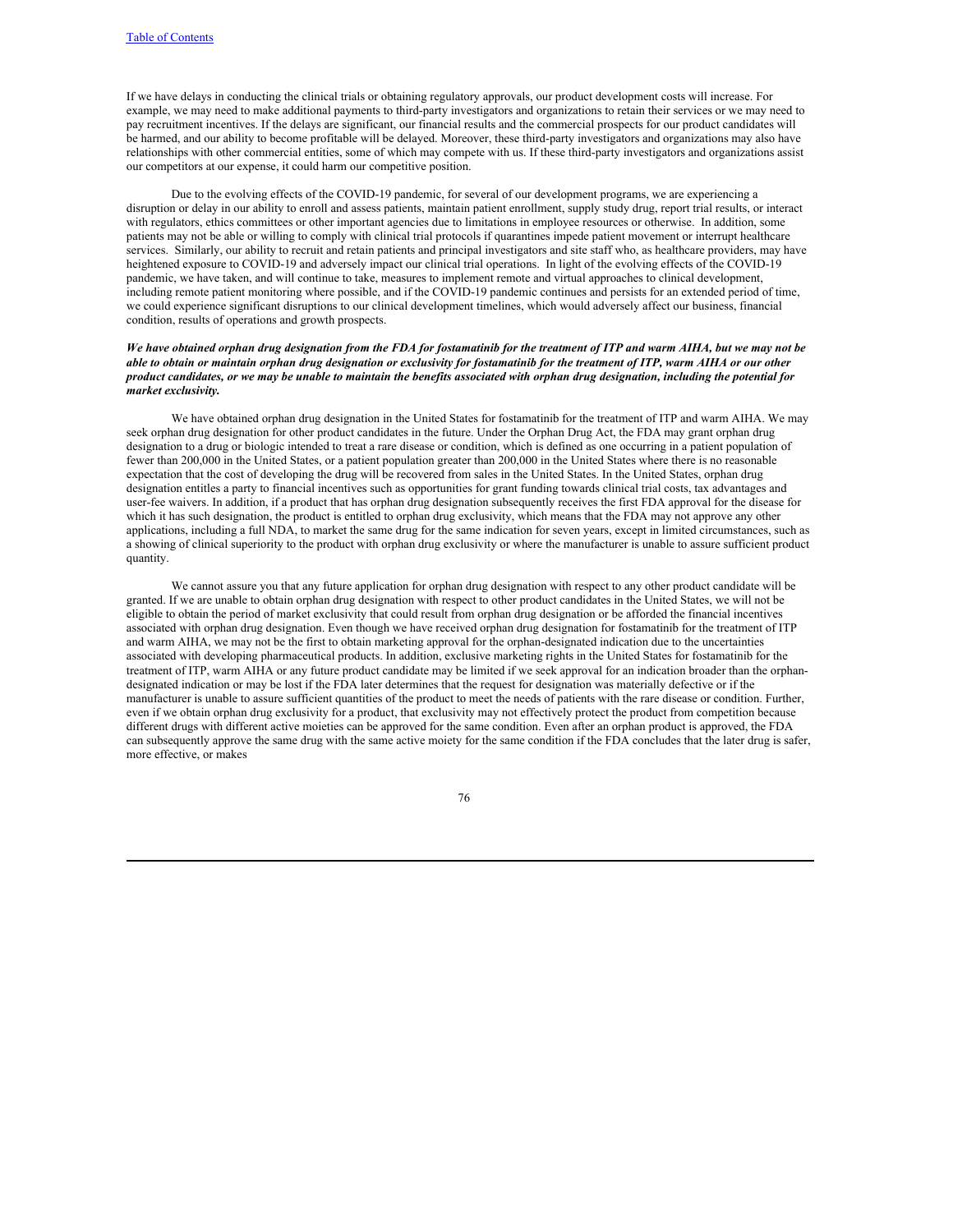If we have delays in conducting the clinical trials or obtaining regulatory approvals, our product development costs will increase. For example, we may need to make additional payments to third-party investigators and organizations to retain their services or we may need to pay recruitment incentives. If the delays are significant, our financial results and the commercial prospects for our product candidates will be harmed, and our ability to become profitable will be delayed. Moreover, these third-party investigators and organizations may also have relationships with other commercial entities, some of which may compete with us. If these third-party investigators and organizations assist our competitors at our expense, it could harm our competitive position.

Due to the evolving effects of the COVID-19 pandemic, for several of our development programs, we are experiencing a disruption or delay in our ability to enroll and assess patients, maintain patient enrollment, supply study drug, report trial results, or interact with regulators, ethics committees or other important agencies due to limitations in employee resources or otherwise. In addition, some patients may not be able or willing to comply with clinical trial protocols if quarantines impede patient movement or interrupt healthcare services. Similarly, our ability to recruit and retain patients and principal investigators and site staff who, as healthcare providers, may have heightened exposure to COVID-19 and adversely impact our clinical trial operations. In light of the evolving effects of the COVID-19 pandemic, we have taken, and will continue to take, measures to implement remote and virtual approaches to clinical development, including remote patient monitoring where possible, and if the COVID-19 pandemic continues and persists for an extended period of time, we could experience significant disruptions to our clinical development timelines, which would adversely affect our business, financial condition, results of operations and growth prospects.

***We have obtained orphan drug designation from the FDA for fostamatinib for the treatment of ITP and warm AIHA, but we may not be able to obtain or maintain orphan drug designation or exclusivity for fostamatinib for the treatment of ITP, warm AIHA or our other product candidates, or we may be unable to maintain the benefits associated with orphan drug designation, including the potential for market exclusivity.***

We have obtained orphan drug designation in the United States for fostamatinib for the treatment of ITP and warm AIHA. We may seek orphan drug designation for other product candidates in the future. Under the Orphan Drug Act, the FDA may grant orphan drug designation to a drug or biologic intended to treat a rare disease or condition, which is defined as one occurring in a patient population of fewer than 200,000 in the United States, or a patient population greater than 200,000 in the United States where there is no reasonable expectation that the cost of developing the drug will be recovered from sales in the United States. In the United States, orphan drug designation entitles a party to financial incentives such as opportunities for grant funding towards clinical trial costs, tax advantages and user-fee waivers. In addition, if a product that has orphan drug designation subsequently receives the first FDA approval for the disease for which it has such designation, the product is entitled to orphan drug exclusivity, which means that the FDA may not approve any other applications, including a full NDA, to market the same drug for the same indication for seven years, except in limited circumstances, such as a showing of clinical superiority to the product with orphan drug exclusivity or where the manufacturer is unable to assure sufficient product quantity.

We cannot assure you that any future application for orphan drug designation with respect to any other product candidate will be granted. If we are unable to obtain orphan drug designation with respect to other product candidates in the United States, we will not be eligible to obtain the period of market exclusivity that could result from orphan drug designation or be afforded the financial incentives associated with orphan drug designation. Even though we have received orphan drug designation for fostamatinib for the treatment of ITP and warm AIHA, we may not be the first to obtain marketing approval for the orphan-designated indication due to the uncertainties associated with developing pharmaceutical products. In addition, exclusive marketing rights in the United States for fostamatinib for the treatment of ITP, warm AIHA or any future product candidate may be limited if we seek approval for an indication broader than the orphan-designated indication or may be lost if the FDA later determines that the request for designation was materially defective or if the manufacturer is unable to assure sufficient quantities of the product to meet the needs of patients with the rare disease or condition. Further, even if we obtain orphan drug exclusivity for a product, that exclusivity may not effectively protect the product from competition because different drugs with different active moieties can be approved for the same condition. Even after an orphan product is approved, the FDA can subsequently approve the same drug with the same active moiety for the same condition if the FDA concludes that the later drug is safer, more effective, or makes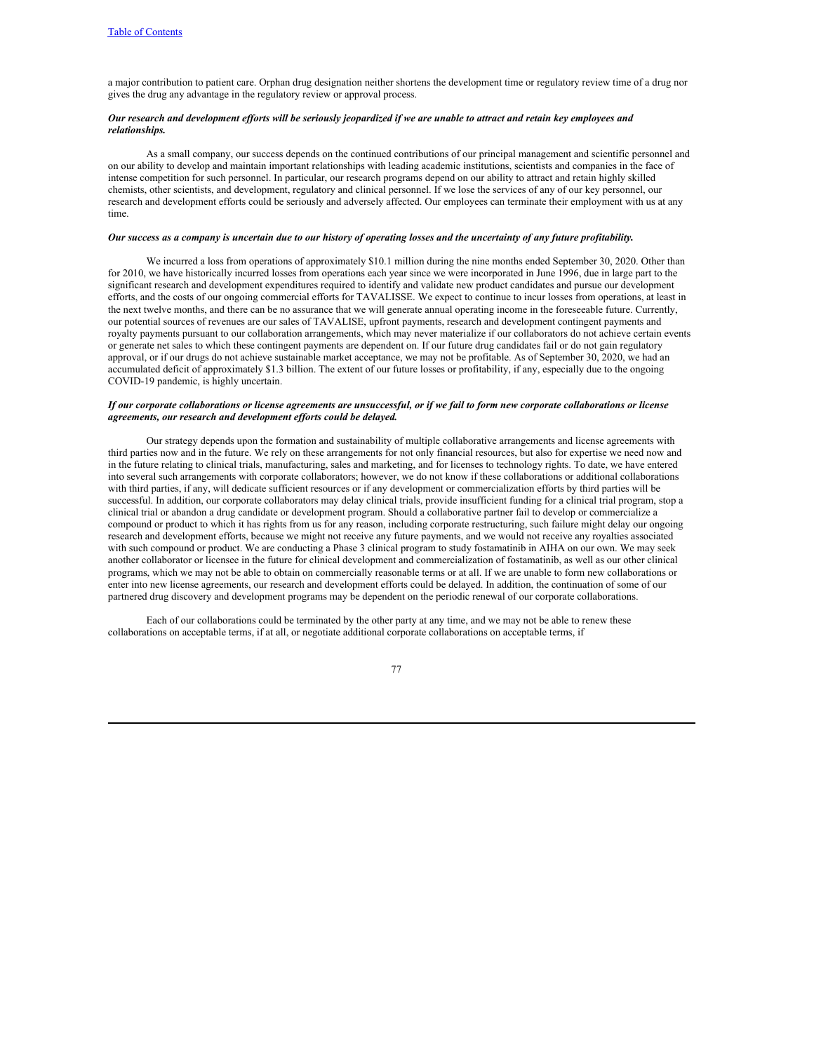a major contribution to patient care. Orphan drug designation neither shortens the development time or regulatory review time of a drug nor gives the drug any advantage in the regulatory review or approval process.

***Our research and development efforts will be seriously jeopardized if we are unable to attract and retain key employees and relationships.***

As a small company, our success depends on the continued contributions of our principal management and scientific personnel and on our ability to develop and maintain important relationships with leading academic institutions, scientists and companies in the face of intense competition for such personnel. In particular, our research programs depend on our ability to attract and retain highly skilled chemists, other scientists, and development, regulatory and clinical personnel. If we lose the services of any of our key personnel, our research and development efforts could be seriously and adversely affected. Our employees can terminate their employment with us at any time.

***Our success as a company is uncertain due to our history of operating losses and the uncertainty of any future profitability.***

We incurred a loss from operations of approximately $10.1 million during the nine months ended September 30, 2020. Other than for 2010, we have historically incurred losses from operations each year since we were incorporated in June 1996, due in large part to the significant research and development expenditures required to identify and validate new product candidates and pursue our development efforts, and the costs of our ongoing commercial efforts for TAVALISSE. We expect to continue to incur losses from operations, at least in the next twelve months, and there can be no assurance that we will generate annual operating income in the foreseeable future. Currently, our potential sources of revenues are our sales of TAVALISE, upfront payments, research and development contingent payments and royalty payments pursuant to our collaboration arrangements, which may never materialize if our collaborators do not achieve certain events or generate net sales to which these contingent payments are dependent on. If our future drug candidates fail or do not gain regulatory approval, or if our drugs do not achieve sustainable market acceptance, we may not be profitable. As of September 30, 2020, we had an accumulated deficit of approximately $1.3 billion. The extent of our future losses or profitability, if any, especially due to the ongoing COVID-19 pandemic, is highly uncertain.

***If our corporate collaborations or license agreements are unsuccessful, or if we fail to form new corporate collaborations or license agreements, our research and development efforts could be delayed.***

Our strategy depends upon the formation and sustainability of multiple collaborative arrangements and license agreements with third parties now and in the future. We rely on these arrangements for not only financial resources, but also for expertise we need now and in the future relating to clinical trials, manufacturing, sales and marketing, and for licenses to technology rights. To date, we have entered into several such arrangements with corporate collaborators; however, we do not know if these collaborations or additional collaborations with third parties, if any, will dedicate sufficient resources or if any development or commercialization efforts by third parties will be successful. In addition, our corporate collaborators may delay clinical trials, provide insufficient funding for a clinical trial program, stop a clinical trial or abandon a drug candidate or development program. Should a collaborative partner fail to develop or commercialize a compound or product to which it has rights from us for any reason, including corporate restructuring, such failure might delay our ongoing research and development efforts, because we might not receive any future payments, and we would not receive any royalties associated with such compound or product. We are conducting a Phase 3 clinical program to study fostamatinib in AIHA on our own. We may seek another collaborator or licensee in the future for clinical development and commercialization of fostamatinib, as well as our other clinical programs, which we may not be able to obtain on commercially reasonable terms or at all. If we are unable to form new collaborations or enter into new license agreements, our research and development efforts could be delayed. In addition, the continuation of some of our partnered drug discovery and development programs may be dependent on the periodic renewal of our corporate collaborations.

Each of our collaborations could be terminated by the other party at any time, and we may not be able to renew these collaborations on acceptable terms, if at all, or negotiate additional corporate collaborations on acceptable terms, if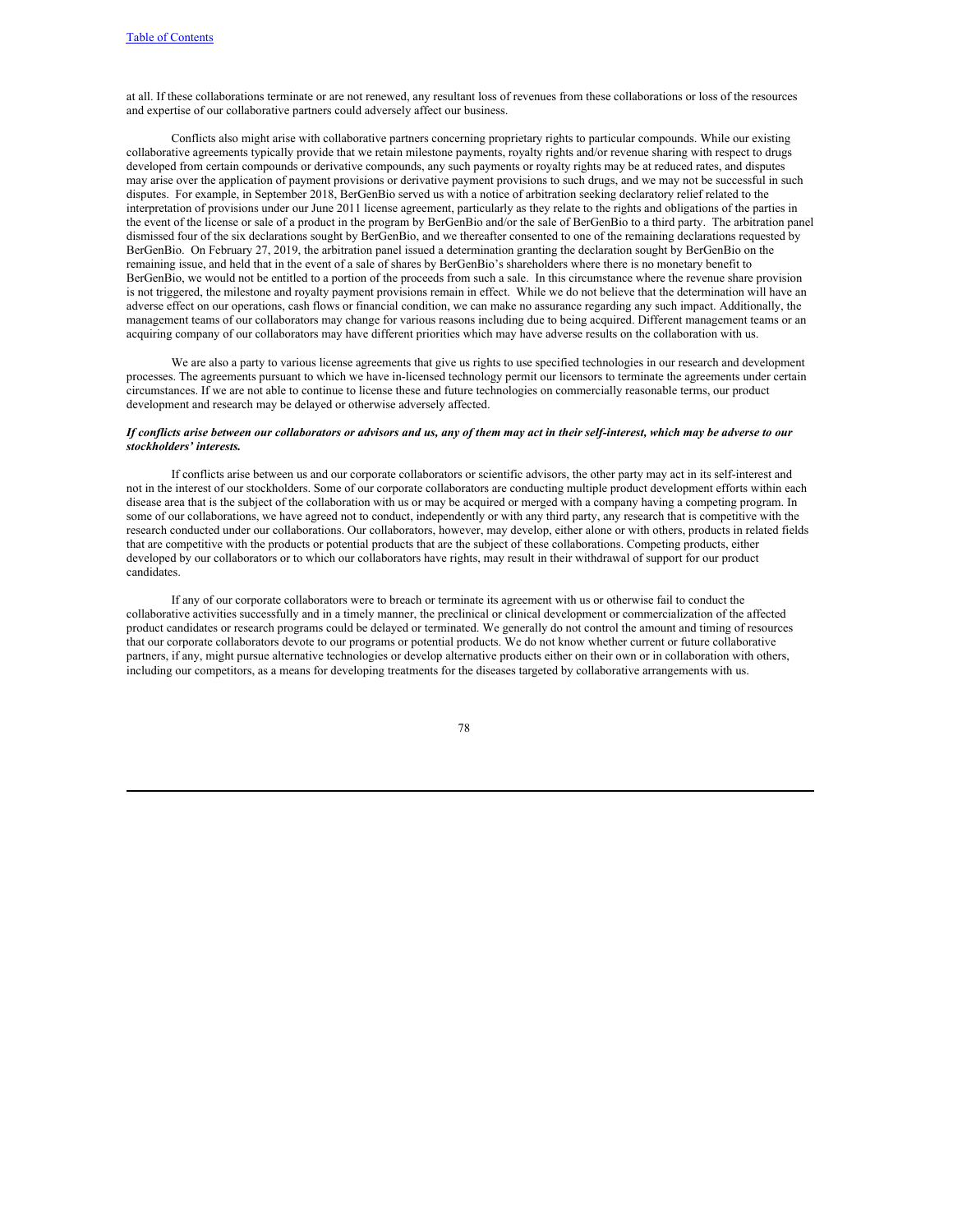at all. If these collaborations terminate or are not renewed, any resultant loss of revenues from these collaborations or loss of the resources and expertise of our collaborative partners could adversely affect our business.

Conflicts also might arise with collaborative partners concerning proprietary rights to particular compounds. While our existing collaborative agreements typically provide that we retain milestone payments, royalty rights and/or revenue sharing with respect to drugs developed from certain compounds or derivative compounds, any such payments or royalty rights may be at reduced rates, and disputes may arise over the application of payment provisions or derivative payment provisions to such drugs, and we may not be successful in such disputes. For example, in September 2018, BerGenBio served us with a notice of arbitration seeking declaratory relief related to the interpretation of provisions under our June 2011 license agreement, particularly as they relate to the rights and obligations of the parties in the event of the license or sale of a product in the program by BerGenBio and/or the sale of BerGenBio to a third party. The arbitration panel dismissed four of the six declarations sought by BerGenBio, and we thereafter consented to one of the remaining declarations requested by BerGenBio. On February 27, 2019, the arbitration panel issued a determination granting the declaration sought by BerGenBio on the remaining issue, and held that in the event of a sale of shares by BerGenBio's shareholders where there is no monetary benefit to BerGenBio, we would not be entitled to a portion of the proceeds from such a sale. In this circumstance where the revenue share provision is not triggered, the milestone and royalty payment provisions remain in effect. While we do not believe that the determination will have an adverse effect on our operations, cash flows or financial condition, we can make no assurance regarding any such impact. Additionally, the management teams of our collaborators may change for various reasons including due to being acquired. Different management teams or an acquiring company of our collaborators may have different priorities which may have adverse results on the collaboration with us.

We are also a party to various license agreements that give us rights to use specified technologies in our research and development processes. The agreements pursuant to which we have in-licensed technology permit our licensors to terminate the agreements under certain circumstances. If we are not able to continue to license these and future technologies on commercially reasonable terms, our product development and research may be delayed or otherwise adversely affected.

***If conflicts arise between our collaborators or advisors and us, any of them may act in their self-interest, which may be adverse to our stockholders' interests.***

If conflicts arise between us and our corporate collaborators or scientific advisors, the other party may act in its self-interest and not in the interest of our stockholders. Some of our corporate collaborators are conducting multiple product development efforts within each disease area that is the subject of the collaboration with us or may be acquired or merged with a company having a competing program. In some of our collaborations, we have agreed not to conduct, independently or with any third party, any research that is competitive with the research conducted under our collaborations. Our collaborators, however, may develop, either alone or with others, products in related fields that are competitive with the products or potential products that are the subject of these collaborations. Competing products, either developed by our collaborators or to which our collaborators have rights, may result in their withdrawal of support for our product candidates.

If any of our corporate collaborators were to breach or terminate its agreement with us or otherwise fail to conduct the collaborative activities successfully and in a timely manner, the preclinical or clinical development or commercialization of the affected product candidates or research programs could be delayed or terminated. We generally do not control the amount and timing of resources that our corporate collaborators devote to our programs or potential products. We do not know whether current or future collaborative partners, if any, might pursue alternative technologies or develop alternative products either on their own or in collaboration with others, including our competitors, as a means for developing treatments for the diseases targeted by collaborative arrangements with us.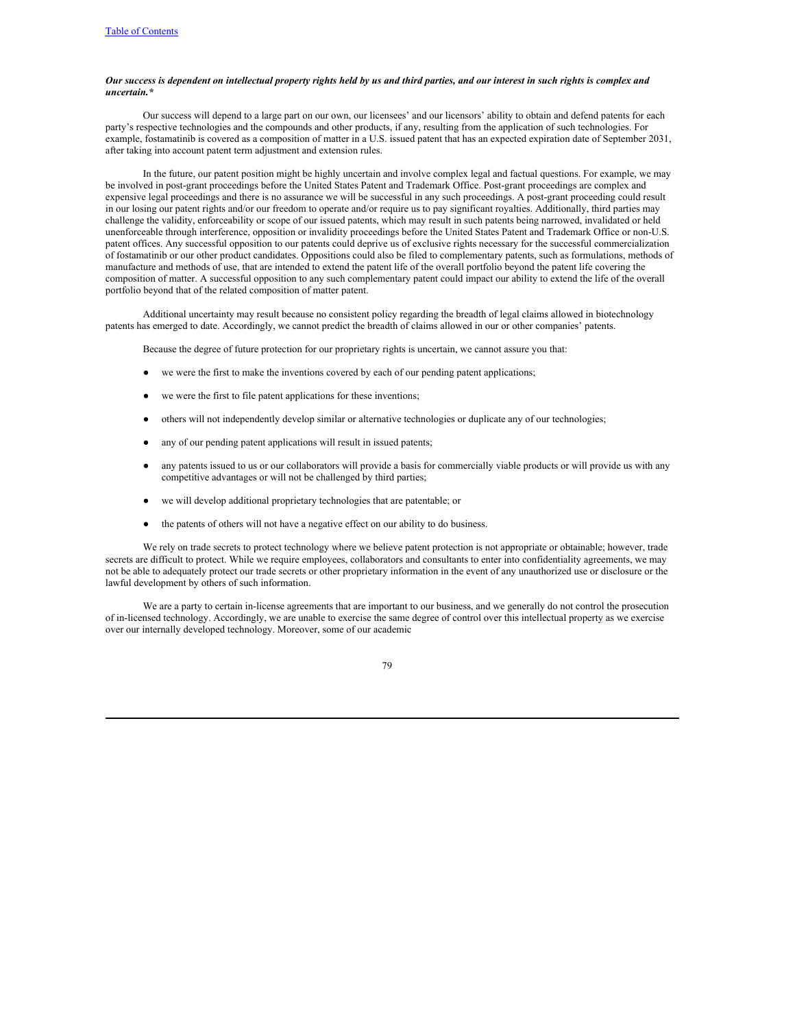***Our success is dependent on intellectual property rights held by us and third parties, and our interest in such rights is complex and uncertain.****

Our success will depend to a large part on our own, our licensees' and our licensors' ability to obtain and defend patents for each party's respective technologies and the compounds and other products, if any, resulting from the application of such technologies. For example, fostamatinib is covered as a composition of matter in a U.S. issued patent that has an expected expiration date of September 2031, after taking into account patent term adjustment and extension rules.

In the future, our patent position might be highly uncertain and involve complex legal and factual questions. For example, we may be involved in post-grant proceedings before the United States Patent and Trademark Office. Post-grant proceedings are complex and expensive legal proceedings and there is no assurance we will be successful in any such proceedings. A post-grant proceeding could result in our losing our patent rights and/or our freedom to operate and/or require us to pay significant royalties. Additionally, third parties may challenge the validity, enforceability or scope of our issued patents, which may result in such patents being narrowed, invalidated or held unenforceable through interference, opposition or invalidity proceedings before the United States Patent and Trademark Office or non-U.S. patent offices. Any successful opposition to our patents could deprive us of exclusive rights necessary for the successful commercialization of fostamatinib or our other product candidates. Oppositions could also be filed to complementary patents, such as formulations, methods of manufacture and methods of use, that are intended to extend the patent life of the overall portfolio beyond the patent life covering the composition of matter. A successful opposition to any such complementary patent could impact our ability to extend the life of the overall portfolio beyond that of the related composition of matter patent.

Additional uncertainty may result because no consistent policy regarding the breadth of legal claims allowed in biotechnology patents has emerged to date. Accordingly, we cannot predict the breadth of claims allowed in our or other companies' patents.

Because the degree of future protection for our proprietary rights is uncertain, we cannot assure you that:

- we were the first to make the inventions covered by each of our pending patent applications;
- we were the first to file patent applications for these inventions;
- others will not independently develop similar or alternative technologies or duplicate any of our technologies;
- any of our pending patent applications will result in issued patents;
- any patents issued to us or our collaborators will provide a basis for commercially viable products or will provide us with any competitive advantages or will not be challenged by third parties;
- we will develop additional proprietary technologies that are patentable; or
- the patents of others will not have a negative effect on our ability to do business.

We rely on trade secrets to protect technology where we believe patent protection is not appropriate or obtainable; however, trade secrets are difficult to protect. While we require employees, collaborators and consultants to enter into confidentiality agreements, we may not be able to adequately protect our trade secrets or other proprietary information in the event of any unauthorized use or disclosure or the lawful development by others of such information.

We are a party to certain in-license agreements that are important to our business, and we generally do not control the prosecution of in-licensed technology. Accordingly, we are unable to exercise the same degree of control over this intellectual property as we exercise over our internally developed technology. Moreover, some of our academic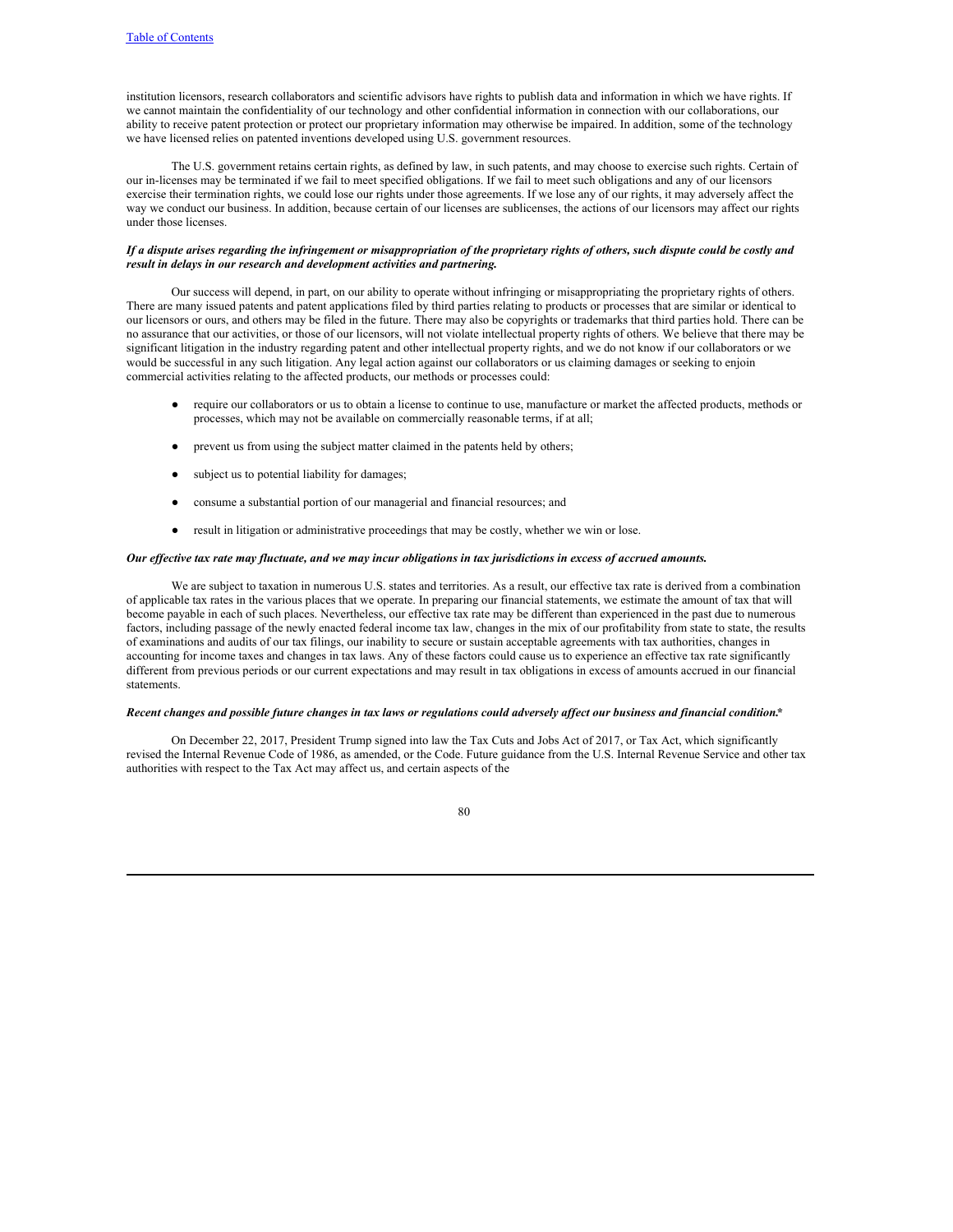institution licensors, research collaborators and scientific advisors have rights to publish data and information in which we have rights. If we cannot maintain the confidentiality of our technology and other confidential information in connection with our collaborations, our ability to receive patent protection or protect our proprietary information may otherwise be impaired. In addition, some of the technology we have licensed relies on patented inventions developed using U.S. government resources.

The U.S. government retains certain rights, as defined by law, in such patents, and may choose to exercise such rights. Certain of our in-licenses may be terminated if we fail to meet specified obligations. If we fail to meet such obligations and any of our licensors exercise their termination rights, we could lose our rights under those agreements. If we lose any of our rights, it may adversely affect the way we conduct our business. In addition, because certain of our licenses are sublicenses, the actions of our licensors may affect our rights under those licenses.

***If a dispute arises regarding the infringement or misappropriation of the proprietary rights of others, such dispute could be costly and result in delays in our research and development activities and partnering.***

Our success will depend, in part, on our ability to operate without infringing or misappropriating the proprietary rights of others. There are many issued patents and patent applications filed by third parties relating to products or processes that are similar or identical to our licensors or ours, and others may be filed in the future. There may also be copyrights or trademarks that third parties hold. There can be no assurance that our activities, or those of our licensors, will not violate intellectual property rights of others. We believe that there may be significant litigation in the industry regarding patent and other intellectual property rights, and we do not know if our collaborators or we would be successful in any such litigation. Any legal action against our collaborators or us claiming damages or seeking to enjoin commercial activities relating to the affected products, our methods or processes could:

- require our collaborators or us to obtain a license to continue to use, manufacture or market the affected products, methods or processes, which may not be available on commercially reasonable terms, if at all;
- prevent us from using the subject matter claimed in the patents held by others;
- subject us to potential liability for damages;
- consume a substantial portion of our managerial and financial resources; and
- result in litigation or administrative proceedings that may be costly, whether we win or lose.

***Our effective tax rate may fluctuate, and we may incur obligations in tax jurisdictions in excess of accrued amounts.***

We are subject to taxation in numerous U.S. states and territories. As a result, our effective tax rate is derived from a combination of applicable tax rates in the various places that we operate. In preparing our financial statements, we estimate the amount of tax that will become payable in each of such places. Nevertheless, our effective tax rate may be different than experienced in the past due to numerous factors, including passage of the newly enacted federal income tax law, changes in the mix of our profitability from state to state, the results of examinations and audits of our tax filings, our inability to secure or sustain acceptable agreements with tax authorities, changes in accounting for income taxes and changes in tax laws. Any of these factors could cause us to experience an effective tax rate significantly different from previous periods or our current expectations and may result in tax obligations in excess of amounts accrued in our financial statements.

***Recent changes and possible future changes in tax laws or regulations could adversely affect our business and financial condition.****

On December 22, 2017, President Trump signed into law the Tax Cuts and Jobs Act of 2017, or Tax Act, which significantly revised the Internal Revenue Code of 1986, as amended, or the Code. Future guidance from the U.S. Internal Revenue Service and other tax authorities with respect to the Tax Act may affect us, and certain aspects of the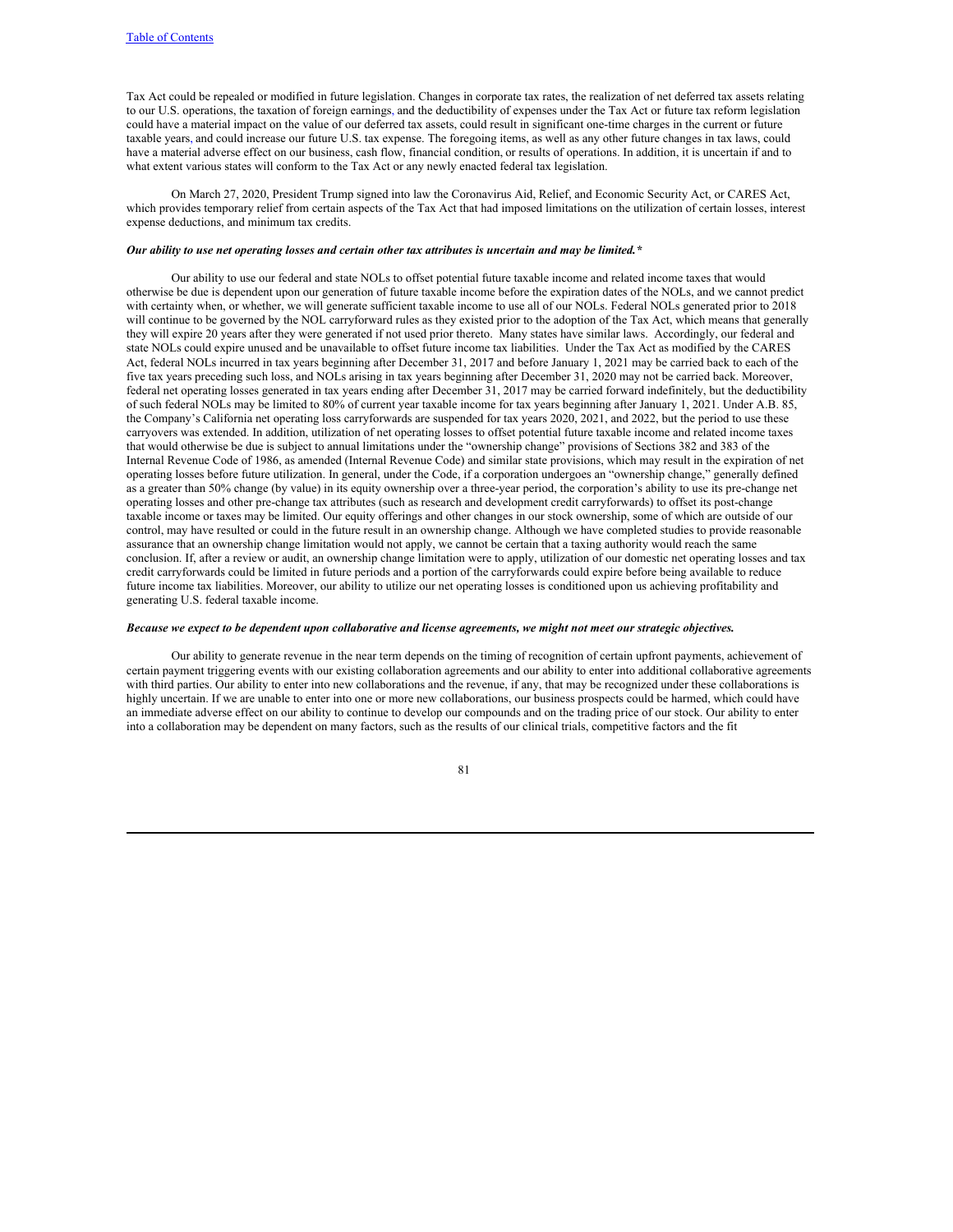Tax Act could be repealed or modified in future legislation. Changes in corporate tax rates, the realization of net deferred tax assets relating to our U.S. operations, the taxation of foreign earnings, and the deductibility of expenses under the Tax Act or future tax reform legislation could have a material impact on the value of our deferred tax assets, could result in significant one-time charges in the current or future taxable years, and could increase our future U.S. tax expense. The foregoing items, as well as any other future changes in tax laws, could have a material adverse effect on our business, cash flow, financial condition, or results of operations. In addition, it is uncertain if and to what extent various states will conform to the Tax Act or any newly enacted federal tax legislation.

On March 27, 2020, President Trump signed into law the Coronavirus Aid, Relief, and Economic Security Act, or CARES Act, which provides temporary relief from certain aspects of the Tax Act that had imposed limitations on the utilization of certain losses, interest expense deductions, and minimum tax credits.

***Our ability to use net operating losses and certain other tax attributes is uncertain and may be limited.****

Our ability to use our federal and state NOLs to offset potential future taxable income and related income taxes that would otherwise be due is dependent upon our generation of future taxable income before the expiration dates of the NOLs, and we cannot predict with certainty when, or whether, we will generate sufficient taxable income to use all of our NOLs. Federal NOLs generated prior to 2018 will continue to be governed by the NOL carryforward rules as they existed prior to the adoption of the Tax Act, which means that generally they will expire 20 years after they were generated if not used prior thereto. Many states have similar laws. Accordingly, our federal and state NOLs could expire unused and be unavailable to offset future income tax liabilities. Under the Tax Act as modified by the CARES Act, federal NOLs incurred in tax years beginning after December 31, 2017 and before January 1, 2021 may be carried back to each of the five tax years preceding such loss, and NOLs arising in tax years beginning after December 31, 2020 may not be carried back. Moreover, federal net operating losses generated in tax years ending after December 31, 2017 may be carried forward indefinitely, but the deductibility of such federal NOLs may be limited to 80% of current year taxable income for tax years beginning after January 1, 2021. Under A.B. 85, the Company's California net operating loss carryforwards are suspended for tax years 2020, 2021, and 2022, but the period to use these carryovers was extended. In addition, utilization of net operating losses to offset potential future taxable income and related income taxes that would otherwise be due is subject to annual limitations under the "ownership change" provisions of Sections 382 and 383 of the Internal Revenue Code of 1986, as amended (Internal Revenue Code) and similar state provisions, which may result in the expiration of net operating losses before future utilization. In general, under the Code, if a corporation undergoes an "ownership change," generally defined as a greater than 50% change (by value) in its equity ownership over a three-year period, the corporation's ability to use its pre-change net operating losses and other pre-change tax attributes (such as research and development credit carryforwards) to offset its post-change taxable income or taxes may be limited. Our equity offerings and other changes in our stock ownership, some of which are outside of our control, may have resulted or could in the future result in an ownership change. Although we have completed studies to provide reasonable assurance that an ownership change limitation would not apply, we cannot be certain that a taxing authority would reach the same conclusion. If, after a review or audit, an ownership change limitation were to apply, utilization of our domestic net operating losses and tax credit carryforwards could be limited in future periods and a portion of the carryforwards could expire before being available to reduce future income tax liabilities. Moreover, our ability to utilize our net operating losses is conditioned upon us achieving profitability and generating U.S. federal taxable income.

***Because we expect to be dependent upon collaborative and license agreements, we might not meet our strategic objectives.***

Our ability to generate revenue in the near term depends on the timing of recognition of certain upfront payments, achievement of certain payment triggering events with our existing collaboration agreements and our ability to enter into additional collaborative agreements with third parties. Our ability to enter into new collaborations and the revenue, if any, that may be recognized under these collaborations is highly uncertain. If we are unable to enter into one or more new collaborations, our business prospects could be harmed, which could have an immediate adverse effect on our ability to continue to develop our compounds and on the trading price of our stock. Our ability to enter into a collaboration may be dependent on many factors, such as the results of our clinical trials, competitive factors and the fit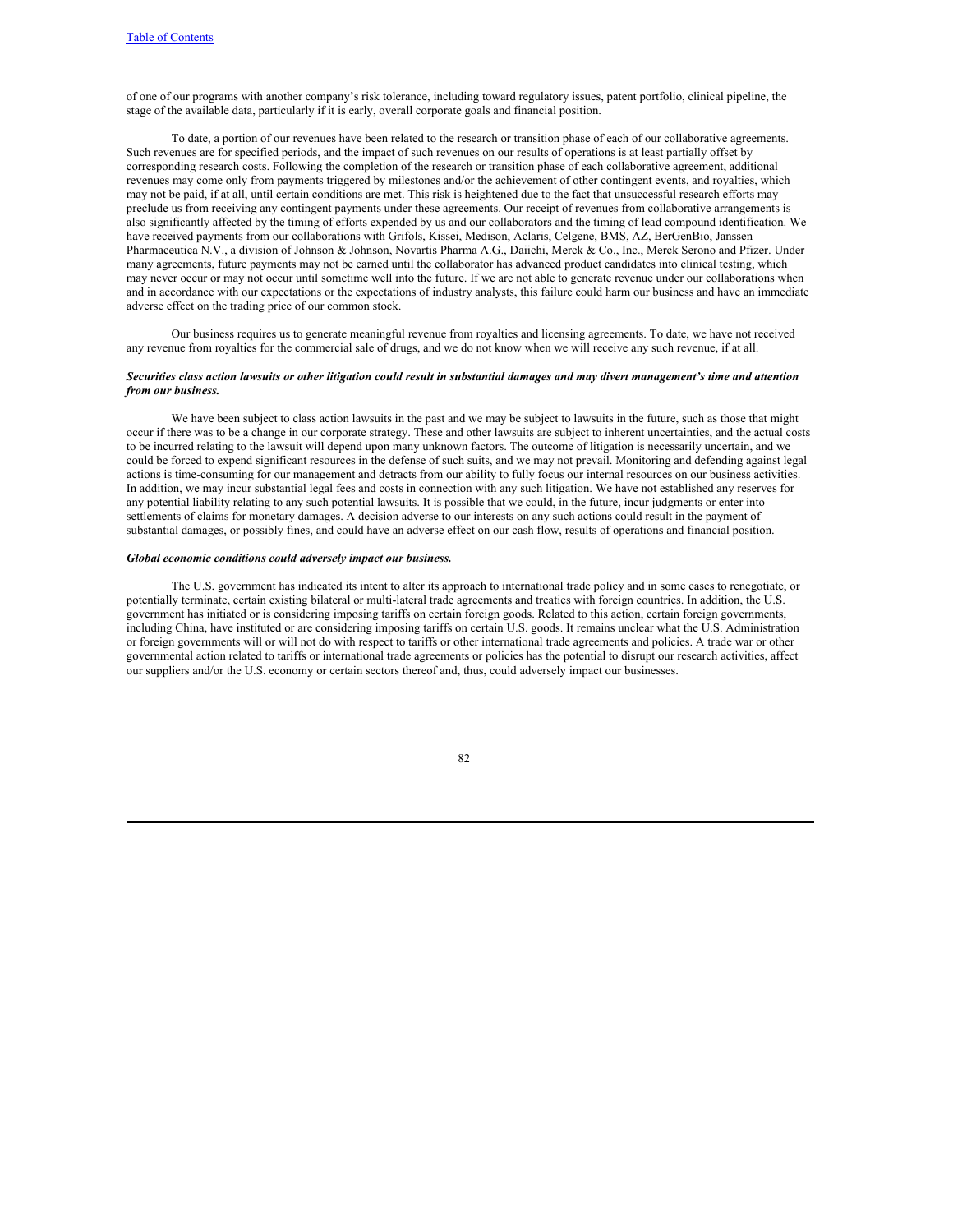of one of our programs with another company's risk tolerance, including toward regulatory issues, patent portfolio, clinical pipeline, the stage of the available data, particularly if it is early, overall corporate goals and financial position.

To date, a portion of our revenues have been related to the research or transition phase of each of our collaborative agreements. Such revenues are for specified periods, and the impact of such revenues on our results of operations is at least partially offset by corresponding research costs. Following the completion of the research or transition phase of each collaborative agreement, additional revenues may come only from payments triggered by milestones and/or the achievement of other contingent events, and royalties, which may not be paid, if at all, until certain conditions are met. This risk is heightened due to the fact that unsuccessful research efforts may preclude us from receiving any contingent payments under these agreements. Our receipt of revenues from collaborative arrangements is also significantly affected by the timing of efforts expended by us and our collaborators and the timing of lead compound identification. We have received payments from our collaborations with Grifols, Kissei, Medison, Aclaris, Celgene, BMS, AZ, BerGenBio, Janssen Pharmaceutica N.V., a division of Johnson & Johnson, Novartis Pharma A.G., Daiichi, Merck & Co., Inc., Merck Serono and Pfizer. Under many agreements, future payments may not be earned until the collaborator has advanced product candidates into clinical testing, which may never occur or may not occur until sometime well into the future. If we are not able to generate revenue under our collaborations when and in accordance with our expectations or the expectations of industry analysts, this failure could harm our business and have an immediate adverse effect on the trading price of our common stock.

Our business requires us to generate meaningful revenue from royalties and licensing agreements. To date, we have not received any revenue from royalties for the commercial sale of drugs, and we do not know when we will receive any such revenue, if at all.

***Securities class action lawsuits or other litigation could result in substantial damages and may divert management's time and attention from our business.***

We have been subject to class action lawsuits in the past and we may be subject to lawsuits in the future, such as those that might occur if there was to be a change in our corporate strategy. These and other lawsuits are subject to inherent uncertainties, and the actual costs to be incurred relating to the lawsuit will depend upon many unknown factors. The outcome of litigation is necessarily uncertain, and we could be forced to expend significant resources in the defense of such suits, and we may not prevail. Monitoring and defending against legal actions is time-consuming for our management and detracts from our ability to fully focus our internal resources on our business activities. In addition, we may incur substantial legal fees and costs in connection with any such litigation. We have not established any reserves for any potential liability relating to any such potential lawsuits. It is possible that we could, in the future, incur judgments or enter into settlements of claims for monetary damages. A decision adverse to our interests on any such actions could result in the payment of substantial damages, or possibly fines, and could have an adverse effect on our cash flow, results of operations and financial position.

***Global economic conditions could adversely impact our business.***

The U.S. government has indicated its intent to alter its approach to international trade policy and in some cases to renegotiate, or potentially terminate, certain existing bilateral or multi-lateral trade agreements and treaties with foreign countries. In addition, the U.S. government has initiated or is considering imposing tariffs on certain foreign goods. Related to this action, certain foreign governments, including China, have instituted or are considering imposing tariffs on certain U.S. goods. It remains unclear what the U.S. Administration or foreign governments will or will not do with respect to tariffs or other international trade agreements and policies. A trade war or other governmental action related to tariffs or international trade agreements or policies has the potential to disrupt our research activities, affect our suppliers and/or the U.S. economy or certain sectors thereof and, thus, could adversely impact our businesses.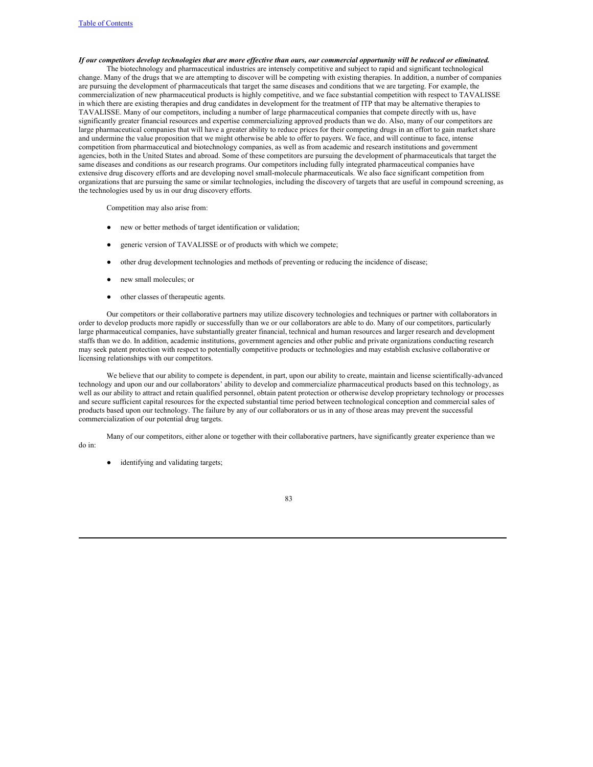***If our competitors develop technologies that are more effective than ours, our commercial opportunity will be reduced or eliminated.***

The biotechnology and pharmaceutical industries are intensely competitive and subject to rapid and significant technological change. Many of the drugs that we are attempting to discover will be competing with existing therapies. In addition, a number of companies are pursuing the development of pharmaceuticals that target the same diseases and conditions that we are targeting. For example, the commercialization of new pharmaceutical products is highly competitive, and we face substantial competition with respect to TAVALISSE in which there are existing therapies and drug candidates in development for the treatment of ITP that may be alternative therapies to TAVALISSE. Many of our competitors, including a number of large pharmaceutical companies that compete directly with us, have significantly greater financial resources and expertise commercializing approved products than we do. Also, many of our competitors are large pharmaceutical companies that will have a greater ability to reduce prices for their competing drugs in an effort to gain market share and undermine the value proposition that we might otherwise be able to offer to payers. We face, and will continue to face, intense competition from pharmaceutical and biotechnology companies, as well as from academic and research institutions and government agencies, both in the United States and abroad. Some of these competitors are pursuing the development of pharmaceuticals that target the same diseases and conditions as our research programs. Our competitors including fully integrated pharmaceutical companies have extensive drug discovery efforts and are developing novel small-molecule pharmaceuticals. We also face significant competition from organizations that are pursuing the same or similar technologies, including the discovery of targets that are useful in compound screening, as the technologies used by us in our drug discovery efforts.

Competition may also arise from:

- new or better methods of target identification or validation;
- generic version of TAVALISSE or of products with which we compete;
- other drug development technologies and methods of preventing or reducing the incidence of disease;
- new small molecules; or
- other classes of therapeutic agents.

Our competitors or their collaborative partners may utilize discovery technologies and techniques or partner with collaborators in order to develop products more rapidly or successfully than we or our collaborators are able to do. Many of our competitors, particularly large pharmaceutical companies, have substantially greater financial, technical and human resources and larger research and development staffs than we do. In addition, academic institutions, government agencies and other public and private organizations conducting research may seek patent protection with respect to potentially competitive products or technologies and may establish exclusive collaborative or licensing relationships with our competitors.

We believe that our ability to compete is dependent, in part, upon our ability to create, maintain and license scientifically-advanced technology and upon our and our collaborators' ability to develop and commercialize pharmaceutical products based on this technology, as well as our ability to attract and retain qualified personnel, obtain patent protection or otherwise develop proprietary technology or processes and secure sufficient capital resources for the expected substantial time period between technological conception and commercial sales of products based upon our technology. The failure by any of our collaborators or us in any of those areas may prevent the successful commercialization of our potential drug targets.

Many of our competitors, either alone or together with their collaborative partners, have significantly greater experience than we do in:

- identifying and validating targets;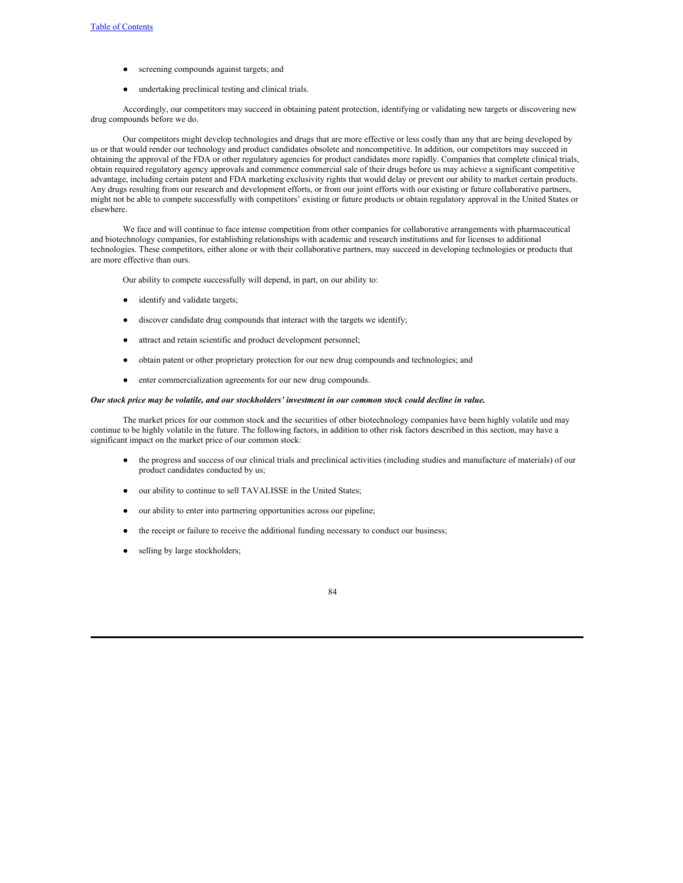- screening compounds against targets; and
- undertaking preclinical testing and clinical trials.

Accordingly, our competitors may succeed in obtaining patent protection, identifying or validating new targets or discovering new drug compounds before we do.

Our competitors might develop technologies and drugs that are more effective or less costly than any that are being developed by us or that would render our technology and product candidates obsolete and noncompetitive. In addition, our competitors may succeed in obtaining the approval of the FDA or other regulatory agencies for product candidates more rapidly. Companies that complete clinical trials, obtain required regulatory agency approvals and commence commercial sale of their drugs before us may achieve a significant competitive advantage, including certain patent and FDA marketing exclusivity rights that would delay or prevent our ability to market certain products. Any drugs resulting from our research and development efforts, or from our joint efforts with our existing or future collaborative partners, might not be able to compete successfully with competitors' existing or future products or obtain regulatory approval in the United States or elsewhere.

We face and will continue to face intense competition from other companies for collaborative arrangements with pharmaceutical and biotechnology companies, for establishing relationships with academic and research institutions and for licenses to additional technologies. These competitors, either alone or with their collaborative partners, may succeed in developing technologies or products that are more effective than ours.

Our ability to compete successfully will depend, in part, on our ability to:

- identify and validate targets;
- discover candidate drug compounds that interact with the targets we identify;
- attract and retain scientific and product development personnel;
- obtain patent or other proprietary protection for our new drug compounds and technologies; and
- enter commercialization agreements for our new drug compounds.

***Our stock price may be volatile, and our stockholders' investment in our common stock could decline in value.***

The market prices for our common stock and the securities of other biotechnology companies have been highly volatile and may continue to be highly volatile in the future. The following factors, in addition to other risk factors described in this section, may have a significant impact on the market price of our common stock:

- the progress and success of our clinical trials and preclinical activities (including studies and manufacture of materials) of our product candidates conducted by us;
- our ability to continue to sell TAVALISSE in the United States;
- our ability to enter into partnering opportunities across our pipeline;
- the receipt or failure to receive the additional funding necessary to conduct our business;
- selling by large stockholders;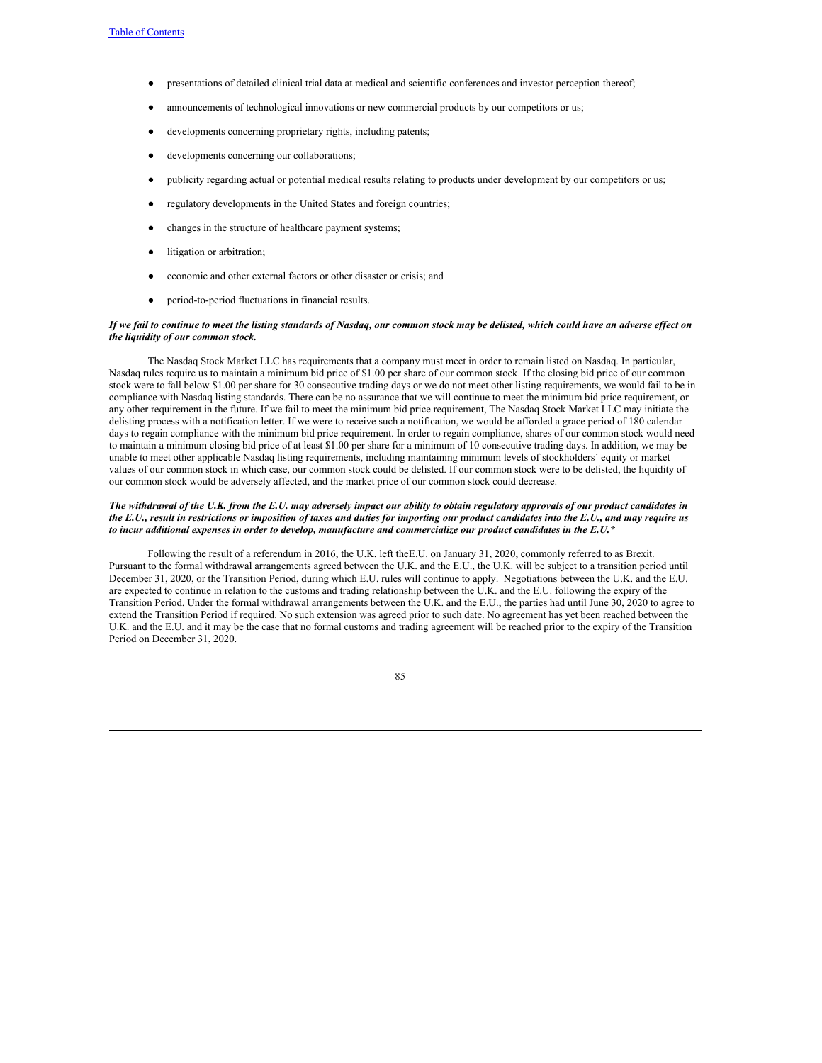- presentations of detailed clinical trial data at medical and scientific conferences and investor perception thereof;
- announcements of technological innovations or new commercial products by our competitors or us;
- developments concerning proprietary rights, including patents;
- developments concerning our collaborations;
- publicity regarding actual or potential medical results relating to products under development by our competitors or us;
- regulatory developments in the United States and foreign countries;
- changes in the structure of healthcare payment systems;
- litigation or arbitration;
- economic and other external factors or other disaster or crisis; and
- period-to-period fluctuations in financial results.

***If we fail to continue to meet the listing standards of Nasdaq, our common stock may be delisted, which could have an adverse effect on the liquidity of our common stock.***

The Nasdaq Stock Market LLC has requirements that a company must meet in order to remain listed on Nasdaq. In particular, Nasdaq rules require us to maintain a minimum bid price of $1.00 per share of our common stock. If the closing bid price of our common stock were to fall below $1.00 per share for 30 consecutive trading days or we do not meet other listing requirements, we would fail to be in compliance with Nasdaq listing standards. There can be no assurance that we will continue to meet the minimum bid price requirement, or any other requirement in the future. If we fail to meet the minimum bid price requirement, The Nasdaq Stock Market LLC may initiate the delisting process with a notification letter. If we were to receive such a notification, we would be afforded a grace period of 180 calendar days to regain compliance with the minimum bid price requirement. In order to regain compliance, shares of our common stock would need to maintain a minimum closing bid price of at least $1.00 per share for a minimum of 10 consecutive trading days. In addition, we may be unable to meet other applicable Nasdaq listing requirements, including maintaining minimum levels of stockholders' equity or market values of our common stock in which case, our common stock could be delisted. If our common stock were to be delisted, the liquidity of our common stock would be adversely affected, and the market price of our common stock could decrease.

***The withdrawal of the U.K. from the E.U. may adversely impact our ability to obtain regulatory approvals of our product candidates in the E.U., result in restrictions or imposition of taxes and duties for importing our product candidates into the E.U., and may require us to incur additional expenses in order to develop, manufacture and commercialize our product candidates in the E.U.****

Following the result of a referendum in 2016, the U.K. left theE.U. on January 31, 2020, commonly referred to as Brexit. Pursuant to the formal withdrawal arrangements agreed between the U.K. and the E.U., the U.K. will be subject to a transition period until December 31, 2020, or the Transition Period, during which E.U. rules will continue to apply. Negotiations between the U.K. and the E.U. are expected to continue in relation to the customs and trading relationship between the U.K. and the E.U. following the expiry of the Transition Period. Under the formal withdrawal arrangements between the U.K. and the E.U., the parties had until June 30, 2020 to agree to extend the Transition Period if required. No such extension was agreed prior to such date. No agreement has yet been reached between the U.K. and the E.U. and it may be the case that no formal customs and trading agreement will be reached prior to the expiry of the Transition Period on December 31, 2020.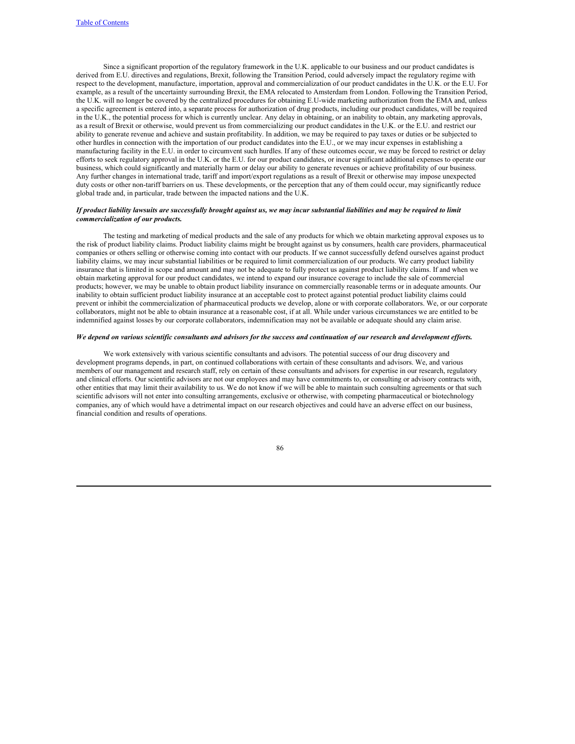Since a significant proportion of the regulatory framework in the U.K. applicable to our business and our product candidates is derived from E.U. directives and regulations, Brexit, following the Transition Period, could adversely impact the regulatory regime with respect to the development, manufacture, importation, approval and commercialization of our product candidates in the U.K. or the E.U. For example, as a result of the uncertainty surrounding Brexit, the EMA relocated to Amsterdam from London. Following the Transition Period, the U.K. will no longer be covered by the centralized procedures for obtaining E.U-wide marketing authorization from the EMA and, unless a specific agreement is entered into, a separate process for authorization of drug products, including our product candidates, will be required in the U.K., the potential process for which is currently unclear. Any delay in obtaining, or an inability to obtain, any marketing approvals, as a result of Brexit or otherwise, would prevent us from commercializing our product candidates in the U.K. or the E.U. and restrict our ability to generate revenue and achieve and sustain profitability. In addition, we may be required to pay taxes or duties or be subjected to other hurdles in connection with the importation of our product candidates into the E.U., or we may incur expenses in establishing a manufacturing facility in the E.U. in order to circumvent such hurdles. If any of these outcomes occur, we may be forced to restrict or delay efforts to seek regulatory approval in the U.K. or the E.U. for our product candidates, or incur significant additional expenses to operate our business, which could significantly and materially harm or delay our ability to generate revenues or achieve profitability of our business. Any further changes in international trade, tariff and import/export regulations as a result of Brexit or otherwise may impose unexpected duty costs or other non-tariff barriers on us. These developments, or the perception that any of them could occur, may significantly reduce global trade and, in particular, trade between the impacted nations and the U.K.

***If product liability lawsuits are successfully brought against us, we may incur substantial liabilities and may be required to limit commercialization of our products.***

The testing and marketing of medical products and the sale of any products for which we obtain marketing approval exposes us to the risk of product liability claims. Product liability claims might be brought against us by consumers, health care providers, pharmaceutical companies or others selling or otherwise coming into contact with our products. If we cannot successfully defend ourselves against product liability claims, we may incur substantial liabilities or be required to limit commercialization of our products. We carry product liability insurance that is limited in scope and amount and may not be adequate to fully protect us against product liability claims. If and when we obtain marketing approval for our product candidates, we intend to expand our insurance coverage to include the sale of commercial products; however, we may be unable to obtain product liability insurance on commercially reasonable terms or in adequate amounts. Our inability to obtain sufficient product liability insurance at an acceptable cost to protect against potential product liability claims could prevent or inhibit the commercialization of pharmaceutical products we develop, alone or with corporate collaborators. We, or our corporate collaborators, might not be able to obtain insurance at a reasonable cost, if at all. While under various circumstances we are entitled to be indemnified against losses by our corporate collaborators, indemnification may not be available or adequate should any claim arise.

***We depend on various scientific consultants and advisors for the success and continuation of our research and development efforts.***

We work extensively with various scientific consultants and advisors. The potential success of our drug discovery and development programs depends, in part, on continued collaborations with certain of these consultants and advisors. We, and various members of our management and research staff, rely on certain of these consultants and advisors for expertise in our research, regulatory and clinical efforts. Our scientific advisors are not our employees and may have commitments to, or consulting or advisory contracts with, other entities that may limit their availability to us. We do not know if we will be able to maintain such consulting agreements or that such scientific advisors will not enter into consulting arrangements, exclusive or otherwise, with competing pharmaceutical or biotechnology companies, any of which would have a detrimental impact on our research objectives and could have an adverse effect on our business, financial condition and results of operations.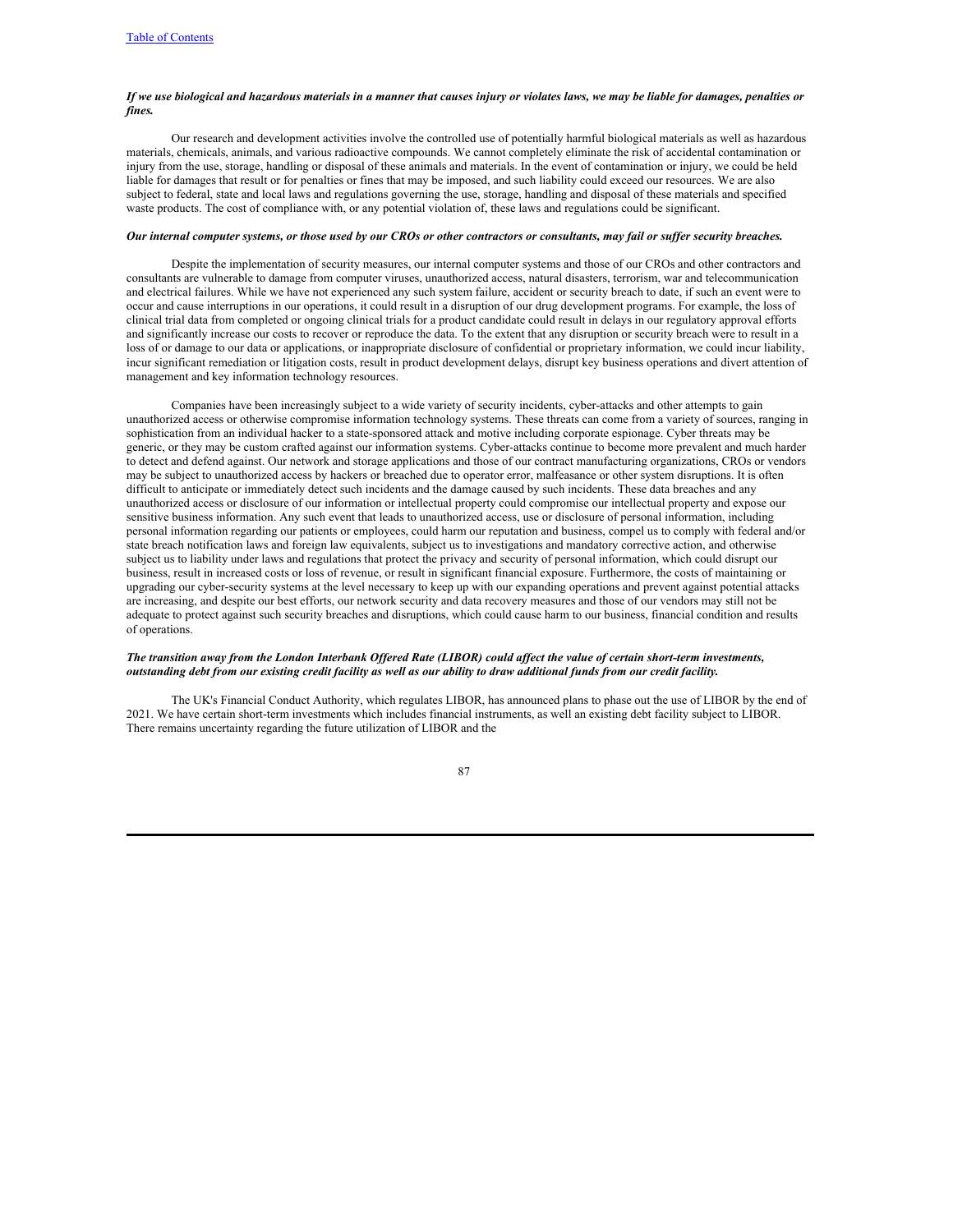***If we use biological and hazardous materials in a manner that causes injury or violates laws, we may be liable for damages, penalties or fines.***

Our research and development activities involve the controlled use of potentially harmful biological materials as well as hazardous materials, chemicals, animals, and various radioactive compounds. We cannot completely eliminate the risk of accidental contamination or injury from the use, storage, handling or disposal of these animals and materials. In the event of contamination or injury, we could be held liable for damages that result or for penalties or fines that may be imposed, and such liability could exceed our resources. We are also subject to federal, state and local laws and regulations governing the use, storage, handling and disposal of these materials and specified waste products. The cost of compliance with, or any potential violation of, these laws and regulations could be significant.

***Our internal computer systems, or those used by our CROs or other contractors or consultants, may fail or suffer security breaches.***

Despite the implementation of security measures, our internal computer systems and those of our CROs and other contractors and consultants are vulnerable to damage from computer viruses, unauthorized access, natural disasters, terrorism, war and telecommunication and electrical failures. While we have not experienced any such system failure, accident or security breach to date, if such an event were to occur and cause interruptions in our operations, it could result in a disruption of our drug development programs. For example, the loss of clinical trial data from completed or ongoing clinical trials for a product candidate could result in delays in our regulatory approval efforts and significantly increase our costs to recover or reproduce the data. To the extent that any disruption or security breach were to result in a loss of or damage to our data or applications, or inappropriate disclosure of confidential or proprietary information, we could incur liability, incur significant remediation or litigation costs, result in product development delays, disrupt key business operations and divert attention of management and key information technology resources.

Companies have been increasingly subject to a wide variety of security incidents, cyber-attacks and other attempts to gain unauthorized access or otherwise compromise information technology systems. These threats can come from a variety of sources, ranging in sophistication from an individual hacker to a state-sponsored attack and motive including corporate espionage. Cyber threats may be generic, or they may be custom crafted against our information systems. Cyber-attacks continue to become more prevalent and much harder to detect and defend against. Our network and storage applications and those of our contract manufacturing organizations, CROs or vendors may be subject to unauthorized access by hackers or breached due to operator error, malfeasance or other system disruptions. It is often difficult to anticipate or immediately detect such incidents and the damage caused by such incidents. These data breaches and any unauthorized access or disclosure of our information or intellectual property could compromise our intellectual property and expose our sensitive business information. Any such event that leads to unauthorized access, use or disclosure of personal information, including personal information regarding our patients or employees, could harm our reputation and business, compel us to comply with federal and/or state breach notification laws and foreign law equivalents, subject us to investigations and mandatory corrective action, and otherwise subject us to liability under laws and regulations that protect the privacy and security of personal information, which could disrupt our business, result in increased costs or loss of revenue, or result in significant financial exposure. Furthermore, the costs of maintaining or upgrading our cyber-security systems at the level necessary to keep up with our expanding operations and prevent against potential attacks are increasing, and despite our best efforts, our network security and data recovery measures and those of our vendors may still not be adequate to protect against such security breaches and disruptions, which could cause harm to our business, financial condition and results of operations.

***The transition away from the London Interbank Offered Rate (LIBOR) could affect the value of certain short-term investments, outstanding debt from our existing credit facility as well as our ability to draw additional funds from our credit facility.***

The UK's Financial Conduct Authority, which regulates LIBOR, has announced plans to phase out the use of LIBOR by the end of 2021. We have certain short-term investments which includes financial instruments, as well an existing debt facility subject to LIBOR. There remains uncertainty regarding the future utilization of LIBOR and the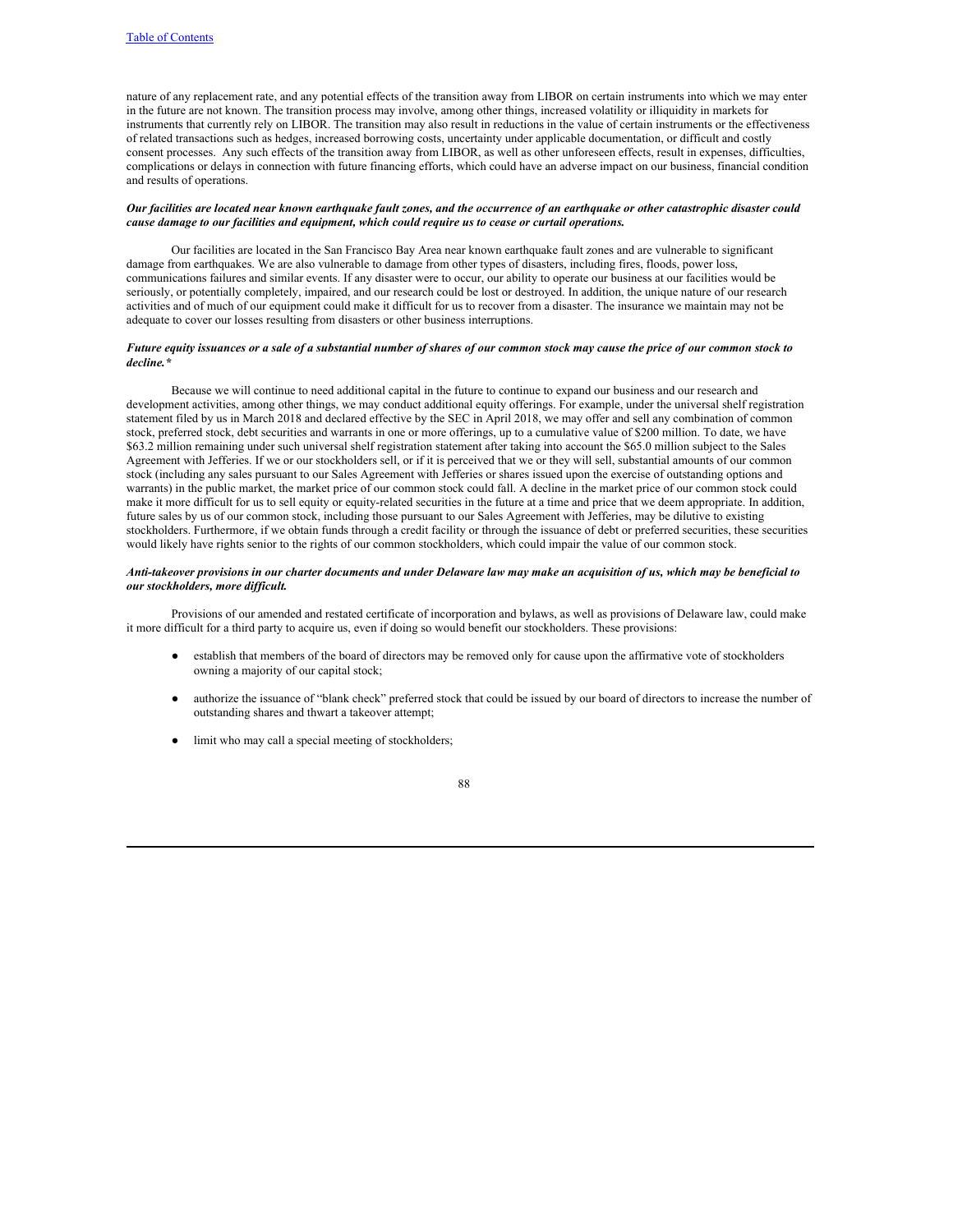nature of any replacement rate, and any potential effects of the transition away from LIBOR on certain instruments into which we may enter in the future are not known. The transition process may involve, among other things, increased volatility or illiquidity in markets for instruments that currently rely on LIBOR. The transition may also result in reductions in the value of certain instruments or the effectiveness of related transactions such as hedges, increased borrowing costs, uncertainty under applicable documentation, or difficult and costly consent processes. Any such effects of the transition away from LIBOR, as well as other unforeseen effects, result in expenses, difficulties, complications or delays in connection with future financing efforts, which could have an adverse impact on our business, financial condition and results of operations.

***Our facilities are located near known earthquake fault zones, and the occurrence of an earthquake or other catastrophic disaster could cause damage to our facilities and equipment, which could require us to cease or curtail operations.***

Our facilities are located in the San Francisco Bay Area near known earthquake fault zones and are vulnerable to significant damage from earthquakes. We are also vulnerable to damage from other types of disasters, including fires, floods, power loss, communications failures and similar events. If any disaster were to occur, our ability to operate our business at our facilities would be seriously, or potentially completely, impaired, and our research could be lost or destroyed. In addition, the unique nature of our research activities and of much of our equipment could make it difficult for us to recover from a disaster. The insurance we maintain may not be adequate to cover our losses resulting from disasters or other business interruptions.

***Future equity issuances or a sale of a substantial number of shares of our common stock may cause the price of our common stock to decline.****

Because we will continue to need additional capital in the future to continue to expand our business and our research and development activities, among other things, we may conduct additional equity offerings. For example, under the universal shelf registration statement filed by us in March 2018 and declared effective by the SEC in April 2018, we may offer and sell any combination of common stock, preferred stock, debt securities and warrants in one or more offerings, up to a cumulative value of $200 million. To date, we have $63.2 million remaining under such universal shelf registration statement after taking into account the $65.0 million subject to the Sales Agreement with Jefferies. If we or our stockholders sell, or if it is perceived that we or they will sell, substantial amounts of our common stock (including any sales pursuant to our Sales Agreement with Jefferies or shares issued upon the exercise of outstanding options and warrants) in the public market, the market price of our common stock could fall. A decline in the market price of our common stock could make it more difficult for us to sell equity or equity-related securities in the future at a time and price that we deem appropriate. In addition, future sales by us of our common stock, including those pursuant to our Sales Agreement with Jefferies, may be dilutive to existing stockholders. Furthermore, if we obtain funds through a credit facility or through the issuance of debt or preferred securities, these securities would likely have rights senior to the rights of our common stockholders, which could impair the value of our common stock.

***Anti-takeover provisions in our charter documents and under Delaware law may make an acquisition of us, which may be beneficial to our stockholders, more difficult.***

Provisions of our amended and restated certificate of incorporation and bylaws, as well as provisions of Delaware law, could make it more difficult for a third party to acquire us, even if doing so would benefit our stockholders. These provisions:

- establish that members of the board of directors may be removed only for cause upon the affirmative vote of stockholders owning a majority of our capital stock;
- authorize the issuance of "blank check" preferred stock that could be issued by our board of directors to increase the number of outstanding shares and thwart a takeover attempt;
- limit who may call a special meeting of stockholders;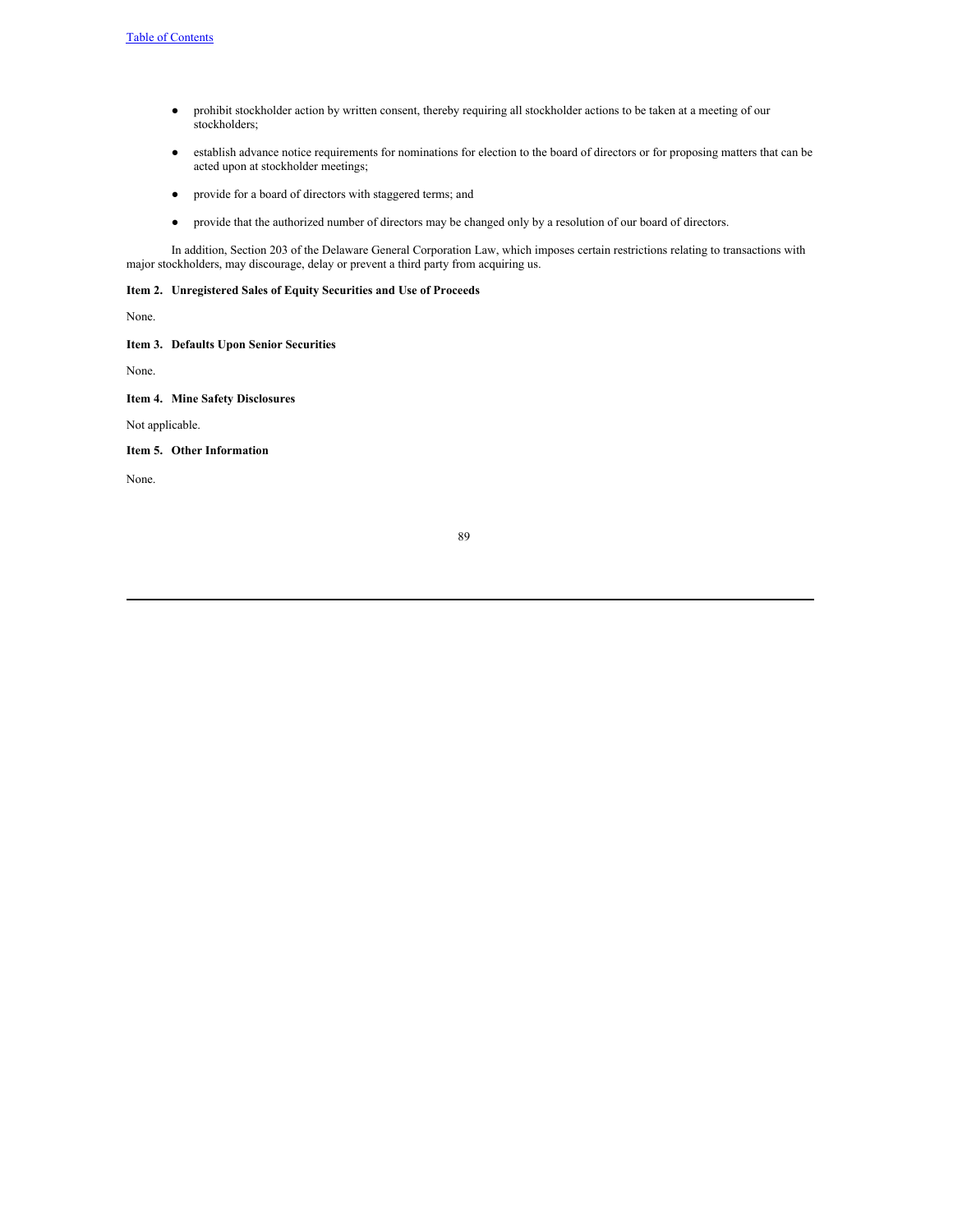- prohibit stockholder action by written consent, thereby requiring all stockholder actions to be taken at a meeting of our stockholders;
- establish advance notice requirements for nominations for election to the board of directors or for proposing matters that can be acted upon at stockholder meetings;
- provide for a board of directors with staggered terms; and
- provide that the authorized number of directors may be changed only by a resolution of our board of directors.

In addition, Section 203 of the Delaware General Corporation Law, which imposes certain restrictions relating to transactions with major stockholders, may discourage, delay or prevent a third party from acquiring us.

**Item 2. Unregistered Sales of Equity Securities and Use of Proceeds**

None.

**Item 3. Defaults Upon Senior Securities**

None.

**Item 4. Mine Safety Disclosures**

Not applicable.

**Item 5. Other Information**

None.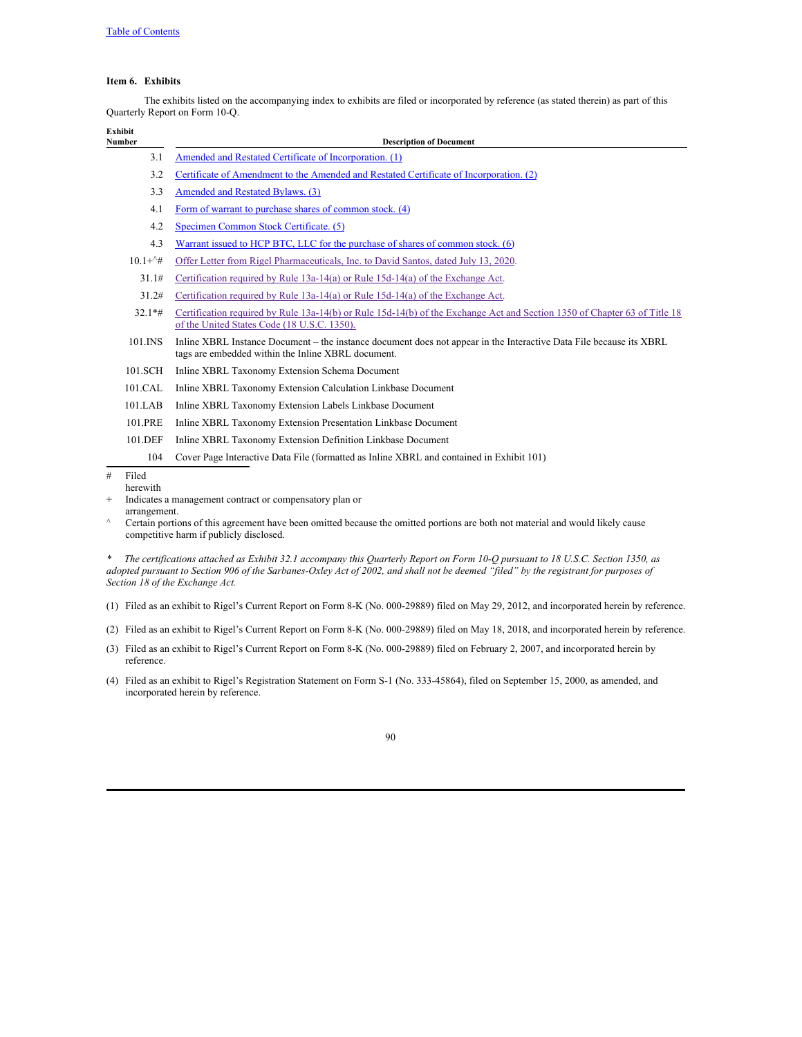[Table of Contents]

**Item 6. Exhibits**

The exhibits listed on the accompanying index to exhibits are filed or incorporated by reference (as stated therein) as part of this Quarterly Report on Form 10-Q.

| Exhibit Number | Description of Document |
|---|---|
| 3.1 | Amended and Restated Certificate of Incorporation. (1) |
| 3.2 | Certificate of Amendment to the Amended and Restated Certificate of Incorporation. (2) |
| 3.3 | Amended and Restated Bylaws. (3) |
| 4.1 | Form of warrant to purchase shares of common stock. (4) |
| 4.2 | Specimen Common Stock Certificate. (5) |
| 4.3 | Warrant issued to HCP BTC, LLC for the purchase of shares of common stock. (6) |
| 10.1+^# | Offer Letter from Rigel Pharmaceuticals, Inc. to David Santos, dated July 13, 2020. |
| 31.1# | Certification required by Rule 13a-14(a) or Rule 15d-14(a) of the Exchange Act. |
| 31.2# | Certification required by Rule 13a-14(a) or Rule 15d-14(a) of the Exchange Act. |
| 32.1*# | Certification required by Rule 13a-14(b) or Rule 15d-14(b) of the Exchange Act and Section 1350 of Chapter 63 of Title 18 of the United States Code (18 U.S.C. 1350). |
| 101.INS | Inline XBRL Instance Document – the instance document does not appear in the Interactive Data File because its XBRL tags are embedded within the Inline XBRL document. |
| 101.SCH | Inline XBRL Taxonomy Extension Schema Document |
| 101.CAL | Inline XBRL Taxonomy Extension Calculation Linkbase Document |
| 101.LAB | Inline XBRL Taxonomy Extension Labels Linkbase Document |
| 101.PRE | Inline XBRL Taxonomy Extension Presentation Linkbase Document |
| 101.DEF | Inline XBRL Taxonomy Extension Definition Linkbase Document |
| 104 | Cover Page Interactive Data File (formatted as Inline XBRL and contained in Exhibit 101) |

\# Filed herewith

\+ Indicates a management contract or compensatory plan or arrangement.

^ Certain portions of this agreement have been omitted because the omitted portions are both not material and would likely cause competitive harm if publicly disclosed.

*\* The certifications attached as Exhibit 32.1 accompany this Quarterly Report on Form 10-Q pursuant to 18 U.S.C. Section 1350, as adopted pursuant to Section 906 of the Sarbanes-Oxley Act of 2002, and shall not be deemed "filed" by the registrant for purposes of Section 18 of the Exchange Act.*

(1) Filed as an exhibit to Rigel's Current Report on Form 8-K (No. 000-29889) filed on May 29, 2012, and incorporated herein by reference.

(2) Filed as an exhibit to Rigel's Current Report on Form 8-K (No. 000-29889) filed on May 18, 2018, and incorporated herein by reference.

(3) Filed as an exhibit to Rigel's Current Report on Form 8-K (No. 000-29889) filed on February 2, 2007, and incorporated herein by reference.

(4) Filed as an exhibit to Rigel's Registration Statement on Form S-1 (No. 333-45864), filed on September 15, 2000, as amended, and incorporated herein by reference.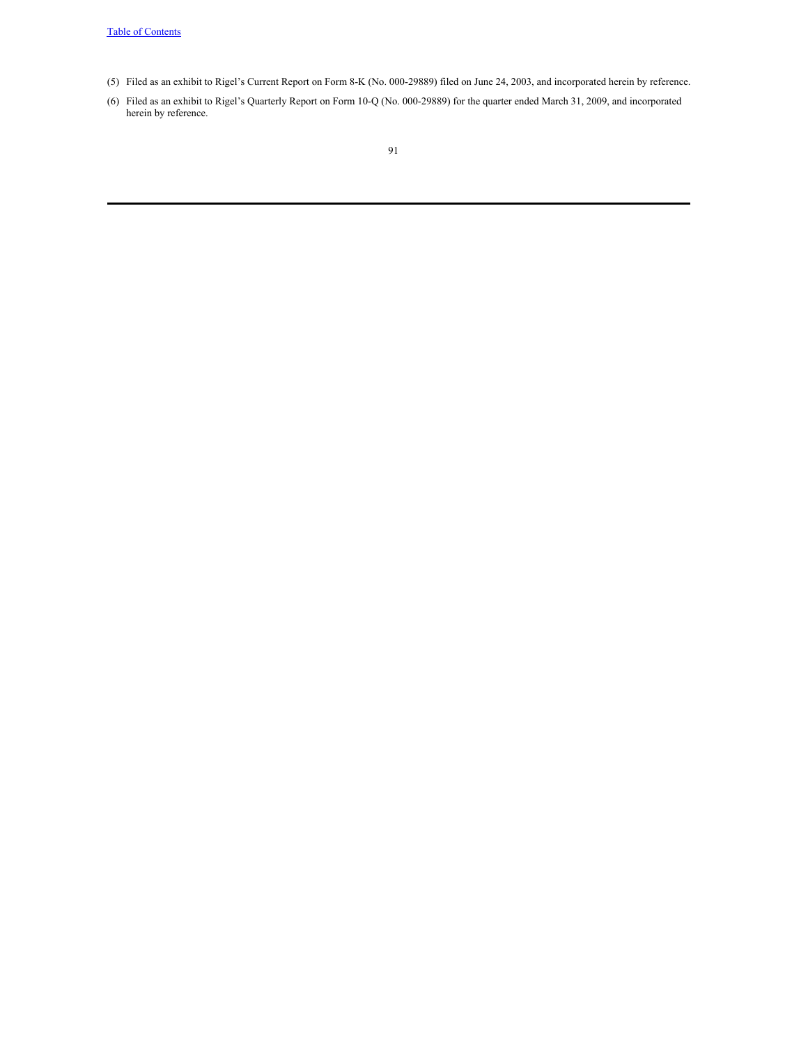(5) Filed as an exhibit to Rigel's Current Report on Form 8-K (No. 000-29889) filed on June 24, 2003, and incorporated herein by reference.

(6) Filed as an exhibit to Rigel's Quarterly Report on Form 10-Q (No. 000-29889) for the quarter ended March 31, 2009, and incorporated herein by reference.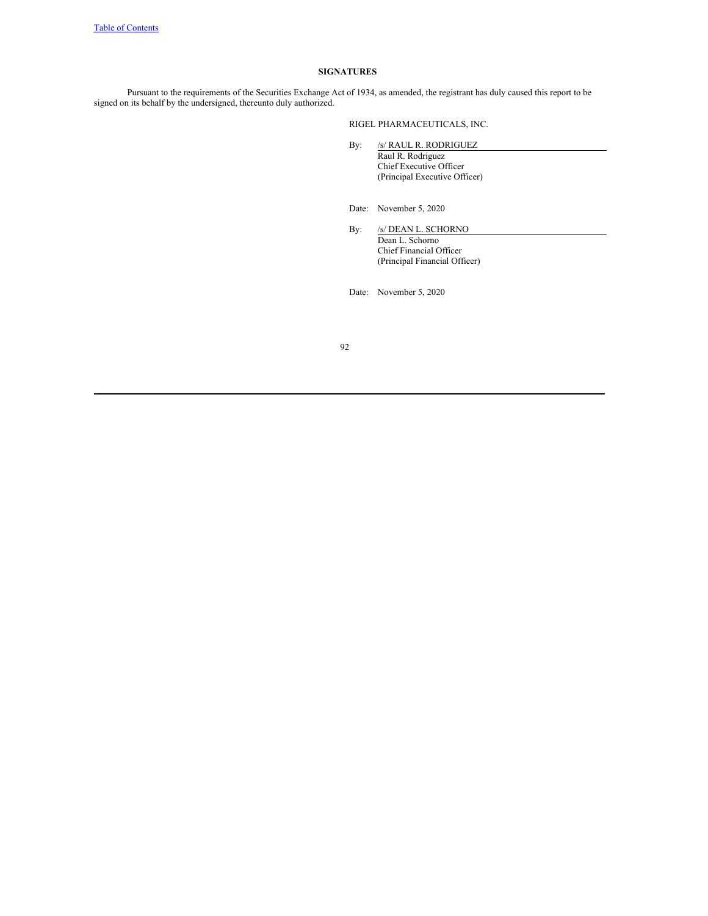# SIGNATURES

Pursuant to the requirements of the Securities Exchange Act of 1934, as amended, the registrant has duly caused this report to be signed on its behalf by the undersigned, thereunto duly authorized.

RIGEL PHARMACEUTICALS, INC.

By: /s/ RAUL R. RODRIGUEZ
Raul R. Rodriguez
Chief Executive Officer
(Principal Executive Officer)

Date: November 5, 2020

By: /s/ DEAN L. SCHORNO
Dean L. Schorno
Chief Financial Officer
(Principal Financial Officer)

Date: November 5, 2020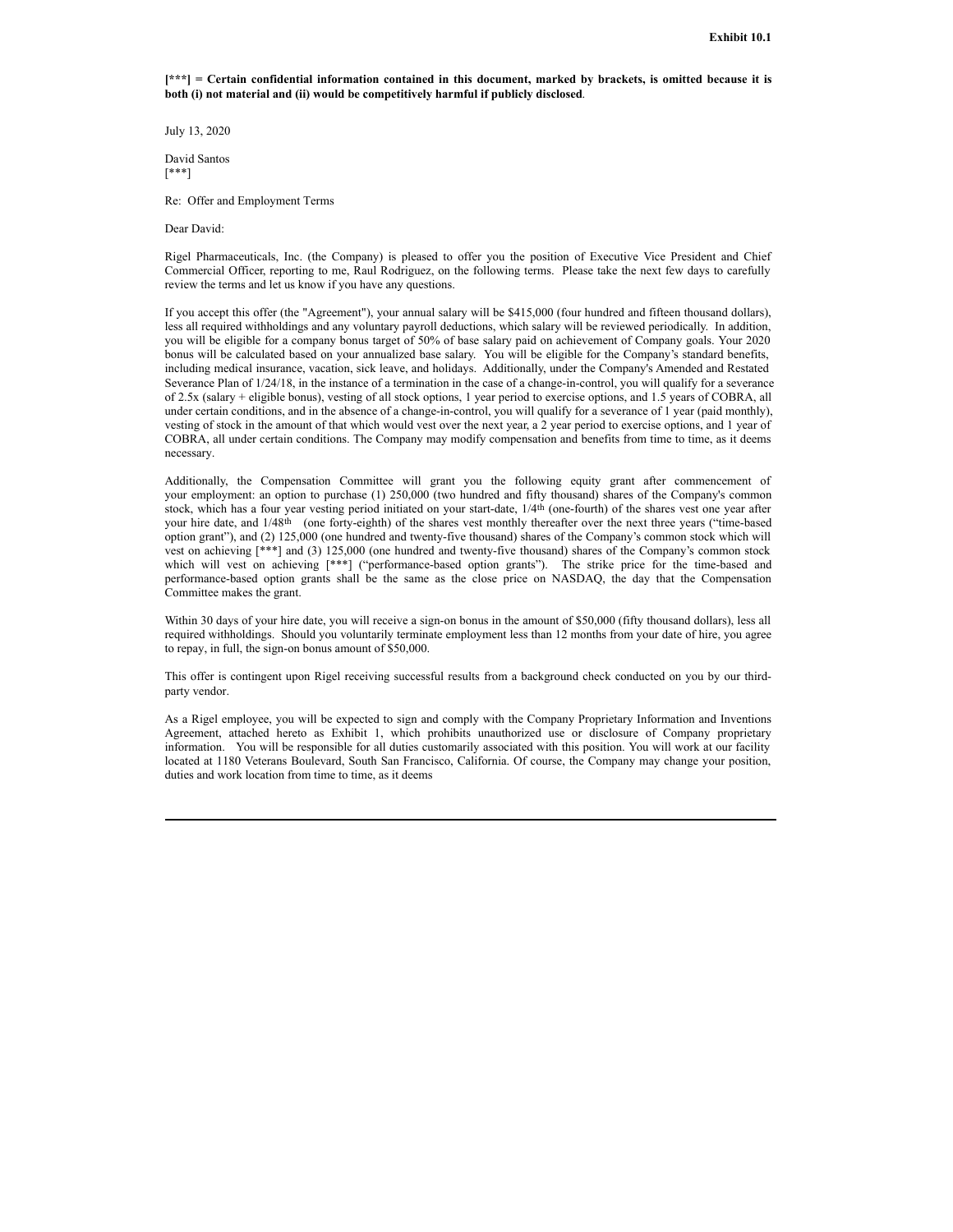**Exhibit 10.1**

**[***] = Certain confidential information contained in this document, marked by brackets, is omitted because it is both (i) not material and (ii) would be competitively harmful if publicly disclosed**.

July 13, 2020

David Santos
[***]

Re: Offer and Employment Terms

Dear David:

Rigel Pharmaceuticals, Inc. (the Company) is pleased to offer you the position of Executive Vice President and Chief Commercial Officer, reporting to me, Raul Rodriguez, on the following terms. Please take the next few days to carefully review the terms and let us know if you have any questions.

If you accept this offer (the "Agreement"), your annual salary will be $415,000 (four hundred and fifteen thousand dollars), less all required withholdings and any voluntary payroll deductions, which salary will be reviewed periodically. In addition, you will be eligible for a company bonus target of 50% of base salary paid on achievement of Company goals. Your 2020 bonus will be calculated based on your annualized base salary. You will be eligible for the Company's standard benefits, including medical insurance, vacation, sick leave, and holidays. Additionally, under the Company's Amended and Restated Severance Plan of 1/24/18, in the instance of a termination in the case of a change-in-control, you will qualify for a severance of 2.5x (salary + eligible bonus), vesting of all stock options, 1 year period to exercise options, and 1.5 years of COBRA, all under certain conditions, and in the absence of a change-in-control, you will qualify for a severance of 1 year (paid monthly), vesting of stock in the amount of that which would vest over the next year, a 2 year period to exercise options, and 1 year of COBRA, all under certain conditions. The Company may modify compensation and benefits from time to time, as it deems necessary.

Additionally, the Compensation Committee will grant you the following equity grant after commencement of your employment: an option to purchase (1) 250,000 (two hundred and fifty thousand) shares of the Company's common stock, which has a four year vesting period initiated on your start-date, 1/4th (one-fourth) of the shares vest one year after your hire date, and 1/48th (one forty-eighth) of the shares vest monthly thereafter over the next three years ("time-based option grant"), and (2) 125,000 (one hundred and twenty-five thousand) shares of the Company's common stock which will vest on achieving [***] and (3) 125,000 (one hundred and twenty-five thousand) shares of the Company's common stock which will vest on achieving [***] ("performance-based option grants"). The strike price for the time-based and performance-based option grants shall be the same as the close price on NASDAQ, the day that the Compensation Committee makes the grant.

Within 30 days of your hire date, you will receive a sign-on bonus in the amount of $50,000 (fifty thousand dollars), less all required withholdings. Should you voluntarily terminate employment less than 12 months from your date of hire, you agree to repay, in full, the sign-on bonus amount of $50,000.

This offer is contingent upon Rigel receiving successful results from a background check conducted on you by our third-party vendor.

As a Rigel employee, you will be expected to sign and comply with the Company Proprietary Information and Inventions Agreement, attached hereto as Exhibit 1, which prohibits unauthorized use or disclosure of Company proprietary information. You will be responsible for all duties customarily associated with this position. You will work at our facility located at 1180 Veterans Boulevard, South San Francisco, California. Of course, the Company may change your position, duties and work location from time to time, as it deems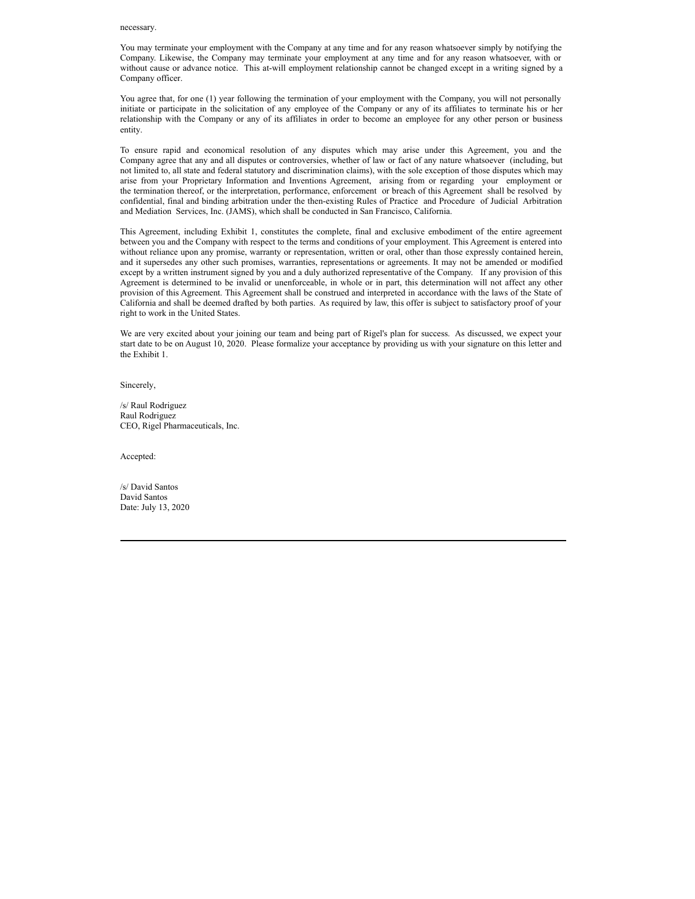necessary.

You may terminate your employment with the Company at any time and for any reason whatsoever simply by notifying the Company. Likewise, the Company may terminate your employment at any time and for any reason whatsoever, with or without cause or advance notice. This at-will employment relationship cannot be changed except in a writing signed by a Company officer.

You agree that, for one (1) year following the termination of your employment with the Company, you will not personally initiate or participate in the solicitation of any employee of the Company or any of its affiliates to terminate his or her relationship with the Company or any of its affiliates in order to become an employee for any other person or business entity.

To ensure rapid and economical resolution of any disputes which may arise under this Agreement, you and the Company agree that any and all disputes or controversies, whether of law or fact of any nature whatsoever (including, but not limited to, all state and federal statutory and discrimination claims), with the sole exception of those disputes which may arise from your Proprietary Information and Inventions Agreement, arising from or regarding your employment or the termination thereof, or the interpretation, performance, enforcement or breach of this Agreement shall be resolved by confidential, final and binding arbitration under the then-existing Rules of Practice and Procedure of Judicial Arbitration and Mediation Services, Inc. (JAMS), which shall be conducted in San Francisco, California.

This Agreement, including Exhibit 1, constitutes the complete, final and exclusive embodiment of the entire agreement between you and the Company with respect to the terms and conditions of your employment. This Agreement is entered into without reliance upon any promise, warranty or representation, written or oral, other than those expressly contained herein, and it supersedes any other such promises, warranties, representations or agreements. It may not be amended or modified except by a written instrument signed by you and a duly authorized representative of the Company. If any provision of this Agreement is determined to be invalid or unenforceable, in whole or in part, this determination will not affect any other provision of this Agreement. This Agreement shall be construed and interpreted in accordance with the laws of the State of California and shall be deemed drafted by both parties. As required by law, this offer is subject to satisfactory proof of your right to work in the United States.

We are very excited about your joining our team and being part of Rigel's plan for success. As discussed, we expect your start date to be on August 10, 2020. Please formalize your acceptance by providing us with your signature on this letter and the Exhibit 1.

Sincerely,

/s/ Raul Rodriguez
Raul Rodriguez
CEO, Rigel Pharmaceuticals, Inc.

Accepted:

/s/ David Santos
David Santos
Date: July 13, 2020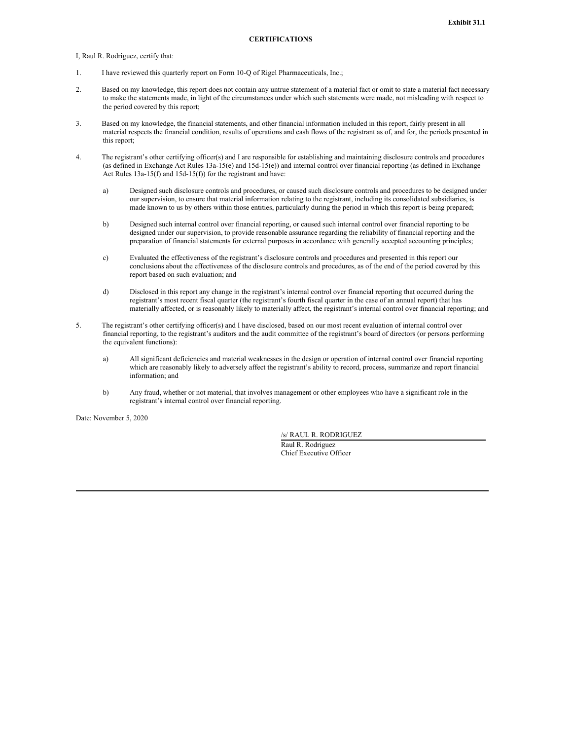**Exhibit 31.1**

**CERTIFICATIONS**

I, Raul R. Rodriguez, certify that:

1. I have reviewed this quarterly report on Form 10-Q of Rigel Pharmaceuticals, Inc.;

2. Based on my knowledge, this report does not contain any untrue statement of a material fact or omit to state a material fact necessary to make the statements made, in light of the circumstances under which such statements were made, not misleading with respect to the period covered by this report;

3. Based on my knowledge, the financial statements, and other financial information included in this report, fairly present in all material respects the financial condition, results of operations and cash flows of the registrant as of, and for, the periods presented in this report;

4. The registrant's other certifying officer(s) and I are responsible for establishing and maintaining disclosure controls and procedures (as defined in Exchange Act Rules 13a-15(e) and 15d-15(e)) and internal control over financial reporting (as defined in Exchange Act Rules 13a-15(f) and 15d-15(f)) for the registrant and have:

   a) Designed such disclosure controls and procedures, or caused such disclosure controls and procedures to be designed under our supervision, to ensure that material information relating to the registrant, including its consolidated subsidiaries, is made known to us by others within those entities, particularly during the period in which this report is being prepared;

   b) Designed such internal control over financial reporting, or caused such internal control over financial reporting to be designed under our supervision, to provide reasonable assurance regarding the reliability of financial reporting and the preparation of financial statements for external purposes in accordance with generally accepted accounting principles;

   c) Evaluated the effectiveness of the registrant's disclosure controls and procedures and presented in this report our conclusions about the effectiveness of the disclosure controls and procedures, as of the end of the period covered by this report based on such evaluation; and

   d) Disclosed in this report any change in the registrant's internal control over financial reporting that occurred during the registrant's most recent fiscal quarter (the registrant's fourth fiscal quarter in the case of an annual report) that has materially affected, or is reasonably likely to materially affect, the registrant's internal control over financial reporting; and

5. The registrant's other certifying officer(s) and I have disclosed, based on our most recent evaluation of internal control over financial reporting, to the registrant's auditors and the audit committee of the registrant's board of directors (or persons performing the equivalent functions):

   a) All significant deficiencies and material weaknesses in the design or operation of internal control over financial reporting which are reasonably likely to adversely affect the registrant's ability to record, process, summarize and report financial information; and

   b) Any fraud, whether or not material, that involves management or other employees who have a significant role in the registrant's internal control over financial reporting.

Date: November 5, 2020

/s/ RAUL R. RODRIGUEZ

Raul R. Rodriguez
Chief Executive Officer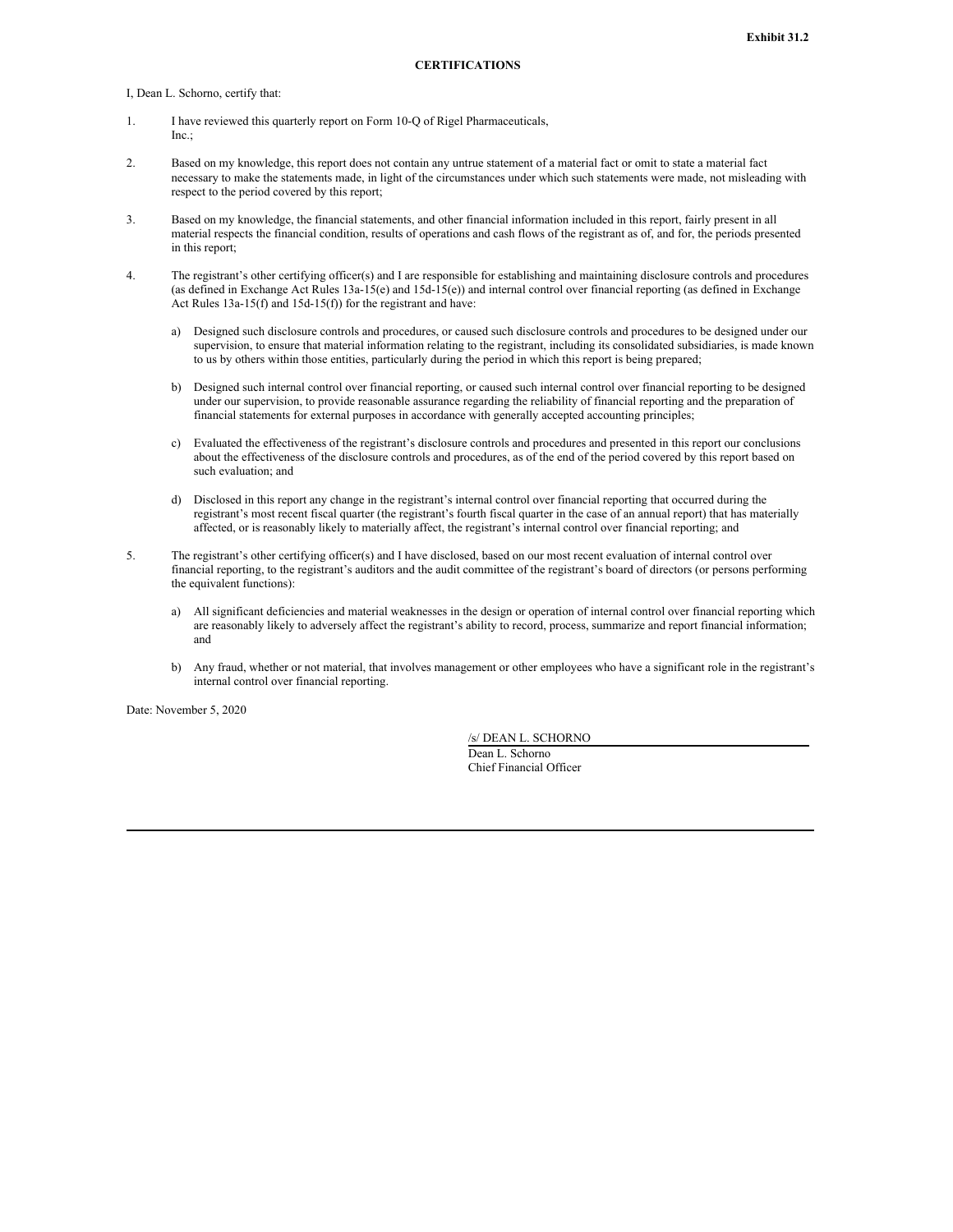**Exhibit 31.2**

**CERTIFICATIONS**

I, Dean L. Schorno, certify that:

1. I have reviewed this quarterly report on Form 10-Q of Rigel Pharmaceuticals, Inc.;

2. Based on my knowledge, this report does not contain any untrue statement of a material fact or omit to state a material fact necessary to make the statements made, in light of the circumstances under which such statements were made, not misleading with respect to the period covered by this report;

3. Based on my knowledge, the financial statements, and other financial information included in this report, fairly present in all material respects the financial condition, results of operations and cash flows of the registrant as of, and for, the periods presented in this report;

4. The registrant's other certifying officer(s) and I are responsible for establishing and maintaining disclosure controls and procedures (as defined in Exchange Act Rules 13a-15(e) and 15d-15(e)) and internal control over financial reporting (as defined in Exchange Act Rules 13a-15(f) and 15d-15(f)) for the registrant and have:

   a) Designed such disclosure controls and procedures, or caused such disclosure controls and procedures to be designed under our supervision, to ensure that material information relating to the registrant, including its consolidated subsidiaries, is made known to us by others within those entities, particularly during the period in which this report is being prepared;

   b) Designed such internal control over financial reporting, or caused such internal control over financial reporting to be designed under our supervision, to provide reasonable assurance regarding the reliability of financial reporting and the preparation of financial statements for external purposes in accordance with generally accepted accounting principles;

   c) Evaluated the effectiveness of the registrant's disclosure controls and procedures and presented in this report our conclusions about the effectiveness of the disclosure controls and procedures, as of the end of the period covered by this report based on such evaluation; and

   d) Disclosed in this report any change in the registrant's internal control over financial reporting that occurred during the registrant's most recent fiscal quarter (the registrant's fourth fiscal quarter in the case of an annual report) that has materially affected, or is reasonably likely to materially affect, the registrant's internal control over financial reporting; and

5. The registrant's other certifying officer(s) and I have disclosed, based on our most recent evaluation of internal control over financial reporting, to the registrant's auditors and the audit committee of the registrant's board of directors (or persons performing the equivalent functions):

   a) All significant deficiencies and material weaknesses in the design or operation of internal control over financial reporting which are reasonably likely to adversely affect the registrant's ability to record, process, summarize and report financial information; and

   b) Any fraud, whether or not material, that involves management or other employees who have a significant role in the registrant's internal control over financial reporting.

Date: November 5, 2020

/s/ DEAN L. SCHORNO
Dean L. Schorno
Chief Financial Officer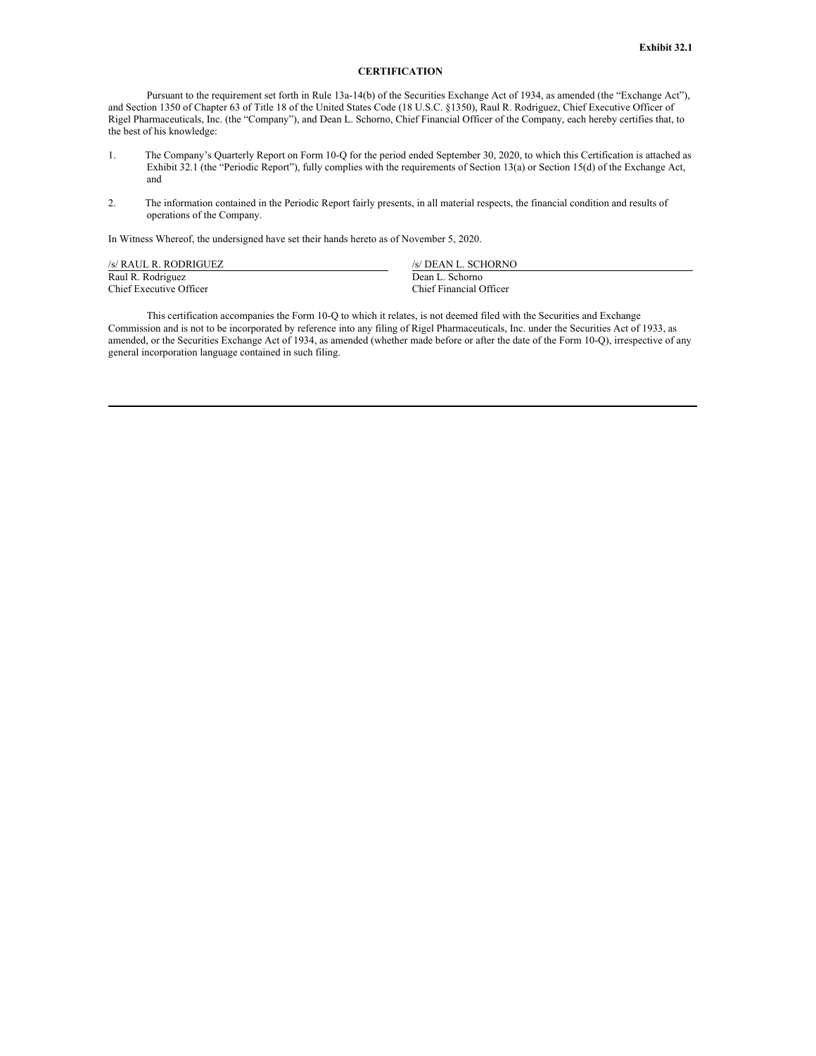**Exhibit 32.1**

# CERTIFICATION

Pursuant to the requirement set forth in Rule 13a-14(b) of the Securities Exchange Act of 1934, as amended (the "Exchange Act"), and Section 1350 of Chapter 63 of Title 18 of the United States Code (18 U.S.C. §1350), Raul R. Rodriguez, Chief Executive Officer of Rigel Pharmaceuticals, Inc. (the "Company"), and Dean L. Schorno, Chief Financial Officer of the Company, each hereby certifies that, to the best of his knowledge:

1. The Company's Quarterly Report on Form 10-Q for the period ended September 30, 2020, to which this Certification is attached as Exhibit 32.1 (the "Periodic Report"), fully complies with the requirements of Section 13(a) or Section 15(d) of the Exchange Act, and

2. The information contained in the Periodic Report fairly presents, in all material respects, the financial condition and results of operations of the Company.

In Witness Whereof, the undersigned have set their hands hereto as of November 5, 2020.

| | |
|---|---|
| /s/ RAUL R. RODRIGUEZ | /s/ DEAN L. SCHORNO |
| Raul R. Rodriguez | Dean L. Schorno |
| Chief Executive Officer | Chief Financial Officer |

This certification accompanies the Form 10-Q to which it relates, is not deemed filed with the Securities and Exchange Commission and is not to be incorporated by reference into any filing of Rigel Pharmaceuticals, Inc. under the Securities Act of 1933, as amended, or the Securities Exchange Act of 1934, as amended (whether made before or after the date of the Form 10-Q), irrespective of any general incorporation language contained in such filing.